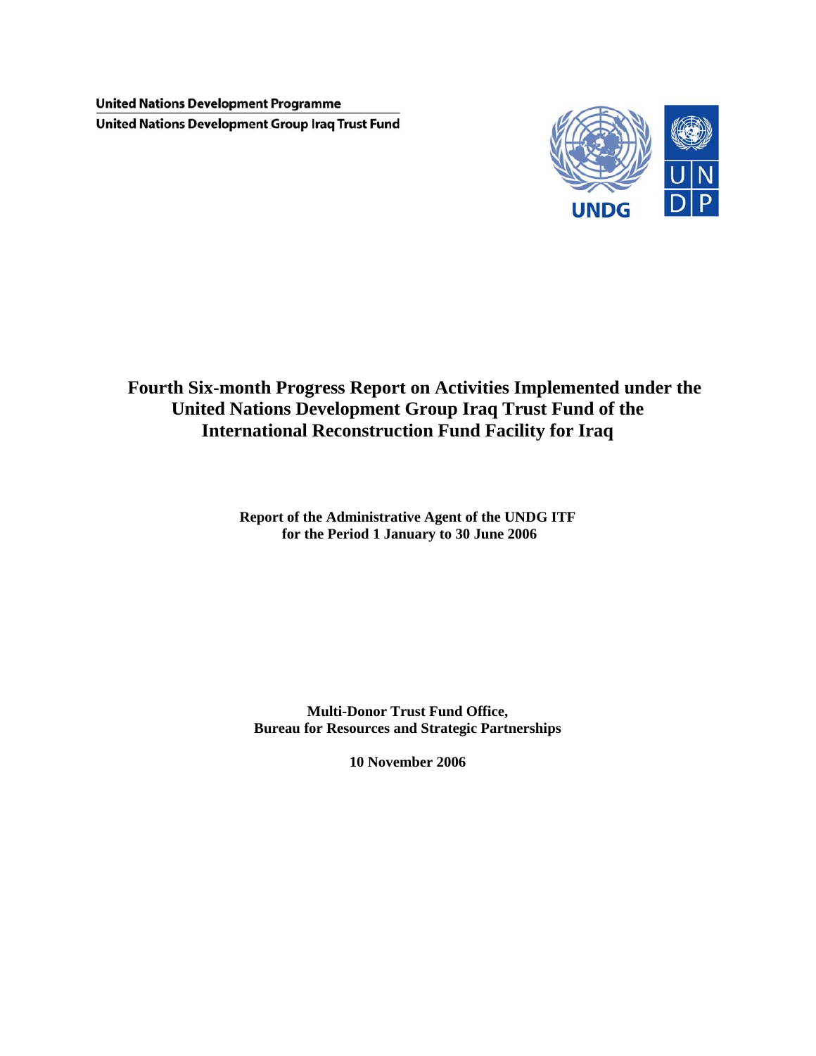United Nations Development Programme
United Nations Development Group Iraq Trust Fund

UNDG

UNDP

# Fourth Six-month Progress Report on Activities Implemented under the United Nations Development Group Iraq Trust Fund of the International Reconstruction Fund Facility for Iraq

**Report of the Administrative Agent of the UNDG ITF for the Period 1 January to 30 June 2006**

**Multi-Donor Trust Fund Office, Bureau for Resources and Strategic Partnerships**

**10 November 2006**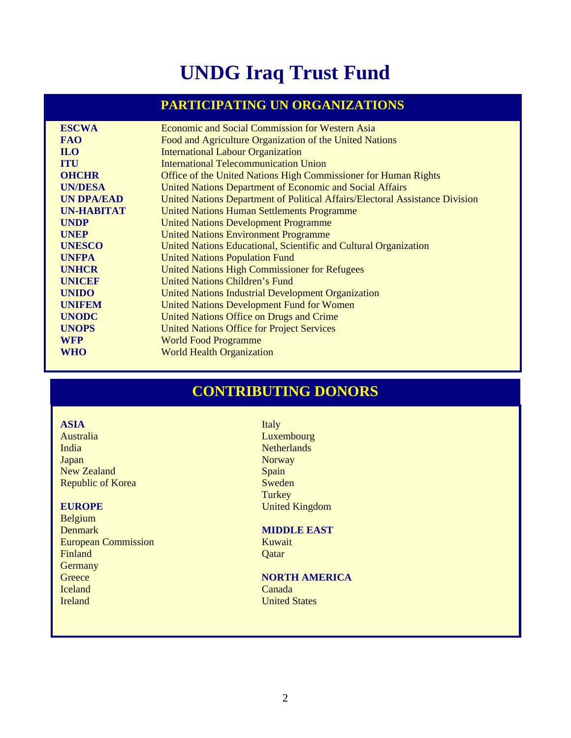# UNDG Iraq Trust Fund

## PARTICIPATING UN ORGANIZATIONS

| | |
|---|---|
| **ESCWA** | Economic and Social Commission for Western Asia |
| **FAO** | Food and Agriculture Organization of the United Nations |
| **ILO** | International Labour Organization |
| **ITU** | International Telecommunication Union |
| **OHCHR** | Office of the United Nations High Commissioner for Human Rights |
| **UN/DESA** | United Nations Department of Economic and Social Affairs |
| **UN DPA/EAD** | United Nations Department of Political Affairs/Electoral Assistance Division |
| **UN-HABITAT** | United Nations Human Settlements Programme |
| **UNDP** | United Nations Development Programme |
| **UNEP** | United Nations Environment Programme |
| **UNESCO** | United Nations Educational, Scientific and Cultural Organization |
| **UNFPA** | United Nations Population Fund |
| **UNHCR** | United Nations High Commissioner for Refugees |
| **UNICEF** | United Nations Children's Fund |
| **UNIDO** | United Nations Industrial Development Organization |
| **UNIFEM** | United Nations Development Fund for Women |
| **UNODC** | United Nations Office on Drugs and Crime |
| **UNOPS** | United Nations Office for Project Services |
| **WFP** | World Food Programme |
| **WHO** | World Health Organization |

## CONTRIBUTING DONORS

**ASIA**
Australia
India
Japan
New Zealand
Republic of Korea

**EUROPE**
Belgium
Denmark
European Commission
Finland
Germany
Greece
Iceland
Ireland
Italy
Luxembourg
Netherlands
Norway
Spain
Sweden
Turkey
United Kingdom

**MIDDLE EAST**
Kuwait
Qatar

**NORTH AMERICA**
Canada
United States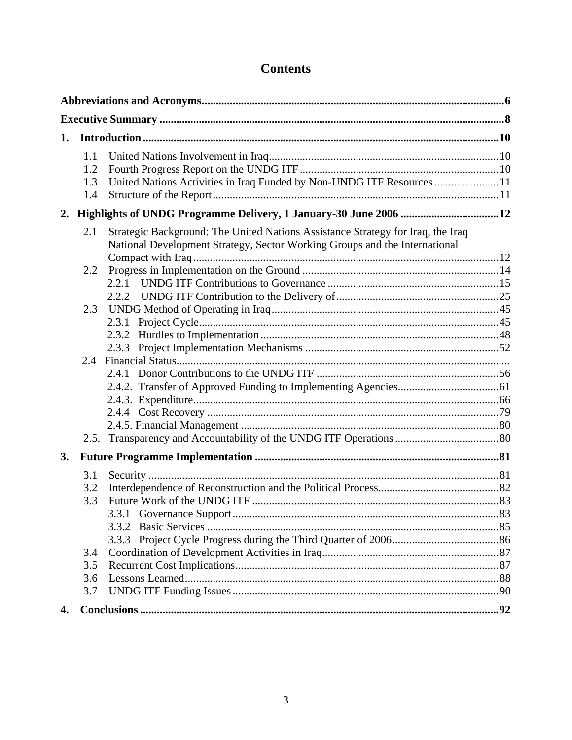# Contents

**Abbreviations and Acronyms** .......... **6**

**Executive Summary** .......... **8**

**1. Introduction** .......... **10**

- 1.1 United Nations Involvement in Iraq .......... 10
- 1.2 Fourth Progress Report on the UNDG ITF .......... 10
- 1.3 United Nations Activities in Iraq Funded by Non-UNDG ITF Resources .......... 11
- 1.4 Structure of the Report .......... 11

**2. Highlights of UNDG Programme Delivery, 1 January-30 June 2006** .......... **12**

- 2.1 Strategic Background: The United Nations Assistance Strategy for Iraq, the Iraq National Development Strategy, Sector Working Groups and the International Compact with Iraq .......... 12
- 2.2 Progress in Implementation on the Ground .......... 14
  - 2.2.1 UNDG ITF Contributions to Governance .......... 15
  - 2.2.2 UNDG ITF Contribution to the Delivery of .......... 25
- 2.3 UNDG Method of Operating in Iraq .......... 45
  - 2.3.1 Project Cycle .......... 45
  - 2.3.2 Hurdles to Implementation .......... 48
  - 2.3.3 Project Implementation Mechanisms .......... 52
- 2.4 Financial Status ..........
  - 2.4.1 Donor Contributions to the UNDG ITF .......... 56
  - 2.4.2. Transfer of Approved Funding to Implementing Agencies .......... 61
  - 2.4.3. Expenditure .......... 66
  - 2.4.4 Cost Recovery .......... 79
  - 2.4.5. Financial Management .......... 80
- 2.5. Transparency and Accountability of the UNDG ITF Operations .......... 80

**3. Future Programme Implementation** .......... **81**

- 3.1 Security .......... 81
- 3.2 Interdependence of Reconstruction and the Political Process .......... 82
- 3.3 Future Work of the UNDG ITF .......... 83
  - 3.3.1 Governance Support .......... 83
  - 3.3.2 Basic Services .......... 85
  - 3.3.3 Project Cycle Progress during the Third Quarter of 2006 .......... 86
- 3.4 Coordination of Development Activities in Iraq .......... 87
- 3.5 Recurrent Cost Implications .......... 87
- 3.6 Lessons Learned .......... 88
- 3.7 UNDG ITF Funding Issues .......... 90

**4. Conclusions** .......... **92**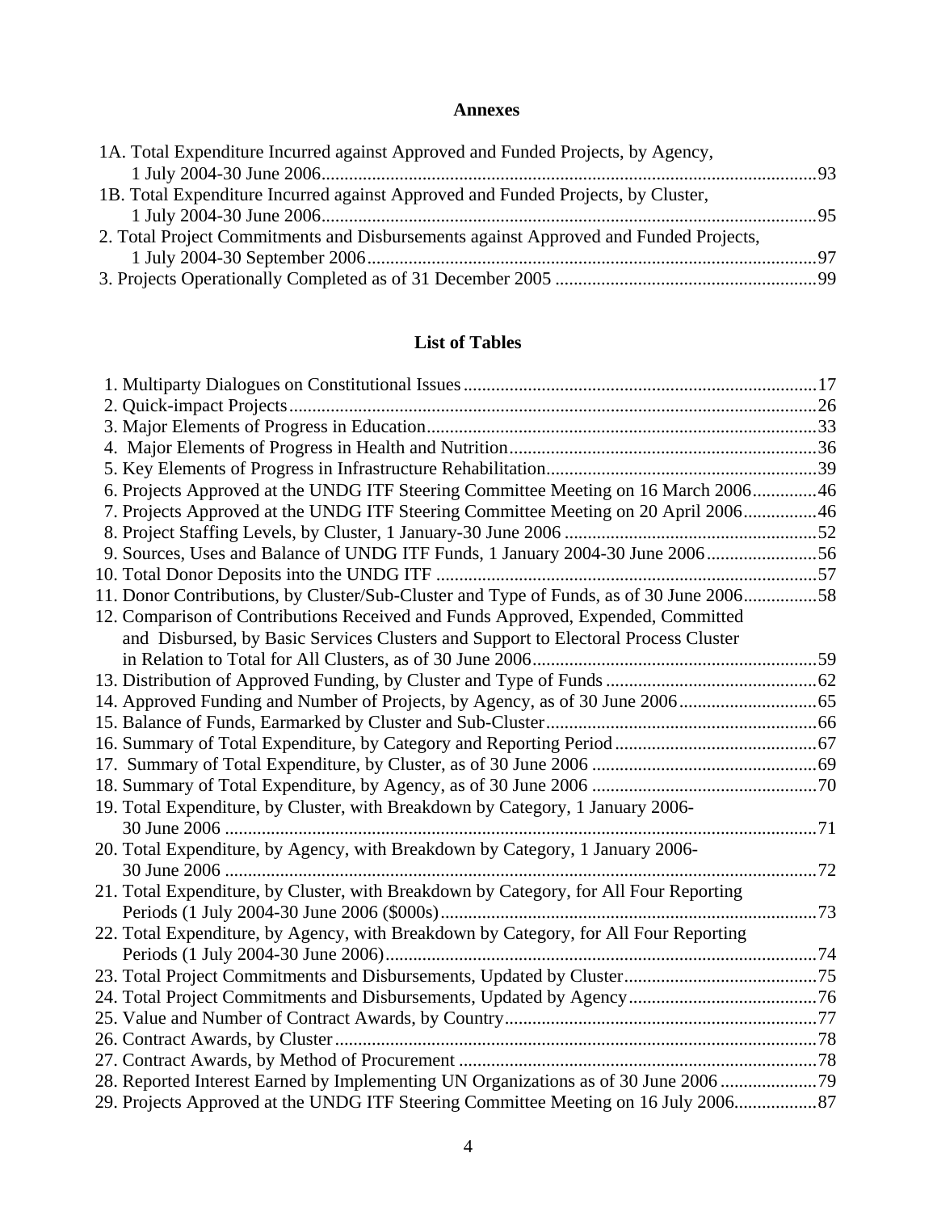## Annexes

1A. Total Expenditure Incurred against Approved and Funded Projects, by Agency, 1 July 2004-30 June 2006 .......... 93
1B. Total Expenditure Incurred against Approved and Funded Projects, by Cluster, 1 July 2004-30 June 2006 .......... 95
2. Total Project Commitments and Disbursements against Approved and Funded Projects, 1 July 2004-30 September 2006 .......... 97
3. Projects Operationally Completed as of 31 December 2005 .......... 99

## List of Tables

1. Multiparty Dialogues on Constitutional Issues .......... 17
2. Quick-impact Projects .......... 26
3. Major Elements of Progress in Education .......... 33
4. Major Elements of Progress in Health and Nutrition .......... 36
5. Key Elements of Progress in Infrastructure Rehabilitation .......... 39
6. Projects Approved at the UNDG ITF Steering Committee Meeting on 16 March 2006 .......... 46
7. Projects Approved at the UNDG ITF Steering Committee Meeting on 20 April 2006 .......... 46
8. Project Staffing Levels, by Cluster, 1 January-30 June 2006 .......... 52
9. Sources, Uses and Balance of UNDG ITF Funds, 1 January 2004-30 June 2006 .......... 56
10. Total Donor Deposits into the UNDG ITF .......... 57
11. Donor Contributions, by Cluster/Sub-Cluster and Type of Funds, as of 30 June 2006 .......... 58
12. Comparison of Contributions Received and Funds Approved, Expended, Committed and Disbursed, by Basic Services Clusters and Support to Electoral Process Cluster in Relation to Total for All Clusters, as of 30 June 2006 .......... 59
13. Distribution of Approved Funding, by Cluster and Type of Funds .......... 62
14. Approved Funding and Number of Projects, by Agency, as of 30 June 2006 .......... 65
15. Balance of Funds, Earmarked by Cluster and Sub-Cluster .......... 66
16. Summary of Total Expenditure, by Category and Reporting Period .......... 67
17. Summary of Total Expenditure, by Cluster, as of 30 June 2006 .......... 69
18. Summary of Total Expenditure, by Agency, as of 30 June 2006 .......... 70
19. Total Expenditure, by Cluster, with Breakdown by Category, 1 January 2006-30 June 2006 .......... 71
20. Total Expenditure, by Agency, with Breakdown by Category, 1 January 2006-30 June 2006 .......... 72
21. Total Expenditure, by Cluster, with Breakdown by Category, for All Four Reporting Periods (1 July 2004-30 June 2006 ($000s) .......... 73
22. Total Expenditure, by Agency, with Breakdown by Category, for All Four Reporting Periods (1 July 2004-30 June 2006) .......... 74
23. Total Project Commitments and Disbursements, Updated by Cluster .......... 75
24. Total Project Commitments and Disbursements, Updated by Agency .......... 76
25. Value and Number of Contract Awards, by Country .......... 77
26. Contract Awards, by Cluster .......... 78
27. Contract Awards, by Method of Procurement .......... 78
28. Reported Interest Earned by Implementing UN Organizations as of 30 June 2006 .......... 79
29. Projects Approved at the UNDG ITF Steering Committee Meeting on 16 July 2006 .......... 87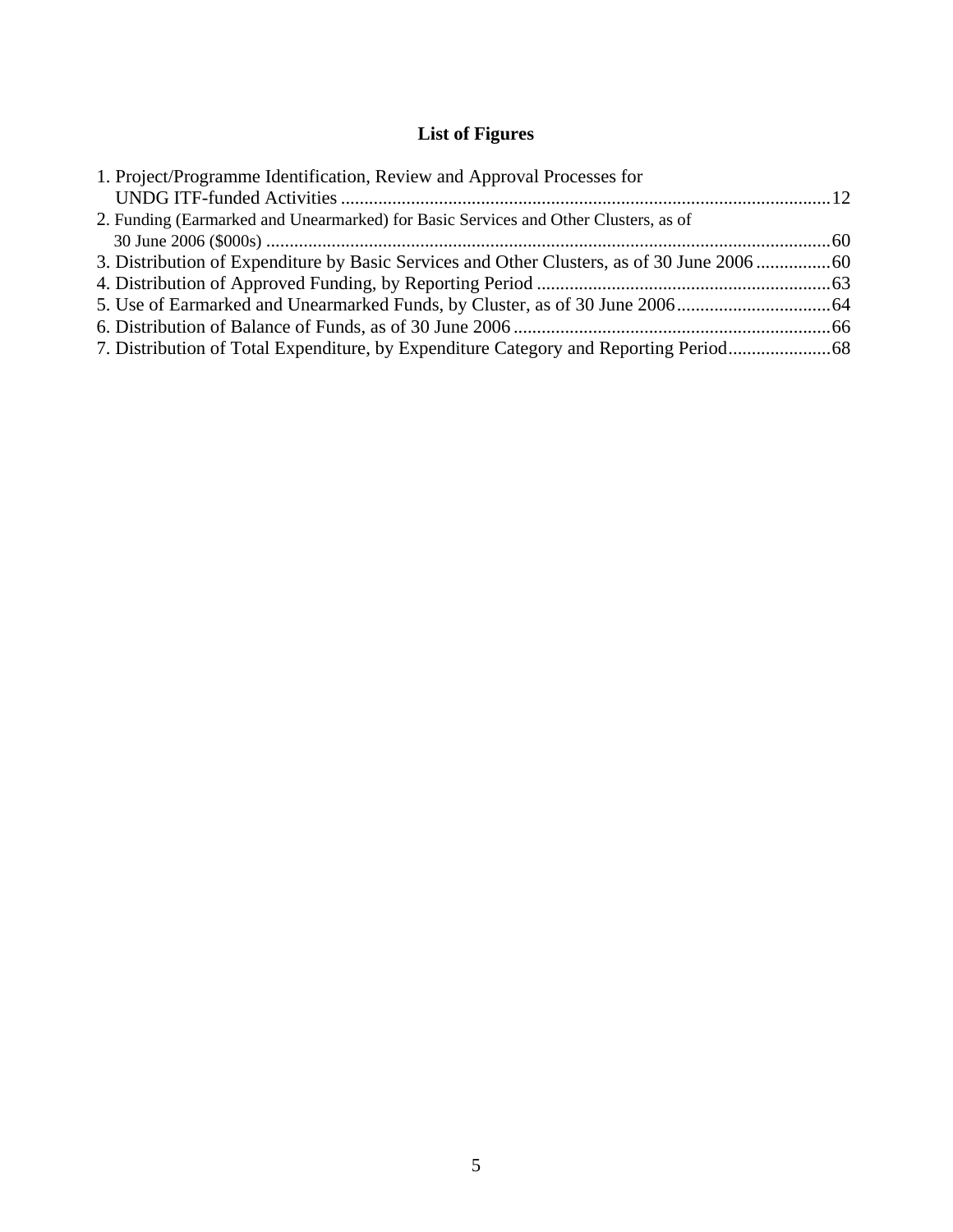## List of Figures

1. Project/Programme Identification, Review and Approval Processes for UNDG ITF-funded Activities ........................................................................................................12
2. Funding (Earmarked and Unearmarked) for Basic Services and Other Clusters, as of 30 June 2006 ($000s) ........................................................................................................60
3. Distribution of Expenditure by Basic Services and Other Clusters, as of 30 June 2006 ................60
4. Distribution of Approved Funding, by Reporting Period ...............................................................63
5. Use of Earmarked and Unearmarked Funds, by Cluster, as of 30 June 2006.................................64
6. Distribution of Balance of Funds, as of 30 June 2006 ....................................................................66
7. Distribution of Total Expenditure, by Expenditure Category and Reporting Period......................68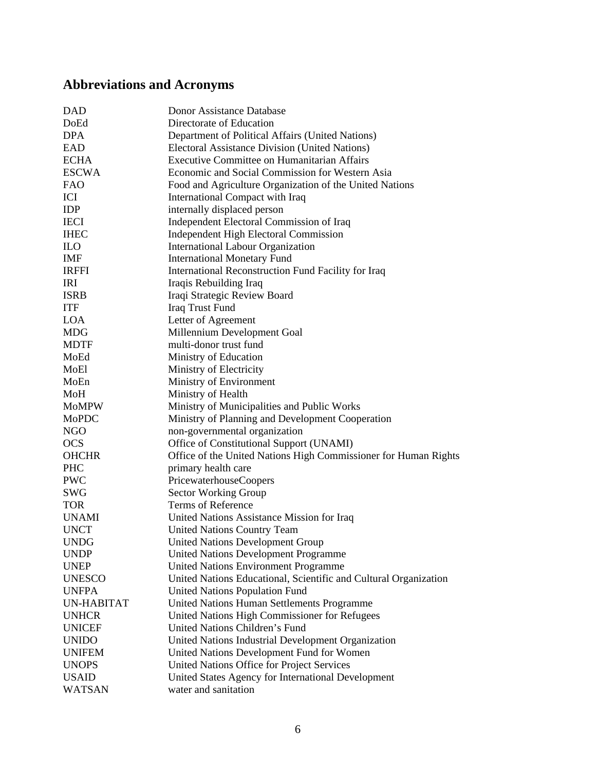## Abbreviations and Acronyms

| | |
|---|---|
| DAD | Donor Assistance Database |
| DoEd | Directorate of Education |
| DPA | Department of Political Affairs (United Nations) |
| EAD | Electoral Assistance Division (United Nations) |
| ECHA | Executive Committee on Humanitarian Affairs |
| ESCWA | Economic and Social Commission for Western Asia |
| FAO | Food and Agriculture Organization of the United Nations |
| ICI | International Compact with Iraq |
| IDP | internally displaced person |
| IECI | Independent Electoral Commission of Iraq |
| IHEC | Independent High Electoral Commission |
| ILO | International Labour Organization |
| IMF | International Monetary Fund |
| IRFFI | International Reconstruction Fund Facility for Iraq |
| IRI | Iraqis Rebuilding Iraq |
| ISRB | Iraqi Strategic Review Board |
| ITF | Iraq Trust Fund |
| LOA | Letter of Agreement |
| MDG | Millennium Development Goal |
| MDTF | multi-donor trust fund |
| MoEd | Ministry of Education |
| MoEl | Ministry of Electricity |
| MoEn | Ministry of Environment |
| MoH | Ministry of Health |
| MoMPW | Ministry of Municipalities and Public Works |
| MoPDC | Ministry of Planning and Development Cooperation |
| NGO | non-governmental organization |
| OCS | Office of Constitutional Support (UNAMI) |
| OHCHR | Office of the United Nations High Commissioner for Human Rights |
| PHC | primary health care |
| PWC | PricewaterhouseCoopers |
| SWG | Sector Working Group |
| TOR | Terms of Reference |
| UNAMI | United Nations Assistance Mission for Iraq |
| UNCT | United Nations Country Team |
| UNDG | United Nations Development Group |
| UNDP | United Nations Development Programme |
| UNEP | United Nations Environment Programme |
| UNESCO | United Nations Educational, Scientific and Cultural Organization |
| UNFPA | United Nations Population Fund |
| UN-HABITAT | United Nations Human Settlements Programme |
| UNHCR | United Nations High Commissioner for Refugees |
| UNICEF | United Nations Children's Fund |
| UNIDO | United Nations Industrial Development Organization |
| UNIFEM | United Nations Development Fund for Women |
| UNOPS | United Nations Office for Project Services |
| USAID | United States Agency for International Development |
| WATSAN | water and sanitation |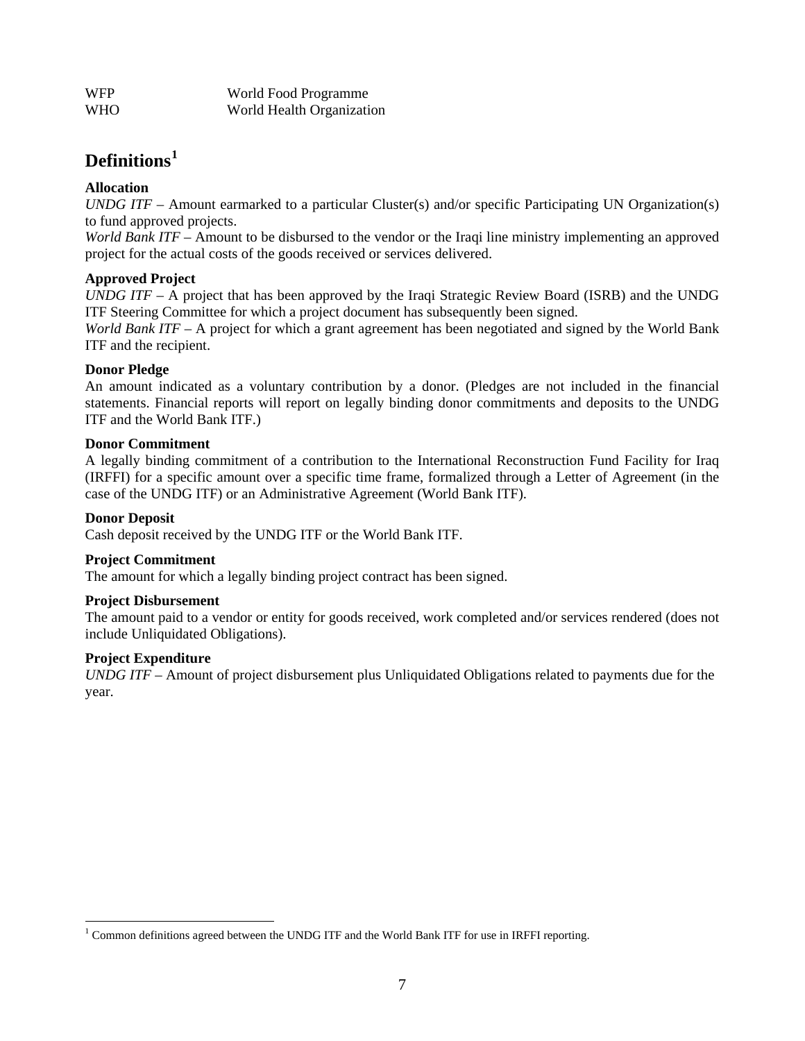| | |
|---|---|
| WFP | World Food Programme |
| WHO | World Health Organization |

## Definitions[1]

**Allocation**
*UNDG ITF* – Amount earmarked to a particular Cluster(s) and/or specific Participating UN Organization(s) to fund approved projects.
*World Bank ITF* – Amount to be disbursed to the vendor or the Iraqi line ministry implementing an approved project for the actual costs of the goods received or services delivered.

**Approved Project**
*UNDG ITF* – A project that has been approved by the Iraqi Strategic Review Board (ISRB) and the UNDG ITF Steering Committee for which a project document has subsequently been signed.
*World Bank ITF* – A project for which a grant agreement has been negotiated and signed by the World Bank ITF and the recipient.

**Donor Pledge**
An amount indicated as a voluntary contribution by a donor. (Pledges are not included in the financial statements. Financial reports will report on legally binding donor commitments and deposits to the UNDG ITF and the World Bank ITF.)

**Donor Commitment**
A legally binding commitment of a contribution to the International Reconstruction Fund Facility for Iraq (IRFFI) for a specific amount over a specific time frame, formalized through a Letter of Agreement (in the case of the UNDG ITF) or an Administrative Agreement (World Bank ITF).

**Donor Deposit**
Cash deposit received by the UNDG ITF or the World Bank ITF.

**Project Commitment**
The amount for which a legally binding project contract has been signed.

**Project Disbursement**
The amount paid to a vendor or entity for goods received, work completed and/or services rendered (does not include Unliquidated Obligations).

**Project Expenditure**
*UNDG ITF* – Amount of project disbursement plus Unliquidated Obligations related to payments due for the year.

[1] Common definitions agreed between the UNDG ITF and the World Bank ITF for use in IRFFI reporting.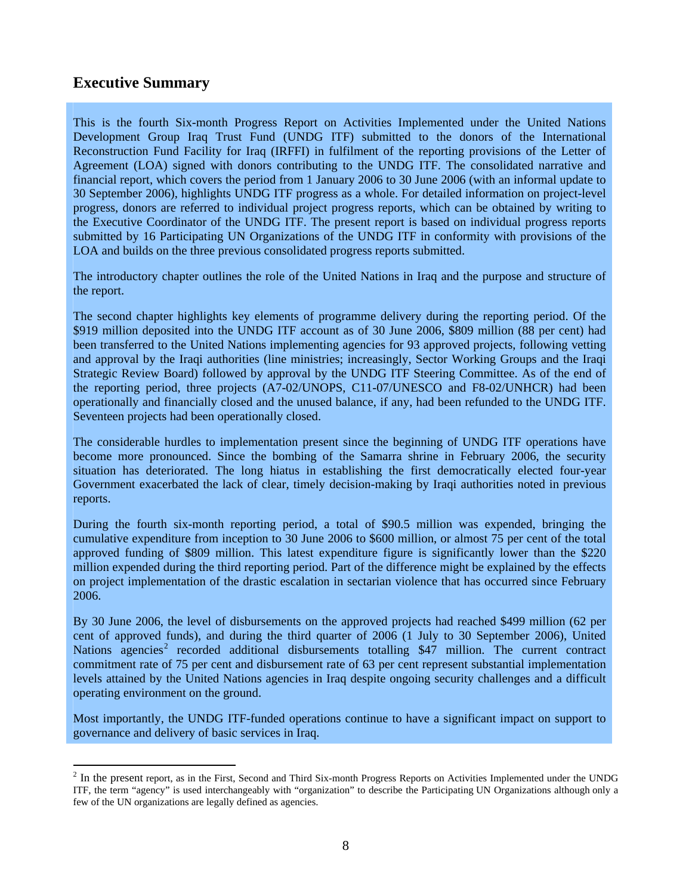## Executive Summary

This is the fourth Six-month Progress Report on Activities Implemented under the United Nations Development Group Iraq Trust Fund (UNDG ITF) submitted to the donors of the International Reconstruction Fund Facility for Iraq (IRFFI) in fulfilment of the reporting provisions of the Letter of Agreement (LOA) signed with donors contributing to the UNDG ITF. The consolidated narrative and financial report, which covers the period from 1 January 2006 to 30 June 2006 (with an informal update to 30 September 2006), highlights UNDG ITF progress as a whole. For detailed information on project-level progress, donors are referred to individual project progress reports, which can be obtained by writing to the Executive Coordinator of the UNDG ITF. The present report is based on individual progress reports submitted by 16 Participating UN Organizations of the UNDG ITF in conformity with provisions of the LOA and builds on the three previous consolidated progress reports submitted.

The introductory chapter outlines the role of the United Nations in Iraq and the purpose and structure of the report.

The second chapter highlights key elements of programme delivery during the reporting period. Of the $919 million deposited into the UNDG ITF account as of 30 June 2006, $809 million (88 per cent) had been transferred to the United Nations implementing agencies for 93 approved projects, following vetting and approval by the Iraqi authorities (line ministries; increasingly, Sector Working Groups and the Iraqi Strategic Review Board) followed by approval by the UNDG ITF Steering Committee. As of the end of the reporting period, three projects (A7-02/UNOPS, C11-07/UNESCO and F8-02/UNHCR) had been operationally and financially closed and the unused balance, if any, had been refunded to the UNDG ITF. Seventeen projects had been operationally closed.

The considerable hurdles to implementation present since the beginning of UNDG ITF operations have become more pronounced. Since the bombing of the Samarra shrine in February 2006, the security situation has deteriorated. The long hiatus in establishing the first democratically elected four-year Government exacerbated the lack of clear, timely decision-making by Iraqi authorities noted in previous reports.

During the fourth six-month reporting period, a total of $90.5 million was expended, bringing the cumulative expenditure from inception to 30 June 2006 to $600 million, or almost 75 per cent of the total approved funding of $809 million. This latest expenditure figure is significantly lower than the $220 million expended during the third reporting period. Part of the difference might be explained by the effects on project implementation of the drastic escalation in sectarian violence that has occurred since February 2006.

By 30 June 2006, the level of disbursements on the approved projects had reached $499 million (62 per cent of approved funds), and during the third quarter of 2006 (1 July to 30 September 2006), United Nations agencies[2] recorded additional disbursements totalling $47 million. The current contract commitment rate of 75 per cent and disbursement rate of 63 per cent represent substantial implementation levels attained by the United Nations agencies in Iraq despite ongoing security challenges and a difficult operating environment on the ground.

Most importantly, the UNDG ITF-funded operations continue to have a significant impact on support to governance and delivery of basic services in Iraq.

---

[2] In the present report, as in the First, Second and Third Six-month Progress Reports on Activities Implemented under the UNDG ITF, the term "agency" is used interchangeably with "organization" to describe the Participating UN Organizations although only a few of the UN organizations are legally defined as agencies.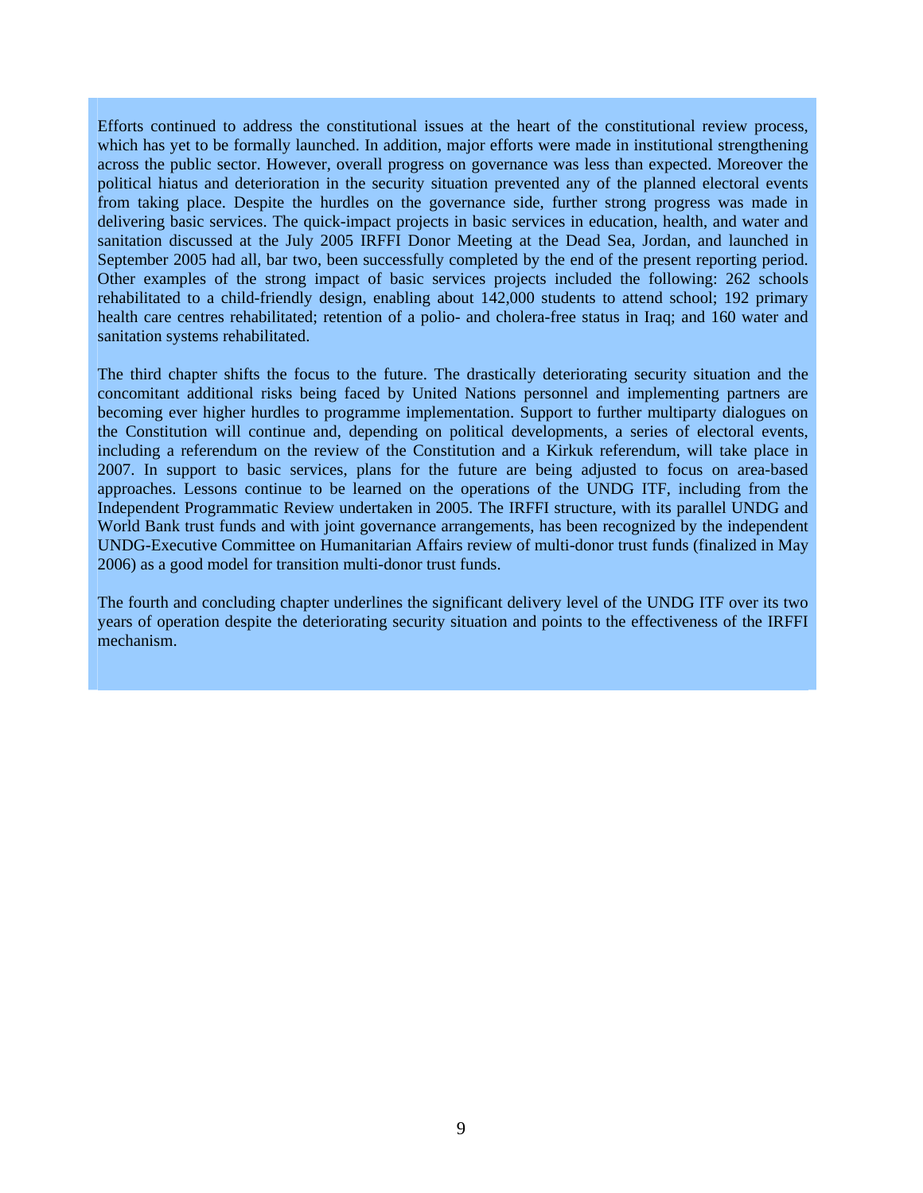Efforts continued to address the constitutional issues at the heart of the constitutional review process, which has yet to be formally launched. In addition, major efforts were made in institutional strengthening across the public sector. However, overall progress on governance was less than expected. Moreover the political hiatus and deterioration in the security situation prevented any of the planned electoral events from taking place. Despite the hurdles on the governance side, further strong progress was made in delivering basic services. The quick-impact projects in basic services in education, health, and water and sanitation discussed at the July 2005 IRFFI Donor Meeting at the Dead Sea, Jordan, and launched in September 2005 had all, bar two, been successfully completed by the end of the present reporting period. Other examples of the strong impact of basic services projects included the following: 262 schools rehabilitated to a child-friendly design, enabling about 142,000 students to attend school; 192 primary health care centres rehabilitated; retention of a polio- and cholera-free status in Iraq; and 160 water and sanitation systems rehabilitated.

The third chapter shifts the focus to the future. The drastically deteriorating security situation and the concomitant additional risks being faced by United Nations personnel and implementing partners are becoming ever higher hurdles to programme implementation. Support to further multiparty dialogues on the Constitution will continue and, depending on political developments, a series of electoral events, including a referendum on the review of the Constitution and a Kirkuk referendum, will take place in 2007. In support to basic services, plans for the future are being adjusted to focus on area-based approaches. Lessons continue to be learned on the operations of the UNDG ITF, including from the Independent Programmatic Review undertaken in 2005. The IRFFI structure, with its parallel UNDG and World Bank trust funds and with joint governance arrangements, has been recognized by the independent UNDG-Executive Committee on Humanitarian Affairs review of multi-donor trust funds (finalized in May 2006) as a good model for transition multi-donor trust funds.

The fourth and concluding chapter underlines the significant delivery level of the UNDG ITF over its two years of operation despite the deteriorating security situation and points to the effectiveness of the IRFFI mechanism.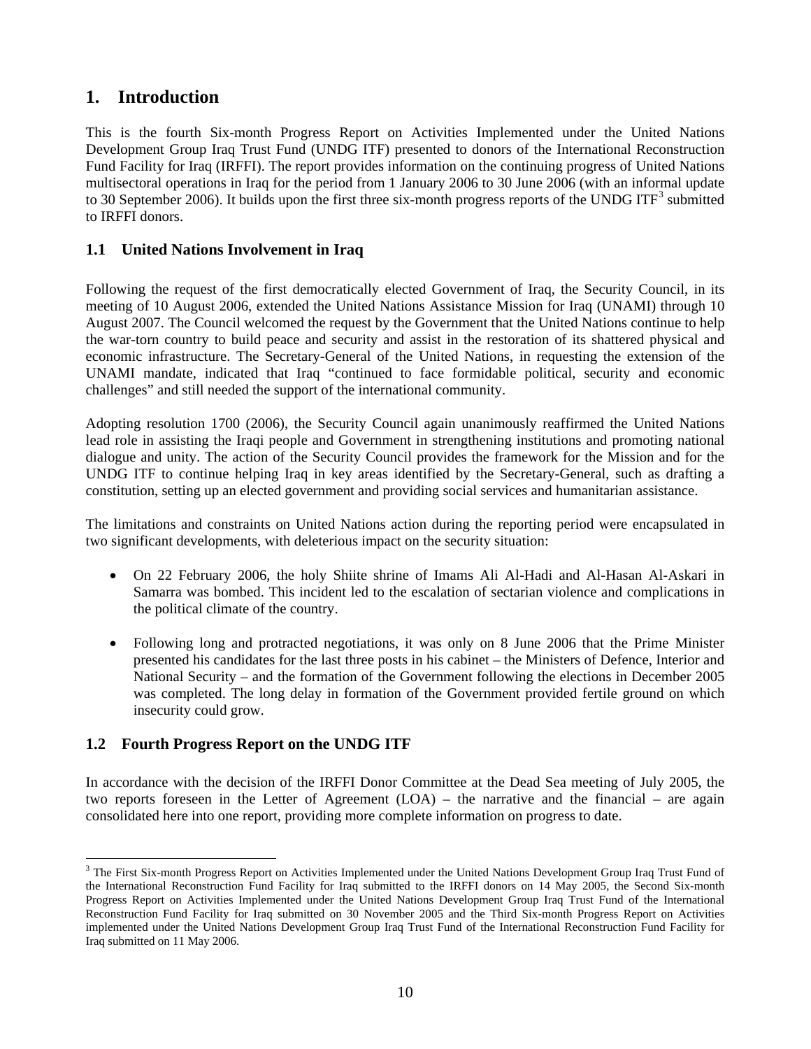# 1. Introduction

This is the fourth Six-month Progress Report on Activities Implemented under the United Nations Development Group Iraq Trust Fund (UNDG ITF) presented to donors of the International Reconstruction Fund Facility for Iraq (IRFFI). The report provides information on the continuing progress of United Nations multisectoral operations in Iraq for the period from 1 January 2006 to 30 June 2006 (with an informal update to 30 September 2006). It builds upon the first three six-month progress reports of the UNDG ITF[3] submitted to IRFFI donors.

## 1.1 United Nations Involvement in Iraq

Following the request of the first democratically elected Government of Iraq, the Security Council, in its meeting of 10 August 2006, extended the United Nations Assistance Mission for Iraq (UNAMI) through 10 August 2007. The Council welcomed the request by the Government that the United Nations continue to help the war-torn country to build peace and security and assist in the restoration of its shattered physical and economic infrastructure. The Secretary-General of the United Nations, in requesting the extension of the UNAMI mandate, indicated that Iraq "continued to face formidable political, security and economic challenges" and still needed the support of the international community.

Adopting resolution 1700 (2006), the Security Council again unanimously reaffirmed the United Nations lead role in assisting the Iraqi people and Government in strengthening institutions and promoting national dialogue and unity. The action of the Security Council provides the framework for the Mission and for the UNDG ITF to continue helping Iraq in key areas identified by the Secretary-General, such as drafting a constitution, setting up an elected government and providing social services and humanitarian assistance.

The limitations and constraints on United Nations action during the reporting period were encapsulated in two significant developments, with deleterious impact on the security situation:

- On 22 February 2006, the holy Shiite shrine of Imams Ali Al-Hadi and Al-Hasan Al-Askari in Samarra was bombed. This incident led to the escalation of sectarian violence and complications in the political climate of the country.

- Following long and protracted negotiations, it was only on 8 June 2006 that the Prime Minister presented his candidates for the last three posts in his cabinet – the Ministers of Defence, Interior and National Security – and the formation of the Government following the elections in December 2005 was completed. The long delay in formation of the Government provided fertile ground on which insecurity could grow.

## 1.2 Fourth Progress Report on the UNDG ITF

In accordance with the decision of the IRFFI Donor Committee at the Dead Sea meeting of July 2005, the two reports foreseen in the Letter of Agreement (LOA) – the narrative and the financial – are again consolidated here into one report, providing more complete information on progress to date.

---

[3] The First Six-month Progress Report on Activities Implemented under the United Nations Development Group Iraq Trust Fund of the International Reconstruction Fund Facility for Iraq submitted to the IRFFI donors on 14 May 2005, the Second Six-month Progress Report on Activities Implemented under the United Nations Development Group Iraq Trust Fund of the International Reconstruction Fund Facility for Iraq submitted on 30 November 2005 and the Third Six-month Progress Report on Activities implemented under the United Nations Development Group Iraq Trust Fund of the International Reconstruction Fund Facility for Iraq submitted on 11 May 2006.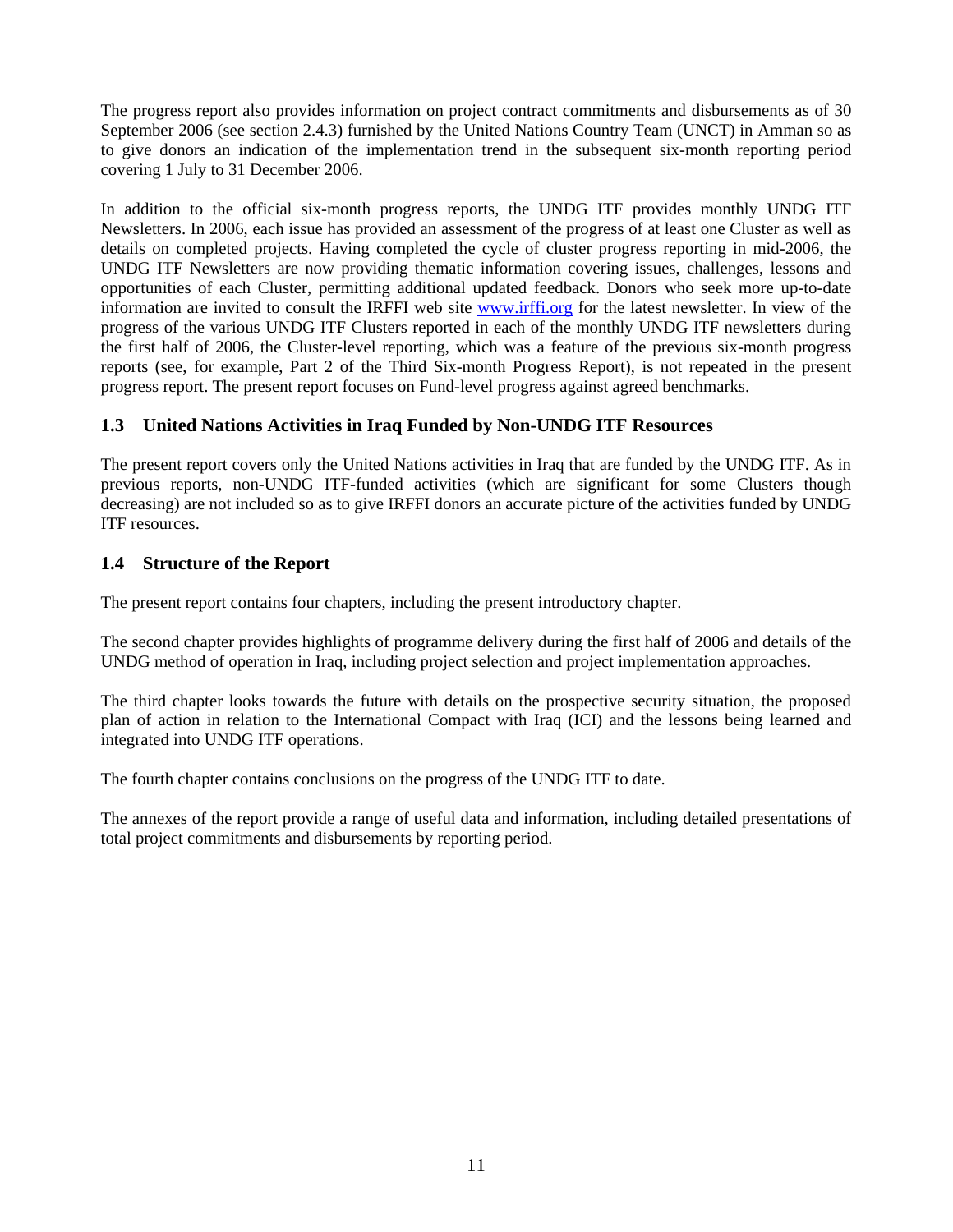The progress report also provides information on project contract commitments and disbursements as of 30 September 2006 (see section 2.4.3) furnished by the United Nations Country Team (UNCT) in Amman so as to give donors an indication of the implementation trend in the subsequent six-month reporting period covering 1 July to 31 December 2006.

In addition to the official six-month progress reports, the UNDG ITF provides monthly UNDG ITF Newsletters. In 2006, each issue has provided an assessment of the progress of at least one Cluster as well as details on completed projects. Having completed the cycle of cluster progress reporting in mid-2006, the UNDG ITF Newsletters are now providing thematic information covering issues, challenges, lessons and opportunities of each Cluster, permitting additional updated feedback. Donors who seek more up-to-date information are invited to consult the IRFFI web site [www.irffi.org](http://www.irffi.org) for the latest newsletter. In view of the progress of the various UNDG ITF Clusters reported in each of the monthly UNDG ITF newsletters during the first half of 2006, the Cluster-level reporting, which was a feature of the previous six-month progress reports (see, for example, Part 2 of the Third Six-month Progress Report), is not repeated in the present progress report. The present report focuses on Fund-level progress against agreed benchmarks.

## 1.3 United Nations Activities in Iraq Funded by Non-UNDG ITF Resources

The present report covers only the United Nations activities in Iraq that are funded by the UNDG ITF. As in previous reports, non-UNDG ITF-funded activities (which are significant for some Clusters though decreasing) are not included so as to give IRFFI donors an accurate picture of the activities funded by UNDG ITF resources.

## 1.4 Structure of the Report

The present report contains four chapters, including the present introductory chapter.

The second chapter provides highlights of programme delivery during the first half of 2006 and details of the UNDG method of operation in Iraq, including project selection and project implementation approaches.

The third chapter looks towards the future with details on the prospective security situation, the proposed plan of action in relation to the International Compact with Iraq (ICI) and the lessons being learned and integrated into UNDG ITF operations.

The fourth chapter contains conclusions on the progress of the UNDG ITF to date.

The annexes of the report provide a range of useful data and information, including detailed presentations of total project commitments and disbursements by reporting period.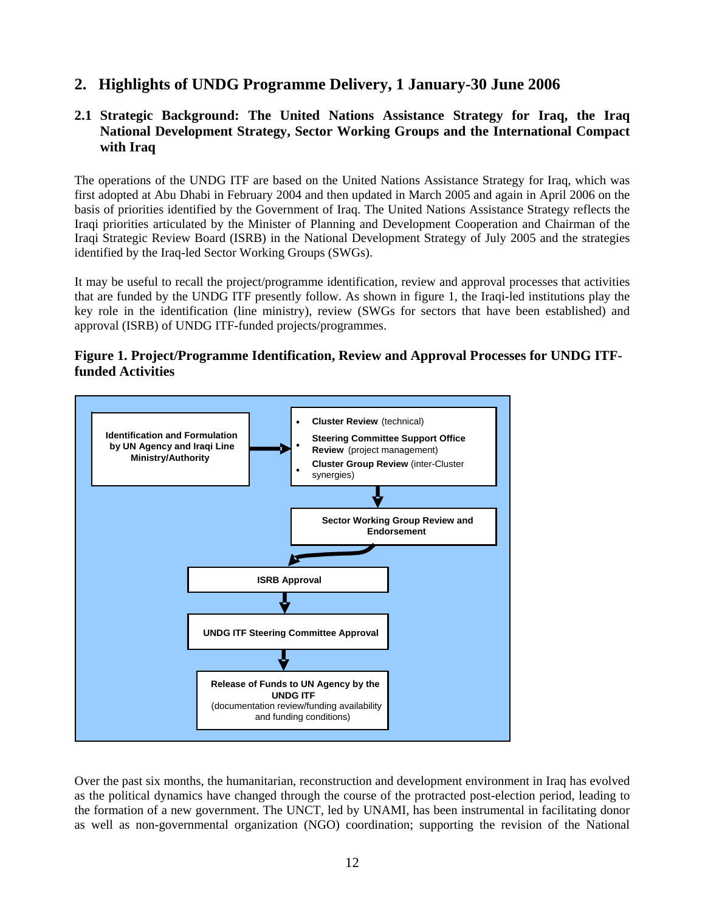## 2. Highlights of UNDG Programme Delivery, 1 January-30 June 2006

### 2.1 Strategic Background: The United Nations Assistance Strategy for Iraq, the Iraq National Development Strategy, Sector Working Groups and the International Compact with Iraq

The operations of the UNDG ITF are based on the United Nations Assistance Strategy for Iraq, which was first adopted at Abu Dhabi in February 2004 and then updated in March 2005 and again in April 2006 on the basis of priorities identified by the Government of Iraq. The United Nations Assistance Strategy reflects the Iraqi priorities articulated by the Minister of Planning and Development Cooperation and Chairman of the Iraqi Strategic Review Board (ISRB) in the National Development Strategy of July 2005 and the strategies identified by the Iraq-led Sector Working Groups (SWGs).

It may be useful to recall the project/programme identification, review and approval processes that activities that are funded by the UNDG ITF presently follow. As shown in figure 1, the Iraqi-led institutions play the key role in the identification (line ministry), review (SWGs for sectors that have been established) and approval (ISRB) of UNDG ITF-funded projects/programmes.

**Figure 1. Project/Programme Identification, Review and Approval Processes for UNDG ITF-funded Activities**

**Identification and Formulation by UN Agency and Iraqi Line Ministry/Authority**

→

- **Cluster Review** (technical)
- **Steering Committee Support Office Review** (project management)
- **Cluster Group Review** (inter-Cluster synergies)

↓

**Sector Working Group Review and Endorsement**

↓

**ISRB Approval**

↓

**UNDG ITF Steering Committee Approval**

↓

**Release of Funds to UN Agency by the UNDG ITF**
(documentation review/funding availability and funding conditions)

Over the past six months, the humanitarian, reconstruction and development environment in Iraq has evolved as the political dynamics have changed through the course of the protracted post-election period, leading to the formation of a new government. The UNCT, led by UNAMI, has been instrumental in facilitating donor as well as non-governmental organization (NGO) coordination; supporting the revision of the National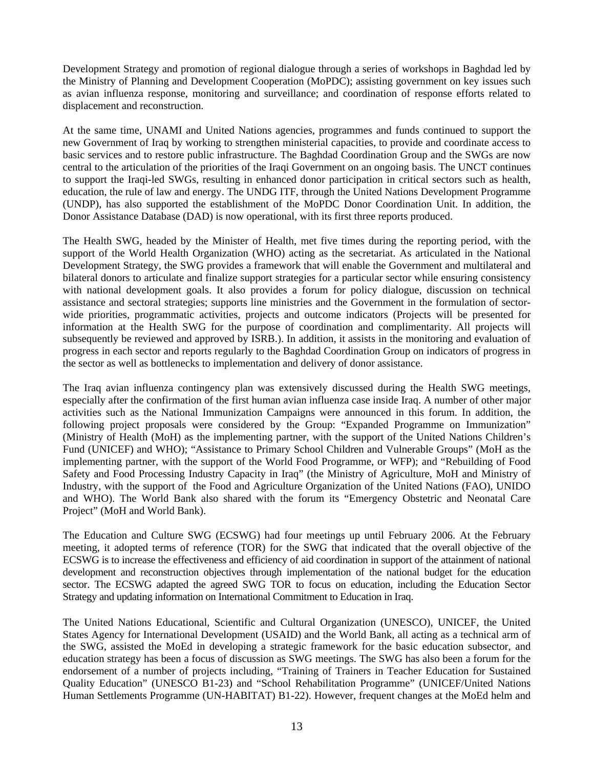Development Strategy and promotion of regional dialogue through a series of workshops in Baghdad led by the Ministry of Planning and Development Cooperation (MoPDC); assisting government on key issues such as avian influenza response, monitoring and surveillance; and coordination of response efforts related to displacement and reconstruction.

At the same time, UNAMI and United Nations agencies, programmes and funds continued to support the new Government of Iraq by working to strengthen ministerial capacities, to provide and coordinate access to basic services and to restore public infrastructure. The Baghdad Coordination Group and the SWGs are now central to the articulation of the priorities of the Iraqi Government on an ongoing basis. The UNCT continues to support the Iraqi-led SWGs, resulting in enhanced donor participation in critical sectors such as health, education, the rule of law and energy. The UNDG ITF, through the United Nations Development Programme (UNDP), has also supported the establishment of the MoPDC Donor Coordination Unit. In addition, the Donor Assistance Database (DAD) is now operational, with its first three reports produced.

The Health SWG, headed by the Minister of Health, met five times during the reporting period, with the support of the World Health Organization (WHO) acting as the secretariat. As articulated in the National Development Strategy, the SWG provides a framework that will enable the Government and multilateral and bilateral donors to articulate and finalize support strategies for a particular sector while ensuring consistency with national development goals. It also provides a forum for policy dialogue, discussion on technical assistance and sectoral strategies; supports line ministries and the Government in the formulation of sector-wide priorities, programmatic activities, projects and outcome indicators (Projects will be presented for information at the Health SWG for the purpose of coordination and complimentarity. All projects will subsequently be reviewed and approved by ISRB.). In addition, it assists in the monitoring and evaluation of progress in each sector and reports regularly to the Baghdad Coordination Group on indicators of progress in the sector as well as bottlenecks to implementation and delivery of donor assistance.

The Iraq avian influenza contingency plan was extensively discussed during the Health SWG meetings, especially after the confirmation of the first human avian influenza case inside Iraq. A number of other major activities such as the National Immunization Campaigns were announced in this forum. In addition, the following project proposals were considered by the Group: "Expanded Programme on Immunization" (Ministry of Health (MoH) as the implementing partner, with the support of the United Nations Children's Fund (UNICEF) and WHO); "Assistance to Primary School Children and Vulnerable Groups" (MoH as the implementing partner, with the support of the World Food Programme, or WFP); and "Rebuilding of Food Safety and Food Processing Industry Capacity in Iraq" (the Ministry of Agriculture, MoH and Ministry of Industry, with the support of the Food and Agriculture Organization of the United Nations (FAO), UNIDO and WHO). The World Bank also shared with the forum its "Emergency Obstetric and Neonatal Care Project" (MoH and World Bank).

The Education and Culture SWG (ECSWG) had four meetings up until February 2006. At the February meeting, it adopted terms of reference (TOR) for the SWG that indicated that the overall objective of the ECSWG is to increase the effectiveness and efficiency of aid coordination in support of the attainment of national development and reconstruction objectives through implementation of the national budget for the education sector. The ECSWG adapted the agreed SWG TOR to focus on education, including the Education Sector Strategy and updating information on International Commitment to Education in Iraq.

The United Nations Educational, Scientific and Cultural Organization (UNESCO), UNICEF, the United States Agency for International Development (USAID) and the World Bank, all acting as a technical arm of the SWG, assisted the MoEd in developing a strategic framework for the basic education subsector, and education strategy has been a focus of discussion as SWG meetings. The SWG has also been a forum for the endorsement of a number of projects including, "Training of Trainers in Teacher Education for Sustained Quality Education" (UNESCO B1-23) and "School Rehabilitation Programme" (UNICEF/United Nations Human Settlements Programme (UN-HABITAT) B1-22). However, frequent changes at the MoEd helm and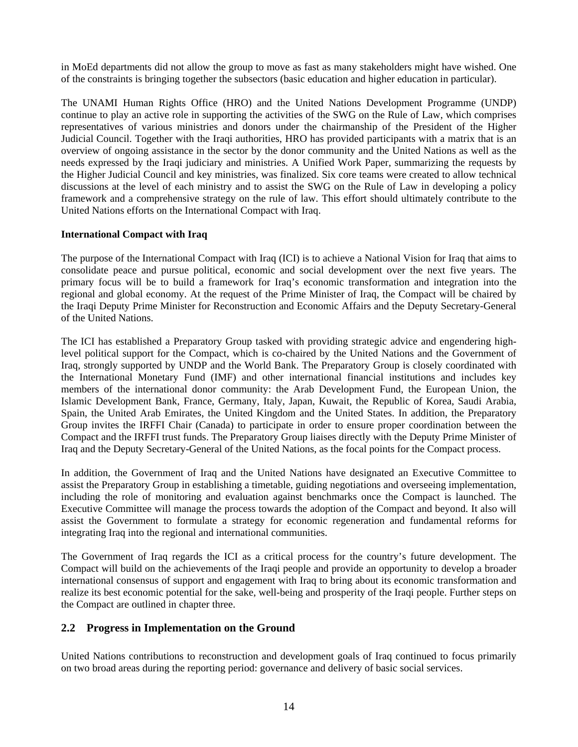in MoEd departments did not allow the group to move as fast as many stakeholders might have wished. One of the constraints is bringing together the subsectors (basic education and higher education in particular).

The UNAMI Human Rights Office (HRO) and the United Nations Development Programme (UNDP) continue to play an active role in supporting the activities of the SWG on the Rule of Law, which comprises representatives of various ministries and donors under the chairmanship of the President of the Higher Judicial Council. Together with the Iraqi authorities, HRO has provided participants with a matrix that is an overview of ongoing assistance in the sector by the donor community and the United Nations as well as the needs expressed by the Iraqi judiciary and ministries. A Unified Work Paper, summarizing the requests by the Higher Judicial Council and key ministries, was finalized. Six core teams were created to allow technical discussions at the level of each ministry and to assist the SWG on the Rule of Law in developing a policy framework and a comprehensive strategy on the rule of law. This effort should ultimately contribute to the United Nations efforts on the International Compact with Iraq.

**International Compact with Iraq**

The purpose of the International Compact with Iraq (ICI) is to achieve a National Vision for Iraq that aims to consolidate peace and pursue political, economic and social development over the next five years. The primary focus will be to build a framework for Iraq's economic transformation and integration into the regional and global economy. At the request of the Prime Minister of Iraq, the Compact will be chaired by the Iraqi Deputy Prime Minister for Reconstruction and Economic Affairs and the Deputy Secretary-General of the United Nations.

The ICI has established a Preparatory Group tasked with providing strategic advice and engendering high-level political support for the Compact, which is co-chaired by the United Nations and the Government of Iraq, strongly supported by UNDP and the World Bank. The Preparatory Group is closely coordinated with the International Monetary Fund (IMF) and other international financial institutions and includes key members of the international donor community: the Arab Development Fund, the European Union, the Islamic Development Bank, France, Germany, Italy, Japan, Kuwait, the Republic of Korea, Saudi Arabia, Spain, the United Arab Emirates, the United Kingdom and the United States. In addition, the Preparatory Group invites the IRFFI Chair (Canada) to participate in order to ensure proper coordination between the Compact and the IRFFI trust funds. The Preparatory Group liaises directly with the Deputy Prime Minister of Iraq and the Deputy Secretary-General of the United Nations, as the focal points for the Compact process.

In addition, the Government of Iraq and the United Nations have designated an Executive Committee to assist the Preparatory Group in establishing a timetable, guiding negotiations and overseeing implementation, including the role of monitoring and evaluation against benchmarks once the Compact is launched. The Executive Committee will manage the process towards the adoption of the Compact and beyond. It also will assist the Government to formulate a strategy for economic regeneration and fundamental reforms for integrating Iraq into the regional and international communities.

The Government of Iraq regards the ICI as a critical process for the country's future development. The Compact will build on the achievements of the Iraqi people and provide an opportunity to develop a broader international consensus of support and engagement with Iraq to bring about its economic transformation and realize its best economic potential for the sake, well-being and prosperity of the Iraqi people. Further steps on the Compact are outlined in chapter three.

## 2.2 Progress in Implementation on the Ground

United Nations contributions to reconstruction and development goals of Iraq continued to focus primarily on two broad areas during the reporting period: governance and delivery of basic social services.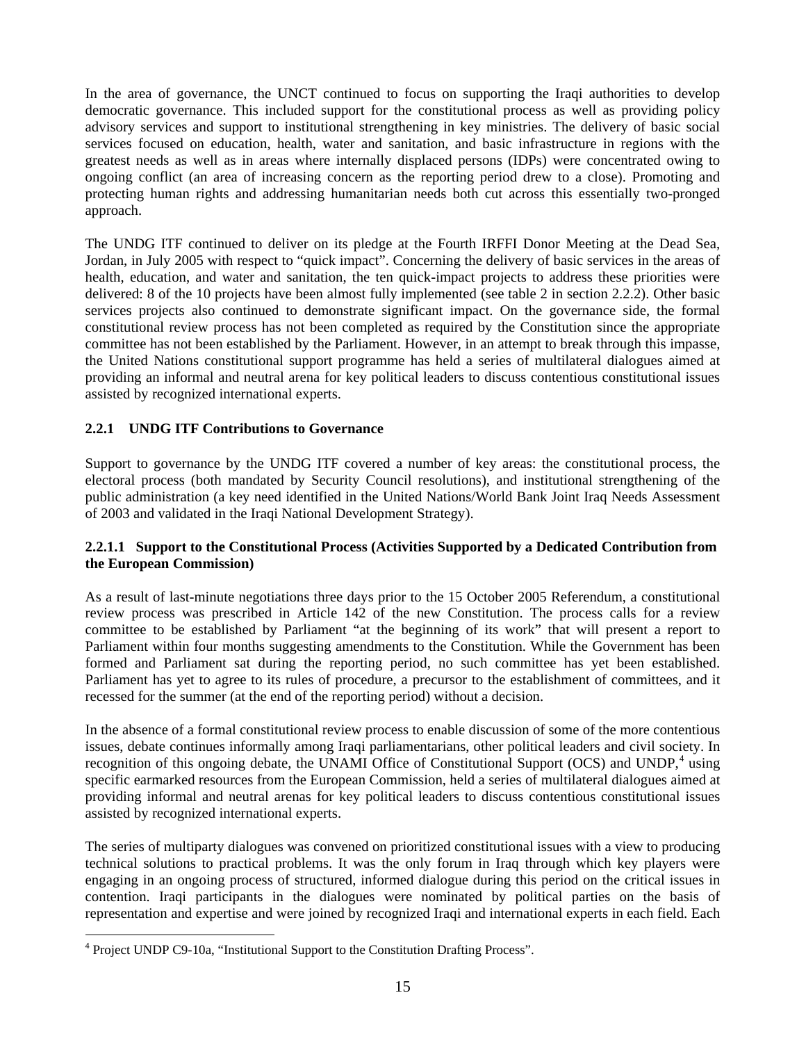In the area of governance, the UNCT continued to focus on supporting the Iraqi authorities to develop democratic governance. This included support for the constitutional process as well as providing policy advisory services and support to institutional strengthening in key ministries. The delivery of basic social services focused on education, health, water and sanitation, and basic infrastructure in regions with the greatest needs as well as in areas where internally displaced persons (IDPs) were concentrated owing to ongoing conflict (an area of increasing concern as the reporting period drew to a close). Promoting and protecting human rights and addressing humanitarian needs both cut across this essentially two-pronged approach.

The UNDG ITF continued to deliver on its pledge at the Fourth IRFFI Donor Meeting at the Dead Sea, Jordan, in July 2005 with respect to "quick impact". Concerning the delivery of basic services in the areas of health, education, and water and sanitation, the ten quick-impact projects to address these priorities were delivered: 8 of the 10 projects have been almost fully implemented (see table 2 in section 2.2.2). Other basic services projects also continued to demonstrate significant impact. On the governance side, the formal constitutional review process has not been completed as required by the Constitution since the appropriate committee has not been established by the Parliament. However, in an attempt to break through this impasse, the United Nations constitutional support programme has held a series of multilateral dialogues aimed at providing an informal and neutral arena for key political leaders to discuss contentious constitutional issues assisted by recognized international experts.

### 2.2.1 UNDG ITF Contributions to Governance

Support to governance by the UNDG ITF covered a number of key areas: the constitutional process, the electoral process (both mandated by Security Council resolutions), and institutional strengthening of the public administration (a key need identified in the United Nations/World Bank Joint Iraq Needs Assessment of 2003 and validated in the Iraqi National Development Strategy).

#### 2.2.1.1 Support to the Constitutional Process (Activities Supported by a Dedicated Contribution from the European Commission)

As a result of last-minute negotiations three days prior to the 15 October 2005 Referendum, a constitutional review process was prescribed in Article 142 of the new Constitution. The process calls for a review committee to be established by Parliament "at the beginning of its work" that will present a report to Parliament within four months suggesting amendments to the Constitution. While the Government has been formed and Parliament sat during the reporting period, no such committee has yet been established. Parliament has yet to agree to its rules of procedure, a precursor to the establishment of committees, and it recessed for the summer (at the end of the reporting period) without a decision.

In the absence of a formal constitutional review process to enable discussion of some of the more contentious issues, debate continues informally among Iraqi parliamentarians, other political leaders and civil society. In recognition of this ongoing debate, the UNAMI Office of Constitutional Support (OCS) and UNDP,[4] using specific earmarked resources from the European Commission, held a series of multilateral dialogues aimed at providing informal and neutral arenas for key political leaders to discuss contentious constitutional issues assisted by recognized international experts.

The series of multiparty dialogues was convened on prioritized constitutional issues with a view to producing technical solutions to practical problems. It was the only forum in Iraq through which key players were engaging in an ongoing process of structured, informed dialogue during this period on the critical issues in contention. Iraqi participants in the dialogues were nominated by political parties on the basis of representation and expertise and were joined by recognized Iraqi and international experts in each field. Each

[4] Project UNDP C9-10a, "Institutional Support to the Constitution Drafting Process".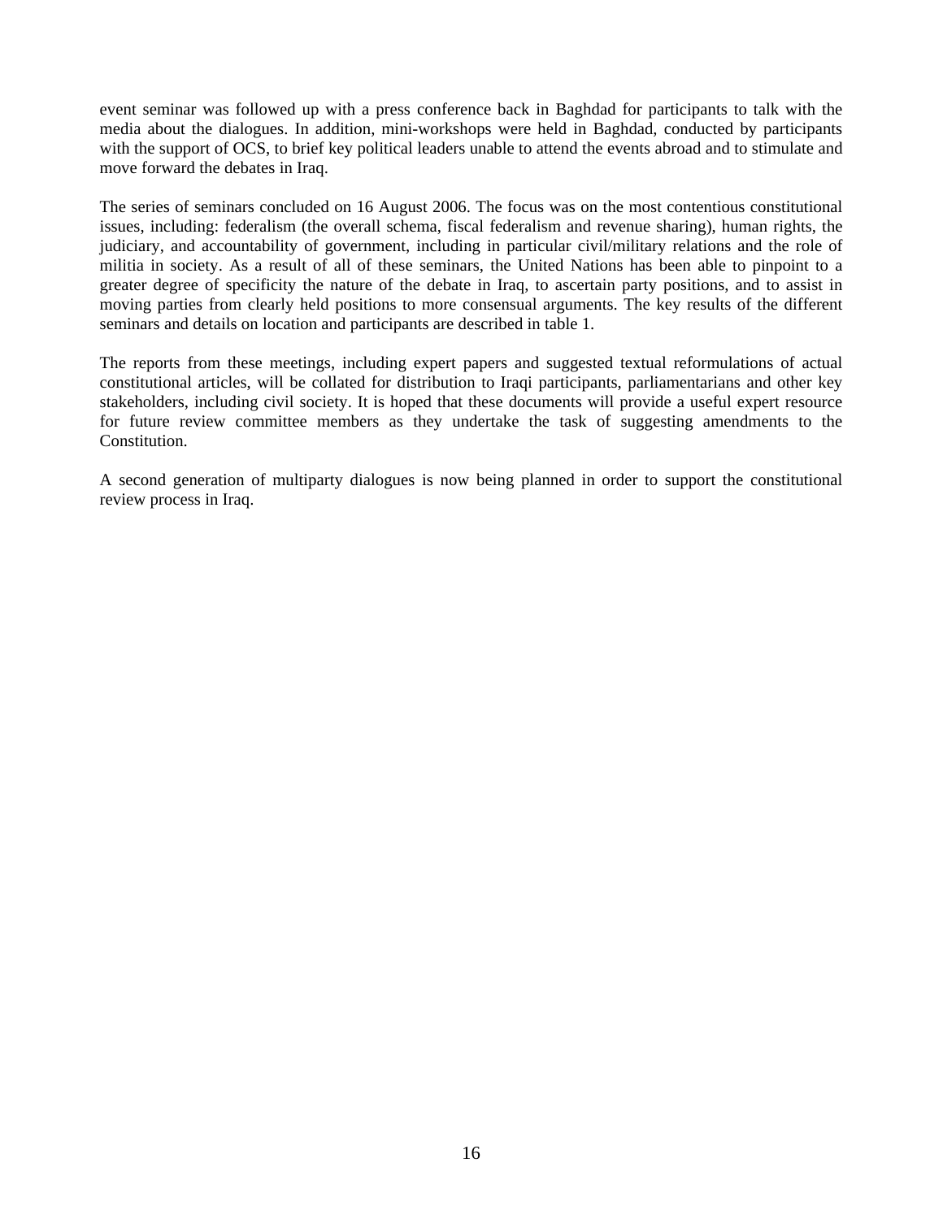event seminar was followed up with a press conference back in Baghdad for participants to talk with the media about the dialogues. In addition, mini-workshops were held in Baghdad, conducted by participants with the support of OCS, to brief key political leaders unable to attend the events abroad and to stimulate and move forward the debates in Iraq.

The series of seminars concluded on 16 August 2006. The focus was on the most contentious constitutional issues, including: federalism (the overall schema, fiscal federalism and revenue sharing), human rights, the judiciary, and accountability of government, including in particular civil/military relations and the role of militia in society. As a result of all of these seminars, the United Nations has been able to pinpoint to a greater degree of specificity the nature of the debate in Iraq, to ascertain party positions, and to assist in moving parties from clearly held positions to more consensual arguments. The key results of the different seminars and details on location and participants are described in table 1.

The reports from these meetings, including expert papers and suggested textual reformulations of actual constitutional articles, will be collated for distribution to Iraqi participants, parliamentarians and other key stakeholders, including civil society. It is hoped that these documents will provide a useful expert resource for future review committee members as they undertake the task of suggesting amendments to the Constitution.

A second generation of multiparty dialogues is now being planned in order to support the constitutional review process in Iraq.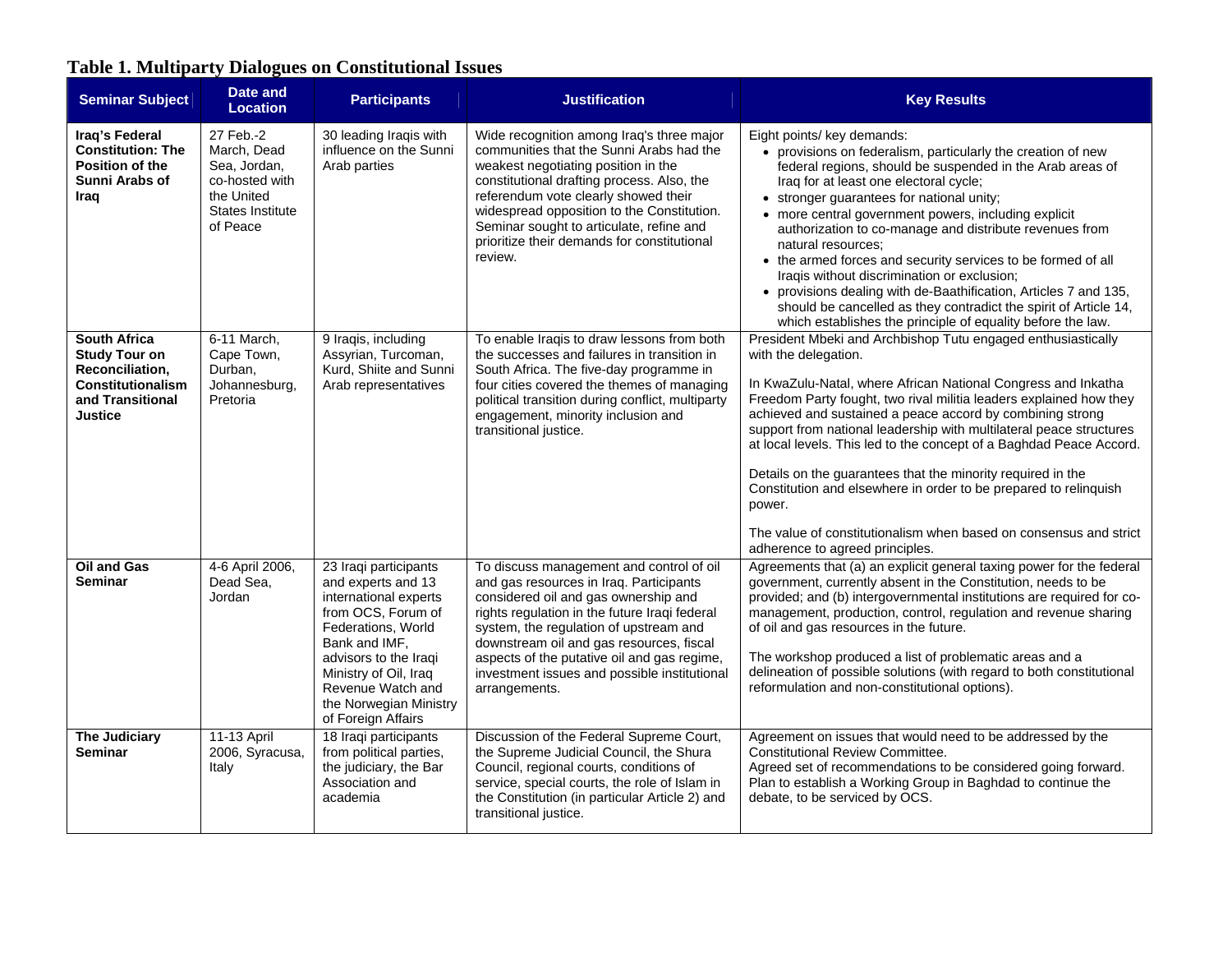**Table 1. Multiparty Dialogues on Constitutional Issues**

| Seminar Subject | Date and Location | Participants | Justification | Key Results |
|---|---|---|---|---|
| **Iraq's Federal Constitution: The Position of the Sunni Arabs of Iraq** | 27 Feb.-2 March, Dead Sea, Jordan, co-hosted with the United States Institute of Peace | 30 leading Iraqis with influence on the Sunni Arab parties | Wide recognition among Iraq's three major communities that the Sunni Arabs had the weakest negotiating position in the constitutional drafting process. Also, the referendum vote clearly showed their widespread opposition to the Constitution. Seminar sought to articulate, refine and prioritize their demands for constitutional review. | Eight points/ key demands:<br>• provisions on federalism, particularly the creation of new federal regions, should be suspended in the Arab areas of Iraq for at least one electoral cycle;<br>• stronger guarantees for national unity;<br>• more central government powers, including explicit authorization to co-manage and distribute revenues from natural resources;<br>• the armed forces and security services to be formed of all Iraqis without discrimination or exclusion;<br>• provisions dealing with de-Baathification, Articles 7 and 135, should be cancelled as they contradict the spirit of Article 14, which establishes the principle of equality before the law. |
| **South Africa Study Tour on Reconciliation, Constitutionalism and Transitional Justice** | 6-11 March, Cape Town, Durban, Johannesburg, Pretoria | 9 Iraqis, including Assyrian, Turcoman, Kurd, Shiite and Sunni Arab representatives | To enable Iraqis to draw lessons from both the successes and failures in transition in South Africa. The five-day programme in four cities covered the themes of managing political transition during conflict, multiparty engagement, minority inclusion and transitional justice. | President Mbeki and Archbishop Tutu engaged enthusiastically with the delegation.<br><br>In KwaZulu-Natal, where African National Congress and Inkatha Freedom Party fought, two rival militia leaders explained how they achieved and sustained a peace accord by combining strong support from national leadership with multilateral peace structures at local levels. This led to the concept of a Baghdad Peace Accord.<br><br>Details on the guarantees that the minority required in the Constitution and elsewhere in order to be prepared to relinquish power.<br><br>The value of constitutionalism when based on consensus and strict adherence to agreed principles. |
| **Oil and Gas Seminar** | 4-6 April 2006, Dead Sea, Jordan | 23 Iraqi participants and experts and 13 international experts from OCS, Forum of Federations, World Bank and IMF, advisors to the Iraqi Ministry of Oil, Iraq Revenue Watch and the Norwegian Ministry of Foreign Affairs | To discuss management and control of oil and gas resources in Iraq. Participants considered oil and gas ownership and rights regulation in the future Iraqi federal system, the regulation of upstream and downstream oil and gas resources, fiscal aspects of the putative oil and gas regime, investment issues and possible institutional arrangements. | Agreements that (a) an explicit general taxing power for the federal government, currently absent in the Constitution, needs to be provided; and (b) intergovernmental institutions are required for co-management, production, control, regulation and revenue sharing of oil and gas resources in the future.<br><br>The workshop produced a list of problematic areas and a delineation of possible solutions (with regard to both constitutional reformulation and non-constitutional options). |
| **The Judiciary Seminar** | 11-13 April 2006, Syracusa, Italy | 18 Iraqi participants from political parties, the judiciary, the Bar Association and academia | Discussion of the Federal Supreme Court, the Supreme Judicial Council, the Shura Council, regional courts, conditions of service, special courts, the role of Islam in the Constitution (in particular Article 2) and transitional justice. | Agreement on issues that would need to be addressed by the Constitutional Review Committee.<br>Agreed set of recommendations to be considered going forward.<br>Plan to establish a Working Group in Baghdad to continue the debate, to be serviced by OCS. |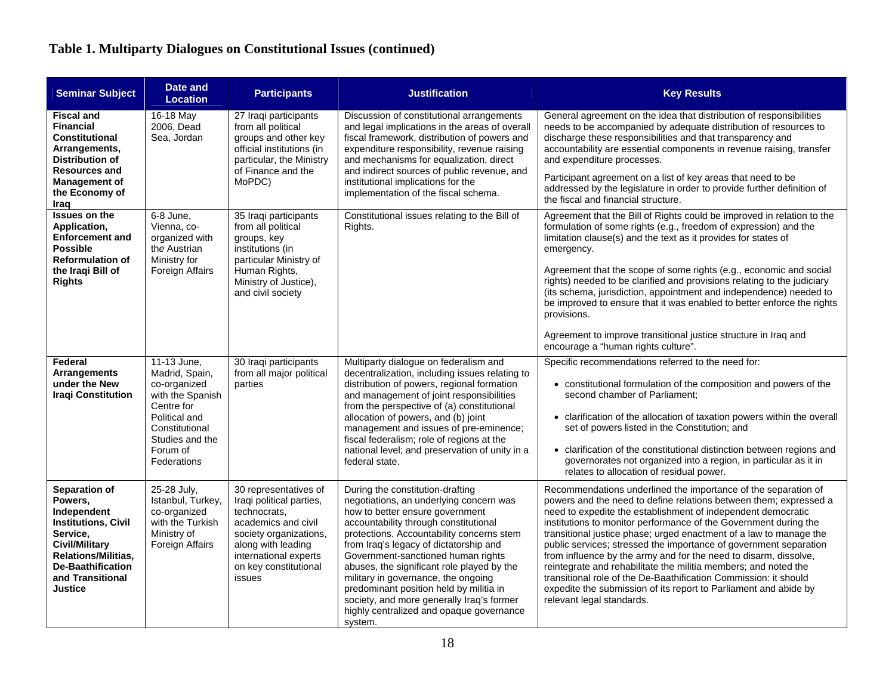# Table 1. Multiparty Dialogues on Constitutional Issues (continued)

| Seminar Subject | Date and Location | Participants | Justification | Key Results |
|---|---|---|---|---|
| **Fiscal and Financial Constitutional Arrangements, Distribution of Resources and Management of the Economy of Iraq** | 16-18 May 2006, Dead Sea, Jordan | 27 Iraqi participants from all political groups and other key official institutions (in particular, the Ministry of Finance and the MoPDC) | Discussion of constitutional arrangements and legal implications in the areas of overall fiscal framework, distribution of powers and expenditure responsibility, revenue raising and mechanisms for equalization, direct and indirect sources of public revenue, and institutional implications for the implementation of the fiscal schema. | General agreement on the idea that distribution of responsibilities needs to be accompanied by adequate distribution of resources to discharge these responsibilities and that transparency and accountability are essential components in revenue raising, transfer and expenditure processes. <br><br> Participant agreement on a list of key areas that need to be addressed by the legislature in order to provide further definition of the fiscal and financial structure. |
| **Issues on the Application, Enforcement and Possible Reformulation of the Iraqi Bill of Rights** | 6-8 June, Vienna, co-organized with the Austrian Ministry for Foreign Affairs | 35 Iraqi participants from all political groups, key institutions (in particular Ministry of Human Rights, Ministry of Justice), and civil society | Constitutional issues relating to the Bill of Rights. | Agreement that the Bill of Rights could be improved in relation to the formulation of some rights (e.g., freedom of expression) and the limitation clause(s) and the text as it provides for states of emergency. <br><br> Agreement that the scope of some rights (e.g., economic and social rights) needed to be clarified and provisions relating to the judiciary (its schema, jurisdiction, appointment and independence) needed to be improved to ensure that it was enabled to better enforce the rights provisions. <br><br> Agreement to improve transitional justice structure in Iraq and encourage a "human rights culture". |
| **Federal Arrangements under the New Iraqi Constitution** | 11-13 June, Madrid, Spain, co-organized with the Spanish Centre for Political and Constitutional Studies and the Forum of Federations | 30 Iraqi participants from all major political parties | Multiparty dialogue on federalism and decentralization, including issues relating to distribution of powers, regional formation and management of joint responsibilities from the perspective of (a) constitutional allocation of powers, and (b) joint management and issues of pre-eminence; fiscal federalism; role of regions at the national level; and preservation of unity in a federal state. | Specific recommendations referred to the need for: <br><br> • constitutional formulation of the composition and powers of the second chamber of Parliament; <br><br> • clarification of the allocation of taxation powers within the overall set of powers listed in the Constitution; and <br><br> • clarification of the constitutional distinction between regions and governorates not organized into a region, in particular as it in relates to allocation of residual power. |
| **Separation of Powers, Independent Institutions, Civil Service, Civil/Military Relations/Militias, De-Baathification and Transitional Justice** | 25-28 July, Istanbul, Turkey, co-organized with the Turkish Ministry of Foreign Affairs | 30 representatives of Iraqi political parties, technocrats, academics and civil society organizations, along with leading international experts on key constitutional issues | During the constitution-drafting negotiations, an underlying concern was how to better ensure government accountability through constitutional protections. Accountability concerns stem from Iraq's legacy of dictatorship and Government-sanctioned human rights abuses, the significant role played by the military in governance, the ongoing predominant position held by militia in society, and more generally Iraq's former highly centralized and opaque governance system. | Recommendations underlined the importance of the separation of powers and the need to define relations between them; expressed a need to expedite the establishment of independent democratic institutions to monitor performance of the Government during the transitional justice phase; urged enactment of a law to manage the public services; stressed the importance of government separation from influence by the army and for the need to disarm, dissolve, reintegrate and rehabilitate the militia members; and noted the transitional role of the De-Baathification Commission: it should expedite the submission of its report to Parliament and abide by relevant legal standards. |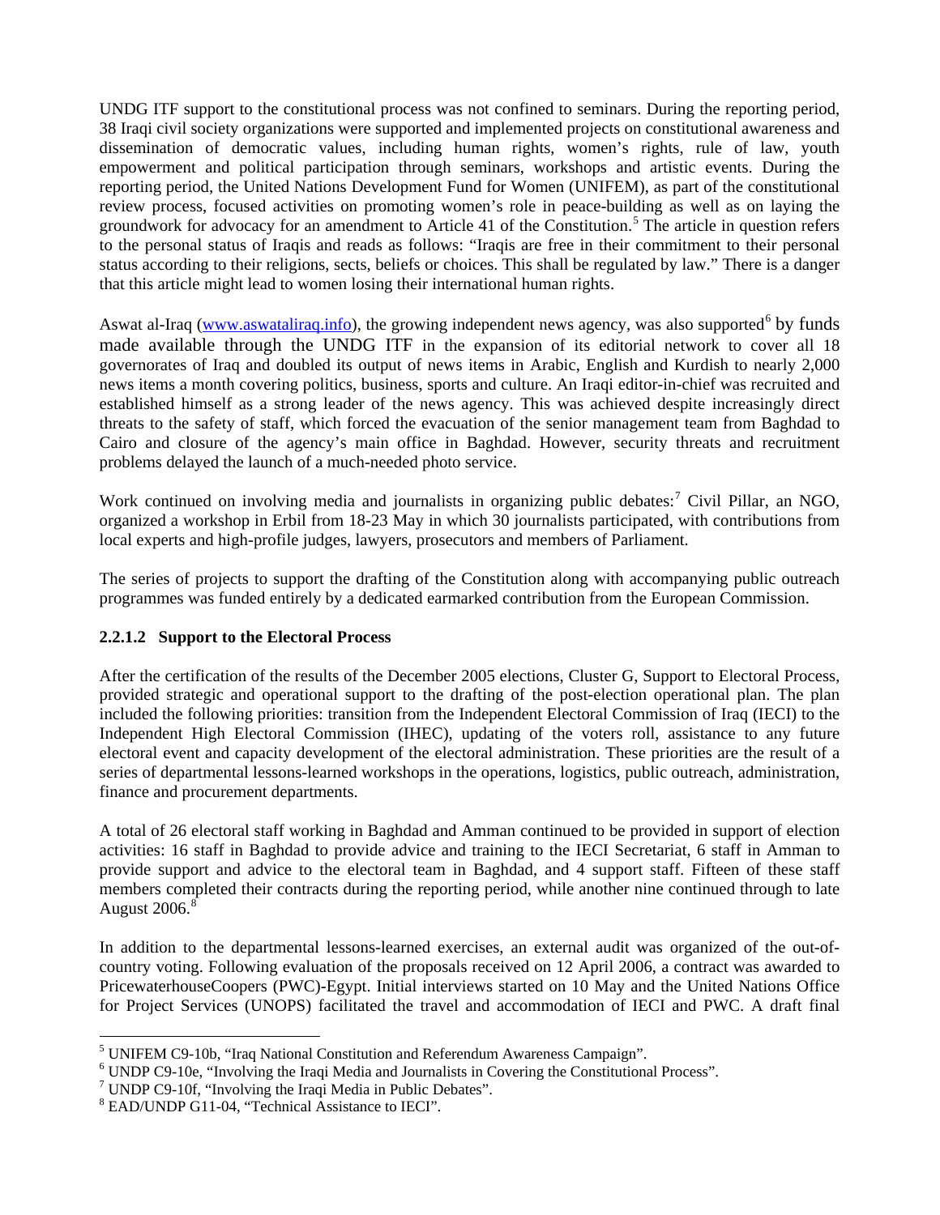UNDG ITF support to the constitutional process was not confined to seminars. During the reporting period, 38 Iraqi civil society organizations were supported and implemented projects on constitutional awareness and dissemination of democratic values, including human rights, women's rights, rule of law, youth empowerment and political participation through seminars, workshops and artistic events. During the reporting period, the United Nations Development Fund for Women (UNIFEM), as part of the constitutional review process, focused activities on promoting women's role in peace-building as well as on laying the groundwork for advocacy for an amendment to Article 41 of the Constitution.[5] The article in question refers to the personal status of Iraqis and reads as follows: "Iraqis are free in their commitment to their personal status according to their religions, sects, beliefs or choices. This shall be regulated by law." There is a danger that this article might lead to women losing their international human rights.

Aswat al-Iraq (www.aswataliraq.info), the growing independent news agency, was also supported[6] by funds made available through the UNDG ITF in the expansion of its editorial network to cover all 18 governorates of Iraq and doubled its output of news items in Arabic, English and Kurdish to nearly 2,000 news items a month covering politics, business, sports and culture. An Iraqi editor-in-chief was recruited and established himself as a strong leader of the news agency. This was achieved despite increasingly direct threats to the safety of staff, which forced the evacuation of the senior management team from Baghdad to Cairo and closure of the agency's main office in Baghdad. However, security threats and recruitment problems delayed the launch of a much-needed photo service.

Work continued on involving media and journalists in organizing public debates:[7] Civil Pillar, an NGO, organized a workshop in Erbil from 18-23 May in which 30 journalists participated, with contributions from local experts and high-profile judges, lawyers, prosecutors and members of Parliament.

The series of projects to support the drafting of the Constitution along with accompanying public outreach programmes was funded entirely by a dedicated earmarked contribution from the European Commission.

#### 2.2.1.2 Support to the Electoral Process

After the certification of the results of the December 2005 elections, Cluster G, Support to Electoral Process, provided strategic and operational support to the drafting of the post-election operational plan. The plan included the following priorities: transition from the Independent Electoral Commission of Iraq (IECI) to the Independent High Electoral Commission (IHEC), updating of the voters roll, assistance to any future electoral event and capacity development of the electoral administration. These priorities are the result of a series of departmental lessons-learned workshops in the operations, logistics, public outreach, administration, finance and procurement departments.

A total of 26 electoral staff working in Baghdad and Amman continued to be provided in support of election activities: 16 staff in Baghdad to provide advice and training to the IECI Secretariat, 6 staff in Amman to provide support and advice to the electoral team in Baghdad, and 4 support staff. Fifteen of these staff members completed their contracts during the reporting period, while another nine continued through to late August 2006.[8]

In addition to the departmental lessons-learned exercises, an external audit was organized of the out-of-country voting. Following evaluation of the proposals received on 12 April 2006, a contract was awarded to PricewaterhouseCoopers (PWC)-Egypt. Initial interviews started on 10 May and the United Nations Office for Project Services (UNOPS) facilitated the travel and accommodation of IECI and PWC. A draft final

---

[5] UNIFEM C9-10b, "Iraq National Constitution and Referendum Awareness Campaign".

[6] UNDP C9-10e, "Involving the Iraqi Media and Journalists in Covering the Constitutional Process".

[7] UNDP C9-10f, "Involving the Iraqi Media in Public Debates".

[8] EAD/UNDP G11-04, "Technical Assistance to IECI".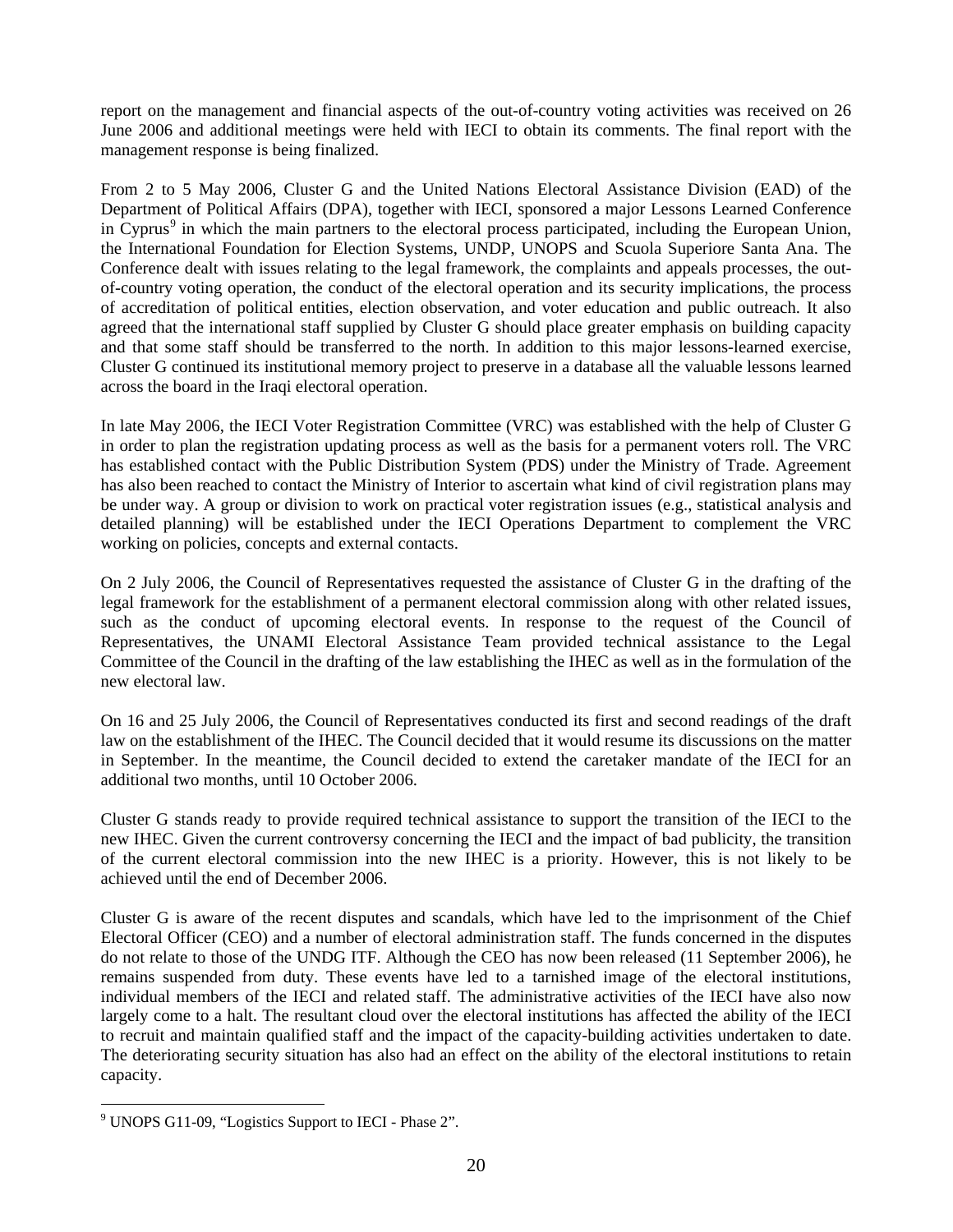report on the management and financial aspects of the out-of-country voting activities was received on 26 June 2006 and additional meetings were held with IECI to obtain its comments. The final report with the management response is being finalized.

From 2 to 5 May 2006, Cluster G and the United Nations Electoral Assistance Division (EAD) of the Department of Political Affairs (DPA), together with IECI, sponsored a major Lessons Learned Conference in Cyprus[9] in which the main partners to the electoral process participated, including the European Union, the International Foundation for Election Systems, UNDP, UNOPS and Scuola Superiore Santa Ana. The Conference dealt with issues relating to the legal framework, the complaints and appeals processes, the out-of-country voting operation, the conduct of the electoral operation and its security implications, the process of accreditation of political entities, election observation, and voter education and public outreach. It also agreed that the international staff supplied by Cluster G should place greater emphasis on building capacity and that some staff should be transferred to the north. In addition to this major lessons-learned exercise, Cluster G continued its institutional memory project to preserve in a database all the valuable lessons learned across the board in the Iraqi electoral operation.

In late May 2006, the IECI Voter Registration Committee (VRC) was established with the help of Cluster G in order to plan the registration updating process as well as the basis for a permanent voters roll. The VRC has established contact with the Public Distribution System (PDS) under the Ministry of Trade. Agreement has also been reached to contact the Ministry of Interior to ascertain what kind of civil registration plans may be under way. A group or division to work on practical voter registration issues (e.g., statistical analysis and detailed planning) will be established under the IECI Operations Department to complement the VRC working on policies, concepts and external contacts.

On 2 July 2006, the Council of Representatives requested the assistance of Cluster G in the drafting of the legal framework for the establishment of a permanent electoral commission along with other related issues, such as the conduct of upcoming electoral events. In response to the request of the Council of Representatives, the UNAMI Electoral Assistance Team provided technical assistance to the Legal Committee of the Council in the drafting of the law establishing the IHEC as well as in the formulation of the new electoral law.

On 16 and 25 July 2006, the Council of Representatives conducted its first and second readings of the draft law on the establishment of the IHEC. The Council decided that it would resume its discussions on the matter in September. In the meantime, the Council decided to extend the caretaker mandate of the IECI for an additional two months, until 10 October 2006.

Cluster G stands ready to provide required technical assistance to support the transition of the IECI to the new IHEC. Given the current controversy concerning the IECI and the impact of bad publicity, the transition of the current electoral commission into the new IHEC is a priority. However, this is not likely to be achieved until the end of December 2006.

Cluster G is aware of the recent disputes and scandals, which have led to the imprisonment of the Chief Electoral Officer (CEO) and a number of electoral administration staff. The funds concerned in the disputes do not relate to those of the UNDG ITF. Although the CEO has now been released (11 September 2006), he remains suspended from duty. These events have led to a tarnished image of the electoral institutions, individual members of the IECI and related staff. The administrative activities of the IECI have also now largely come to a halt. The resultant cloud over the electoral institutions has affected the ability of the IECI to recruit and maintain qualified staff and the impact of the capacity-building activities undertaken to date. The deteriorating security situation has also had an effect on the ability of the electoral institutions to retain capacity.

---

[9] UNOPS G11-09, "Logistics Support to IECI - Phase 2".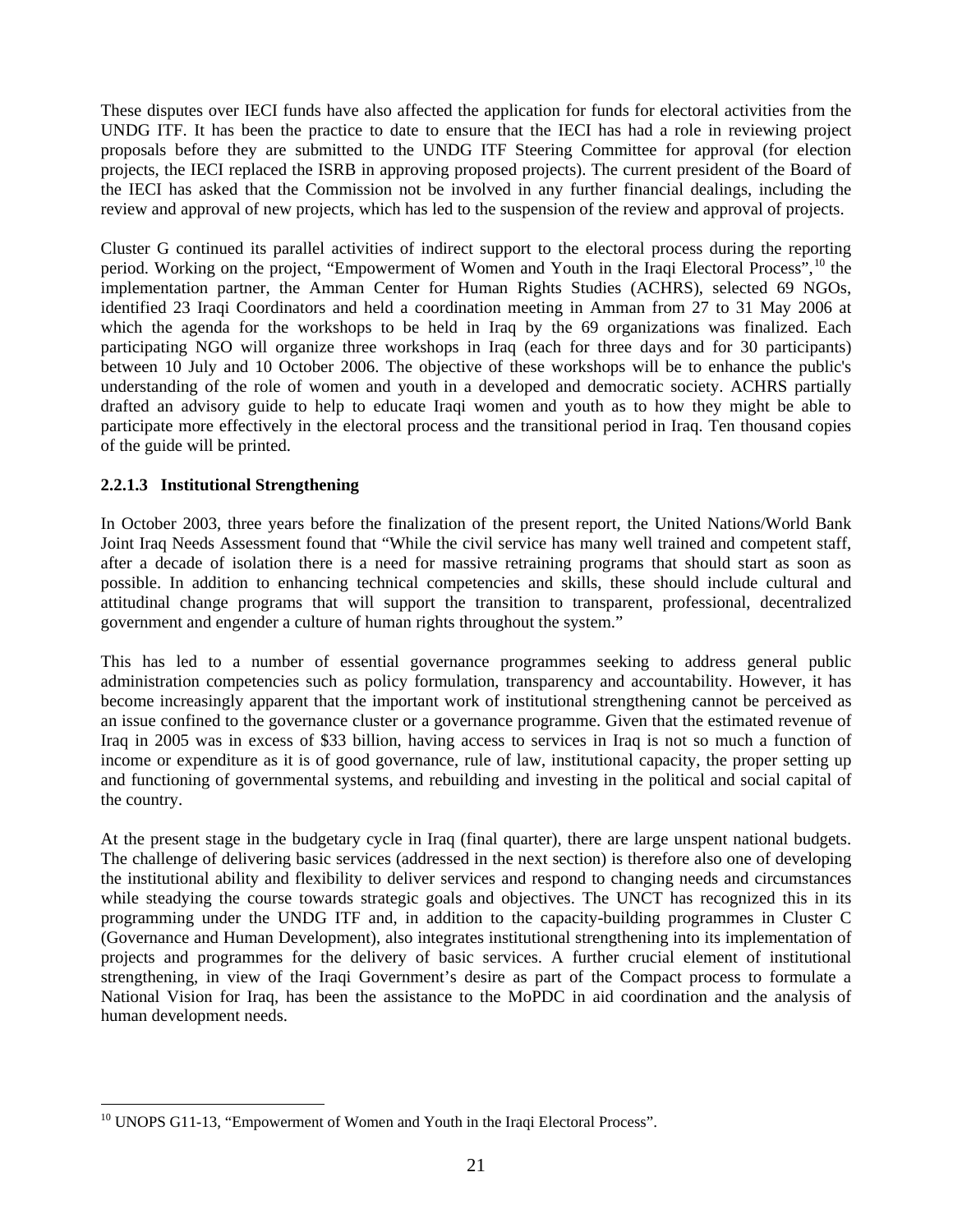These disputes over IECI funds have also affected the application for funds for electoral activities from the UNDG ITF. It has been the practice to date to ensure that the IECI has had a role in reviewing project proposals before they are submitted to the UNDG ITF Steering Committee for approval (for election projects, the IECI replaced the ISRB in approving proposed projects). The current president of the Board of the IECI has asked that the Commission not be involved in any further financial dealings, including the review and approval of new projects, which has led to the suspension of the review and approval of projects.

Cluster G continued its parallel activities of indirect support to the electoral process during the reporting period. Working on the project, "Empowerment of Women and Youth in the Iraqi Electoral Process",[10] the implementation partner, the Amman Center for Human Rights Studies (ACHRS), selected 69 NGOs, identified 23 Iraqi Coordinators and held a coordination meeting in Amman from 27 to 31 May 2006 at which the agenda for the workshops to be held in Iraq by the 69 organizations was finalized. Each participating NGO will organize three workshops in Iraq (each for three days and for 30 participants) between 10 July and 10 October 2006. The objective of these workshops will be to enhance the public's understanding of the role of women and youth in a developed and democratic society. ACHRS partially drafted an advisory guide to help to educate Iraqi women and youth as to how they might be able to participate more effectively in the electoral process and the transitional period in Iraq. Ten thousand copies of the guide will be printed.

#### 2.2.1.3 Institutional Strengthening

In October 2003, three years before the finalization of the present report, the United Nations/World Bank Joint Iraq Needs Assessment found that "While the civil service has many well trained and competent staff, after a decade of isolation there is a need for massive retraining programs that should start as soon as possible. In addition to enhancing technical competencies and skills, these should include cultural and attitudinal change programs that will support the transition to transparent, professional, decentralized government and engender a culture of human rights throughout the system."

This has led to a number of essential governance programmes seeking to address general public administration competencies such as policy formulation, transparency and accountability. However, it has become increasingly apparent that the important work of institutional strengthening cannot be perceived as an issue confined to the governance cluster or a governance programme. Given that the estimated revenue of Iraq in 2005 was in excess of $33 billion, having access to services in Iraq is not so much a function of income or expenditure as it is of good governance, rule of law, institutional capacity, the proper setting up and functioning of governmental systems, and rebuilding and investing in the political and social capital of the country.

At the present stage in the budgetary cycle in Iraq (final quarter), there are large unspent national budgets. The challenge of delivering basic services (addressed in the next section) is therefore also one of developing the institutional ability and flexibility to deliver services and respond to changing needs and circumstances while steadying the course towards strategic goals and objectives. The UNCT has recognized this in its programming under the UNDG ITF and, in addition to the capacity-building programmes in Cluster C (Governance and Human Development), also integrates institutional strengthening into its implementation of projects and programmes for the delivery of basic services. A further crucial element of institutional strengthening, in view of the Iraqi Government's desire as part of the Compact process to formulate a National Vision for Iraq, has been the assistance to the MoPDC in aid coordination and the analysis of human development needs.

[10] UNOPS G11-13, "Empowerment of Women and Youth in the Iraqi Electoral Process".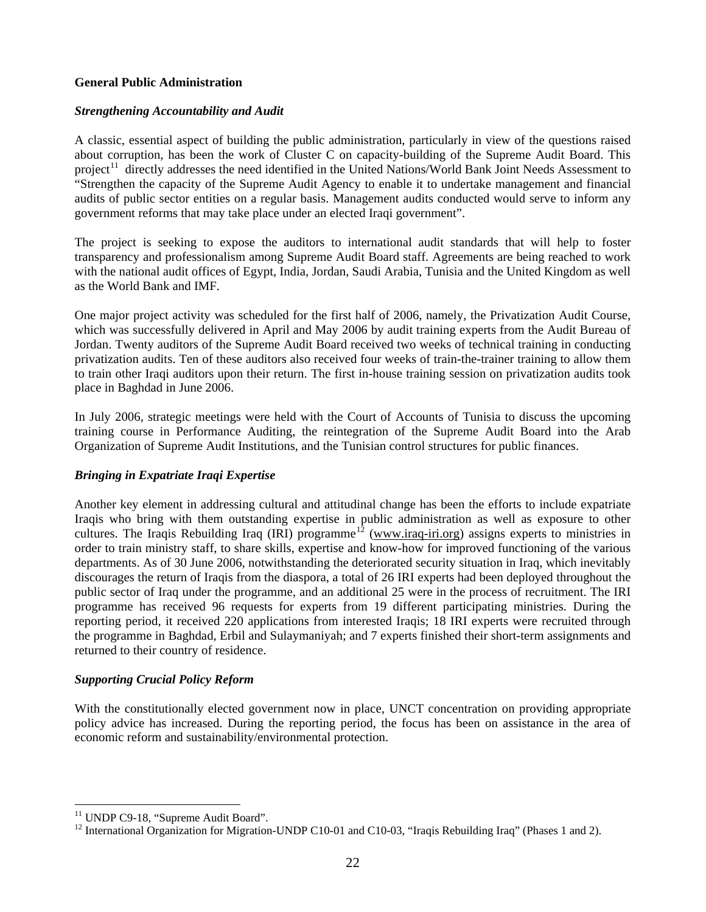**General Public Administration**

***Strengthening Accountability and Audit***

A classic, essential aspect of building the public administration, particularly in view of the questions raised about corruption, has been the work of Cluster C on capacity-building of the Supreme Audit Board. This project[11] directly addresses the need identified in the United Nations/World Bank Joint Needs Assessment to "Strengthen the capacity of the Supreme Audit Agency to enable it to undertake management and financial audits of public sector entities on a regular basis. Management audits conducted would serve to inform any government reforms that may take place under an elected Iraqi government".

The project is seeking to expose the auditors to international audit standards that will help to foster transparency and professionalism among Supreme Audit Board staff. Agreements are being reached to work with the national audit offices of Egypt, India, Jordan, Saudi Arabia, Tunisia and the United Kingdom as well as the World Bank and IMF.

One major project activity was scheduled for the first half of 2006, namely, the Privatization Audit Course, which was successfully delivered in April and May 2006 by audit training experts from the Audit Bureau of Jordan. Twenty auditors of the Supreme Audit Board received two weeks of technical training in conducting privatization audits. Ten of these auditors also received four weeks of train-the-trainer training to allow them to train other Iraqi auditors upon their return. The first in-house training session on privatization audits took place in Baghdad in June 2006.

In July 2006, strategic meetings were held with the Court of Accounts of Tunisia to discuss the upcoming training course in Performance Auditing, the reintegration of the Supreme Audit Board into the Arab Organization of Supreme Audit Institutions, and the Tunisian control structures for public finances.

***Bringing in Expatriate Iraqi Expertise***

Another key element in addressing cultural and attitudinal change has been the efforts to include expatriate Iraqis who bring with them outstanding expertise in public administration as well as exposure to other cultures. The Iraqis Rebuilding Iraq (IRI) programme[12] (www.iraq-iri.org) assigns experts to ministries in order to train ministry staff, to share skills, expertise and know-how for improved functioning of the various departments. As of 30 June 2006, notwithstanding the deteriorated security situation in Iraq, which inevitably discourages the return of Iraqis from the diaspora, a total of 26 IRI experts had been deployed throughout the public sector of Iraq under the programme, and an additional 25 were in the process of recruitment. The IRI programme has received 96 requests for experts from 19 different participating ministries. During the reporting period, it received 220 applications from interested Iraqis; 18 IRI experts were recruited through the programme in Baghdad, Erbil and Sulaymaniyah; and 7 experts finished their short-term assignments and returned to their country of residence.

***Supporting Crucial Policy Reform***

With the constitutionally elected government now in place, UNCT concentration on providing appropriate policy advice has increased. During the reporting period, the focus has been on assistance in the area of economic reform and sustainability/environmental protection.

---

[11] UNDP C9-18, "Supreme Audit Board".

[12] International Organization for Migration-UNDP C10-01 and C10-03, "Iraqis Rebuilding Iraq" (Phases 1 and 2).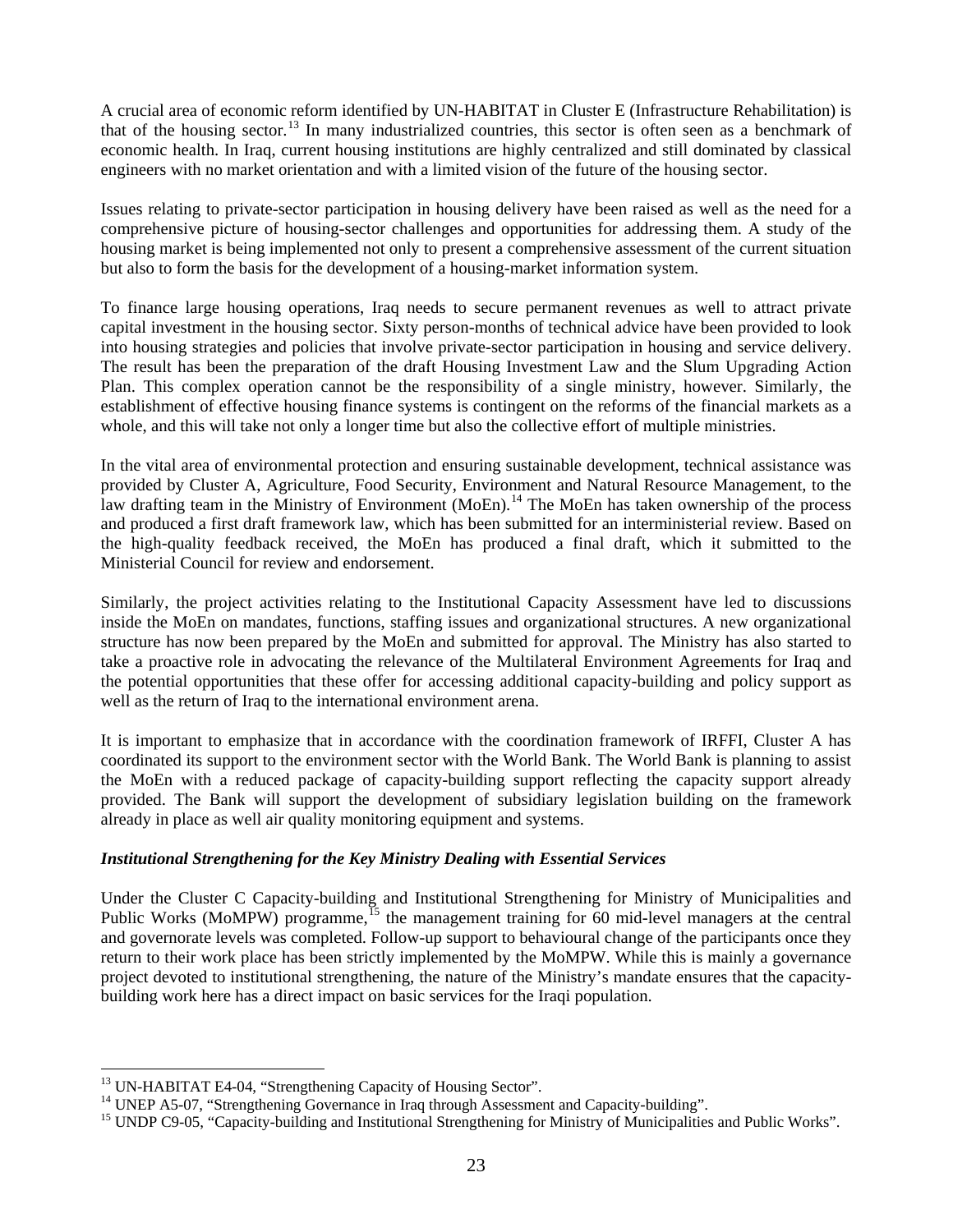A crucial area of economic reform identified by UN-HABITAT in Cluster E (Infrastructure Rehabilitation) is that of the housing sector.[13] In many industrialized countries, this sector is often seen as a benchmark of economic health. In Iraq, current housing institutions are highly centralized and still dominated by classical engineers with no market orientation and with a limited vision of the future of the housing sector.

Issues relating to private-sector participation in housing delivery have been raised as well as the need for a comprehensive picture of housing-sector challenges and opportunities for addressing them. A study of the housing market is being implemented not only to present a comprehensive assessment of the current situation but also to form the basis for the development of a housing-market information system.

To finance large housing operations, Iraq needs to secure permanent revenues as well to attract private capital investment in the housing sector. Sixty person-months of technical advice have been provided to look into housing strategies and policies that involve private-sector participation in housing and service delivery. The result has been the preparation of the draft Housing Investment Law and the Slum Upgrading Action Plan. This complex operation cannot be the responsibility of a single ministry, however. Similarly, the establishment of effective housing finance systems is contingent on the reforms of the financial markets as a whole, and this will take not only a longer time but also the collective effort of multiple ministries.

In the vital area of environmental protection and ensuring sustainable development, technical assistance was provided by Cluster A, Agriculture, Food Security, Environment and Natural Resource Management, to the law drafting team in the Ministry of Environment (MoEn).[14] The MoEn has taken ownership of the process and produced a first draft framework law, which has been submitted for an interministerial review. Based on the high-quality feedback received, the MoEn has produced a final draft, which it submitted to the Ministerial Council for review and endorsement.

Similarly, the project activities relating to the Institutional Capacity Assessment have led to discussions inside the MoEn on mandates, functions, staffing issues and organizational structures. A new organizational structure has now been prepared by the MoEn and submitted for approval. The Ministry has also started to take a proactive role in advocating the relevance of the Multilateral Environment Agreements for Iraq and the potential opportunities that these offer for accessing additional capacity-building and policy support as well as the return of Iraq to the international environment arena.

It is important to emphasize that in accordance with the coordination framework of IRFFI, Cluster A has coordinated its support to the environment sector with the World Bank. The World Bank is planning to assist the MoEn with a reduced package of capacity-building support reflecting the capacity support already provided. The Bank will support the development of subsidiary legislation building on the framework already in place as well air quality monitoring equipment and systems.

***Institutional Strengthening for the Key Ministry Dealing with Essential Services***

Under the Cluster C Capacity-building and Institutional Strengthening for Ministry of Municipalities and Public Works (MoMPW) programme,[15] the management training for 60 mid-level managers at the central and governorate levels was completed. Follow-up support to behavioural change of the participants once they return to their work place has been strictly implemented by the MoMPW. While this is mainly a governance project devoted to institutional strengthening, the nature of the Ministry's mandate ensures that the capacity-building work here has a direct impact on basic services for the Iraqi population.

---

[13] UN-HABITAT E4-04, "Strengthening Capacity of Housing Sector".

[14] UNEP A5-07, "Strengthening Governance in Iraq through Assessment and Capacity-building".

[15] UNDP C9-05, "Capacity-building and Institutional Strengthening for Ministry of Municipalities and Public Works".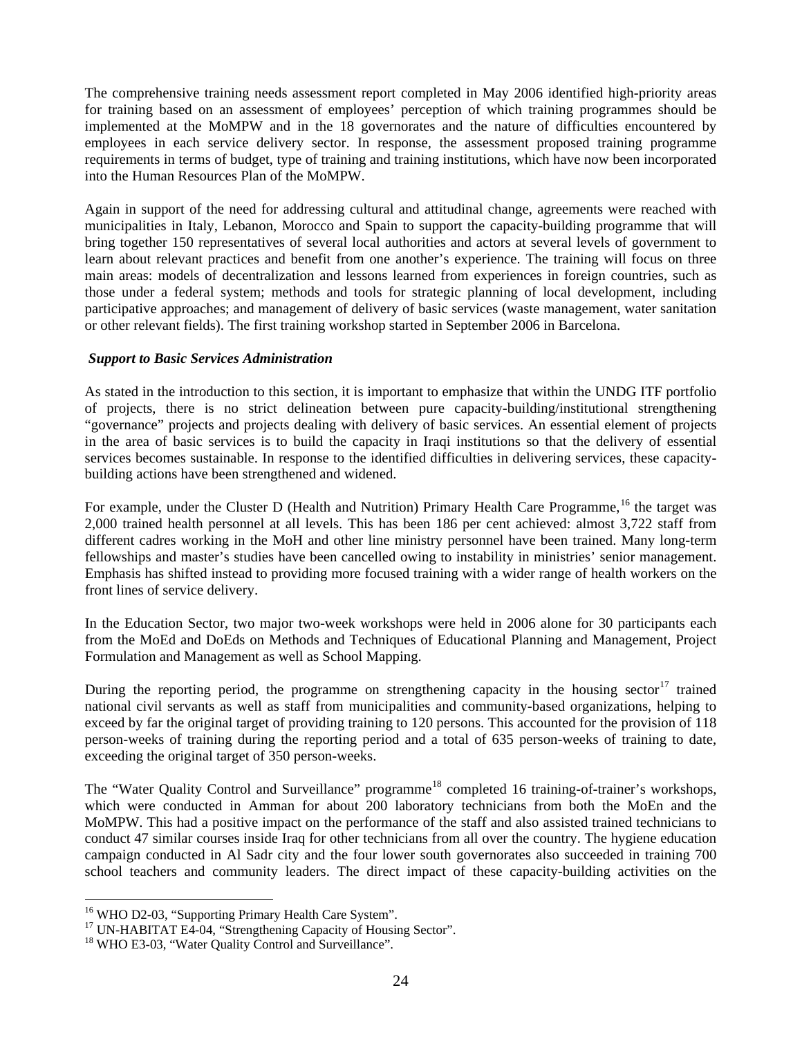The comprehensive training needs assessment report completed in May 2006 identified high-priority areas for training based on an assessment of employees' perception of which training programmes should be implemented at the MoMPW and in the 18 governorates and the nature of difficulties encountered by employees in each service delivery sector. In response, the assessment proposed training programme requirements in terms of budget, type of training and training institutions, which have now been incorporated into the Human Resources Plan of the MoMPW.

Again in support of the need for addressing cultural and attitudinal change, agreements were reached with municipalities in Italy, Lebanon, Morocco and Spain to support the capacity-building programme that will bring together 150 representatives of several local authorities and actors at several levels of government to learn about relevant practices and benefit from one another's experience. The training will focus on three main areas: models of decentralization and lessons learned from experiences in foreign countries, such as those under a federal system; methods and tools for strategic planning of local development, including participative approaches; and management of delivery of basic services (waste management, water sanitation or other relevant fields). The first training workshop started in September 2006 in Barcelona.

***Support to Basic Services Administration***

As stated in the introduction to this section, it is important to emphasize that within the UNDG ITF portfolio of projects, there is no strict delineation between pure capacity-building/institutional strengthening "governance" projects and projects dealing with delivery of basic services. An essential element of projects in the area of basic services is to build the capacity in Iraqi institutions so that the delivery of essential services becomes sustainable. In response to the identified difficulties in delivering services, these capacity-building actions have been strengthened and widened.

For example, under the Cluster D (Health and Nutrition) Primary Health Care Programme,[16] the target was 2,000 trained health personnel at all levels. This has been 186 per cent achieved: almost 3,722 staff from different cadres working in the MoH and other line ministry personnel have been trained. Many long-term fellowships and master's studies have been cancelled owing to instability in ministries' senior management. Emphasis has shifted instead to providing more focused training with a wider range of health workers on the front lines of service delivery.

In the Education Sector, two major two-week workshops were held in 2006 alone for 30 participants each from the MoEd and DoEds on Methods and Techniques of Educational Planning and Management, Project Formulation and Management as well as School Mapping.

During the reporting period, the programme on strengthening capacity in the housing sector[17] trained national civil servants as well as staff from municipalities and community-based organizations, helping to exceed by far the original target of providing training to 120 persons. This accounted for the provision of 118 person-weeks of training during the reporting period and a total of 635 person-weeks of training to date, exceeding the original target of 350 person-weeks.

The "Water Quality Control and Surveillance" programme[18] completed 16 training-of-trainer's workshops, which were conducted in Amman for about 200 laboratory technicians from both the MoEn and the MoMPW. This had a positive impact on the performance of the staff and also assisted trained technicians to conduct 47 similar courses inside Iraq for other technicians from all over the country. The hygiene education campaign conducted in Al Sadr city and the four lower south governorates also succeeded in training 700 school teachers and community leaders. The direct impact of these capacity-building activities on the

---

[16] WHO D2-03, "Supporting Primary Health Care System".

[17] UN-HABITAT E4-04, "Strengthening Capacity of Housing Sector".

[18] WHO E3-03, "Water Quality Control and Surveillance".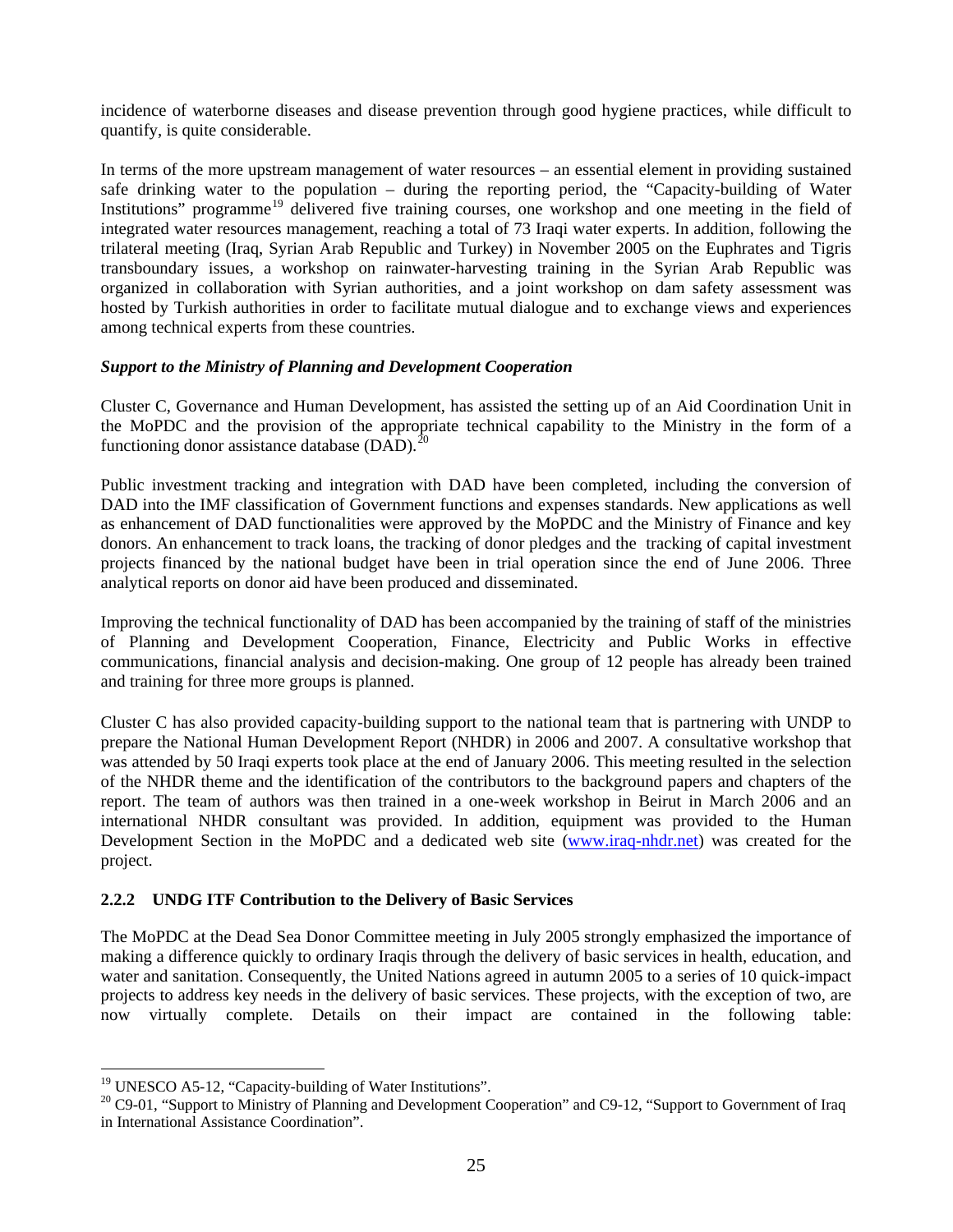incidence of waterborne diseases and disease prevention through good hygiene practices, while difficult to quantify, is quite considerable.

In terms of the more upstream management of water resources – an essential element in providing sustained safe drinking water to the population – during the reporting period, the "Capacity-building of Water Institutions" programme[19] delivered five training courses, one workshop and one meeting in the field of integrated water resources management, reaching a total of 73 Iraqi water experts. In addition, following the trilateral meeting (Iraq, Syrian Arab Republic and Turkey) in November 2005 on the Euphrates and Tigris transboundary issues, a workshop on rainwater-harvesting training in the Syrian Arab Republic was organized in collaboration with Syrian authorities, and a joint workshop on dam safety assessment was hosted by Turkish authorities in order to facilitate mutual dialogue and to exchange views and experiences among technical experts from these countries.

***Support to the Ministry of Planning and Development Cooperation***

Cluster C, Governance and Human Development, has assisted the setting up of an Aid Coordination Unit in the MoPDC and the provision of the appropriate technical capability to the Ministry in the form of a functioning donor assistance database (DAD).[20]

Public investment tracking and integration with DAD have been completed, including the conversion of DAD into the IMF classification of Government functions and expenses standards. New applications as well as enhancement of DAD functionalities were approved by the MoPDC and the Ministry of Finance and key donors. An enhancement to track loans, the tracking of donor pledges and the tracking of capital investment projects financed by the national budget have been in trial operation since the end of June 2006. Three analytical reports on donor aid have been produced and disseminated.

Improving the technical functionality of DAD has been accompanied by the training of staff of the ministries of Planning and Development Cooperation, Finance, Electricity and Public Works in effective communications, financial analysis and decision-making. One group of 12 people has already been trained and training for three more groups is planned.

Cluster C has also provided capacity-building support to the national team that is partnering with UNDP to prepare the National Human Development Report (NHDR) in 2006 and 2007. A consultative workshop that was attended by 50 Iraqi experts took place at the end of January 2006. This meeting resulted in the selection of the NHDR theme and the identification of the contributors to the background papers and chapters of the report. The team of authors was then trained in a one-week workshop in Beirut in March 2006 and an international NHDR consultant was provided. In addition, equipment was provided to the Human Development Section in the MoPDC and a dedicated web site (www.iraq-nhdr.net) was created for the project.

### 2.2.2 UNDG ITF Contribution to the Delivery of Basic Services

The MoPDC at the Dead Sea Donor Committee meeting in July 2005 strongly emphasized the importance of making a difference quickly to ordinary Iraqis through the delivery of basic services in health, education, and water and sanitation. Consequently, the United Nations agreed in autumn 2005 to a series of 10 quick-impact projects to address key needs in the delivery of basic services. These projects, with the exception of two, are now virtually complete. Details on their impact are contained in the following table:

---

[19] UNESCO A5-12, "Capacity-building of Water Institutions".

[20] C9-01, "Support to Ministry of Planning and Development Cooperation" and C9-12, "Support to Government of Iraq in International Assistance Coordination".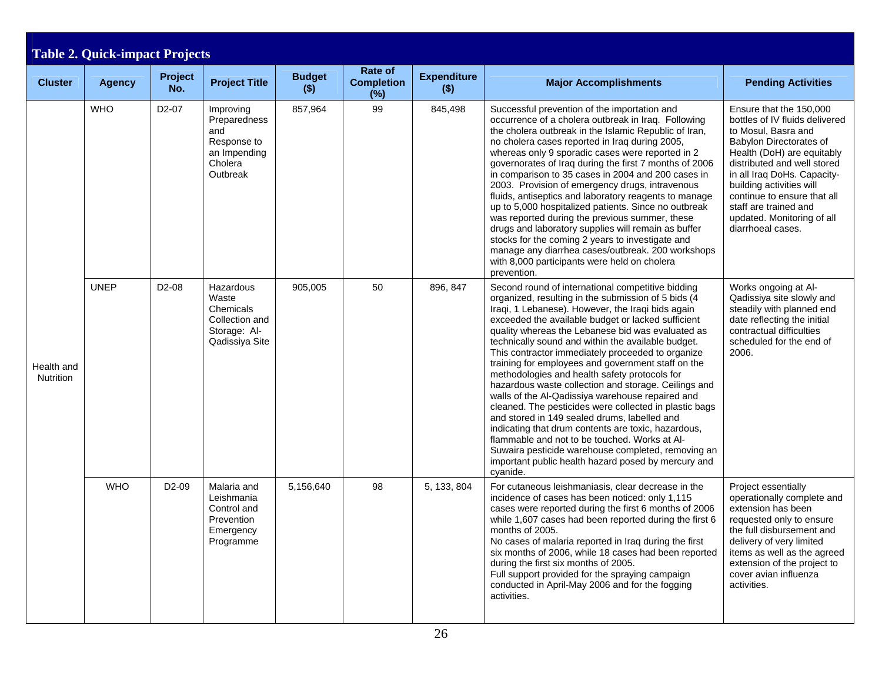## Table 2. Quick-impact Projects

| Cluster | Agency | Project No. | Project Title | Budget ($) | Rate of Completion (%) | Expenditure ($) | Major Accomplishments | Pending Activities |
|---|---|---|---|---|---|---|---|---|
| Health and Nutrition | WHO | D2-07 | Improving Preparedness and Response to an Impending Cholera Outbreak | 857,964 | 99 | 845,498 | Successful prevention of the importation and occurrence of a cholera outbreak in Iraq. Following the cholera outbreak in the Islamic Republic of Iran, no cholera cases reported in Iraq during 2005, whereas only 9 sporadic cases were reported in 2 governorates of Iraq during the first 7 months of 2006 in comparison to 35 cases in 2004 and 200 cases in 2003. Provision of emergency drugs, intravenous fluids, antiseptics and laboratory reagents to manage up to 5,000 hospitalized patients. Since no outbreak was reported during the previous summer, these drugs and laboratory supplies will remain as buffer stocks for the coming 2 years to investigate and manage any diarrhea cases/outbreak. 200 workshops with 8,000 participants were held on cholera prevention. | Ensure that the 150,000 bottles of IV fluids delivered to Mosul, Basra and Babylon Directorates of Health (DoH) are equitably distributed and well stored in all Iraq DoHs. Capacity-building activities will continue to ensure that all staff are trained and updated. Monitoring of all diarrhoeal cases. |
| | UNEP | D2-08 | Hazardous Waste Chemicals Collection and Storage: Al-Qadissiya Site | 905,005 | 50 | 896, 847 | Second round of international competitive bidding organized, resulting in the submission of 5 bids (4 Iraqi, 1 Lebanese). However, the Iraqi bids again exceeded the available budget or lacked sufficient quality whereas the Lebanese bid was evaluated as technically sound and within the available budget. This contractor immediately proceeded to organize training for employees and government staff on the methodologies and health safety protocols for hazardous waste collection and storage. Ceilings and walls of the Al-Qadissiya warehouse repaired and cleaned. The pesticides were collected in plastic bags and stored in 149 sealed drums, labelled and indicating that drum contents are toxic, hazardous, flammable and not to be touched. Works at Al-Suwaira pesticide warehouse completed, removing an important public health hazard posed by mercury and cyanide. | Works ongoing at Al-Qadissiya site slowly and steadily with planned end date reflecting the initial contractual difficulties scheduled for the end of 2006. |
| | WHO | D2-09 | Malaria and Leishmania Control and Prevention Emergency Programme | 5,156,640 | 98 | 5, 133, 804 | For cutaneous leishmaniasis, clear decrease in the incidence of cases has been noticed: only 1,115 cases were reported during the first 6 months of 2006 while 1,607 cases had been reported during the first 6 months of 2005.<br>No cases of malaria reported in Iraq during the first six months of 2006, while 18 cases had been reported during the first six months of 2005.<br>Full support provided for the spraying campaign conducted in April-May 2006 and for the fogging activities. | Project essentially operationally complete and extension has been requested only to ensure the full disbursement and delivery of very limited items as well as the agreed extension of the project to cover avian influenza activities. |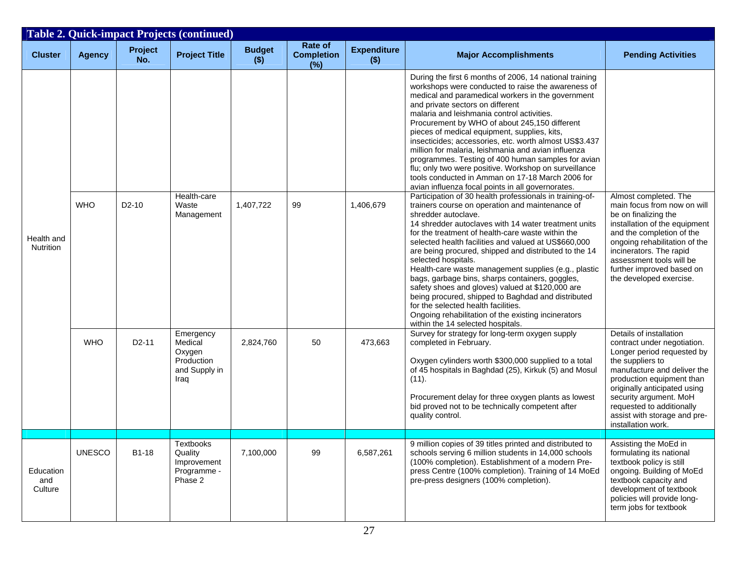**Table 2. Quick-impact Projects (continued)**

| Cluster | Agency | Project No. | Project Title | Budget ($) | Rate of Completion (%) | Expenditure ($) | Major Accomplishments | Pending Activities |
|---|---|---|---|---|---|---|---|---|
| Health and Nutrition | | | | | | | During the first 6 months of 2006, 14 national training workshops were conducted to raise the awareness of medical and paramedical workers in the government and private sectors on different malaria and leishmania control activities. Procurement by WHO of about 245,150 different pieces of medical equipment, supplies, kits, insecticides; accessories, etc. worth almost US$3.437 million for malaria, leishmania and avian influenza programmes. Testing of 400 human samples for avian flu; only two were positive. Workshop on surveillance tools conducted in Amman on 17-18 March 2006 for avian influenza focal points in all governorates. | |
| | WHO | D2-10 | Health-care Waste Management | 1,407,722 | 99 | 1,406,679 | Participation of 30 health professionals in training-of-trainers course on operation and maintenance of shredder autoclave. 14 shredder autoclaves with 14 water treatment units for the treatment of health-care waste within the selected health facilities and valued at US$660,000 are being procured, shipped and distributed to the 14 selected hospitals. Health-care waste management supplies (e.g., plastic bags, garbage bins, sharps containers, goggles, safety shoes and gloves) valued at $120,000 are being procured, shipped to Baghdad and distributed for the selected health facilities. Ongoing rehabilitation of the existing incinerators within the 14 selected hospitals. | Almost completed. The main focus from now on will be on finalizing the installation of the equipment and the completion of the ongoing rehabilitation of the incinerators. The rapid assessment tools will be further improved based on the developed exercise. |
| | WHO | D2-11 | Emergency Medical Oxygen Production and Supply in Iraq | 2,824,760 | 50 | 473,663 | Survey for strategy for long-term oxygen supply completed in February. Oxygen cylinders worth $300,000 supplied to a total of 45 hospitals in Baghdad (25), Kirkuk (5) and Mosul (11). Procurement delay for three oxygen plants as lowest bid proved not to be technically competent after quality control. | Details of installation contract under negotiation. Longer period requested by the suppliers to manufacture and deliver the production equipment than originally anticipated using security argument. MoH requested to additionally assist with storage and pre-installation work. |
| | | | | | | | | |
| Education and Culture | UNESCO | B1-18 | Textbooks Quality Improvement Programme - Phase 2 | 7,100,000 | 99 | 6,587,261 | 9 million copies of 39 titles printed and distributed to schools serving 6 million students in 14,000 schools (100% completion). Establishment of a modern Pre-press Centre (100% completion). Training of 14 MoEd pre-press designers (100% completion). | Assisting the MoEd in formulating its national textbook policy is still ongoing. Building of MoEd textbook capacity and development of textbook policies will provide long-term jobs for textbook |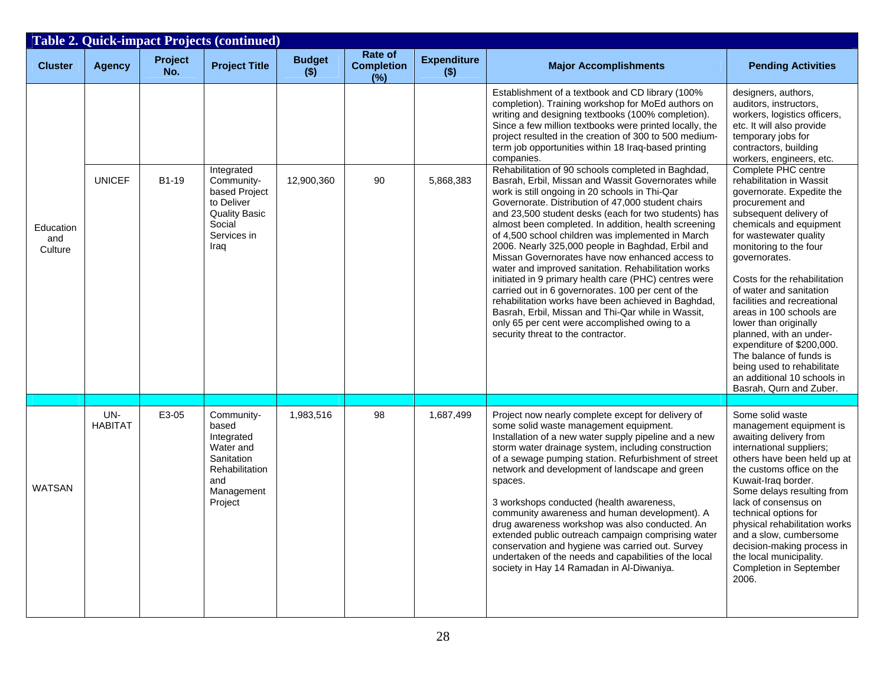**Table 2. Quick-impact Projects (continued)**

| Cluster | Agency | Project No. | Project Title | Budget ($) | Rate of Completion (%) | Expenditure ($) | Major Accomplishments | Pending Activities |
|---|---|---|---|---|---|---|---|---|
| | | | | | | | Establishment of a textbook and CD library (100% completion). Training workshop for MoEd authors on writing and designing textbooks (100% completion). Since a few million textbooks were printed locally, the project resulted in the creation of 300 to 500 medium-term job opportunities within 18 Iraq-based printing companies. | designers, authors, auditors, instructors, workers, logistics officers, etc. It will also provide temporary jobs for contractors, building workers, engineers, etc. |
| Education and Culture | UNICEF | B1-19 | Integrated Community-based Project to Deliver Quality Basic Social Services in Iraq | 12,900,360 | 90 | 5,868,383 | Rehabilitation of 90 schools completed in Baghdad, Basrah, Erbil, Missan and Wassit Governorates while work is still ongoing in 20 schools in Thi-Qar Governorate. Distribution of 47,000 student chairs and 23,500 student desks (each for two students) has almost been completed. In addition, health screening of 4,500 school children was implemented in March 2006. Nearly 325,000 people in Baghdad, Erbil and Missan Governorates have now enhanced access to water and improved sanitation. Rehabilitation works initiated in 9 primary health care (PHC) centres were carried out in 6 governorates. 100 per cent of the rehabilitation works have been achieved in Baghdad, Basrah, Erbil, Missan and Thi-Qar while in Wassit, only 65 per cent were accomplished owing to a security threat to the contractor. | Complete PHC centre rehabilitation in Wassit governorate. Expedite the procurement and subsequent delivery of chemicals and equipment for wastewater quality monitoring to the four governorates.<br><br>Costs for the rehabilitation of water and sanitation facilities and recreational areas in 100 schools are lower than originally planned, with an under-expenditure of $200,000. The balance of funds is being used to rehabilitate an additional 10 schools in Basrah, Qurn and Zuber. |
| | | | | | | | | |
| WATSAN | UN-HABITAT | E3-05 | Community-based Integrated Water and Sanitation Rehabilitation and Management Project | 1,983,516 | 98 | 1,687,499 | Project now nearly complete except for delivery of some solid waste management equipment. Installation of a new water supply pipeline and a new storm water drainage system, including construction of a sewage pumping station. Refurbishment of street network and development of landscape and green spaces.<br><br>3 workshops conducted (health awareness, community awareness and human development). A drug awareness workshop was also conducted. An extended public outreach campaign comprising water conservation and hygiene was carried out. Survey undertaken of the needs and capabilities of the local society in Hay 14 Ramadan in Al-Diwaniya. | Some solid waste management equipment is awaiting delivery from international suppliers; others have been held up at the customs office on the Kuwait-Iraq border. Some delays resulting from lack of consensus on technical options for physical rehabilitation works and a slow, cumbersome decision-making process in the local municipality. Completion in September 2006. |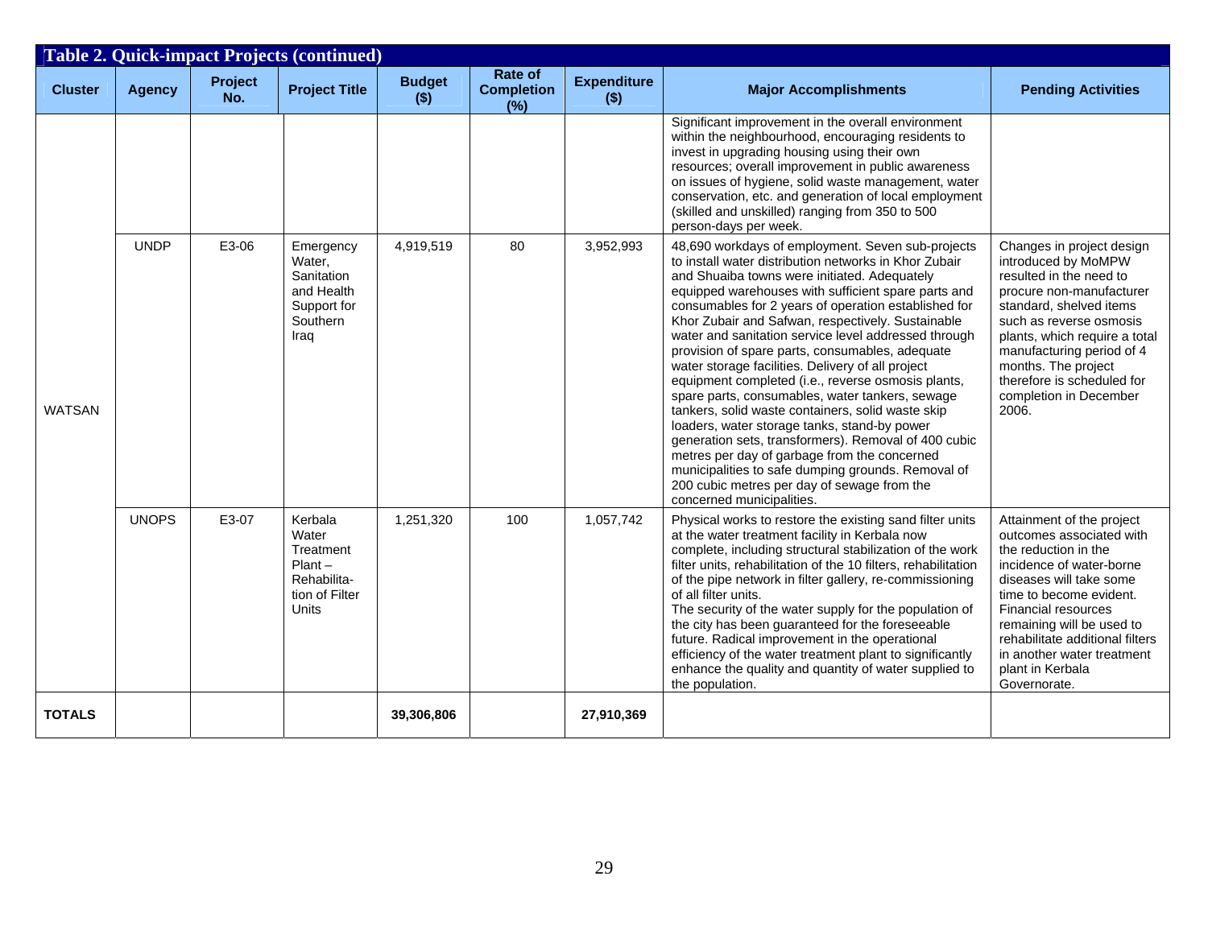**Table 2. Quick-impact Projects (continued)**

| Cluster | Agency | Project No. | Project Title | Budget ($) | Rate of Completion (%) | Expenditure ($) | Major Accomplishments | Pending Activities |
|---|---|---|---|---|---|---|---|---|
| WATSAN | | | | | | | Significant improvement in the overall environment within the neighbourhood, encouraging residents to invest in upgrading housing using their own resources; overall improvement in public awareness on issues of hygiene, solid waste management, water conservation, etc. and generation of local employment (skilled and unskilled) ranging from 350 to 500 person-days per week. | |
| | UNDP | E3-06 | Emergency Water, Sanitation and Health Support for Southern Iraq | 4,919,519 | 80 | 3,952,993 | 48,690 workdays of employment. Seven sub-projects to install water distribution networks in Khor Zubair and Shuaiba towns were initiated. Adequately equipped warehouses with sufficient spare parts and consumables for 2 years of operation established for Khor Zubair and Safwan, respectively. Sustainable water and sanitation service level addressed through provision of spare parts, consumables, adequate water storage facilities. Delivery of all project equipment completed (i.e., reverse osmosis plants, spare parts, consumables, water tankers, sewage tankers, solid waste containers, solid waste skip loaders, water storage tanks, stand-by power generation sets, transformers). Removal of 400 cubic metres per day of garbage from the concerned municipalities to safe dumping grounds. Removal of 200 cubic metres per day of sewage from the concerned municipalities. | Changes in project design introduced by MoMPW resulted in the need to procure non-manufacturer standard, shelved items such as reverse osmosis plants, which require a total manufacturing period of 4 months. The project therefore is scheduled for completion in December 2006. |
| | UNOPS | E3-07 | Kerbala Water Treatment Plant – Rehabilitation of Filter Units | 1,251,320 | 100 | 1,057,742 | Physical works to restore the existing sand filter units at the water treatment facility in Kerbala now complete, including structural stabilization of the work filter units, rehabilitation of the 10 filters, rehabilitation of the pipe network in filter gallery, re-commissioning of all filter units.<br>The security of the water supply for the population of the city has been guaranteed for the foreseeable future. Radical improvement in the operational efficiency of the water treatment plant to significantly enhance the quality and quantity of water supplied to the population. | Attainment of the project outcomes associated with the reduction in the incidence of water-borne diseases will take some time to become evident. Financial resources remaining will be used to rehabilitate additional filters in another water treatment plant in Kerbala Governorate. |
| **TOTALS** | | | | **39,306,806** | | **27,910,369** | | |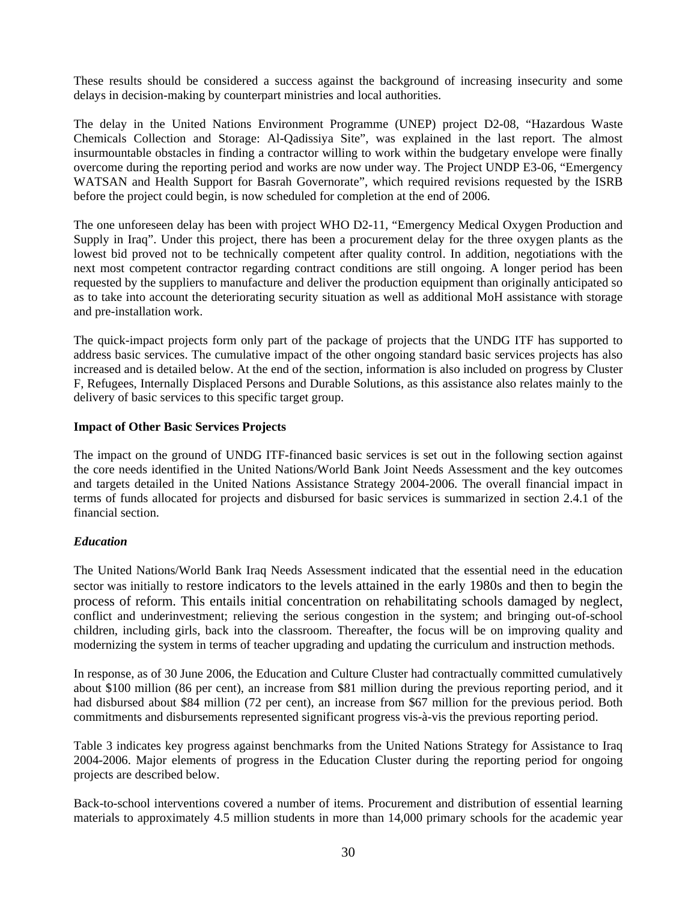These results should be considered a success against the background of increasing insecurity and some delays in decision-making by counterpart ministries and local authorities.

The delay in the United Nations Environment Programme (UNEP) project D2-08, "Hazardous Waste Chemicals Collection and Storage: Al-Qadissiya Site", was explained in the last report. The almost insurmountable obstacles in finding a contractor willing to work within the budgetary envelope were finally overcome during the reporting period and works are now under way. The Project UNDP E3-06, "Emergency WATSAN and Health Support for Basrah Governorate", which required revisions requested by the ISRB before the project could begin, is now scheduled for completion at the end of 2006.

The one unforeseen delay has been with project WHO D2-11, "Emergency Medical Oxygen Production and Supply in Iraq". Under this project, there has been a procurement delay for the three oxygen plants as the lowest bid proved not to be technically competent after quality control. In addition, negotiations with the next most competent contractor regarding contract conditions are still ongoing. A longer period has been requested by the suppliers to manufacture and deliver the production equipment than originally anticipated so as to take into account the deteriorating security situation as well as additional MoH assistance with storage and pre-installation work.

The quick-impact projects form only part of the package of projects that the UNDG ITF has supported to address basic services. The cumulative impact of the other ongoing standard basic services projects has also increased and is detailed below. At the end of the section, information is also included on progress by Cluster F, Refugees, Internally Displaced Persons and Durable Solutions, as this assistance also relates mainly to the delivery of basic services to this specific target group.

**Impact of Other Basic Services Projects**

The impact on the ground of UNDG ITF-financed basic services is set out in the following section against the core needs identified in the United Nations/World Bank Joint Needs Assessment and the key outcomes and targets detailed in the United Nations Assistance Strategy 2004-2006. The overall financial impact in terms of funds allocated for projects and disbursed for basic services is summarized in section 2.4.1 of the financial section.

***Education***

The United Nations/World Bank Iraq Needs Assessment indicated that the essential need in the education sector was initially to restore indicators to the levels attained in the early 1980s and then to begin the process of reform. This entails initial concentration on rehabilitating schools damaged by neglect, conflict and underinvestment; relieving the serious congestion in the system; and bringing out-of-school children, including girls, back into the classroom. Thereafter, the focus will be on improving quality and modernizing the system in terms of teacher upgrading and updating the curriculum and instruction methods.

In response, as of 30 June 2006, the Education and Culture Cluster had contractually committed cumulatively about $100 million (86 per cent), an increase from $81 million during the previous reporting period, and it had disbursed about $84 million (72 per cent), an increase from $67 million for the previous period. Both commitments and disbursements represented significant progress vis-à-vis the previous reporting period.

Table 3 indicates key progress against benchmarks from the United Nations Strategy for Assistance to Iraq 2004-2006. Major elements of progress in the Education Cluster during the reporting period for ongoing projects are described below.

Back-to-school interventions covered a number of items. Procurement and distribution of essential learning materials to approximately 4.5 million students in more than 14,000 primary schools for the academic year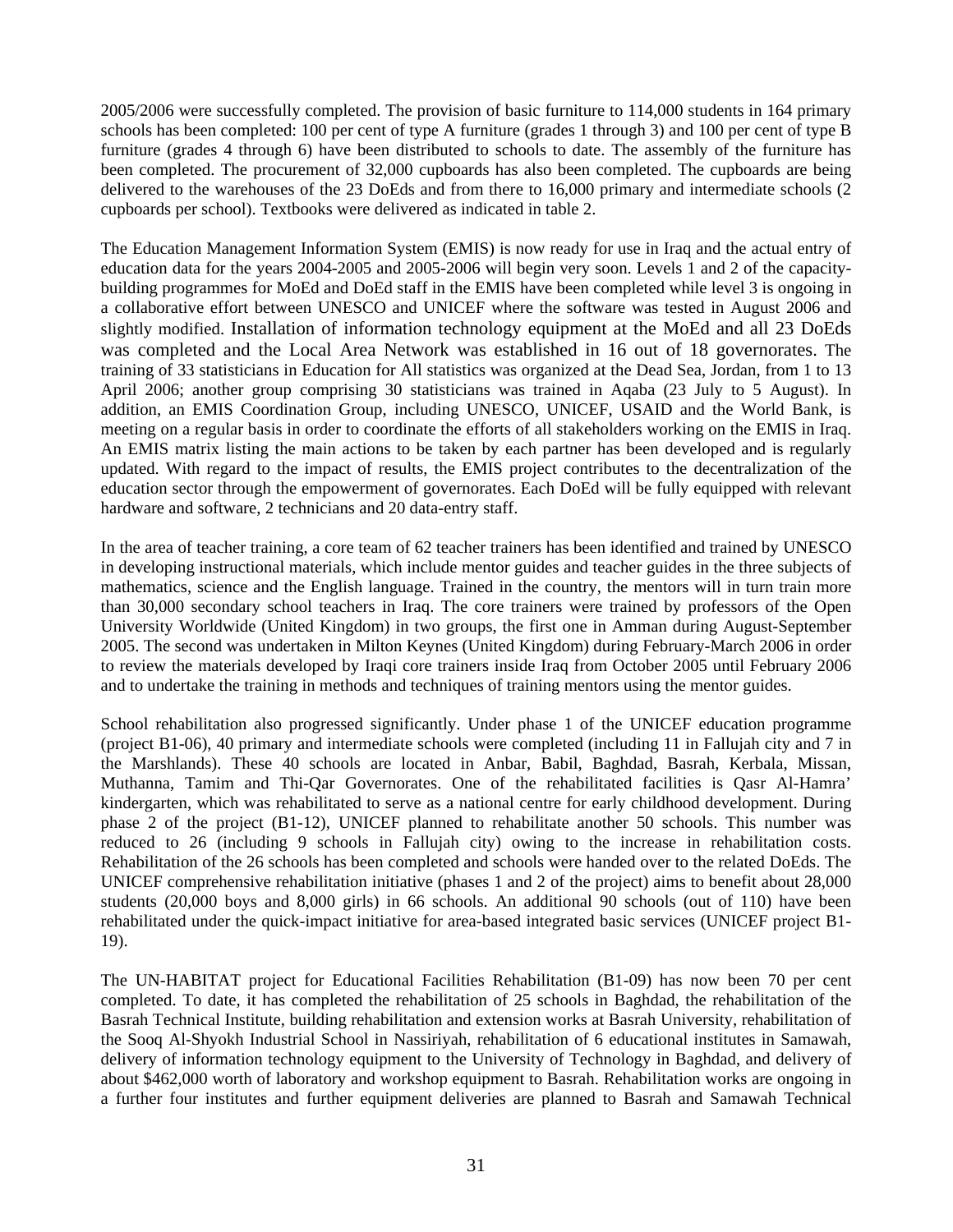2005/2006 were successfully completed. The provision of basic furniture to 114,000 students in 164 primary schools has been completed: 100 per cent of type A furniture (grades 1 through 3) and 100 per cent of type B furniture (grades 4 through 6) have been distributed to schools to date. The assembly of the furniture has been completed. The procurement of 32,000 cupboards has also been completed. The cupboards are being delivered to the warehouses of the 23 DoEds and from there to 16,000 primary and intermediate schools (2 cupboards per school). Textbooks were delivered as indicated in table 2.

The Education Management Information System (EMIS) is now ready for use in Iraq and the actual entry of education data for the years 2004-2005 and 2005-2006 will begin very soon. Levels 1 and 2 of the capacity-building programmes for MoEd and DoEd staff in the EMIS have been completed while level 3 is ongoing in a collaborative effort between UNESCO and UNICEF where the software was tested in August 2006 and slightly modified. Installation of information technology equipment at the MoEd and all 23 DoEds was completed and the Local Area Network was established in 16 out of 18 governorates. The training of 33 statisticians in Education for All statistics was organized at the Dead Sea, Jordan, from 1 to 13 April 2006; another group comprising 30 statisticians was trained in Aqaba (23 July to 5 August). In addition, an EMIS Coordination Group, including UNESCO, UNICEF, USAID and the World Bank, is meeting on a regular basis in order to coordinate the efforts of all stakeholders working on the EMIS in Iraq. An EMIS matrix listing the main actions to be taken by each partner has been developed and is regularly updated. With regard to the impact of results, the EMIS project contributes to the decentralization of the education sector through the empowerment of governorates. Each DoEd will be fully equipped with relevant hardware and software, 2 technicians and 20 data-entry staff.

In the area of teacher training, a core team of 62 teacher trainers has been identified and trained by UNESCO in developing instructional materials, which include mentor guides and teacher guides in the three subjects of mathematics, science and the English language. Trained in the country, the mentors will in turn train more than 30,000 secondary school teachers in Iraq. The core trainers were trained by professors of the Open University Worldwide (United Kingdom) in two groups, the first one in Amman during August-September 2005. The second was undertaken in Milton Keynes (United Kingdom) during February-March 2006 in order to review the materials developed by Iraqi core trainers inside Iraq from October 2005 until February 2006 and to undertake the training in methods and techniques of training mentors using the mentor guides.

School rehabilitation also progressed significantly. Under phase 1 of the UNICEF education programme (project B1-06), 40 primary and intermediate schools were completed (including 11 in Fallujah city and 7 in the Marshlands). These 40 schools are located in Anbar, Babil, Baghdad, Basrah, Kerbala, Missan, Muthanna, Tamim and Thi-Qar Governorates. One of the rehabilitated facilities is Qasr Al-Hamra' kindergarten, which was rehabilitated to serve as a national centre for early childhood development. During phase 2 of the project (B1-12), UNICEF planned to rehabilitate another 50 schools. This number was reduced to 26 (including 9 schools in Fallujah city) owing to the increase in rehabilitation costs. Rehabilitation of the 26 schools has been completed and schools were handed over to the related DoEds. The UNICEF comprehensive rehabilitation initiative (phases 1 and 2 of the project) aims to benefit about 28,000 students (20,000 boys and 8,000 girls) in 66 schools. An additional 90 schools (out of 110) have been rehabilitated under the quick-impact initiative for area-based integrated basic services (UNICEF project B1-19).

The UN-HABITAT project for Educational Facilities Rehabilitation (B1-09) has now been 70 per cent completed. To date, it has completed the rehabilitation of 25 schools in Baghdad, the rehabilitation of the Basrah Technical Institute, building rehabilitation and extension works at Basrah University, rehabilitation of the Sooq Al-Shyokh Industrial School in Nassiriyah, rehabilitation of 6 educational institutes in Samawah, delivery of information technology equipment to the University of Technology in Baghdad, and delivery of about $462,000 worth of laboratory and workshop equipment to Basrah. Rehabilitation works are ongoing in a further four institutes and further equipment deliveries are planned to Basrah and Samawah Technical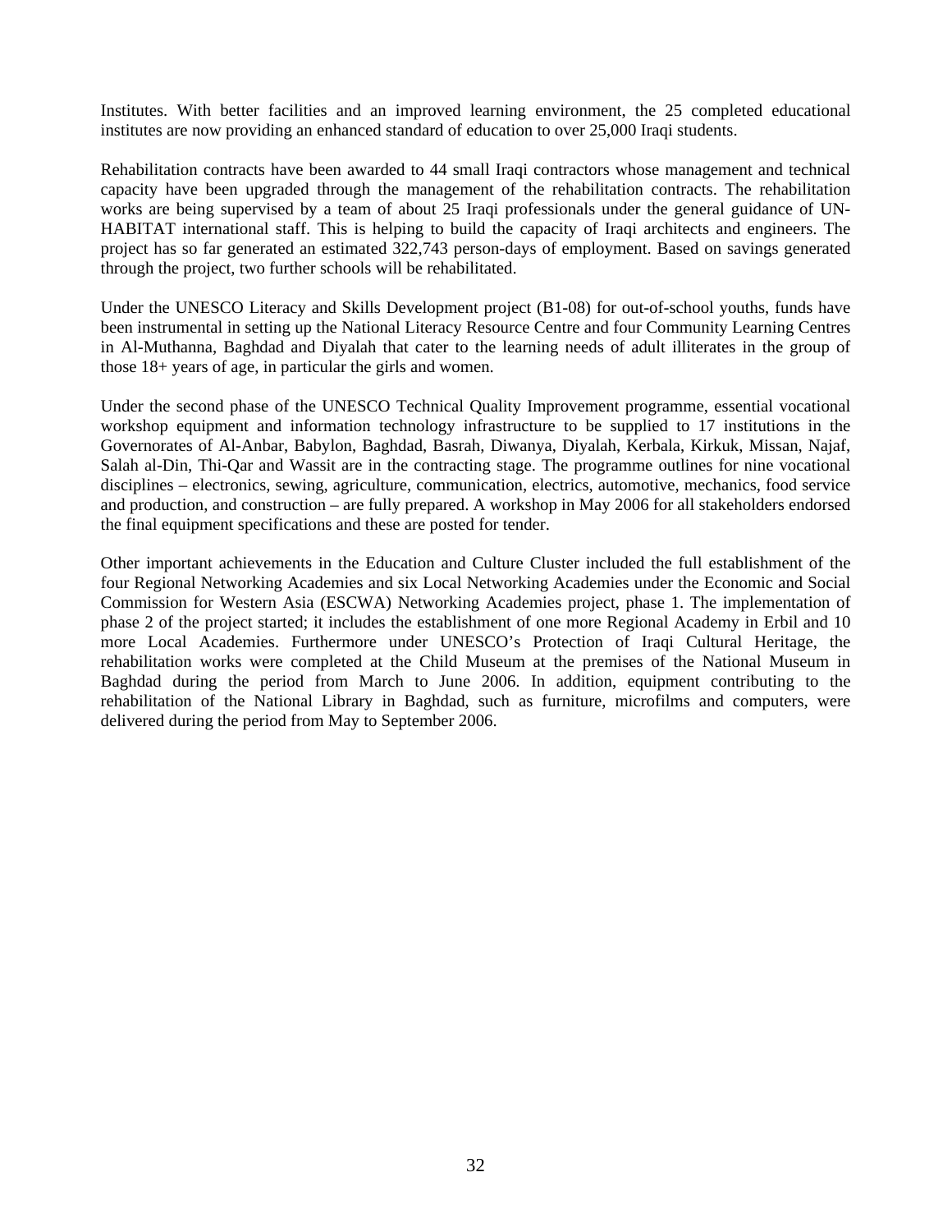Institutes. With better facilities and an improved learning environment, the 25 completed educational institutes are now providing an enhanced standard of education to over 25,000 Iraqi students.

Rehabilitation contracts have been awarded to 44 small Iraqi contractors whose management and technical capacity have been upgraded through the management of the rehabilitation contracts. The rehabilitation works are being supervised by a team of about 25 Iraqi professionals under the general guidance of UN-HABITAT international staff. This is helping to build the capacity of Iraqi architects and engineers. The project has so far generated an estimated 322,743 person-days of employment. Based on savings generated through the project, two further schools will be rehabilitated.

Under the UNESCO Literacy and Skills Development project (B1-08) for out-of-school youths, funds have been instrumental in setting up the National Literacy Resource Centre and four Community Learning Centres in Al-Muthanna, Baghdad and Diyalah that cater to the learning needs of adult illiterates in the group of those 18+ years of age, in particular the girls and women.

Under the second phase of the UNESCO Technical Quality Improvement programme, essential vocational workshop equipment and information technology infrastructure to be supplied to 17 institutions in the Governorates of Al-Anbar, Babylon, Baghdad, Basrah, Diwanya, Diyalah, Kerbala, Kirkuk, Missan, Najaf, Salah al-Din, Thi-Qar and Wassit are in the contracting stage. The programme outlines for nine vocational disciplines – electronics, sewing, agriculture, communication, electrics, automotive, mechanics, food service and production, and construction – are fully prepared. A workshop in May 2006 for all stakeholders endorsed the final equipment specifications and these are posted for tender.

Other important achievements in the Education and Culture Cluster included the full establishment of the four Regional Networking Academies and six Local Networking Academies under the Economic and Social Commission for Western Asia (ESCWA) Networking Academies project, phase 1. The implementation of phase 2 of the project started; it includes the establishment of one more Regional Academy in Erbil and 10 more Local Academies. Furthermore under UNESCO's Protection of Iraqi Cultural Heritage, the rehabilitation works were completed at the Child Museum at the premises of the National Museum in Baghdad during the period from March to June 2006. In addition, equipment contributing to the rehabilitation of the National Library in Baghdad, such as furniture, microfilms and computers, were delivered during the period from May to September 2006.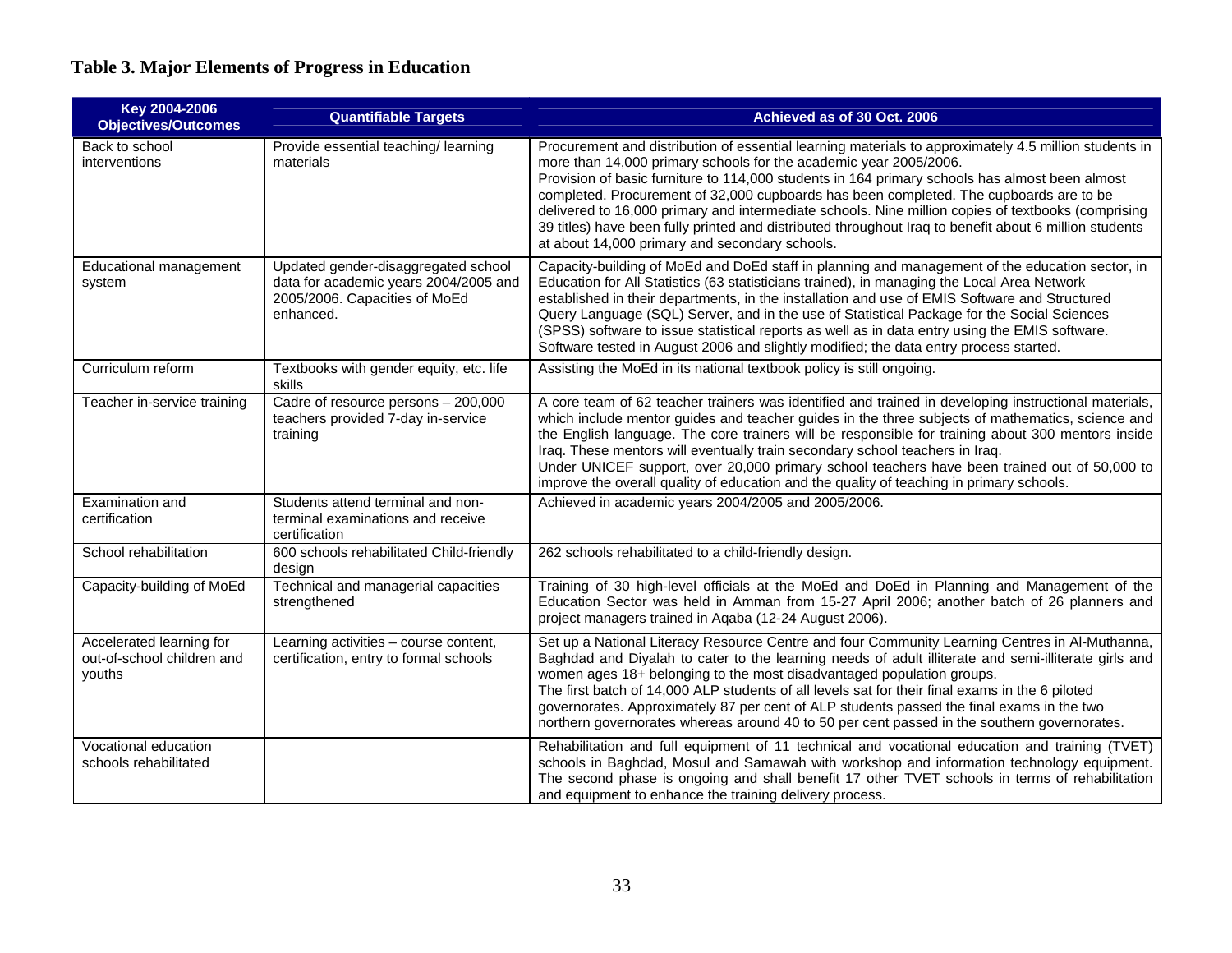## Table 3. Major Elements of Progress in Education

| Key 2004-2006 Objectives/Outcomes | Quantifiable Targets | Achieved as of 30 Oct. 2006 |
|---|---|---|
| Back to school interventions | Provide essential teaching/ learning materials | Procurement and distribution of essential learning materials to approximately 4.5 million students in more than 14,000 primary schools for the academic year 2005/2006. Provision of basic furniture to 114,000 students in 164 primary schools has almost been almost completed. Procurement of 32,000 cupboards has been completed. The cupboards are to be delivered to 16,000 primary and intermediate schools. Nine million copies of textbooks (comprising 39 titles) have been fully printed and distributed throughout Iraq to benefit about 6 million students at about 14,000 primary and secondary schools. |
| Educational management system | Updated gender-disaggregated school data for academic years 2004/2005 and 2005/2006. Capacities of MoEd enhanced. | Capacity-building of MoEd and DoEd staff in planning and management of the education sector, in Education for All Statistics (63 statisticians trained), in managing the Local Area Network established in their departments, in the installation and use of EMIS Software and Structured Query Language (SQL) Server, and in the use of Statistical Package for the Social Sciences (SPSS) software to issue statistical reports as well as in data entry using the EMIS software. Software tested in August 2006 and slightly modified; the data entry process started. |
| Curriculum reform | Textbooks with gender equity, etc. life skills | Assisting the MoEd in its national textbook policy is still ongoing. |
| Teacher in-service training | Cadre of resource persons – 200,000 teachers provided 7-day in-service training | A core team of 62 teacher trainers was identified and trained in developing instructional materials, which include mentor guides and teacher guides in the three subjects of mathematics, science and the English language. The core trainers will be responsible for training about 300 mentors inside Iraq. These mentors will eventually train secondary school teachers in Iraq. Under UNICEF support, over 20,000 primary school teachers have been trained out of 50,000 to improve the overall quality of education and the quality of teaching in primary schools. |
| Examination and certification | Students attend terminal and non-terminal examinations and receive certification | Achieved in academic years 2004/2005 and 2005/2006. |
| School rehabilitation | 600 schools rehabilitated Child-friendly design | 262 schools rehabilitated to a child-friendly design. |
| Capacity-building of MoEd | Technical and managerial capacities strengthened | Training of 30 high-level officials at the MoEd and DoEd in Planning and Management of the Education Sector was held in Amman from 15-27 April 2006; another batch of 26 planners and project managers trained in Aqaba (12-24 August 2006). |
| Accelerated learning for out-of-school children and youths | Learning activities – course content, certification, entry to formal schools | Set up a National Literacy Resource Centre and four Community Learning Centres in Al-Muthanna, Baghdad and Diyalah to cater to the learning needs of adult illiterate and semi-illiterate girls and women ages 18+ belonging to the most disadvantaged population groups. The first batch of 14,000 ALP students of all levels sat for their final exams in the 6 piloted governorates. Approximately 87 per cent of ALP students passed the final exams in the two northern governorates whereas around 40 to 50 per cent passed in the southern governorates. |
| Vocational education schools rehabilitated | | Rehabilitation and full equipment of 11 technical and vocational education and training (TVET) schools in Baghdad, Mosul and Samawah with workshop and information technology equipment. The second phase is ongoing and shall benefit 17 other TVET schools in terms of rehabilitation and equipment to enhance the training delivery process. |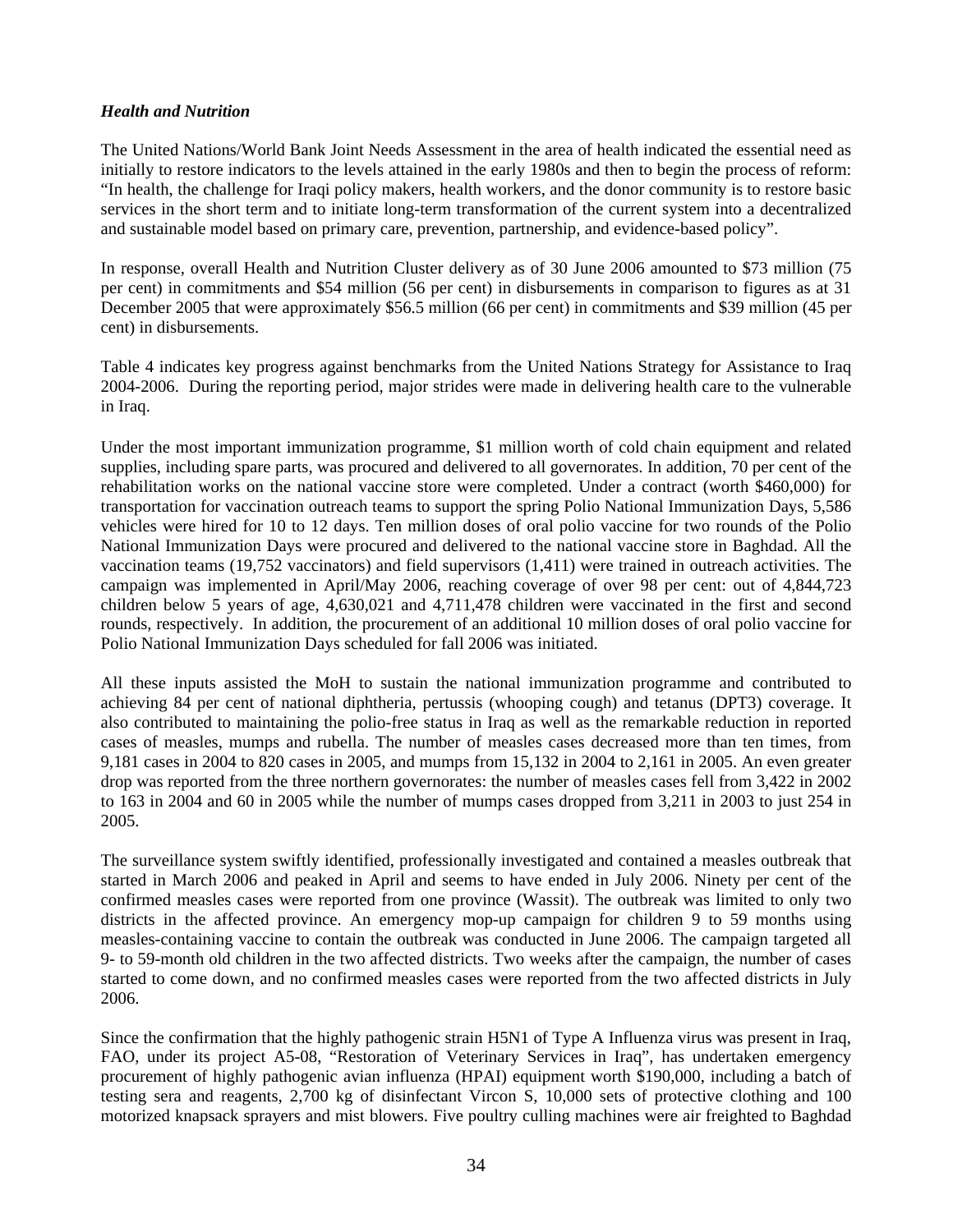***Health and Nutrition***

The United Nations/World Bank Joint Needs Assessment in the area of health indicated the essential need as initially to restore indicators to the levels attained in the early 1980s and then to begin the process of reform: "In health, the challenge for Iraqi policy makers, health workers, and the donor community is to restore basic services in the short term and to initiate long-term transformation of the current system into a decentralized and sustainable model based on primary care, prevention, partnership, and evidence-based policy".

In response, overall Health and Nutrition Cluster delivery as of 30 June 2006 amounted to $73 million (75 per cent) in commitments and $54 million (56 per cent) in disbursements in comparison to figures as at 31 December 2005 that were approximately $56.5 million (66 per cent) in commitments and $39 million (45 per cent) in disbursements.

Table 4 indicates key progress against benchmarks from the United Nations Strategy for Assistance to Iraq 2004-2006. During the reporting period, major strides were made in delivering health care to the vulnerable in Iraq.

Under the most important immunization programme, $1 million worth of cold chain equipment and related supplies, including spare parts, was procured and delivered to all governorates. In addition, 70 per cent of the rehabilitation works on the national vaccine store were completed. Under a contract (worth $460,000) for transportation for vaccination outreach teams to support the spring Polio National Immunization Days, 5,586 vehicles were hired for 10 to 12 days. Ten million doses of oral polio vaccine for two rounds of the Polio National Immunization Days were procured and delivered to the national vaccine store in Baghdad. All the vaccination teams (19,752 vaccinators) and field supervisors (1,411) were trained in outreach activities. The campaign was implemented in April/May 2006, reaching coverage of over 98 per cent: out of 4,844,723 children below 5 years of age, 4,630,021 and 4,711,478 children were vaccinated in the first and second rounds, respectively. In addition, the procurement of an additional 10 million doses of oral polio vaccine for Polio National Immunization Days scheduled for fall 2006 was initiated.

All these inputs assisted the MoH to sustain the national immunization programme and contributed to achieving 84 per cent of national diphtheria, pertussis (whooping cough) and tetanus (DPT3) coverage. It also contributed to maintaining the polio-free status in Iraq as well as the remarkable reduction in reported cases of measles, mumps and rubella. The number of measles cases decreased more than ten times, from 9,181 cases in 2004 to 820 cases in 2005, and mumps from 15,132 in 2004 to 2,161 in 2005. An even greater drop was reported from the three northern governorates: the number of measles cases fell from 3,422 in 2002 to 163 in 2004 and 60 in 2005 while the number of mumps cases dropped from 3,211 in 2003 to just 254 in 2005.

The surveillance system swiftly identified, professionally investigated and contained a measles outbreak that started in March 2006 and peaked in April and seems to have ended in July 2006. Ninety per cent of the confirmed measles cases were reported from one province (Wassit). The outbreak was limited to only two districts in the affected province. An emergency mop-up campaign for children 9 to 59 months using measles-containing vaccine to contain the outbreak was conducted in June 2006. The campaign targeted all 9- to 59-month old children in the two affected districts. Two weeks after the campaign, the number of cases started to come down, and no confirmed measles cases were reported from the two affected districts in July 2006.

Since the confirmation that the highly pathogenic strain H5N1 of Type A Influenza virus was present in Iraq, FAO, under its project A5-08, "Restoration of Veterinary Services in Iraq", has undertaken emergency procurement of highly pathogenic avian influenza (HPAI) equipment worth $190,000, including a batch of testing sera and reagents, 2,700 kg of disinfectant Vircon S, 10,000 sets of protective clothing and 100 motorized knapsack sprayers and mist blowers. Five poultry culling machines were air freighted to Baghdad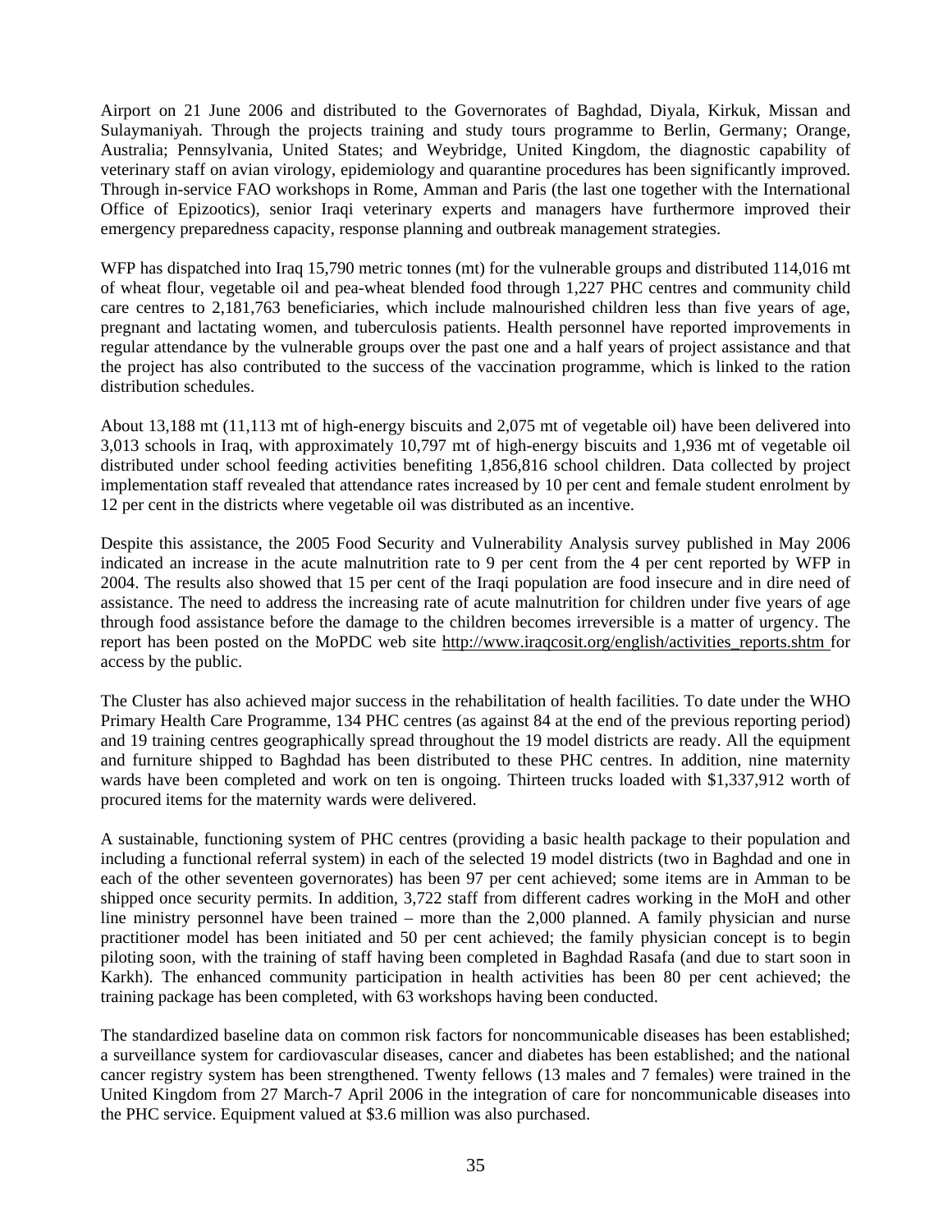Airport on 21 June 2006 and distributed to the Governorates of Baghdad, Diyala, Kirkuk, Missan and Sulaymaniyah. Through the projects training and study tours programme to Berlin, Germany; Orange, Australia; Pennsylvania, United States; and Weybridge, United Kingdom, the diagnostic capability of veterinary staff on avian virology, epidemiology and quarantine procedures has been significantly improved. Through in-service FAO workshops in Rome, Amman and Paris (the last one together with the International Office of Epizootics), senior Iraqi veterinary experts and managers have furthermore improved their emergency preparedness capacity, response planning and outbreak management strategies.

WFP has dispatched into Iraq 15,790 metric tonnes (mt) for the vulnerable groups and distributed 114,016 mt of wheat flour, vegetable oil and pea-wheat blended food through 1,227 PHC centres and community child care centres to 2,181,763 beneficiaries, which include malnourished children less than five years of age, pregnant and lactating women, and tuberculosis patients. Health personnel have reported improvements in regular attendance by the vulnerable groups over the past one and a half years of project assistance and that the project has also contributed to the success of the vaccination programme, which is linked to the ration distribution schedules.

About 13,188 mt (11,113 mt of high-energy biscuits and 2,075 mt of vegetable oil) have been delivered into 3,013 schools in Iraq, with approximately 10,797 mt of high-energy biscuits and 1,936 mt of vegetable oil distributed under school feeding activities benefiting 1,856,816 school children. Data collected by project implementation staff revealed that attendance rates increased by 10 per cent and female student enrolment by 12 per cent in the districts where vegetable oil was distributed as an incentive.

Despite this assistance, the 2005 Food Security and Vulnerability Analysis survey published in May 2006 indicated an increase in the acute malnutrition rate to 9 per cent from the 4 per cent reported by WFP in 2004. The results also showed that 15 per cent of the Iraqi population are food insecure and in dire need of assistance. The need to address the increasing rate of acute malnutrition for children under five years of age through food assistance before the damage to the children becomes irreversible is a matter of urgency. The report has been posted on the MoPDC web site http://www.iraqcosit.org/english/activities_reports.shtm for access by the public.

The Cluster has also achieved major success in the rehabilitation of health facilities. To date under the WHO Primary Health Care Programme, 134 PHC centres (as against 84 at the end of the previous reporting period) and 19 training centres geographically spread throughout the 19 model districts are ready. All the equipment and furniture shipped to Baghdad has been distributed to these PHC centres. In addition, nine maternity wards have been completed and work on ten is ongoing. Thirteen trucks loaded with $1,337,912 worth of procured items for the maternity wards were delivered.

A sustainable, functioning system of PHC centres (providing a basic health package to their population and including a functional referral system) in each of the selected 19 model districts (two in Baghdad and one in each of the other seventeen governorates) has been 97 per cent achieved; some items are in Amman to be shipped once security permits. In addition, 3,722 staff from different cadres working in the MoH and other line ministry personnel have been trained – more than the 2,000 planned. A family physician and nurse practitioner model has been initiated and 50 per cent achieved; the family physician concept is to begin piloting soon, with the training of staff having been completed in Baghdad Rasafa (and due to start soon in Karkh). The enhanced community participation in health activities has been 80 per cent achieved; the training package has been completed, with 63 workshops having been conducted.

The standardized baseline data on common risk factors for noncommunicable diseases has been established; a surveillance system for cardiovascular diseases, cancer and diabetes has been established; and the national cancer registry system has been strengthened. Twenty fellows (13 males and 7 females) were trained in the United Kingdom from 27 March-7 April 2006 in the integration of care for noncommunicable diseases into the PHC service. Equipment valued at $3.6 million was also purchased.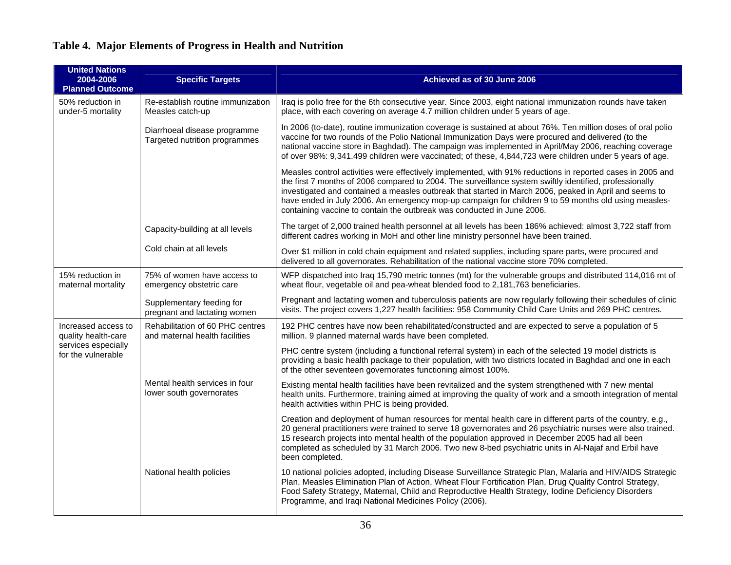## Table 4. Major Elements of Progress in Health and Nutrition

| United Nations 2004-2006 Planned Outcome | Specific Targets | Achieved as of 30 June 2006 |
|---|---|---|
| 50% reduction in under-5 mortality | Re-establish routine immunization Measles catch-up | Iraq is polio free for the 6th consecutive year. Since 2003, eight national immunization rounds have taken place, with each covering on average 4.7 million children under 5 years of age. |
| | Diarrhoeal disease programme Targeted nutrition programmes | In 2006 (to-date), routine immunization coverage is sustained at about 76%. Ten million doses of oral polio vaccine for two rounds of the Polio National Immunization Days were procured and delivered (to the national vaccine store in Baghdad). The campaign was implemented in April/May 2006, reaching coverage of over 98%: 9,341.499 children were vaccinated; of these, 4,844,723 were children under 5 years of age. |
| | | Measles control activities were effectively implemented, with 91% reductions in reported cases in 2005 and the first 7 months of 2006 compared to 2004. The surveillance system swiftly identified, professionally investigated and contained a measles outbreak that started in March 2006, peaked in April and seems to have ended in July 2006. An emergency mop-up campaign for children 9 to 59 months old using measles-containing vaccine to contain the outbreak was conducted in June 2006. |
| | Capacity-building at all levels | The target of 2,000 trained health personnel at all levels has been 186% achieved: almost 3,722 staff from different cadres working in MoH and other line ministry personnel have been trained. |
| | Cold chain at all levels | Over $1 million in cold chain equipment and related supplies, including spare parts, were procured and delivered to all governorates. Rehabilitation of the national vaccine store 70% completed. |
| 15% reduction in maternal mortality | 75% of women have access to emergency obstetric care | WFP dispatched into Iraq 15,790 metric tonnes (mt) for the vulnerable groups and distributed 114,016 mt of wheat flour, vegetable oil and pea-wheat blended food to 2,181,763 beneficiaries. |
| | Supplementary feeding for pregnant and lactating women | Pregnant and lactating women and tuberculosis patients are now regularly following their schedules of clinic visits. The project covers 1,227 health facilities: 958 Community Child Care Units and 269 PHC centres. |
| Increased access to quality health-care services especially for the vulnerable | Rehabilitation of 60 PHC centres and maternal health facilities | 192 PHC centres have now been rehabilitated/constructed and are expected to serve a population of 5 million. 9 planned maternal wards have been completed. |
| | | PHC centre system (including a functional referral system) in each of the selected 19 model districts is providing a basic health package to their population, with two districts located in Baghdad and one in each of the other seventeen governorates functioning almost 100%. |
| | Mental health services in four lower south governorates | Existing mental health facilities have been revitalized and the system strengthened with 7 new mental health units. Furthermore, training aimed at improving the quality of work and a smooth integration of mental health activities within PHC is being provided. |
| | | Creation and deployment of human resources for mental health care in different parts of the country, e.g., 20 general practitioners were trained to serve 18 governorates and 26 psychiatric nurses were also trained. 15 research projects into mental health of the population approved in December 2005 had all been completed as scheduled by 31 March 2006. Two new 8-bed psychiatric units in Al-Najaf and Erbil have been completed. |
| | National health policies | 10 national policies adopted, including Disease Surveillance Strategic Plan, Malaria and HIV/AIDS Strategic Plan, Measles Elimination Plan of Action, Wheat Flour Fortification Plan, Drug Quality Control Strategy, Food Safety Strategy, Maternal, Child and Reproductive Health Strategy, Iodine Deficiency Disorders Programme, and Iraqi National Medicines Policy (2006). |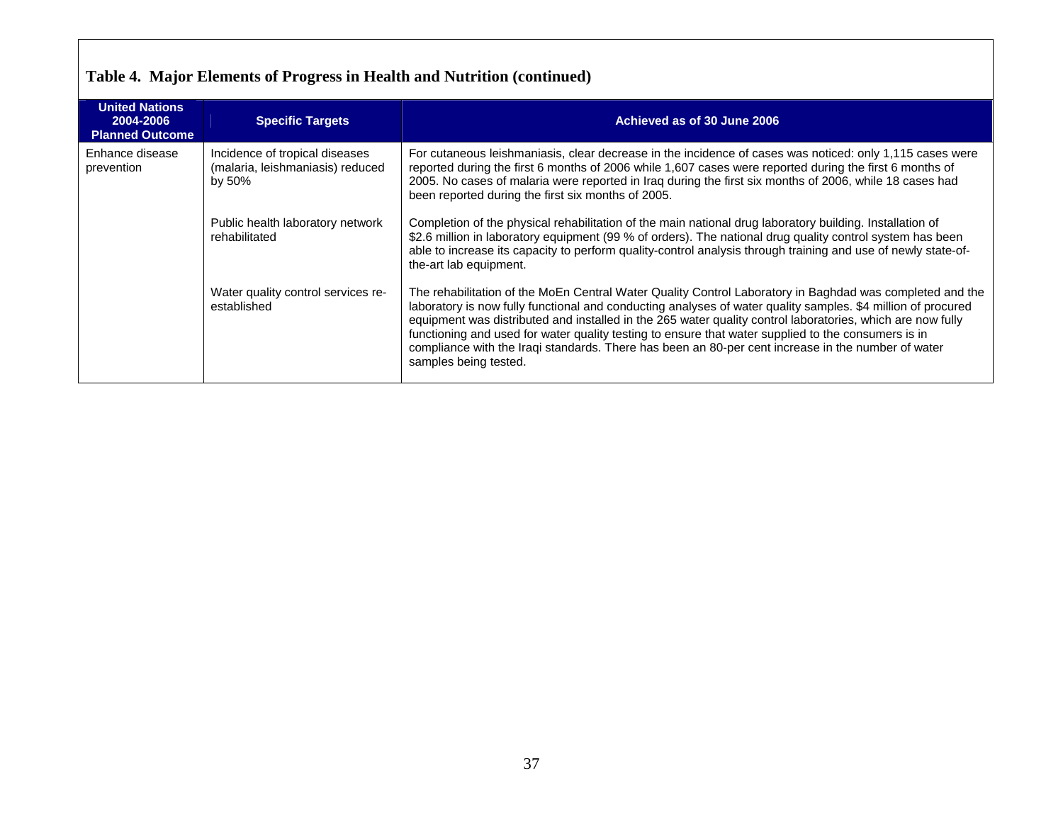## Table 4. Major Elements of Progress in Health and Nutrition (continued)

| United Nations 2004-2006 Planned Outcome | Specific Targets | Achieved as of 30 June 2006 |
|---|---|---|
| Enhance disease prevention | Incidence of tropical diseases (malaria, leishmaniasis) reduced by 50% | For cutaneous leishmaniasis, clear decrease in the incidence of cases was noticed: only 1,115 cases were reported during the first 6 months of 2006 while 1,607 cases were reported during the first 6 months of 2005. No cases of malaria were reported in Iraq during the first six months of 2006, while 18 cases had been reported during the first six months of 2005. |
| | Public health laboratory network rehabilitated | Completion of the physical rehabilitation of the main national drug laboratory building. Installation of $2.6 million in laboratory equipment (99 % of orders). The national drug quality control system has been able to increase its capacity to perform quality-control analysis through training and use of newly state-of-the-art lab equipment. |
| | Water quality control services re-established | The rehabilitation of the MoEn Central Water Quality Control Laboratory in Baghdad was completed and the laboratory is now fully functional and conducting analyses of water quality samples. $4 million of procured equipment was distributed and installed in the 265 water quality control laboratories, which are now fully functioning and used for water quality testing to ensure that water supplied to the consumers is in compliance with the Iraqi standards. There has been an 80-per cent increase in the number of water samples being tested. |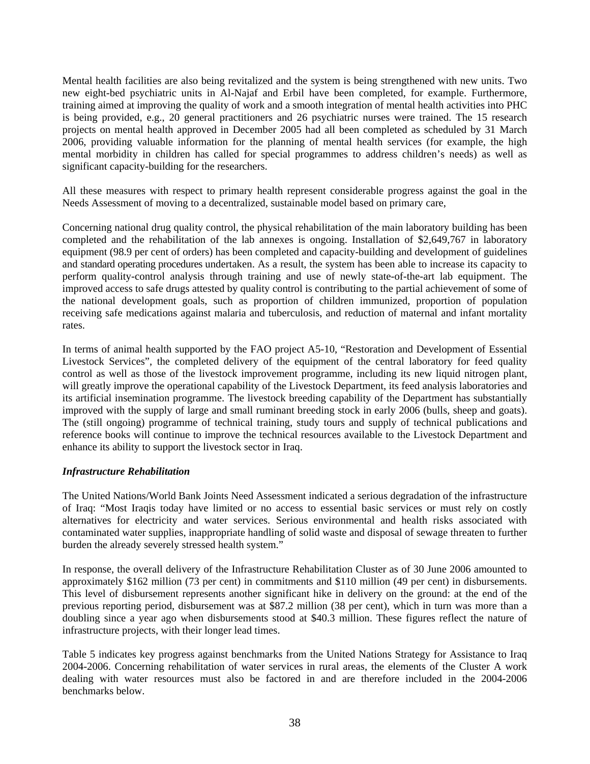Mental health facilities are also being revitalized and the system is being strengthened with new units. Two new eight-bed psychiatric units in Al-Najaf and Erbil have been completed, for example. Furthermore, training aimed at improving the quality of work and a smooth integration of mental health activities into PHC is being provided, e.g., 20 general practitioners and 26 psychiatric nurses were trained. The 15 research projects on mental health approved in December 2005 had all been completed as scheduled by 31 March 2006, providing valuable information for the planning of mental health services (for example, the high mental morbidity in children has called for special programmes to address children's needs) as well as significant capacity-building for the researchers.

All these measures with respect to primary health represent considerable progress against the goal in the Needs Assessment of moving to a decentralized, sustainable model based on primary care,

Concerning national drug quality control, the physical rehabilitation of the main laboratory building has been completed and the rehabilitation of the lab annexes is ongoing. Installation of $2,649,767 in laboratory equipment (98.9 per cent of orders) has been completed and capacity-building and development of guidelines and standard operating procedures undertaken. As a result, the system has been able to increase its capacity to perform quality-control analysis through training and use of newly state-of-the-art lab equipment. The improved access to safe drugs attested by quality control is contributing to the partial achievement of some of the national development goals, such as proportion of children immunized, proportion of population receiving safe medications against malaria and tuberculosis, and reduction of maternal and infant mortality rates.

In terms of animal health supported by the FAO project A5-10, "Restoration and Development of Essential Livestock Services", the completed delivery of the equipment of the central laboratory for feed quality control as well as those of the livestock improvement programme, including its new liquid nitrogen plant, will greatly improve the operational capability of the Livestock Department, its feed analysis laboratories and its artificial insemination programme. The livestock breeding capability of the Department has substantially improved with the supply of large and small ruminant breeding stock in early 2006 (bulls, sheep and goats). The (still ongoing) programme of technical training, study tours and supply of technical publications and reference books will continue to improve the technical resources available to the Livestock Department and enhance its ability to support the livestock sector in Iraq.

### *Infrastructure Rehabilitation*

The United Nations/World Bank Joints Need Assessment indicated a serious degradation of the infrastructure of Iraq: "Most Iraqis today have limited or no access to essential basic services or must rely on costly alternatives for electricity and water services. Serious environmental and health risks associated with contaminated water supplies, inappropriate handling of solid waste and disposal of sewage threaten to further burden the already severely stressed health system."

In response, the overall delivery of the Infrastructure Rehabilitation Cluster as of 30 June 2006 amounted to approximately $162 million (73 per cent) in commitments and $110 million (49 per cent) in disbursements. This level of disbursement represents another significant hike in delivery on the ground: at the end of the previous reporting period, disbursement was at $87.2 million (38 per cent), which in turn was more than a doubling since a year ago when disbursements stood at $40.3 million. These figures reflect the nature of infrastructure projects, with their longer lead times.

Table 5 indicates key progress against benchmarks from the United Nations Strategy for Assistance to Iraq 2004-2006. Concerning rehabilitation of water services in rural areas, the elements of the Cluster A work dealing with water resources must also be factored in and are therefore included in the 2004-2006 benchmarks below.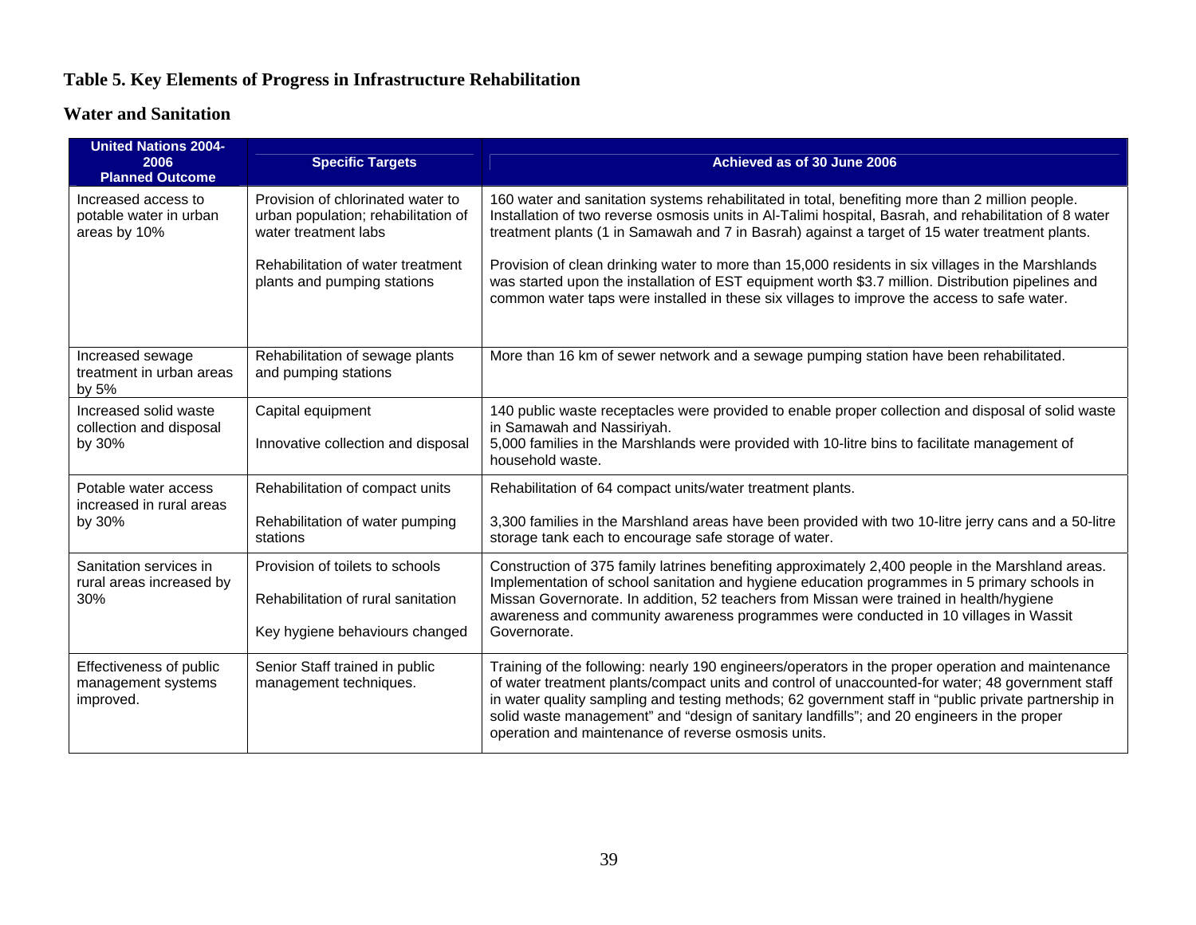### Table 5. Key Elements of Progress in Infrastructure Rehabilitation

### Water and Sanitation

| United Nations 2004-2006 Planned Outcome | Specific Targets | Achieved as of 30 June 2006 |
|---|---|---|
| Increased access to potable water in urban areas by 10% | Provision of chlorinated water to urban population; rehabilitation of water treatment labs<br><br>Rehabilitation of water treatment plants and pumping stations | 160 water and sanitation systems rehabilitated in total, benefiting more than 2 million people. Installation of two reverse osmosis units in Al-Talimi hospital, Basrah, and rehabilitation of 8 water treatment plants (1 in Samawah and 7 in Basrah) against a target of 15 water treatment plants.<br><br>Provision of clean drinking water to more than 15,000 residents in six villages in the Marshlands was started upon the installation of EST equipment worth $3.7 million. Distribution pipelines and common water taps were installed in these six villages to improve the access to safe water. |
| Increased sewage treatment in urban areas by 5% | Rehabilitation of sewage plants and pumping stations | More than 16 km of sewer network and a sewage pumping station have been rehabilitated. |
| Increased solid waste collection and disposal by 30% | Capital equipment<br><br>Innovative collection and disposal | 140 public waste receptacles were provided to enable proper collection and disposal of solid waste in Samawah and Nassiriyah.<br>5,000 families in the Marshlands were provided with 10-litre bins to facilitate management of household waste. |
| Potable water access increased in rural areas by 30% | Rehabilitation of compact units<br><br>Rehabilitation of water pumping stations | Rehabilitation of 64 compact units/water treatment plants.<br><br>3,300 families in the Marshland areas have been provided with two 10-litre jerry cans and a 50-litre storage tank each to encourage safe storage of water. |
| Sanitation services in rural areas increased by 30% | Provision of toilets to schools<br><br>Rehabilitation of rural sanitation<br><br>Key hygiene behaviours changed | Construction of 375 family latrines benefiting approximately 2,400 people in the Marshland areas. Implementation of school sanitation and hygiene education programmes in 5 primary schools in Missan Governorate. In addition, 52 teachers from Missan were trained in health/hygiene awareness and community awareness programmes were conducted in 10 villages in Wassit Governorate. |
| Effectiveness of public management systems improved. | Senior Staff trained in public management techniques. | Training of the following: nearly 190 engineers/operators in the proper operation and maintenance of water treatment plants/compact units and control of unaccounted-for water; 48 government staff in water quality sampling and testing methods; 62 government staff in "public private partnership in solid waste management" and "design of sanitary landfills"; and 20 engineers in the proper operation and maintenance of reverse osmosis units. |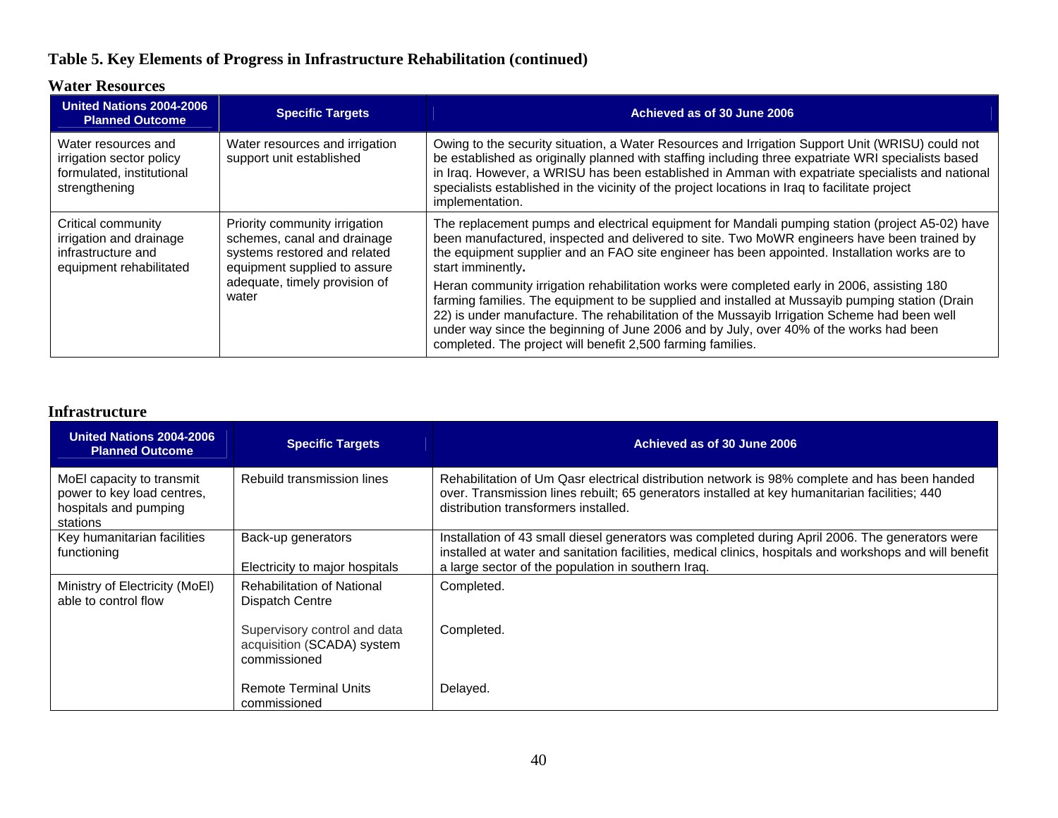# Table 5. Key Elements of Progress in Infrastructure Rehabilitation (continued)

## Water Resources

| United Nations 2004-2006 Planned Outcome | Specific Targets | Achieved as of 30 June 2006 |
|---|---|---|
| Water resources and irrigation sector policy formulated, institutional strengthening | Water resources and irrigation support unit established | Owing to the security situation, a Water Resources and Irrigation Support Unit (WRISU) could not be established as originally planned with staffing including three expatriate WRI specialists based in Iraq. However, a WRISU has been established in Amman with expatriate specialists and national specialists established in the vicinity of the project locations in Iraq to facilitate project implementation. |
| Critical community irrigation and drainage infrastructure and equipment rehabilitated | Priority community irrigation schemes, canal and drainage systems restored and related equipment supplied to assure adequate, timely provision of water | The replacement pumps and electrical equipment for Mandali pumping station (project A5-02) have been manufactured, inspected and delivered to site. Two MoWR engineers have been trained by the equipment supplier and an FAO site engineer has been appointed. Installation works are to start imminently. Heran community irrigation rehabilitation works were completed early in 2006, assisting 180 farming families. The equipment to be supplied and installed at Mussayib pumping station (Drain 22) is under manufacture. The rehabilitation of the Mussayib Irrigation Scheme had been well under way since the beginning of June 2006 and by July, over 40% of the works had been completed. The project will benefit 2,500 farming families. |

## Infrastructure

| United Nations 2004-2006 Planned Outcome | Specific Targets | Achieved as of 30 June 2006 |
|---|---|---|
| MoEl capacity to transmit power to key load centres, hospitals and pumping stations | Rebuild transmission lines | Rehabilitation of Um Qasr electrical distribution network is 98% complete and has been handed over. Transmission lines rebuilt; 65 generators installed at key humanitarian facilities; 440 distribution transformers installed. |
| Key humanitarian facilities functioning | Back-up generators<br><br>Electricity to major hospitals | Installation of 43 small diesel generators was completed during April 2006. The generators were installed at water and sanitation facilities, medical clinics, hospitals and workshops and will benefit a large sector of the population in southern Iraq. |
| Ministry of Electricity (MoEl) able to control flow | Rehabilitation of National Dispatch Centre | Completed. |
| | Supervisory control and data acquisition (SCADA) system commissioned | Completed. |
| | Remote Terminal Units commissioned | Delayed. |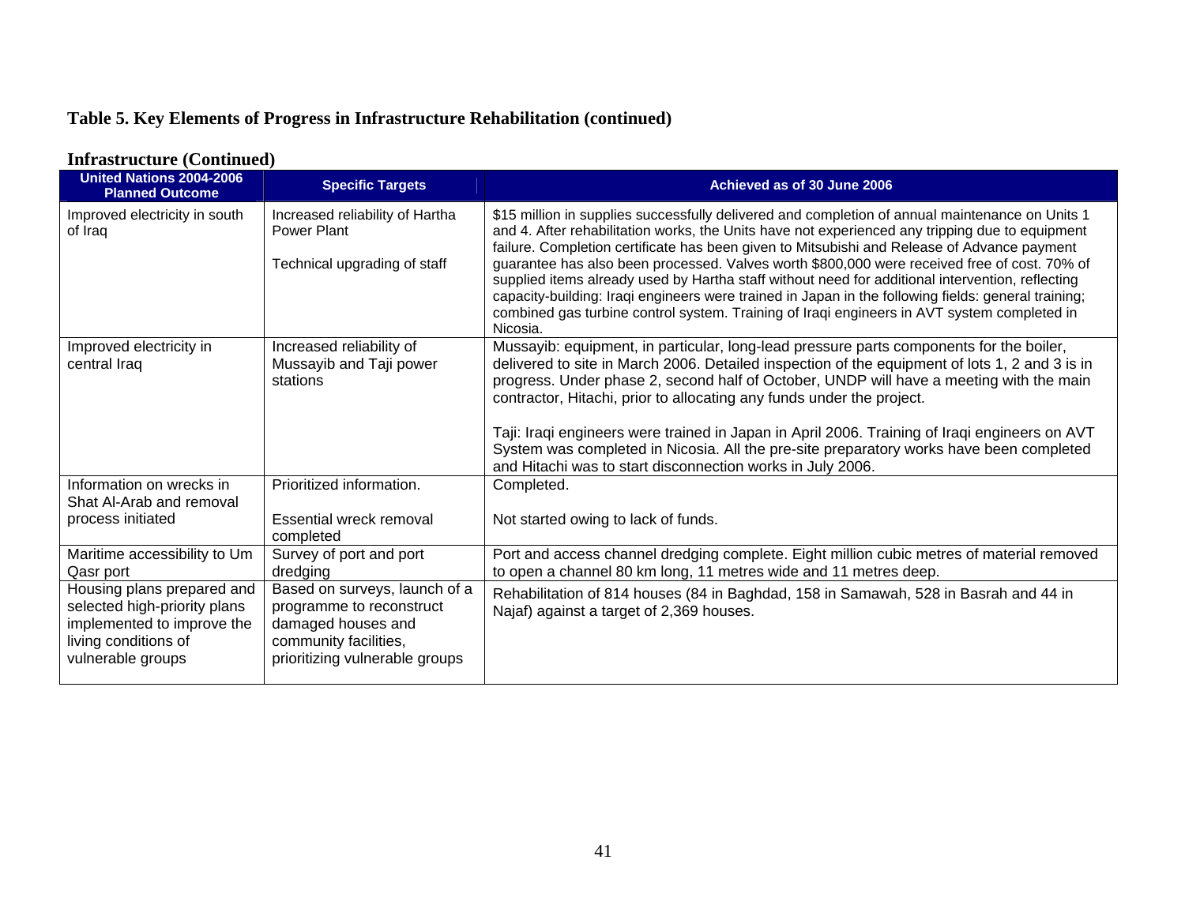**Table 5. Key Elements of Progress in Infrastructure Rehabilitation (continued)**

**Infrastructure (Continued)**

| United Nations 2004-2006 Planned Outcome | Specific Targets | Achieved as of 30 June 2006 |
|---|---|---|
| Improved electricity in south of Iraq | Increased reliability of Hartha Power Plant<br><br>Technical upgrading of staff | $15 million in supplies successfully delivered and completion of annual maintenance on Units 1 and 4. After rehabilitation works, the Units have not experienced any tripping due to equipment failure. Completion certificate has been given to Mitsubishi and Release of Advance payment guarantee has also been processed. Valves worth $800,000 were received free of cost. 70% of supplied items already used by Hartha staff without need for additional intervention, reflecting capacity-building: Iraqi engineers were trained in Japan in the following fields: general training; combined gas turbine control system. Training of Iraqi engineers in AVT system completed in Nicosia. |
| Improved electricity in central Iraq | Increased reliability of Mussayib and Taji power stations | Mussayib: equipment, in particular, long-lead pressure parts components for the boiler, delivered to site in March 2006. Detailed inspection of the equipment of lots 1, 2 and 3 is in progress. Under phase 2, second half of October, UNDP will have a meeting with the main contractor, Hitachi, prior to allocating any funds under the project.<br><br>Taji: Iraqi engineers were trained in Japan in April 2006. Training of Iraqi engineers on AVT System was completed in Nicosia. All the pre-site preparatory works have been completed and Hitachi was to start disconnection works in July 2006. |
| Information on wrecks in Shat Al-Arab and removal process initiated | Prioritized information.<br><br>Essential wreck removal completed | Completed.<br><br>Not started owing to lack of funds. |
| Maritime accessibility to Um Qasr port | Survey of port and port dredging | Port and access channel dredging complete. Eight million cubic metres of material removed to open a channel 80 km long, 11 metres wide and 11 metres deep. |
| Housing plans prepared and selected high-priority plans implemented to improve the living conditions of vulnerable groups | Based on surveys, launch of a programme to reconstruct damaged houses and community facilities, prioritizing vulnerable groups | Rehabilitation of 814 houses (84 in Baghdad, 158 in Samawah, 528 in Basrah and 44 in Najaf) against a target of 2,369 houses. |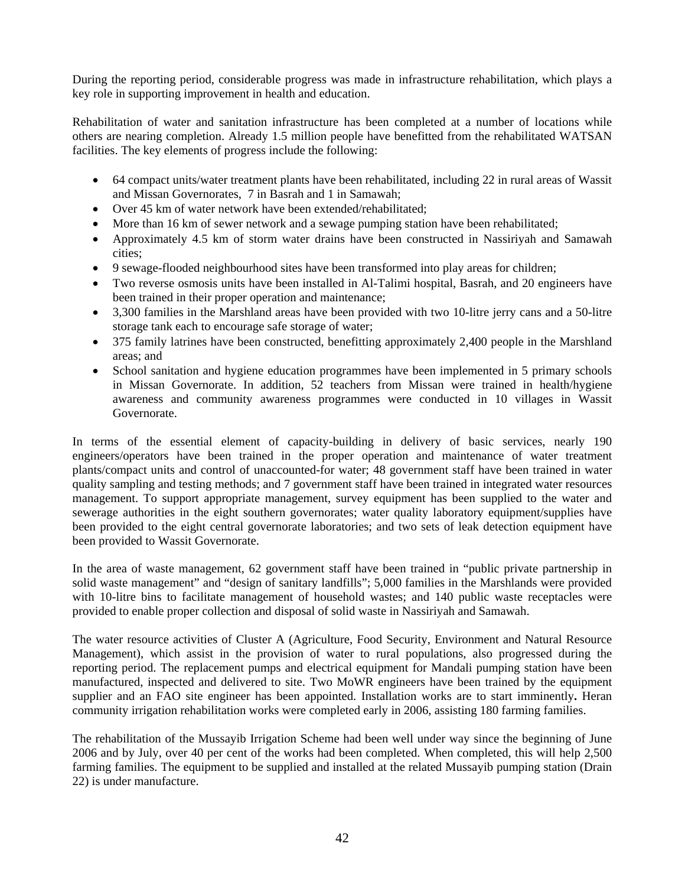During the reporting period, considerable progress was made in infrastructure rehabilitation, which plays a key role in supporting improvement in health and education.

Rehabilitation of water and sanitation infrastructure has been completed at a number of locations while others are nearing completion. Already 1.5 million people have benefitted from the rehabilitated WATSAN facilities. The key elements of progress include the following:

- 64 compact units/water treatment plants have been rehabilitated, including 22 in rural areas of Wassit and Missan Governorates, 7 in Basrah and 1 in Samawah;
- Over 45 km of water network have been extended/rehabilitated;
- More than 16 km of sewer network and a sewage pumping station have been rehabilitated;
- Approximately 4.5 km of storm water drains have been constructed in Nassiriyah and Samawah cities;
- 9 sewage-flooded neighbourhood sites have been transformed into play areas for children;
- Two reverse osmosis units have been installed in Al-Talimi hospital, Basrah, and 20 engineers have been trained in their proper operation and maintenance;
- 3,300 families in the Marshland areas have been provided with two 10-litre jerry cans and a 50-litre storage tank each to encourage safe storage of water;
- 375 family latrines have been constructed, benefitting approximately 2,400 people in the Marshland areas; and
- School sanitation and hygiene education programmes have been implemented in 5 primary schools in Missan Governorate. In addition, 52 teachers from Missan were trained in health/hygiene awareness and community awareness programmes were conducted in 10 villages in Wassit Governorate.

In terms of the essential element of capacity-building in delivery of basic services, nearly 190 engineers/operators have been trained in the proper operation and maintenance of water treatment plants/compact units and control of unaccounted-for water; 48 government staff have been trained in water quality sampling and testing methods; and 7 government staff have been trained in integrated water resources management. To support appropriate management, survey equipment has been supplied to the water and sewerage authorities in the eight southern governorates; water quality laboratory equipment/supplies have been provided to the eight central governorate laboratories; and two sets of leak detection equipment have been provided to Wassit Governorate.

In the area of waste management, 62 government staff have been trained in "public private partnership in solid waste management" and "design of sanitary landfills"; 5,000 families in the Marshlands were provided with 10-litre bins to facilitate management of household wastes; and 140 public waste receptacles were provided to enable proper collection and disposal of solid waste in Nassiriyah and Samawah.

The water resource activities of Cluster A (Agriculture, Food Security, Environment and Natural Resource Management), which assist in the provision of water to rural populations, also progressed during the reporting period. The replacement pumps and electrical equipment for Mandali pumping station have been manufactured, inspected and delivered to site. Two MoWR engineers have been trained by the equipment supplier and an FAO site engineer has been appointed. Installation works are to start imminently**.** Heran community irrigation rehabilitation works were completed early in 2006, assisting 180 farming families.

The rehabilitation of the Mussayib Irrigation Scheme had been well under way since the beginning of June 2006 and by July, over 40 per cent of the works had been completed. When completed, this will help 2,500 farming families. The equipment to be supplied and installed at the related Mussayib pumping station (Drain 22) is under manufacture.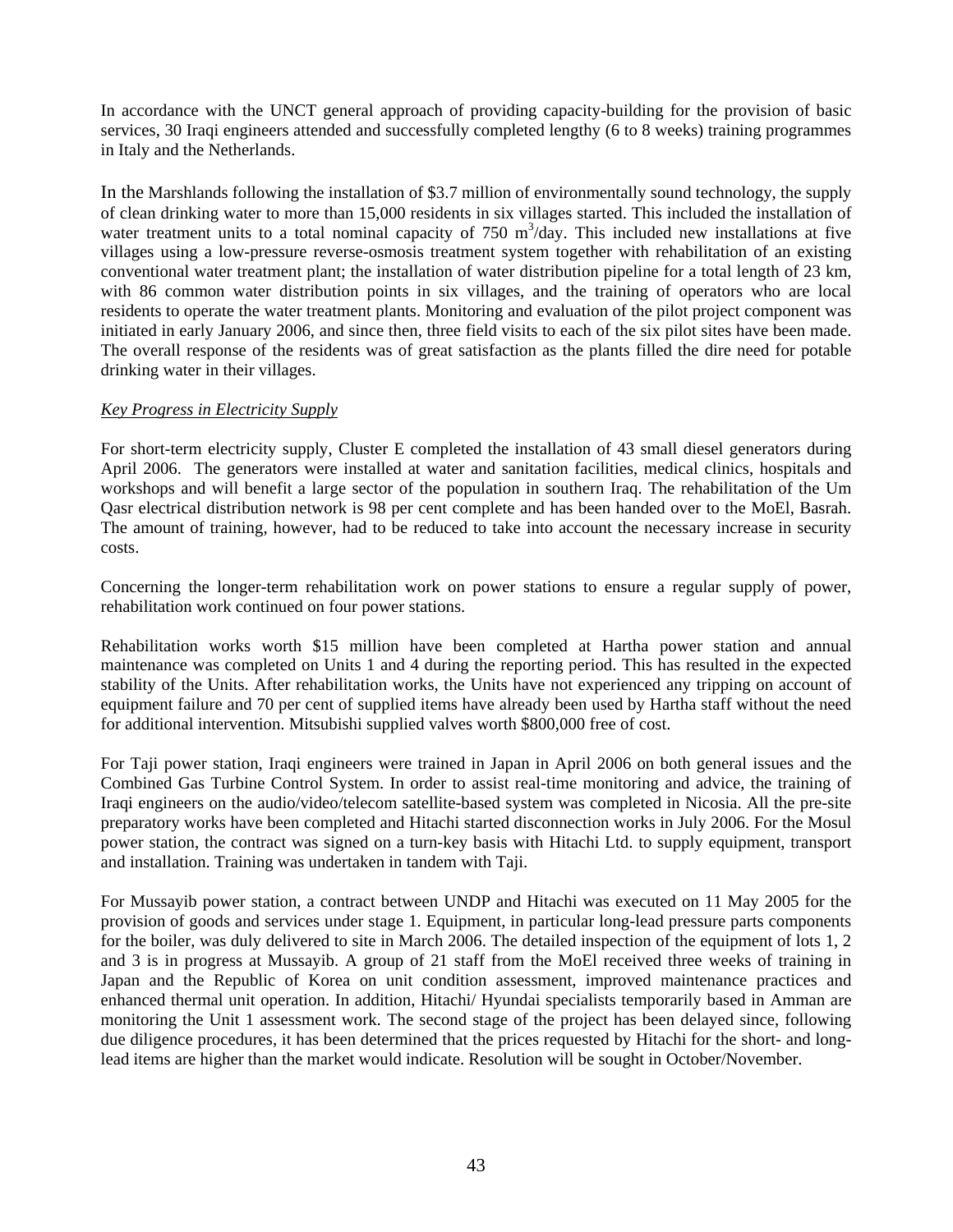In accordance with the UNCT general approach of providing capacity-building for the provision of basic services, 30 Iraqi engineers attended and successfully completed lengthy (6 to 8 weeks) training programmes in Italy and the Netherlands.

In the Marshlands following the installation of \$3.7 million of environmentally sound technology, the supply of clean drinking water to more than 15,000 residents in six villages started. This included the installation of water treatment units to a total nominal capacity of 750 $m^3$/day. This included new installations at five villages using a low-pressure reverse-osmosis treatment system together with rehabilitation of an existing conventional water treatment plant; the installation of water distribution pipeline for a total length of 23 km, with 86 common water distribution points in six villages, and the training of operators who are local residents to operate the water treatment plants. Monitoring and evaluation of the pilot project component was initiated in early January 2006, and since then, three field visits to each of the six pilot sites have been made. The overall response of the residents was of great satisfaction as the plants filled the dire need for potable drinking water in their villages.

*Key Progress in Electricity Supply*

For short-term electricity supply, Cluster E completed the installation of 43 small diesel generators during April 2006. The generators were installed at water and sanitation facilities, medical clinics, hospitals and workshops and will benefit a large sector of the population in southern Iraq. The rehabilitation of the Um Qasr electrical distribution network is 98 per cent complete and has been handed over to the MoEl, Basrah. The amount of training, however, had to be reduced to take into account the necessary increase in security costs.

Concerning the longer-term rehabilitation work on power stations to ensure a regular supply of power, rehabilitation work continued on four power stations.

Rehabilitation works worth \$15 million have been completed at Hartha power station and annual maintenance was completed on Units 1 and 4 during the reporting period. This has resulted in the expected stability of the Units. After rehabilitation works, the Units have not experienced any tripping on account of equipment failure and 70 per cent of supplied items have already been used by Hartha staff without the need for additional intervention. Mitsubishi supplied valves worth \$800,000 free of cost.

For Taji power station, Iraqi engineers were trained in Japan in April 2006 on both general issues and the Combined Gas Turbine Control System. In order to assist real-time monitoring and advice, the training of Iraqi engineers on the audio/video/telecom satellite-based system was completed in Nicosia. All the pre-site preparatory works have been completed and Hitachi started disconnection works in July 2006. For the Mosul power station, the contract was signed on a turn-key basis with Hitachi Ltd. to supply equipment, transport and installation. Training was undertaken in tandem with Taji.

For Mussayib power station, a contract between UNDP and Hitachi was executed on 11 May 2005 for the provision of goods and services under stage 1. Equipment, in particular long-lead pressure parts components for the boiler, was duly delivered to site in March 2006. The detailed inspection of the equipment of lots 1, 2 and 3 is in progress at Mussayib. A group of 21 staff from the MoEl received three weeks of training in Japan and the Republic of Korea on unit condition assessment, improved maintenance practices and enhanced thermal unit operation. In addition, Hitachi/ Hyundai specialists temporarily based in Amman are monitoring the Unit 1 assessment work. The second stage of the project has been delayed since, following due diligence procedures, it has been determined that the prices requested by Hitachi for the short- and long-lead items are higher than the market would indicate. Resolution will be sought in October/November.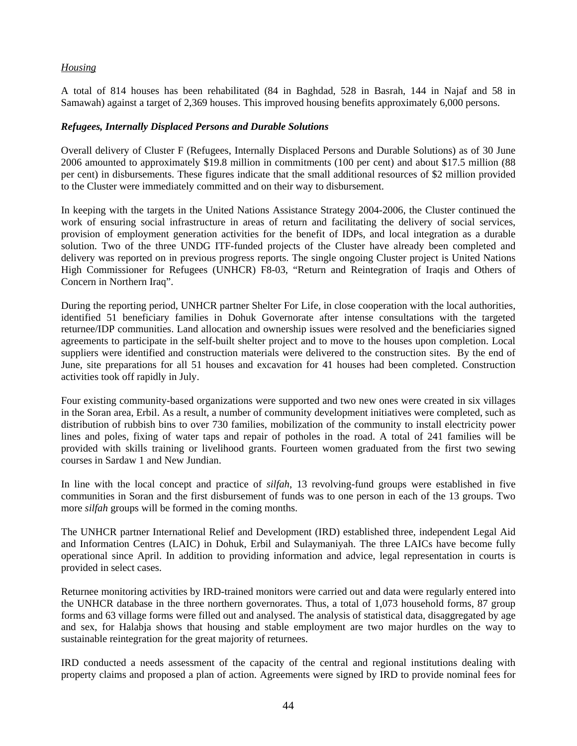*Housing*

A total of 814 houses has been rehabilitated (84 in Baghdad, 528 in Basrah, 144 in Najaf and 58 in Samawah) against a target of 2,369 houses. This improved housing benefits approximately 6,000 persons.

***Refugees, Internally Displaced Persons and Durable Solutions***

Overall delivery of Cluster F (Refugees, Internally Displaced Persons and Durable Solutions) as of 30 June 2006 amounted to approximately $19.8 million in commitments (100 per cent) and about $17.5 million (88 per cent) in disbursements. These figures indicate that the small additional resources of $2 million provided to the Cluster were immediately committed and on their way to disbursement.

In keeping with the targets in the United Nations Assistance Strategy 2004-2006, the Cluster continued the work of ensuring social infrastructure in areas of return and facilitating the delivery of social services, provision of employment generation activities for the benefit of IDPs, and local integration as a durable solution. Two of the three UNDG ITF-funded projects of the Cluster have already been completed and delivery was reported on in previous progress reports. The single ongoing Cluster project is United Nations High Commissioner for Refugees (UNHCR) F8-03, "Return and Reintegration of Iraqis and Others of Concern in Northern Iraq".

During the reporting period, UNHCR partner Shelter For Life, in close cooperation with the local authorities, identified 51 beneficiary families in Dohuk Governorate after intense consultations with the targeted returnee/IDP communities. Land allocation and ownership issues were resolved and the beneficiaries signed agreements to participate in the self-built shelter project and to move to the houses upon completion. Local suppliers were identified and construction materials were delivered to the construction sites. By the end of June, site preparations for all 51 houses and excavation for 41 houses had been completed. Construction activities took off rapidly in July.

Four existing community-based organizations were supported and two new ones were created in six villages in the Soran area, Erbil. As a result, a number of community development initiatives were completed, such as distribution of rubbish bins to over 730 families, mobilization of the community to install electricity power lines and poles, fixing of water taps and repair of potholes in the road. A total of 241 families will be provided with skills training or livelihood grants. Fourteen women graduated from the first two sewing courses in Sardaw 1 and New Jundian.

In line with the local concept and practice of *silfah*, 13 revolving-fund groups were established in five communities in Soran and the first disbursement of funds was to one person in each of the 13 groups. Two more *silfah* groups will be formed in the coming months.

The UNHCR partner International Relief and Development (IRD) established three, independent Legal Aid and Information Centres (LAIC) in Dohuk, Erbil and Sulaymaniyah. The three LAICs have become fully operational since April. In addition to providing information and advice, legal representation in courts is provided in select cases.

Returnee monitoring activities by IRD-trained monitors were carried out and data were regularly entered into the UNHCR database in the three northern governorates. Thus, a total of 1,073 household forms, 87 group forms and 63 village forms were filled out and analysed. The analysis of statistical data, disaggregated by age and sex, for Halabja shows that housing and stable employment are two major hurdles on the way to sustainable reintegration for the great majority of returnees.

IRD conducted a needs assessment of the capacity of the central and regional institutions dealing with property claims and proposed a plan of action. Agreements were signed by IRD to provide nominal fees for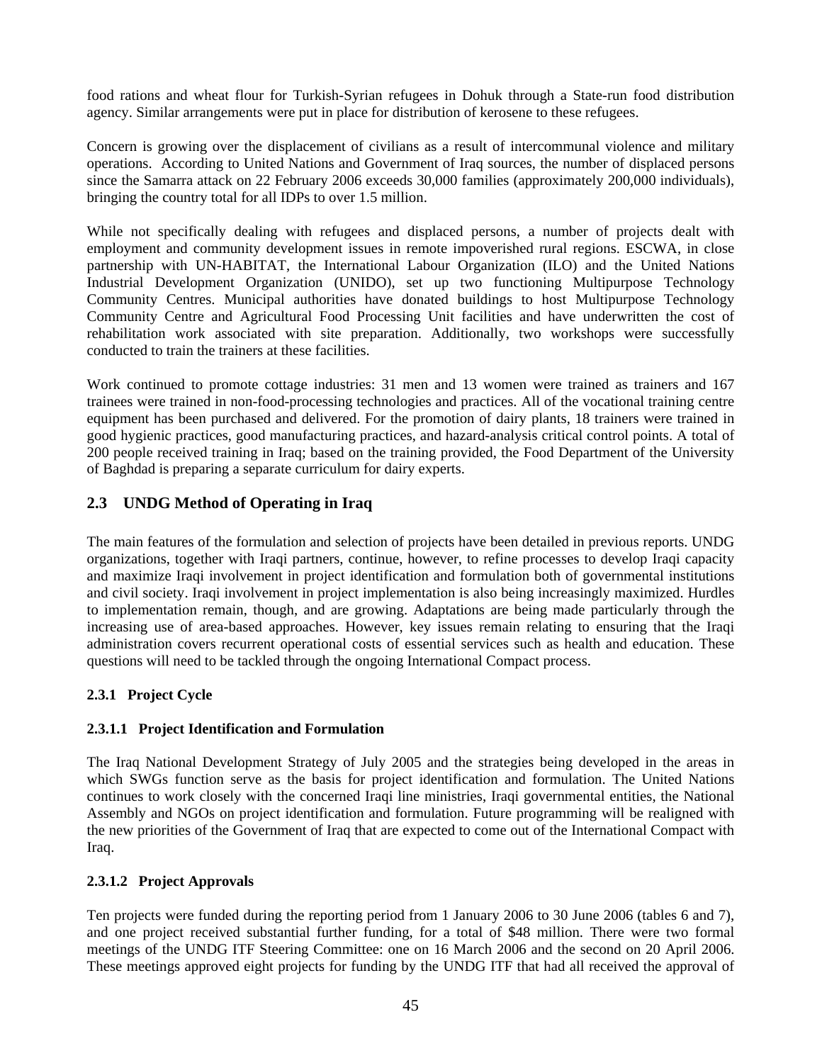food rations and wheat flour for Turkish-Syrian refugees in Dohuk through a State-run food distribution agency. Similar arrangements were put in place for distribution of kerosene to these refugees.

Concern is growing over the displacement of civilians as a result of intercommunal violence and military operations. According to United Nations and Government of Iraq sources, the number of displaced persons since the Samarra attack on 22 February 2006 exceeds 30,000 families (approximately 200,000 individuals), bringing the country total for all IDPs to over 1.5 million.

While not specifically dealing with refugees and displaced persons, a number of projects dealt with employment and community development issues in remote impoverished rural regions. ESCWA, in close partnership with UN-HABITAT, the International Labour Organization (ILO) and the United Nations Industrial Development Organization (UNIDO), set up two functioning Multipurpose Technology Community Centres. Municipal authorities have donated buildings to host Multipurpose Technology Community Centre and Agricultural Food Processing Unit facilities and have underwritten the cost of rehabilitation work associated with site preparation. Additionally, two workshops were successfully conducted to train the trainers at these facilities.

Work continued to promote cottage industries: 31 men and 13 women were trained as trainers and 167 trainees were trained in non-food-processing technologies and practices. All of the vocational training centre equipment has been purchased and delivered. For the promotion of dairy plants, 18 trainers were trained in good hygienic practices, good manufacturing practices, and hazard-analysis critical control points. A total of 200 people received training in Iraq; based on the training provided, the Food Department of the University of Baghdad is preparing a separate curriculum for dairy experts.

## 2.3 UNDG Method of Operating in Iraq

The main features of the formulation and selection of projects have been detailed in previous reports. UNDG organizations, together with Iraqi partners, continue, however, to refine processes to develop Iraqi capacity and maximize Iraqi involvement in project identification and formulation both of governmental institutions and civil society. Iraqi involvement in project implementation is also being increasingly maximized. Hurdles to implementation remain, though, and are growing. Adaptations are being made particularly through the increasing use of area-based approaches. However, key issues remain relating to ensuring that the Iraqi administration covers recurrent operational costs of essential services such as health and education. These questions will need to be tackled through the ongoing International Compact process.

### 2.3.1 Project Cycle

#### 2.3.1.1 Project Identification and Formulation

The Iraq National Development Strategy of July 2005 and the strategies being developed in the areas in which SWGs function serve as the basis for project identification and formulation. The United Nations continues to work closely with the concerned Iraqi line ministries, Iraqi governmental entities, the National Assembly and NGOs on project identification and formulation. Future programming will be realigned with the new priorities of the Government of Iraq that are expected to come out of the International Compact with Iraq.

#### 2.3.1.2 Project Approvals

Ten projects were funded during the reporting period from 1 January 2006 to 30 June 2006 (tables 6 and 7), and one project received substantial further funding, for a total of $48 million. There were two formal meetings of the UNDG ITF Steering Committee: one on 16 March 2006 and the second on 20 April 2006. These meetings approved eight projects for funding by the UNDG ITF that had all received the approval of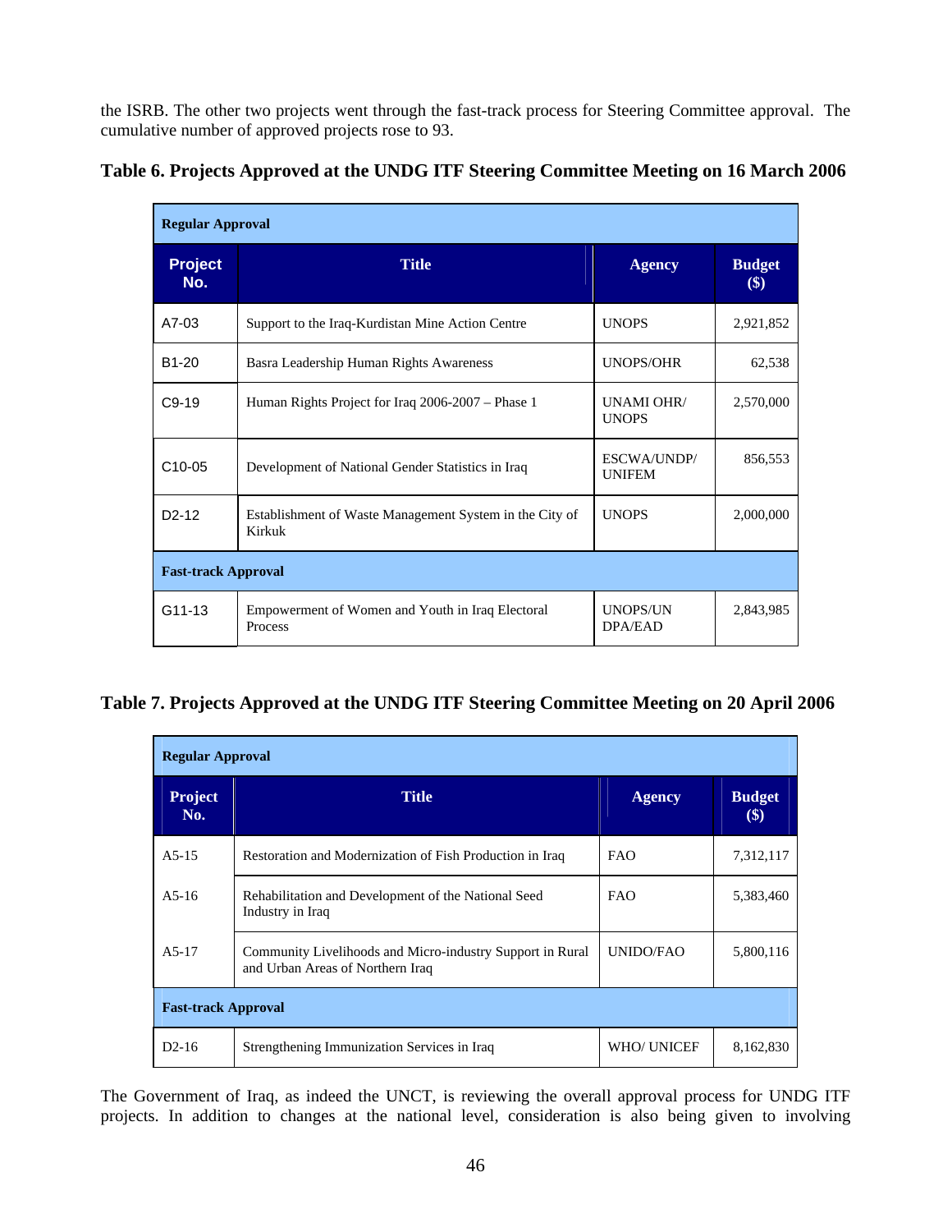the ISRB. The other two projects went through the fast-track process for Steering Committee approval. The cumulative number of approved projects rose to 93.

**Table 6. Projects Approved at the UNDG ITF Steering Committee Meeting on 16 March 2006**

| Project No. | Title | Agency | Budget ($) |
|---|---|---|---|
| **Regular Approval** | | | |
| A7-03 | Support to the Iraq-Kurdistan Mine Action Centre | UNOPS | 2,921,852 |
| B1-20 | Basra Leadership Human Rights Awareness | UNOPS/OHR | 62,538 |
| C9-19 | Human Rights Project for Iraq 2006-2007 – Phase 1 | UNAMI OHR/ UNOPS | 2,570,000 |
| C10-05 | Development of National Gender Statistics in Iraq | ESCWA/UNDP/ UNIFEM | 856,553 |
| D2-12 | Establishment of Waste Management System in the City of Kirkuk | UNOPS | 2,000,000 |
| **Fast-track Approval** | | | |
| G11-13 | Empowerment of Women and Youth in Iraq Electoral Process | UNOPS/UN DPA/EAD | 2,843,985 |

**Table 7. Projects Approved at the UNDG ITF Steering Committee Meeting on 20 April 2006**

| Project No. | Title | Agency | Budget ($) |
|---|---|---|---|
| **Regular Approval** | | | |
| A5-15 | Restoration and Modernization of Fish Production in Iraq | FAO | 7,312,117 |
| A5-16 | Rehabilitation and Development of the National Seed Industry in Iraq | FAO | 5,383,460 |
| A5-17 | Community Livelihoods and Micro-industry Support in Rural and Urban Areas of Northern Iraq | UNIDO/FAO | 5,800,116 |
| **Fast-track Approval** | | | |
| D2-16 | Strengthening Immunization Services in Iraq | WHO/ UNICEF | 8,162,830 |

The Government of Iraq, as indeed the UNCT, is reviewing the overall approval process for UNDG ITF projects. In addition to changes at the national level, consideration is also being given to involving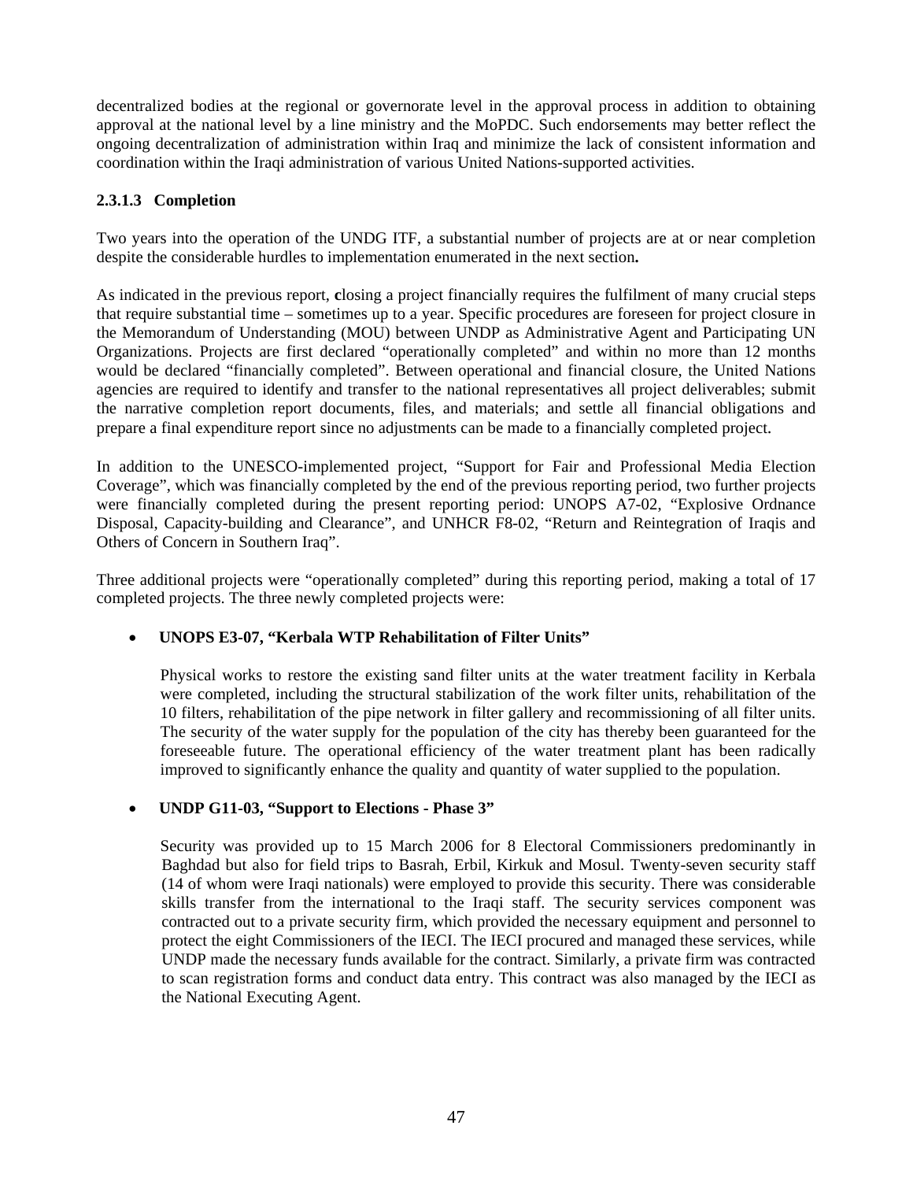decentralized bodies at the regional or governorate level in the approval process in addition to obtaining approval at the national level by a line ministry and the MoPDC. Such endorsements may better reflect the ongoing decentralization of administration within Iraq and minimize the lack of consistent information and coordination within the Iraqi administration of various United Nations-supported activities.

#### 2.3.1.3 Completion

Two years into the operation of the UNDG ITF, a substantial number of projects are at or near completion despite the considerable hurdles to implementation enumerated in the next section**.**

As indicated in the previous report, **c**losing a project financially requires the fulfilment of many crucial steps that require substantial time – sometimes up to a year. Specific procedures are foreseen for project closure in the Memorandum of Understanding (MOU) between UNDP as Administrative Agent and Participating UN Organizations. Projects are first declared "operationally completed" and within no more than 12 months would be declared "financially completed". Between operational and financial closure, the United Nations agencies are required to identify and transfer to the national representatives all project deliverables; submit the narrative completion report documents, files, and materials; and settle all financial obligations and prepare a final expenditure report since no adjustments can be made to a financially completed project.

In addition to the UNESCO-implemented project, "Support for Fair and Professional Media Election Coverage", which was financially completed by the end of the previous reporting period, two further projects were financially completed during the present reporting period: UNOPS A7-02, "Explosive Ordnance Disposal, Capacity-building and Clearance", and UNHCR F8-02, "Return and Reintegration of Iraqis and Others of Concern in Southern Iraq".

Three additional projects were "operationally completed" during this reporting period, making a total of 17 completed projects. The three newly completed projects were:

- **UNOPS E3-07, "Kerbala WTP Rehabilitation of Filter Units"**

  Physical works to restore the existing sand filter units at the water treatment facility in Kerbala were completed, including the structural stabilization of the work filter units, rehabilitation of the 10 filters, rehabilitation of the pipe network in filter gallery and recommissioning of all filter units. The security of the water supply for the population of the city has thereby been guaranteed for the foreseeable future. The operational efficiency of the water treatment plant has been radically improved to significantly enhance the quality and quantity of water supplied to the population.

- **UNDP G11-03, "Support to Elections - Phase 3"**

  Security was provided up to 15 March 2006 for 8 Electoral Commissioners predominantly in Baghdad but also for field trips to Basrah, Erbil, Kirkuk and Mosul. Twenty-seven security staff (14 of whom were Iraqi nationals) were employed to provide this security. There was considerable skills transfer from the international to the Iraqi staff. The security services component was contracted out to a private security firm, which provided the necessary equipment and personnel to protect the eight Commissioners of the IECI. The IECI procured and managed these services, while UNDP made the necessary funds available for the contract. Similarly, a private firm was contracted to scan registration forms and conduct data entry. This contract was also managed by the IECI as the National Executing Agent.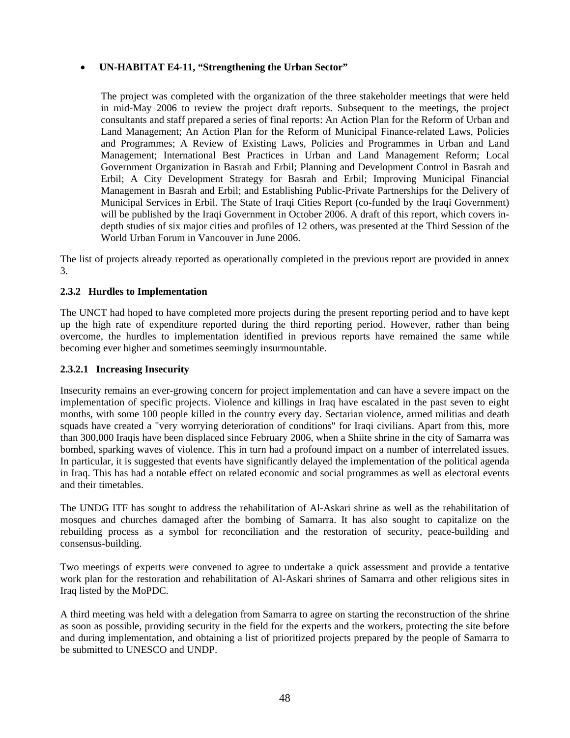- **UN-HABITAT E4-11, "Strengthening the Urban Sector"**

  The project was completed with the organization of the three stakeholder meetings that were held in mid-May 2006 to review the project draft reports. Subsequent to the meetings, the project consultants and staff prepared a series of final reports: An Action Plan for the Reform of Urban and Land Management; An Action Plan for the Reform of Municipal Finance-related Laws, Policies and Programmes; A Review of Existing Laws, Policies and Programmes in Urban and Land Management; International Best Practices in Urban and Land Management Reform; Local Government Organization in Basrah and Erbil; Planning and Development Control in Basrah and Erbil; A City Development Strategy for Basrah and Erbil; Improving Municipal Financial Management in Basrah and Erbil; and Establishing Public-Private Partnerships for the Delivery of Municipal Services in Erbil. The State of Iraqi Cities Report (co-funded by the Iraqi Government) will be published by the Iraqi Government in October 2006. A draft of this report, which covers in-depth studies of six major cities and profiles of 12 others, was presented at the Third Session of the World Urban Forum in Vancouver in June 2006.

The list of projects already reported as operationally completed in the previous report are provided in annex 3.

#### 2.3.2 Hurdles to Implementation

The UNCT had hoped to have completed more projects during the present reporting period and to have kept up the high rate of expenditure reported during the third reporting period. However, rather than being overcome, the hurdles to implementation identified in previous reports have remained the same while becoming ever higher and sometimes seemingly insurmountable.

##### 2.3.2.1 Increasing Insecurity

Insecurity remains an ever-growing concern for project implementation and can have a severe impact on the implementation of specific projects. Violence and killings in Iraq have escalated in the past seven to eight months, with some 100 people killed in the country every day. Sectarian violence, armed militias and death squads have created a "very worrying deterioration of conditions" for Iraqi civilians. Apart from this, more than 300,000 Iraqis have been displaced since February 2006, when a Shiite shrine in the city of Samarra was bombed, sparking waves of violence. This in turn had a profound impact on a number of interrelated issues. In particular, it is suggested that events have significantly delayed the implementation of the political agenda in Iraq. This has had a notable effect on related economic and social programmes as well as electoral events and their timetables.

The UNDG ITF has sought to address the rehabilitation of Al-Askari shrine as well as the rehabilitation of mosques and churches damaged after the bombing of Samarra. It has also sought to capitalize on the rebuilding process as a symbol for reconciliation and the restoration of security, peace-building and consensus-building.

Two meetings of experts were convened to agree to undertake a quick assessment and provide a tentative work plan for the restoration and rehabilitation of Al-Askari shrines of Samarra and other religious sites in Iraq listed by the MoPDC.

A third meeting was held with a delegation from Samarra to agree on starting the reconstruction of the shrine as soon as possible, providing security in the field for the experts and the workers, protecting the site before and during implementation, and obtaining a list of prioritized projects prepared by the people of Samarra to be submitted to UNESCO and UNDP.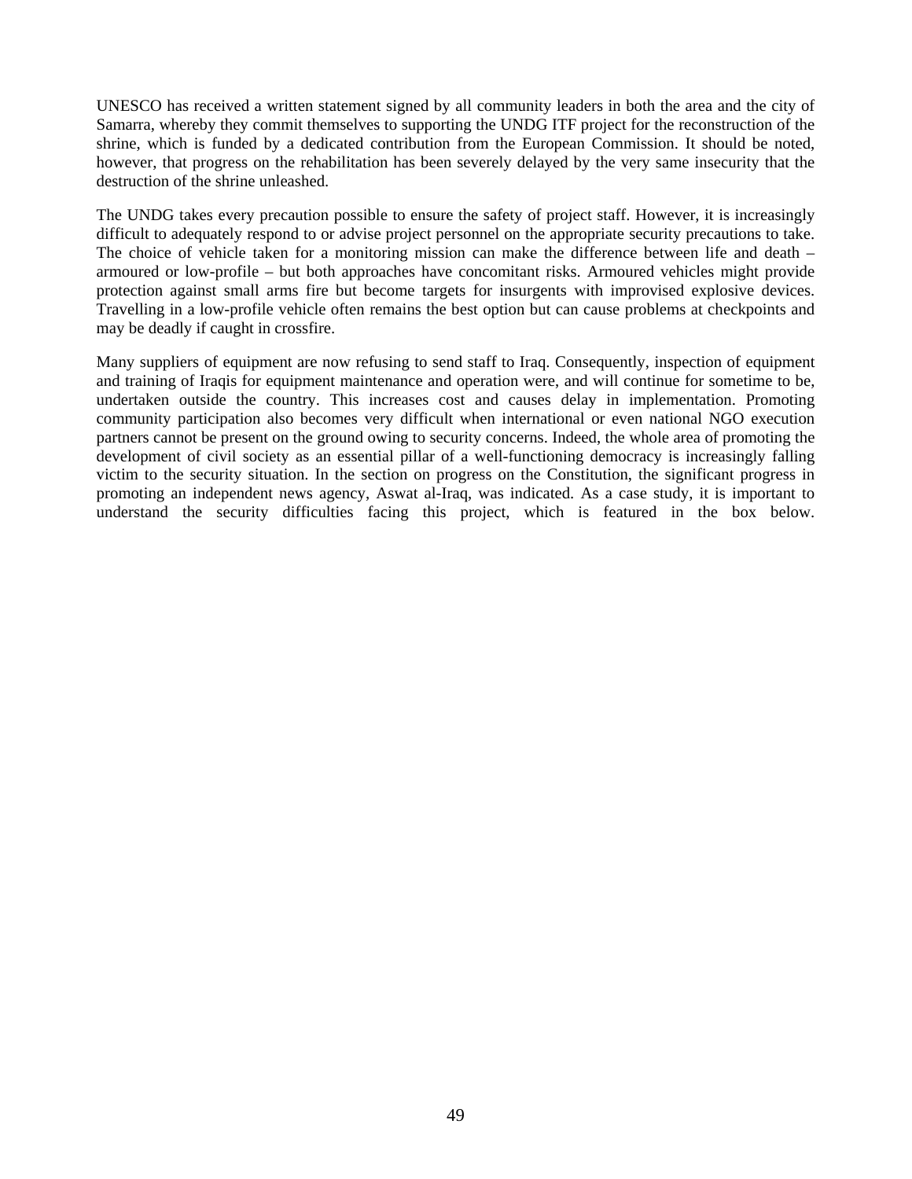UNESCO has received a written statement signed by all community leaders in both the area and the city of Samarra, whereby they commit themselves to supporting the UNDG ITF project for the reconstruction of the shrine, which is funded by a dedicated contribution from the European Commission. It should be noted, however, that progress on the rehabilitation has been severely delayed by the very same insecurity that the destruction of the shrine unleashed.

The UNDG takes every precaution possible to ensure the safety of project staff. However, it is increasingly difficult to adequately respond to or advise project personnel on the appropriate security precautions to take. The choice of vehicle taken for a monitoring mission can make the difference between life and death – armoured or low-profile – but both approaches have concomitant risks. Armoured vehicles might provide protection against small arms fire but become targets for insurgents with improvised explosive devices. Travelling in a low-profile vehicle often remains the best option but can cause problems at checkpoints and may be deadly if caught in crossfire.

Many suppliers of equipment are now refusing to send staff to Iraq. Consequently, inspection of equipment and training of Iraqis for equipment maintenance and operation were, and will continue for sometime to be, undertaken outside the country. This increases cost and causes delay in implementation. Promoting community participation also becomes very difficult when international or even national NGO execution partners cannot be present on the ground owing to security concerns. Indeed, the whole area of promoting the development of civil society as an essential pillar of a well-functioning democracy is increasingly falling victim to the security situation. In the section on progress on the Constitution, the significant progress in promoting an independent news agency, Aswat al-Iraq, was indicated. As a case study, it is important to understand the security difficulties facing this project, which is featured in the box below.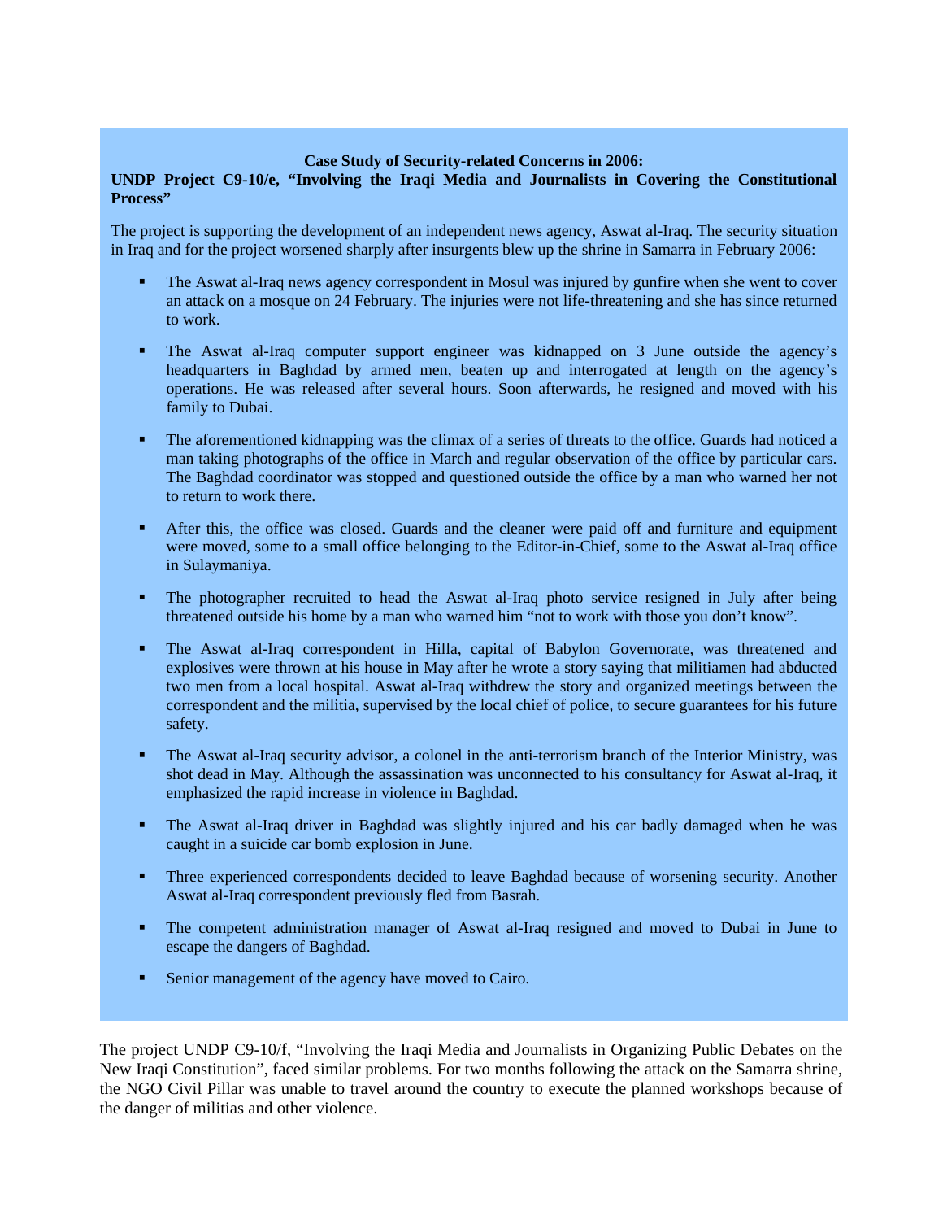**Case Study of Security-related Concerns in 2006:**
**UNDP Project C9-10/e, "Involving the Iraqi Media and Journalists in Covering the Constitutional Process"**

The project is supporting the development of an independent news agency, Aswat al-Iraq. The security situation in Iraq and for the project worsened sharply after insurgents blew up the shrine in Samarra in February 2006:

- The Aswat al-Iraq news agency correspondent in Mosul was injured by gunfire when she went to cover an attack on a mosque on 24 February. The injuries were not life-threatening and she has since returned to work.
- The Aswat al-Iraq computer support engineer was kidnapped on 3 June outside the agency's headquarters in Baghdad by armed men, beaten up and interrogated at length on the agency's operations. He was released after several hours. Soon afterwards, he resigned and moved with his family to Dubai.
- The aforementioned kidnapping was the climax of a series of threats to the office. Guards had noticed a man taking photographs of the office in March and regular observation of the office by particular cars. The Baghdad coordinator was stopped and questioned outside the office by a man who warned her not to return to work there.
- After this, the office was closed. Guards and the cleaner were paid off and furniture and equipment were moved, some to a small office belonging to the Editor-in-Chief, some to the Aswat al-Iraq office in Sulaymaniya.
- The photographer recruited to head the Aswat al-Iraq photo service resigned in July after being threatened outside his home by a man who warned him "not to work with those you don't know".
- The Aswat al-Iraq correspondent in Hilla, capital of Babylon Governorate, was threatened and explosives were thrown at his house in May after he wrote a story saying that militiamen had abducted two men from a local hospital. Aswat al-Iraq withdrew the story and organized meetings between the correspondent and the militia, supervised by the local chief of police, to secure guarantees for his future safety.
- The Aswat al-Iraq security advisor, a colonel in the anti-terrorism branch of the Interior Ministry, was shot dead in May. Although the assassination was unconnected to his consultancy for Aswat al-Iraq, it emphasized the rapid increase in violence in Baghdad.
- The Aswat al-Iraq driver in Baghdad was slightly injured and his car badly damaged when he was caught in a suicide car bomb explosion in June.
- Three experienced correspondents decided to leave Baghdad because of worsening security. Another Aswat al-Iraq correspondent previously fled from Basrah.
- The competent administration manager of Aswat al-Iraq resigned and moved to Dubai in June to escape the dangers of Baghdad.
- Senior management of the agency have moved to Cairo.

The project UNDP C9-10/f, "Involving the Iraqi Media and Journalists in Organizing Public Debates on the New Iraqi Constitution", faced similar problems. For two months following the attack on the Samarra shrine, the NGO Civil Pillar was unable to travel around the country to execute the planned workshops because of the danger of militias and other violence.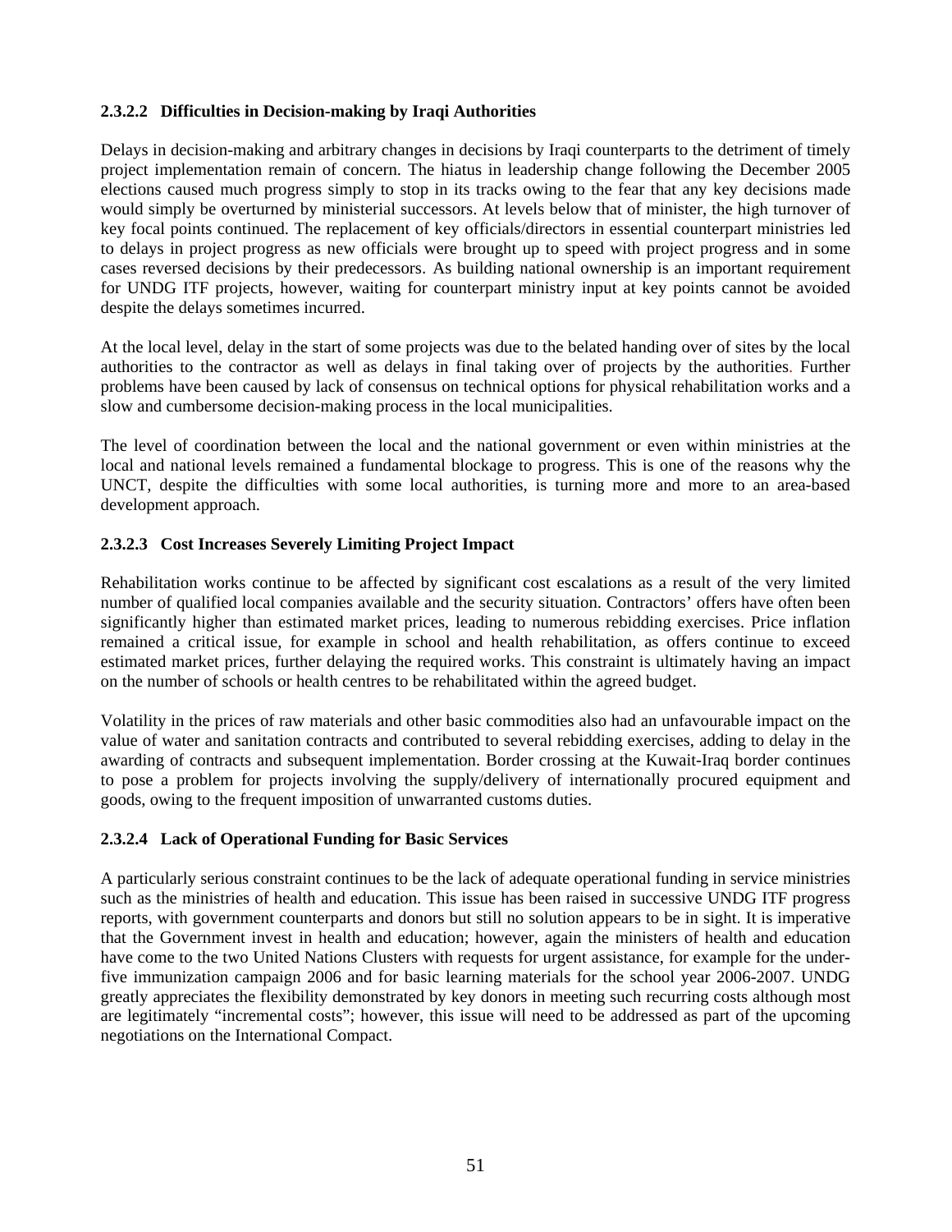#### 2.3.2.2 Difficulties in Decision-making by Iraqi Authorities

Delays in decision-making and arbitrary changes in decisions by Iraqi counterparts to the detriment of timely project implementation remain of concern. The hiatus in leadership change following the December 2005 elections caused much progress simply to stop in its tracks owing to the fear that any key decisions made would simply be overturned by ministerial successors. At levels below that of minister, the high turnover of key focal points continued. The replacement of key officials/directors in essential counterpart ministries led to delays in project progress as new officials were brought up to speed with project progress and in some cases reversed decisions by their predecessors. As building national ownership is an important requirement for UNDG ITF projects, however, waiting for counterpart ministry input at key points cannot be avoided despite the delays sometimes incurred.

At the local level, delay in the start of some projects was due to the belated handing over of sites by the local authorities to the contractor as well as delays in final taking over of projects by the authorities. Further problems have been caused by lack of consensus on technical options for physical rehabilitation works and a slow and cumbersome decision-making process in the local municipalities.

The level of coordination between the local and the national government or even within ministries at the local and national levels remained a fundamental blockage to progress. This is one of the reasons why the UNCT, despite the difficulties with some local authorities, is turning more and more to an area-based development approach.

#### 2.3.2.3 Cost Increases Severely Limiting Project Impact

Rehabilitation works continue to be affected by significant cost escalations as a result of the very limited number of qualified local companies available and the security situation. Contractors' offers have often been significantly higher than estimated market prices, leading to numerous rebidding exercises. Price inflation remained a critical issue, for example in school and health rehabilitation, as offers continue to exceed estimated market prices, further delaying the required works. This constraint is ultimately having an impact on the number of schools or health centres to be rehabilitated within the agreed budget.

Volatility in the prices of raw materials and other basic commodities also had an unfavourable impact on the value of water and sanitation contracts and contributed to several rebidding exercises, adding to delay in the awarding of contracts and subsequent implementation. Border crossing at the Kuwait-Iraq border continues to pose a problem for projects involving the supply/delivery of internationally procured equipment and goods, owing to the frequent imposition of unwarranted customs duties.

#### 2.3.2.4 Lack of Operational Funding for Basic Services

A particularly serious constraint continues to be the lack of adequate operational funding in service ministries such as the ministries of health and education. This issue has been raised in successive UNDG ITF progress reports, with government counterparts and donors but still no solution appears to be in sight. It is imperative that the Government invest in health and education; however, again the ministers of health and education have come to the two United Nations Clusters with requests for urgent assistance, for example for the under-five immunization campaign 2006 and for basic learning materials for the school year 2006-2007. UNDG greatly appreciates the flexibility demonstrated by key donors in meeting such recurring costs although most are legitimately "incremental costs"; however, this issue will need to be addressed as part of the upcoming negotiations on the International Compact.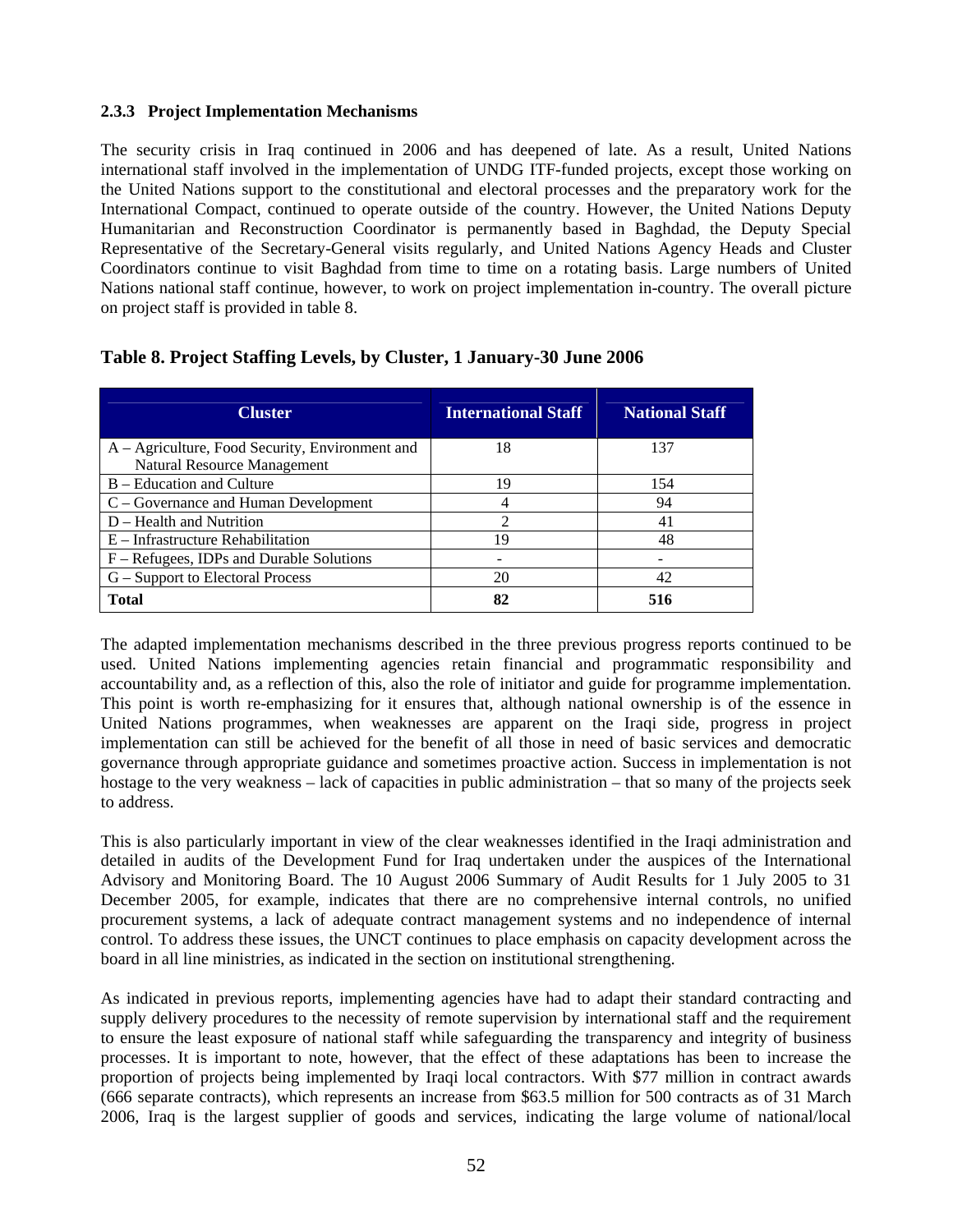### 2.3.3 Project Implementation Mechanisms

The security crisis in Iraq continued in 2006 and has deepened of late. As a result, United Nations international staff involved in the implementation of UNDG ITF-funded projects, except those working on the United Nations support to the constitutional and electoral processes and the preparatory work for the International Compact, continued to operate outside of the country. However, the United Nations Deputy Humanitarian and Reconstruction Coordinator is permanently based in Baghdad, the Deputy Special Representative of the Secretary-General visits regularly, and United Nations Agency Heads and Cluster Coordinators continue to visit Baghdad from time to time on a rotating basis. Large numbers of United Nations national staff continue, however, to work on project implementation in-country. The overall picture on project staff is provided in table 8.

**Table 8. Project Staffing Levels, by Cluster, 1 January-30 June 2006**

| Cluster | International Staff | National Staff |
|---|---|---|
| A – Agriculture, Food Security, Environment and Natural Resource Management | 18 | 137 |
| B – Education and Culture | 19 | 154 |
| C – Governance and Human Development | 4 | 94 |
| D – Health and Nutrition | 2 | 41 |
| E – Infrastructure Rehabilitation | 19 | 48 |
| F – Refugees, IDPs and Durable Solutions | - | - |
| G – Support to Electoral Process | 20 | 42 |
| **Total** | **82** | **516** |

The adapted implementation mechanisms described in the three previous progress reports continued to be used. United Nations implementing agencies retain financial and programmatic responsibility and accountability and, as a reflection of this, also the role of initiator and guide for programme implementation. This point is worth re-emphasizing for it ensures that, although national ownership is of the essence in United Nations programmes, when weaknesses are apparent on the Iraqi side, progress in project implementation can still be achieved for the benefit of all those in need of basic services and democratic governance through appropriate guidance and sometimes proactive action. Success in implementation is not hostage to the very weakness – lack of capacities in public administration – that so many of the projects seek to address.

This is also particularly important in view of the clear weaknesses identified in the Iraqi administration and detailed in audits of the Development Fund for Iraq undertaken under the auspices of the International Advisory and Monitoring Board. The 10 August 2006 Summary of Audit Results for 1 July 2005 to 31 December 2005, for example, indicates that there are no comprehensive internal controls, no unified procurement systems, a lack of adequate contract management systems and no independence of internal control. To address these issues, the UNCT continues to place emphasis on capacity development across the board in all line ministries, as indicated in the section on institutional strengthening.

As indicated in previous reports, implementing agencies have had to adapt their standard contracting and supply delivery procedures to the necessity of remote supervision by international staff and the requirement to ensure the least exposure of national staff while safeguarding the transparency and integrity of business processes. It is important to note, however, that the effect of these adaptations has been to increase the proportion of projects being implemented by Iraqi local contractors. With $77 million in contract awards (666 separate contracts), which represents an increase from $63.5 million for 500 contracts as of 31 March 2006, Iraq is the largest supplier of goods and services, indicating the large volume of national/local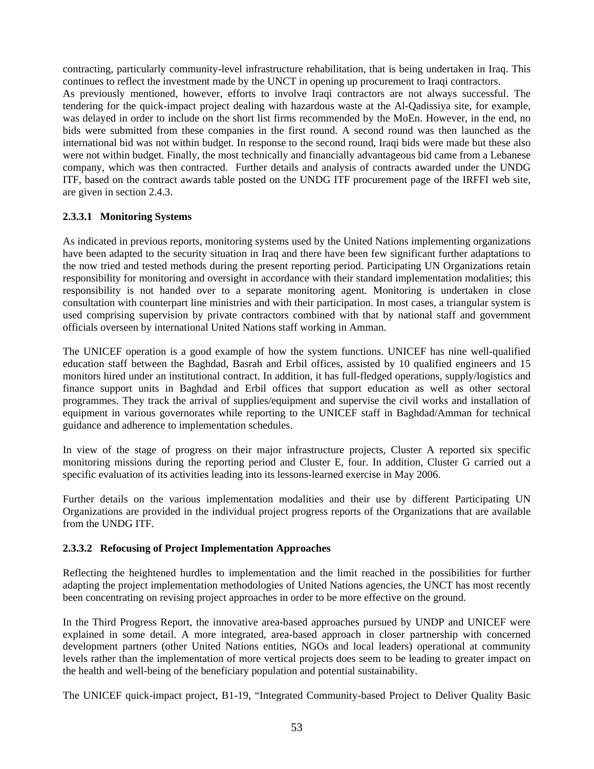contracting, particularly community-level infrastructure rehabilitation, that is being undertaken in Iraq. This continues to reflect the investment made by the UNCT in opening up procurement to Iraqi contractors.
As previously mentioned, however, efforts to involve Iraqi contractors are not always successful. The tendering for the quick-impact project dealing with hazardous waste at the Al-Qadissiya site, for example, was delayed in order to include on the short list firms recommended by the MoEn. However, in the end, no bids were submitted from these companies in the first round. A second round was then launched as the international bid was not within budget. In response to the second round, Iraqi bids were made but these also were not within budget. Finally, the most technically and financially advantageous bid came from a Lebanese company, which was then contracted. Further details and analysis of contracts awarded under the UNDG ITF, based on the contract awards table posted on the UNDG ITF procurement page of the IRFFI web site, are given in section 2.4.3.

#### 2.3.3.1 Monitoring Systems

As indicated in previous reports, monitoring systems used by the United Nations implementing organizations have been adapted to the security situation in Iraq and there have been few significant further adaptations to the now tried and tested methods during the present reporting period. Participating UN Organizations retain responsibility for monitoring and oversight in accordance with their standard implementation modalities; this responsibility is not handed over to a separate monitoring agent. Monitoring is undertaken in close consultation with counterpart line ministries and with their participation. In most cases, a triangular system is used comprising supervision by private contractors combined with that by national staff and government officials overseen by international United Nations staff working in Amman.

The UNICEF operation is a good example of how the system functions. UNICEF has nine well-qualified education staff between the Baghdad, Basrah and Erbil offices, assisted by 10 qualified engineers and 15 monitors hired under an institutional contract. In addition, it has full-fledged operations, supply/logistics and finance support units in Baghdad and Erbil offices that support education as well as other sectoral programmes. They track the arrival of supplies/equipment and supervise the civil works and installation of equipment in various governorates while reporting to the UNICEF staff in Baghdad/Amman for technical guidance and adherence to implementation schedules.

In view of the stage of progress on their major infrastructure projects, Cluster A reported six specific monitoring missions during the reporting period and Cluster E, four. In addition, Cluster G carried out a specific evaluation of its activities leading into its lessons-learned exercise in May 2006.

Further details on the various implementation modalities and their use by different Participating UN Organizations are provided in the individual project progress reports of the Organizations that are available from the UNDG ITF.

#### 2.3.3.2 Refocusing of Project Implementation Approaches

Reflecting the heightened hurdles to implementation and the limit reached in the possibilities for further adapting the project implementation methodologies of United Nations agencies, the UNCT has most recently been concentrating on revising project approaches in order to be more effective on the ground.

In the Third Progress Report, the innovative area-based approaches pursued by UNDP and UNICEF were explained in some detail. A more integrated, area-based approach in closer partnership with concerned development partners (other United Nations entities, NGOs and local leaders) operational at community levels rather than the implementation of more vertical projects does seem to be leading to greater impact on the health and well-being of the beneficiary population and potential sustainability.

The UNICEF quick-impact project, B1-19, “Integrated Community-based Project to Deliver Quality Basic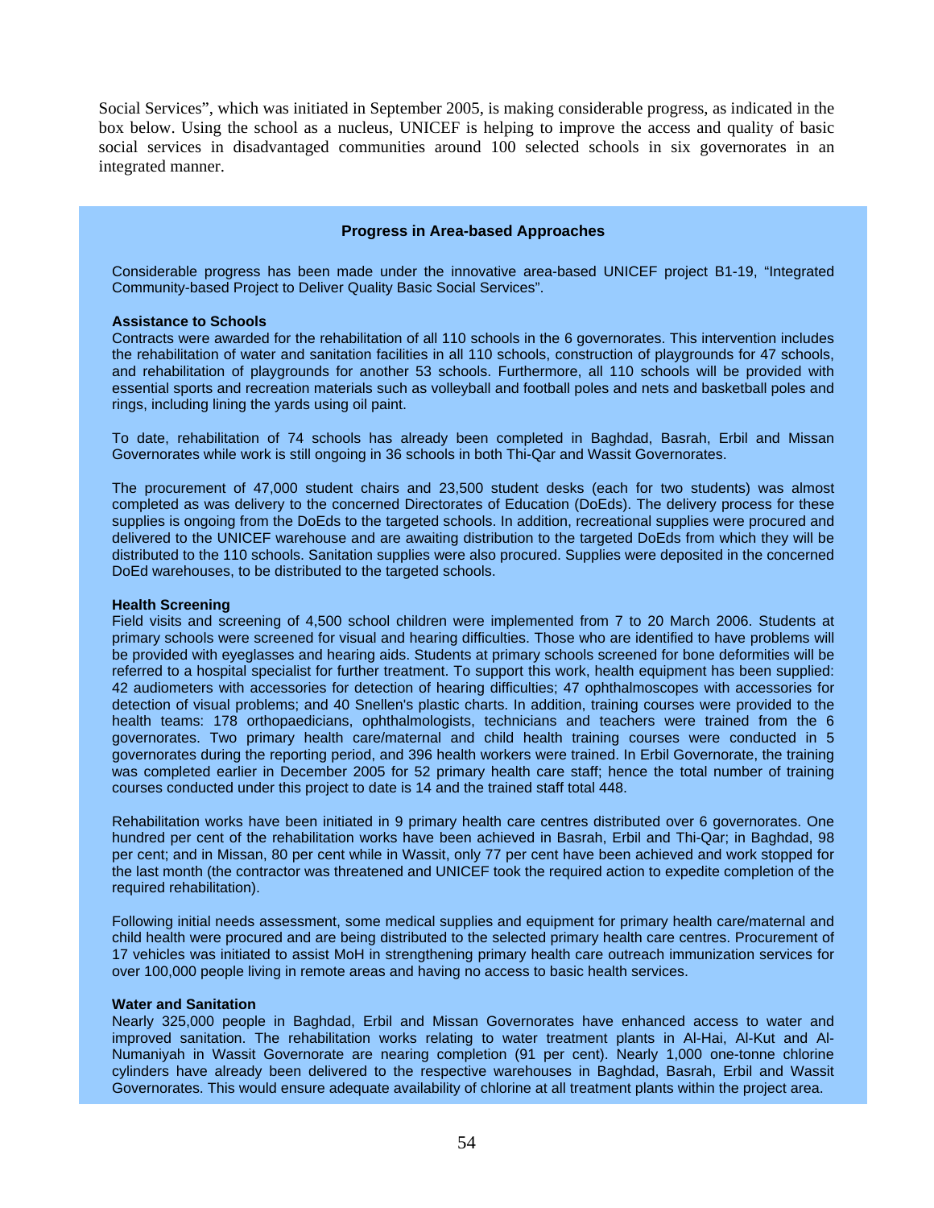Social Services", which was initiated in September 2005, is making considerable progress, as indicated in the box below. Using the school as a nucleus, UNICEF is helping to improve the access and quality of basic social services in disadvantaged communities around 100 selected schools in six governorates in an integrated manner.

**Progress in Area-based Approaches**

Considerable progress has been made under the innovative area-based UNICEF project B1-19, "Integrated Community-based Project to Deliver Quality Basic Social Services".

**Assistance to Schools**

Contracts were awarded for the rehabilitation of all 110 schools in the 6 governorates. This intervention includes the rehabilitation of water and sanitation facilities in all 110 schools, construction of playgrounds for 47 schools, and rehabilitation of playgrounds for another 53 schools. Furthermore, all 110 schools will be provided with essential sports and recreation materials such as volleyball and football poles and nets and basketball poles and rings, including lining the yards using oil paint.

To date, rehabilitation of 74 schools has already been completed in Baghdad, Basrah, Erbil and Missan Governorates while work is still ongoing in 36 schools in both Thi-Qar and Wassit Governorates.

The procurement of 47,000 student chairs and 23,500 student desks (each for two students) was almost completed as was delivery to the concerned Directorates of Education (DoEds). The delivery process for these supplies is ongoing from the DoEds to the targeted schools. In addition, recreational supplies were procured and delivered to the UNICEF warehouse and are awaiting distribution to the targeted DoEds from which they will be distributed to the 110 schools. Sanitation supplies were also procured. Supplies were deposited in the concerned DoEd warehouses, to be distributed to the targeted schools.

**Health Screening**

Field visits and screening of 4,500 school children were implemented from 7 to 20 March 2006. Students at primary schools were screened for visual and hearing difficulties. Those who are identified to have problems will be provided with eyeglasses and hearing aids. Students at primary schools screened for bone deformities will be referred to a hospital specialist for further treatment. To support this work, health equipment has been supplied: 42 audiometers with accessories for detection of hearing difficulties; 47 ophthalmoscopes with accessories for detection of visual problems; and 40 Snellen's plastic charts. In addition, training courses were provided to the health teams: 178 orthopaedicians, ophthalmologists, technicians and teachers were trained from the 6 governorates. Two primary health care/maternal and child health training courses were conducted in 5 governorates during the reporting period, and 396 health workers were trained. In Erbil Governorate, the training was completed earlier in December 2005 for 52 primary health care staff; hence the total number of training courses conducted under this project to date is 14 and the trained staff total 448.

Rehabilitation works have been initiated in 9 primary health care centres distributed over 6 governorates. One hundred per cent of the rehabilitation works have been achieved in Basrah, Erbil and Thi-Qar; in Baghdad, 98 per cent; and in Missan, 80 per cent while in Wassit, only 77 per cent have been achieved and work stopped for the last month (the contractor was threatened and UNICEF took the required action to expedite completion of the required rehabilitation).

Following initial needs assessment, some medical supplies and equipment for primary health care/maternal and child health were procured and are being distributed to the selected primary health care centres. Procurement of 17 vehicles was initiated to assist MoH in strengthening primary health care outreach immunization services for over 100,000 people living in remote areas and having no access to basic health services.

**Water and Sanitation**

Nearly 325,000 people in Baghdad, Erbil and Missan Governorates have enhanced access to water and improved sanitation. The rehabilitation works relating to water treatment plants in Al-Hai, Al-Kut and Al-Numaniyah in Wassit Governorate are nearing completion (91 per cent). Nearly 1,000 one-tonne chlorine cylinders have already been delivered to the respective warehouses in Baghdad, Basrah, Erbil and Wassit Governorates. This would ensure adequate availability of chlorine at all treatment plants within the project area.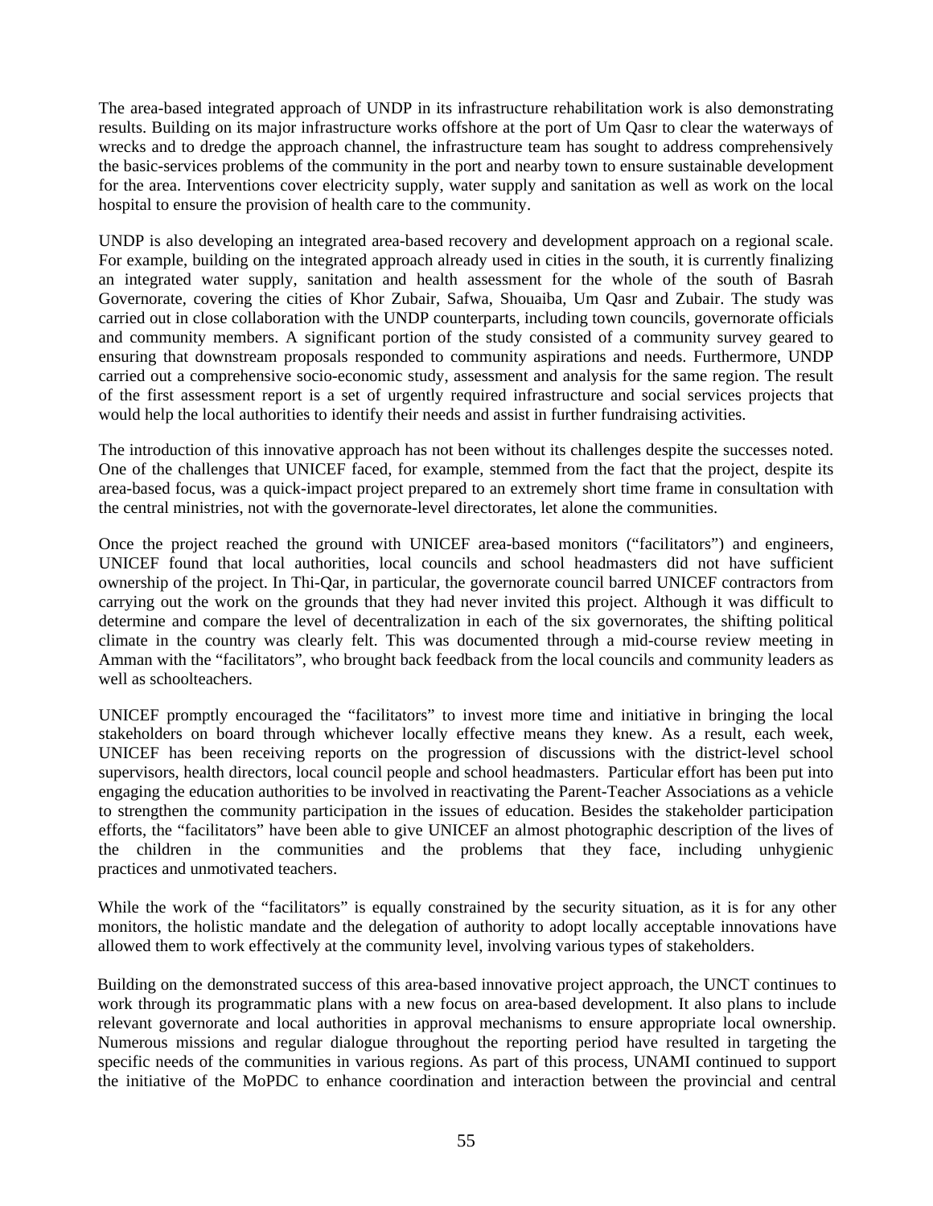The area-based integrated approach of UNDP in its infrastructure rehabilitation work is also demonstrating results. Building on its major infrastructure works offshore at the port of Um Qasr to clear the waterways of wrecks and to dredge the approach channel, the infrastructure team has sought to address comprehensively the basic-services problems of the community in the port and nearby town to ensure sustainable development for the area. Interventions cover electricity supply, water supply and sanitation as well as work on the local hospital to ensure the provision of health care to the community.

UNDP is also developing an integrated area-based recovery and development approach on a regional scale. For example, building on the integrated approach already used in cities in the south, it is currently finalizing an integrated water supply, sanitation and health assessment for the whole of the south of Basrah Governorate, covering the cities of Khor Zubair, Safwa, Shouaiba, Um Qasr and Zubair. The study was carried out in close collaboration with the UNDP counterparts, including town councils, governorate officials and community members. A significant portion of the study consisted of a community survey geared to ensuring that downstream proposals responded to community aspirations and needs. Furthermore, UNDP carried out a comprehensive socio-economic study, assessment and analysis for the same region. The result of the first assessment report is a set of urgently required infrastructure and social services projects that would help the local authorities to identify their needs and assist in further fundraising activities.

The introduction of this innovative approach has not been without its challenges despite the successes noted. One of the challenges that UNICEF faced, for example, stemmed from the fact that the project, despite its area-based focus, was a quick-impact project prepared to an extremely short time frame in consultation with the central ministries, not with the governorate-level directorates, let alone the communities.

Once the project reached the ground with UNICEF area-based monitors ("facilitators") and engineers, UNICEF found that local authorities, local councils and school headmasters did not have sufficient ownership of the project. In Thi-Qar, in particular, the governorate council barred UNICEF contractors from carrying out the work on the grounds that they had never invited this project. Although it was difficult to determine and compare the level of decentralization in each of the six governorates, the shifting political climate in the country was clearly felt. This was documented through a mid-course review meeting in Amman with the "facilitators", who brought back feedback from the local councils and community leaders as well as schoolteachers.

UNICEF promptly encouraged the "facilitators" to invest more time and initiative in bringing the local stakeholders on board through whichever locally effective means they knew. As a result, each week, UNICEF has been receiving reports on the progression of discussions with the district-level school supervisors, health directors, local council people and school headmasters. Particular effort has been put into engaging the education authorities to be involved in reactivating the Parent-Teacher Associations as a vehicle to strengthen the community participation in the issues of education. Besides the stakeholder participation efforts, the "facilitators" have been able to give UNICEF an almost photographic description of the lives of the children in the communities and the problems that they face, including unhygienic practices and unmotivated teachers.

While the work of the "facilitators" is equally constrained by the security situation, as it is for any other monitors, the holistic mandate and the delegation of authority to adopt locally acceptable innovations have allowed them to work effectively at the community level, involving various types of stakeholders.

Building on the demonstrated success of this area-based innovative project approach, the UNCT continues to work through its programmatic plans with a new focus on area-based development. It also plans to include relevant governorate and local authorities in approval mechanisms to ensure appropriate local ownership. Numerous missions and regular dialogue throughout the reporting period have resulted in targeting the specific needs of the communities in various regions. As part of this process, UNAMI continued to support the initiative of the MoPDC to enhance coordination and interaction between the provincial and central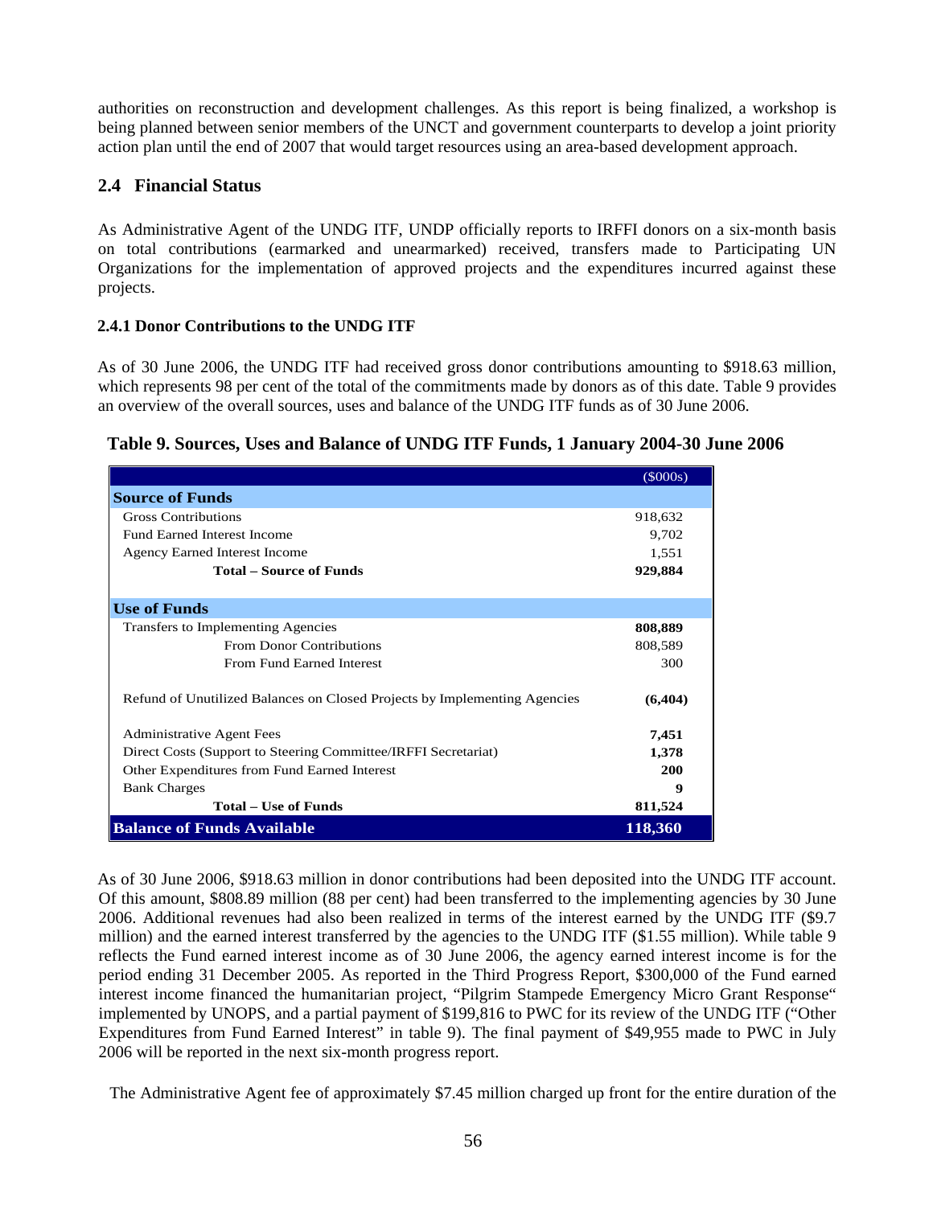authorities on reconstruction and development challenges. As this report is being finalized, a workshop is being planned between senior members of the UNCT and government counterparts to develop a joint priority action plan until the end of 2007 that would target resources using an area-based development approach.

## 2.4 Financial Status

As Administrative Agent of the UNDG ITF, UNDP officially reports to IRFFI donors on a six-month basis on total contributions (earmarked and unearmarked) received, transfers made to Participating UN Organizations for the implementation of approved projects and the expenditures incurred against these projects.

### 2.4.1 Donor Contributions to the UNDG ITF

As of 30 June 2006, the UNDG ITF had received gross donor contributions amounting to $918.63 million, which represents 98 per cent of the total of the commitments made by donors as of this date. Table 9 provides an overview of the overall sources, uses and balance of the UNDG ITF funds as of 30 June 2006.

**Table 9. Sources, Uses and Balance of UNDG ITF Funds, 1 January 2004-30 June 2006**

| | ($000s) |
|---|---|
| **Source of Funds** | |
| Gross Contributions | 918,632 |
| Fund Earned Interest Income | 9,702 |
| Agency Earned Interest Income | 1,551 |
| **Total – Source of Funds** | **929,884** |
| **Use of Funds** | |
| Transfers to Implementing Agencies | **808,889** |
| From Donor Contributions | 808,589 |
| From Fund Earned Interest | 300 |
| Refund of Unutilized Balances on Closed Projects by Implementing Agencies | **(6,404)** |
| Administrative Agent Fees | **7,451** |
| Direct Costs (Support to Steering Committee/IRFFI Secretariat) | **1,378** |
| Other Expenditures from Fund Earned Interest | **200** |
| Bank Charges | **9** |
| **Total – Use of Funds** | **811,524** |
| **Balance of Funds Available** | **118,360** |

As of 30 June 2006, $918.63 million in donor contributions had been deposited into the UNDG ITF account. Of this amount, $808.89 million (88 per cent) had been transferred to the implementing agencies by 30 June 2006. Additional revenues had also been realized in terms of the interest earned by the UNDG ITF ($9.7 million) and the earned interest transferred by the agencies to the UNDG ITF ($1.55 million). While table 9 reflects the Fund earned interest income as of 30 June 2006, the agency earned interest income is for the period ending 31 December 2005. As reported in the Third Progress Report, $300,000 of the Fund earned interest income financed the humanitarian project, "Pilgrim Stampede Emergency Micro Grant Response" implemented by UNOPS, and a partial payment of $199,816 to PWC for its review of the UNDG ITF ("Other Expenditures from Fund Earned Interest" in table 9). The final payment of $49,955 made to PWC in July 2006 will be reported in the next six-month progress report.

The Administrative Agent fee of approximately $7.45 million charged up front for the entire duration of the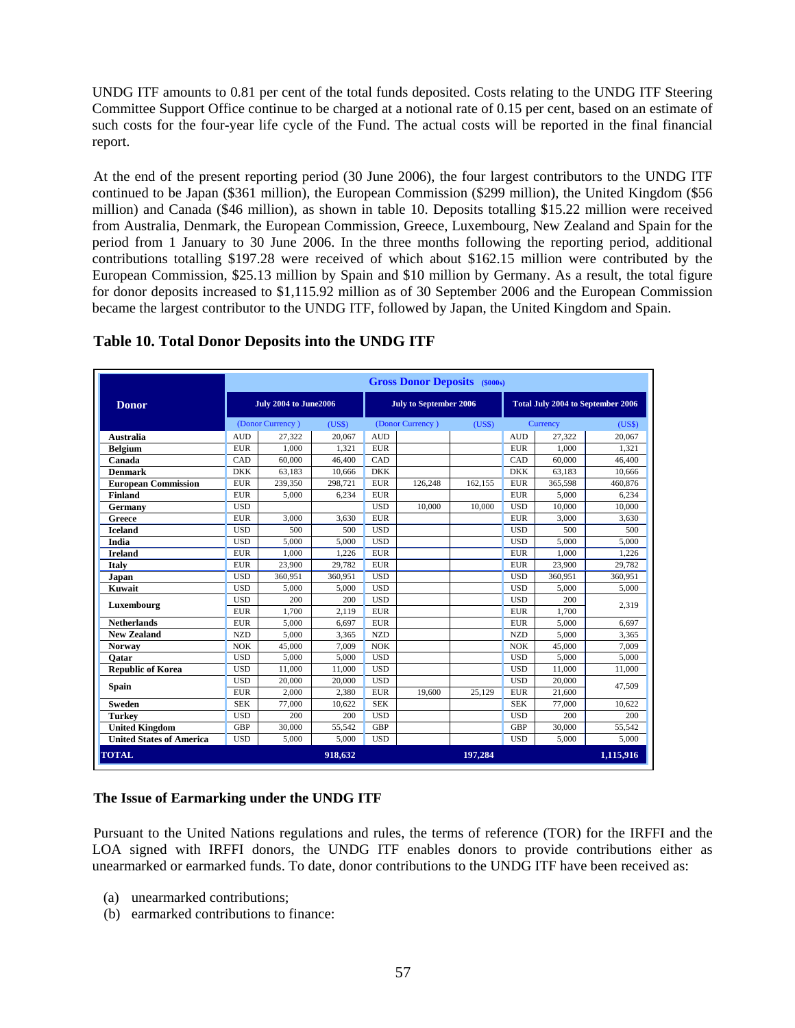UNDG ITF amounts to 0.81 per cent of the total funds deposited. Costs relating to the UNDG ITF Steering Committee Support Office continue to be charged at a notional rate of 0.15 per cent, based on an estimate of such costs for the four-year life cycle of the Fund. The actual costs will be reported in the final financial report.

At the end of the present reporting period (30 June 2006), the four largest contributors to the UNDG ITF continued to be Japan ($361 million), the European Commission ($299 million), the United Kingdom ($56 million) and Canada ($46 million), as shown in table 10. Deposits totalling $15.22 million were received from Australia, Denmark, the European Commission, Greece, Luxembourg, New Zealand and Spain for the period from 1 January to 30 June 2006. In the three months following the reporting period, additional contributions totalling $197.28 were received of which about $162.15 million were contributed by the European Commission, $25.13 million by Spain and $10 million by Germany. As a result, the total figure for donor deposits increased to $1,115.92 million as of 30 September 2006 and the European Commission became the largest contributor to the UNDG ITF, followed by Japan, the United Kingdom and Spain.

**Table 10. Total Donor Deposits into the UNDG ITF**

| Donor | Gross Donor Deposits (\$000s) | | | | | | | | |
|---|---|---|---|---|---|---|---|---|---|
| | July 2004 to June2006 | | | July to September 2006 | | | Total July 2004 to September 2006 | | |
| | (Donor Currency ) | | (US$) | (Donor Currency ) | | (US$) | Currency | | (US$) |
| **Australia** | AUD | 27,322 | 20,067 | AUD | | | AUD | 27,322 | 20,067 |
| **Belgium** | EUR | 1,000 | 1,321 | EUR | | | EUR | 1,000 | 1,321 |
| **Canada** | CAD | 60,000 | 46,400 | CAD | | | CAD | 60,000 | 46,400 |
| **Denmark** | DKK | 63,183 | 10,666 | DKK | | | DKK | 63,183 | 10,666 |
| **European Commission** | EUR | 239,350 | 298,721 | EUR | 126,248 | 162,155 | EUR | 365,598 | 460,876 |
| **Finland** | EUR | 5,000 | 6,234 | EUR | | | EUR | 5,000 | 6,234 |
| **Germany** | USD | | | USD | 10,000 | 10,000 | USD | 10,000 | 10,000 |
| **Greece** | EUR | 3,000 | 3,630 | EUR | | | EUR | 3,000 | 3,630 |
| **Iceland** | USD | 500 | 500 | USD | | | USD | 500 | 500 |
| **India** | USD | 5,000 | 5,000 | USD | | | USD | 5,000 | 5,000 |
| **Ireland** | EUR | 1,000 | 1,226 | EUR | | | EUR | 1,000 | 1,226 |
| **Italy** | EUR | 23,900 | 29,782 | EUR | | | EUR | 23,900 | 29,782 |
| **Japan** | USD | 360,951 | 360,951 | USD | | | USD | 360,951 | 360,951 |
| **Kuwait** | USD | 5,000 | 5,000 | USD | | | USD | 5,000 | 5,000 |
| **Luxembourg** | USD | 200 | 200 | USD | | | USD | 200 | 2,319 |
| | EUR | 1,700 | 2,119 | EUR | | | EUR | 1,700 | |
| **Netherlands** | EUR | 5,000 | 6,697 | EUR | | | EUR | 5,000 | 6,697 |
| **New Zealand** | NZD | 5,000 | 3,365 | NZD | | | NZD | 5,000 | 3,365 |
| **Norway** | NOK | 45,000 | 7,009 | NOK | | | NOK | 45,000 | 7,009 |
| **Qatar** | USD | 5,000 | 5,000 | USD | | | USD | 5,000 | 5,000 |
| **Republic of Korea** | USD | 11,000 | 11,000 | USD | | | USD | 11,000 | 11,000 |
| **Spain** | USD | 20,000 | 20,000 | USD | | | USD | 20,000 | 47,509 |
| | EUR | 2,000 | 2,380 | EUR | 19,600 | 25,129 | EUR | 21,600 | |
| **Sweden** | SEK | 77,000 | 10,622 | SEK | | | SEK | 77,000 | 10,622 |
| **Turkey** | USD | 200 | 200 | USD | | | USD | 200 | 200 |
| **United Kingdom** | GBP | 30,000 | 55,542 | GBP | | | GBP | 30,000 | 55,542 |
| **United States of America** | USD | 5,000 | 5,000 | USD | | | USD | 5,000 | 5,000 |
| **TOTAL** | | | **918,632** | | | **197,284** | | | **1,115,916** |

### The Issue of Earmarking under the UNDG ITF

Pursuant to the United Nations regulations and rules, the terms of reference (TOR) for the IRFFI and the LOA signed with IRFFI donors, the UNDG ITF enables donors to provide contributions either as unearmarked or earmarked funds. To date, donor contributions to the UNDG ITF have been received as:

(a) unearmarked contributions;
(b) earmarked contributions to finance: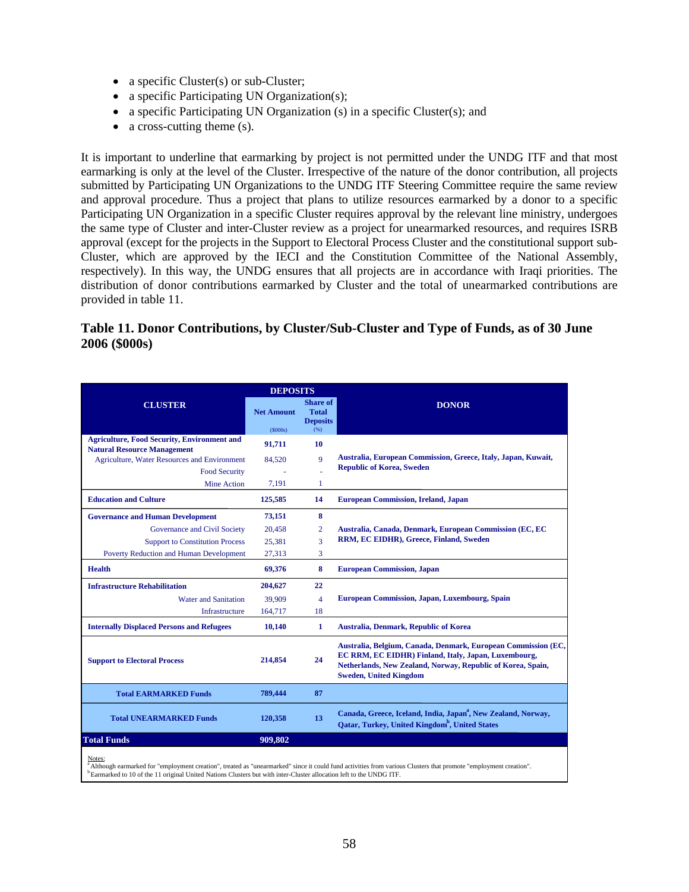- a specific Cluster(s) or sub-Cluster;
- a specific Participating UN Organization(s);
- a specific Participating UN Organization (s) in a specific Cluster(s); and
- a cross-cutting theme (s).

It is important to underline that earmarking by project is not permitted under the UNDG ITF and that most earmarking is only at the level of the Cluster. Irrespective of the nature of the donor contribution, all projects submitted by Participating UN Organizations to the UNDG ITF Steering Committee require the same review and approval procedure. Thus a project that plans to utilize resources earmarked by a donor to a specific Participating UN Organization in a specific Cluster requires approval by the relevant line ministry, undergoes the same type of Cluster and inter-Cluster review as a project for unearmarked resources, and requires ISRB approval (except for the projects in the Support to Electoral Process Cluster and the constitutional support sub-Cluster, which are approved by the IECI and the Constitution Committee of the National Assembly, respectively). In this way, the UNDG ensures that all projects are in accordance with Iraqi priorities. The distribution of donor contributions earmarked by Cluster and the total of unearmarked contributions are provided in table 11.

### Table 11. Donor Contributions, by Cluster/Sub-Cluster and Type of Funds, as of 30 June 2006 ($000s)

| CLUSTER | DEPOSITS | | DONOR |
|---|---|---|---|
| | Net Amount ($000s) | Share of Total Deposits (%) | |
| **Agriculture, Food Security, Environment and Natural Resource Management** | **91,711** | **10** | |
| Agriculture, Water Resources and Environment | 84,520 | 9 | **Australia, European Commission, Greece, Italy, Japan, Kuwait, Republic of Korea, Sweden** |
| Food Security | - | - | |
| Mine Action | 7,191 | 1 | |
| **Education and Culture** | **125,585** | **14** | **European Commission, Ireland, Japan** |
| **Governance and Human Development** | **73,151** | **8** | |
| Governance and Civil Society | 20,458 | 2 | **Australia, Canada, Denmark, European Commission (EC, EC RRM, EC EIDHR), Greece, Finland, Sweden** |
| Support to Constitution Process | 25,381 | 3 | |
| Poverty Reduction and Human Development | 27,313 | 3 | |
| **Health** | **69,376** | **8** | **European Commission, Japan** |
| **Infrastructure Rehabilitation** | **204,627** | **22** | |
| Water and Sanitation | 39,909 | 4 | **European Commission, Japan, Luxembourg, Spain** |
| Infrastructure | 164,717 | 18 | |
| **Internally Displaced Persons and Refugees** | **10,140** | **1** | **Australia, Denmark, Republic of Korea** |
| **Support to Electoral Process** | **214,854** | **24** | **Australia, Belgium, Canada, Denmark, European Commission (EC, EC RRM, EC EIDHR) Finland, Italy, Japan, Luxembourg, Netherlands, New Zealand, Norway, Republic of Korea, Spain, Sweden, United Kingdom** |
| **Total EARMARKED Funds** | **789,444** | **87** | |
| **Total UNEARMARKED Funds** | **120,358** | **13** | **Canada, Greece, Iceland, India, Japan[a], New Zealand, Norway, Qatar, Turkey, United Kingdom[b], United States** |
| **Total Funds** | **909,802** | | |

Notes:
[a] Although earmarked for "employment creation", treated as "unearmarked" since it could fund activities from various Clusters that promote "employment creation".
[b] Earmarked to 10 of the 11 original United Nations Clusters but with inter-Cluster allocation left to the UNDG ITF.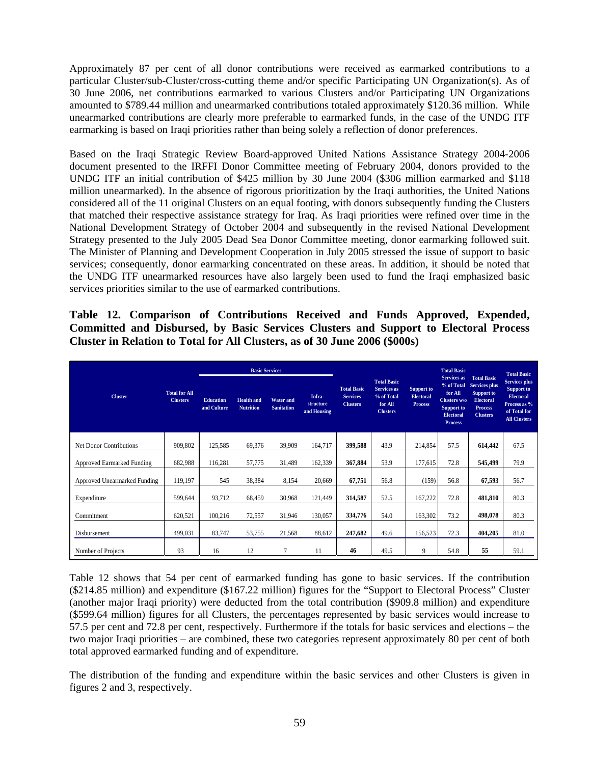Approximately 87 per cent of all donor contributions were received as earmarked contributions to a particular Cluster/sub-Cluster/cross-cutting theme and/or specific Participating UN Organization(s). As of 30 June 2006, net contributions earmarked to various Clusters and/or Participating UN Organizations amounted to $789.44 million and unearmarked contributions totaled approximately $120.36 million. While unearmarked contributions are clearly more preferable to earmarked funds, in the case of the UNDG ITF earmarking is based on Iraqi priorities rather than being solely a reflection of donor preferences.

Based on the Iraqi Strategic Review Board-approved United Nations Assistance Strategy 2004-2006 document presented to the IRFFI Donor Committee meeting of February 2004, donors provided to the UNDG ITF an initial contribution of $425 million by 30 June 2004 ($306 million earmarked and $118 million unearmarked). In the absence of rigorous prioritization by the Iraqi authorities, the United Nations considered all of the 11 original Clusters on an equal footing, with donors subsequently funding the Clusters that matched their respective assistance strategy for Iraq. As Iraqi priorities were refined over time in the National Development Strategy of October 2004 and subsequently in the revised National Development Strategy presented to the July 2005 Dead Sea Donor Committee meeting, donor earmarking followed suit. The Minister of Planning and Development Cooperation in July 2005 stressed the issue of support to basic services; consequently, donor earmarking concentrated on these areas. In addition, it should be noted that the UNDG ITF unearmarked resources have also largely been used to fund the Iraqi emphasized basic services priorities similar to the use of earmarked contributions.

**Table 12. Comparison of Contributions Received and Funds Approved, Expended, Committed and Disbursed, by Basic Services Clusters and Support to Electoral Process Cluster in Relation to Total for All Clusters, as of 30 June 2006 ($000s)**

| Cluster | Total for All Clusters | Basic Services | | | | Total Basic Services Clusters | Total Basic Services as % of Total for All Clusters | Support to Electoral Process | Total Basic Services as % of Total for All Clusters w/o Support to Electoral Process | Total Basic Services plus Support to Electoral Process Clusters | Total Basic Services plus Support to Electoral Process as % of Total for All Clusters |
|---|---|---|---|---|---|---|---|---|---|---|---|
| | | Education and Culture | Health and Nutrition | Water and Sanitation | Infra-structure and Housing | | | | | | |
| Net Donor Contributions | 909,802 | 125,585 | 69,376 | 39,909 | 164,717 | **399,588** | 43.9 | 214,854 | 57.5 | **614,442** | 67.5 |
| Approved Earmarked Funding | 682,988 | 116,281 | 57,775 | 31,489 | 162,339 | **367,884** | 53.9 | 177,615 | 72.8 | **545,499** | 79.9 |
| Approved Unearmarked Funding | 119,197 | 545 | 38,384 | 8,154 | 20,669 | **67,751** | 56.8 | (159) | 56.8 | **67,593** | 56.7 |
| Expenditure | 599,644 | 93,712 | 68,459 | 30,968 | 121,449 | **314,587** | 52.5 | 167,222 | 72.8 | **481,810** | 80.3 |
| Commitment | 620,521 | 100,216 | 72,557 | 31,946 | 130,057 | **334,776** | 54.0 | 163,302 | 73.2 | **498,078** | 80.3 |
| Disbursement | 499,031 | 83,747 | 53,755 | 21,568 | 88,612 | **247,682** | 49.6 | 156,523 | 72.3 | **404,205** | 81.0 |
| Number of Projects | 93 | 16 | 12 | 7 | 11 | **46** | 49.5 | 9 | 54.8 | **55** | 59.1 |

Table 12 shows that 54 per cent of earmarked funding has gone to basic services. If the contribution ($214.85 million) and expenditure ($167.22 million) figures for the "Support to Electoral Process" Cluster (another major Iraqi priority) were deducted from the total contribution ($909.8 million) and expenditure ($599.64 million) figures for all Clusters, the percentages represented by basic services would increase to 57.5 per cent and 72.8 per cent, respectively. Furthermore if the totals for basic services and elections – the two major Iraqi priorities – are combined, these two categories represent approximately 80 per cent of both total approved earmarked funding and of expenditure.

The distribution of the funding and expenditure within the basic services and other Clusters is given in figures 2 and 3, respectively.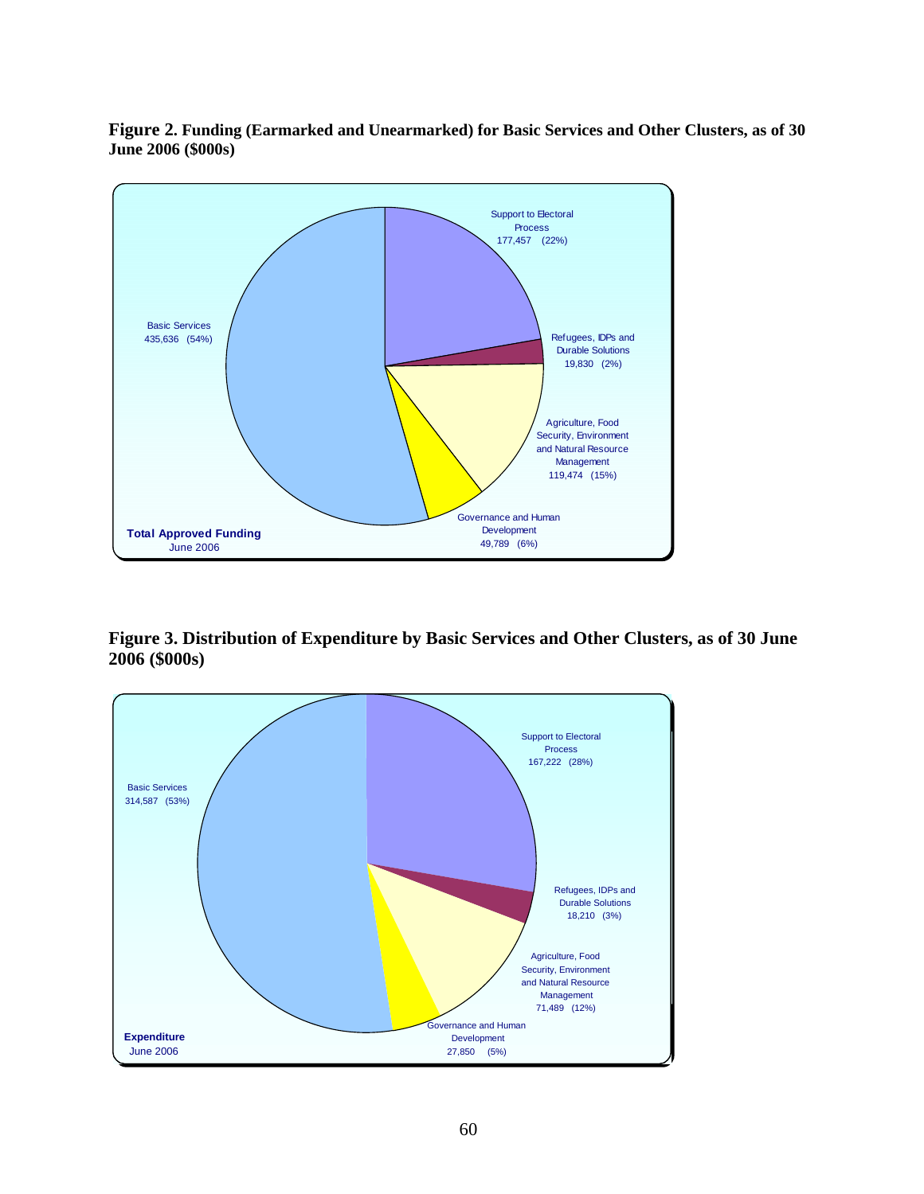**Figure 2. Funding (Earmarked and Unearmarked) for Basic Services and Other Clusters, as of 30 June 2006 ($000s)**

**Total Approved Funding**
June 2006

| Cluster | Amount | Share |
|---|---|---|
| Support to Electoral Process | 177,457 | (22%) |
| Refugees, IDPs and Durable Solutions | 19,830 | (2%) |
| Agriculture, Food Security, Environment and Natural Resource Management | 119,474 | (15%) |
| Governance and Human Development | 49,789 | (6%) |
| Basic Services | 435,636 | (54%) |

**Figure 3. Distribution of Expenditure by Basic Services and Other Clusters, as of 30 June 2006 ($000s)**

**Expenditure**
June 2006

| Cluster | Amount | Share |
|---|---|---|
| Support to Electoral Process | 167,222 | (28%) |
| Refugees, IDPs and Durable Solutions | 18,210 | (3%) |
| Agriculture, Food Security, Environment and Natural Resource Management | 71,489 | (12%) |
| Governance and Human Development | 27,850 | (5%) |
| Basic Services | 314,587 | (53%) |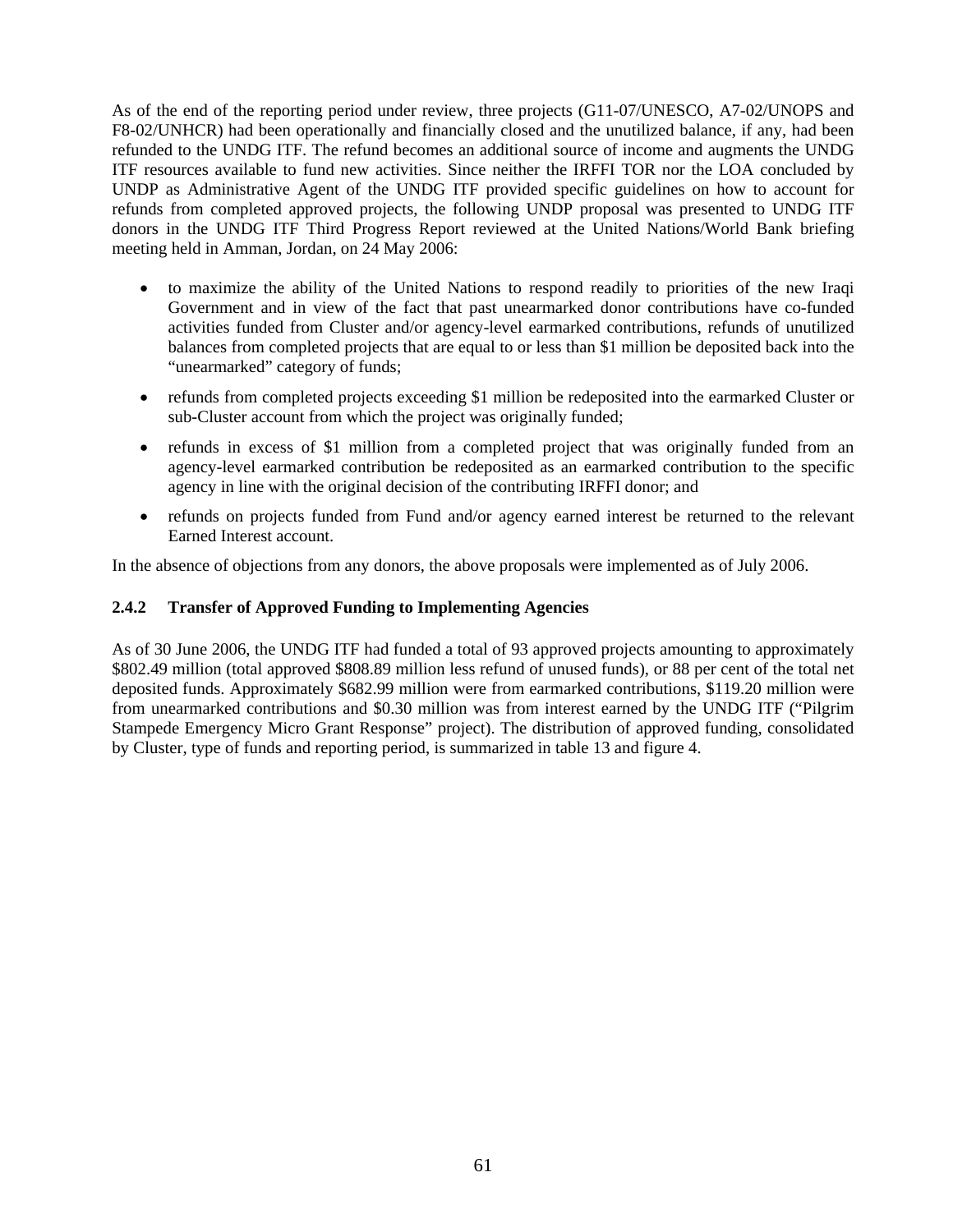As of the end of the reporting period under review, three projects (G11-07/UNESCO, A7-02/UNOPS and F8-02/UNHCR) had been operationally and financially closed and the unutilized balance, if any, had been refunded to the UNDG ITF. The refund becomes an additional source of income and augments the UNDG ITF resources available to fund new activities. Since neither the IRFFI TOR nor the LOA concluded by UNDP as Administrative Agent of the UNDG ITF provided specific guidelines on how to account for refunds from completed approved projects, the following UNDP proposal was presented to UNDG ITF donors in the UNDG ITF Third Progress Report reviewed at the United Nations/World Bank briefing meeting held in Amman, Jordan, on 24 May 2006:

- to maximize the ability of the United Nations to respond readily to priorities of the new Iraqi Government and in view of the fact that past unearmarked donor contributions have co-funded activities funded from Cluster and/or agency-level earmarked contributions, refunds of unutilized balances from completed projects that are equal to or less than $1 million be deposited back into the "unearmarked" category of funds;
- refunds from completed projects exceeding $1 million be redeposited into the earmarked Cluster or sub-Cluster account from which the project was originally funded;
- refunds in excess of $1 million from a completed project that was originally funded from an agency-level earmarked contribution be redeposited as an earmarked contribution to the specific agency in line with the original decision of the contributing IRFFI donor; and
- refunds on projects funded from Fund and/or agency earned interest be returned to the relevant Earned Interest account.

In the absence of objections from any donors, the above proposals were implemented as of July 2006.

### 2.4.2 Transfer of Approved Funding to Implementing Agencies

As of 30 June 2006, the UNDG ITF had funded a total of 93 approved projects amounting to approximately $802.49 million (total approved $808.89 million less refund of unused funds), or 88 per cent of the total net deposited funds. Approximately $682.99 million were from earmarked contributions, $119.20 million were from unearmarked contributions and $0.30 million was from interest earned by the UNDG ITF ("Pilgrim Stampede Emergency Micro Grant Response" project). The distribution of approved funding, consolidated by Cluster, type of funds and reporting period, is summarized in table 13 and figure 4.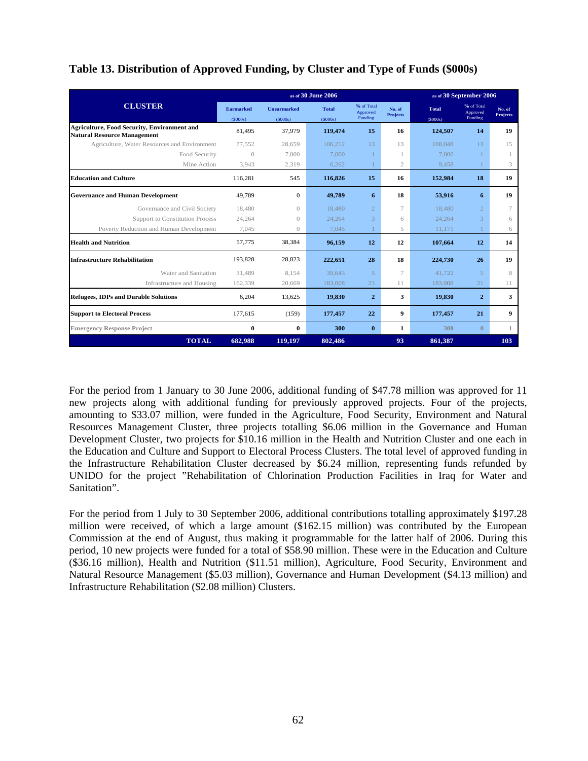## Table 13. Distribution of Approved Funding, by Cluster and Type of Funds ($000s)

| CLUSTER | as of 30 June 2006 | | | | | as of 30 September 2006 | | |
|---|---|---|---|---|---|---|---|---|
| | Earmarked ($000s) | Unearmarked ($000s) | Total ($000s) | % of Total Approved Funding | No. of Projects | Total ($000s) | % of Total Approved Funding | No. of Projects |
| **Agriculture, Food Security, Environment and Natural Resource Management** | 81,495 | 37,979 | **119,474** | **15** | **16** | **124,507** | **14** | **19** |
| Agriculture, Water Resources and Environment | 77,552 | 28,659 | 106,212 | 13 | 13 | 108,048 | 13 | 15 |
| Food Security | 0 | 7,000 | 7,000 | 1 | 1 | 7,000 | 1 | 1 |
| Mine Action | 3,943 | 2,319 | 6,262 | 1 | 2 | 9,458 | 1 | 3 |
| **Education and Culture** | 116,281 | 545 | **116,826** | **15** | **16** | **152,984** | **18** | **19** |
| **Governance and Human Development** | 49,789 | 0 | **49,789** | **6** | **18** | **53,916** | **6** | **19** |
| Governance and Civil Society | 18,480 | 0 | 18,480 | 2 | 7 | 18,480 | 2 | 7 |
| Support to Constitution Process | 24,264 | 0 | 24,264 | 3 | 6 | 24,264 | 3 | 6 |
| Poverty Reduction and Human Development | 7,045 | 0 | 7,045 | 1 | 5 | 11,171 | 1 | 6 |
| **Health and Nutrition** | 57,775 | 38,384 | **96,159** | **12** | **12** | **107,664** | **12** | **14** |
| **Infrastructure Rehabilitation** | 193,828 | 28,823 | **222,651** | **28** | **18** | **224,730** | **26** | **19** |
| Water and Sanitation | 31,489 | 8,154 | 39,643 | 5 | 7 | 41,722 | 5 | 8 |
| Infrastructure and Housing | 162,339 | 20,669 | 183,008 | 23 | 11 | 183,008 | 21 | 11 |
| **Refugees, IDPs and Durable Solutions** | 6,204 | 13,625 | **19,830** | **2** | **3** | **19,830** | **2** | **3** |
| **Support to Electoral Process** | 177,615 | (159) | **177,457** | **22** | **9** | **177,457** | **21** | **9** |
| **Emergency Response Project** | **0** | **0** | **300** | **0** | **1** | 300 | 0 | 1 |
| **TOTAL** | **682,988** | **119,197** | **802,486** | | **93** | **861,387** | | **103** |

For the period from 1 January to 30 June 2006, additional funding of $47.78 million was approved for 11 new projects along with additional funding for previously approved projects. Four of the projects, amounting to $33.07 million, were funded in the Agriculture, Food Security, Environment and Natural Resources Management Cluster, three projects totalling $6.06 million in the Governance and Human Development Cluster, two projects for $10.16 million in the Health and Nutrition Cluster and one each in the Education and Culture and Support to Electoral Process Clusters. The total level of approved funding in the Infrastructure Rehabilitation Cluster decreased by $6.24 million, representing funds refunded by UNIDO for the project "Rehabilitation of Chlorination Production Facilities in Iraq for Water and Sanitation".

For the period from 1 July to 30 September 2006, additional contributions totalling approximately $197.28 million were received, of which a large amount ($162.15 million) was contributed by the European Commission at the end of August, thus making it programmable for the latter half of 2006. During this period, 10 new projects were funded for a total of $58.90 million. These were in the Education and Culture ($36.16 million), Health and Nutrition ($11.51 million), Agriculture, Food Security, Environment and Natural Resource Management ($5.03 million), Governance and Human Development ($4.13 million) and Infrastructure Rehabilitation ($2.08 million) Clusters.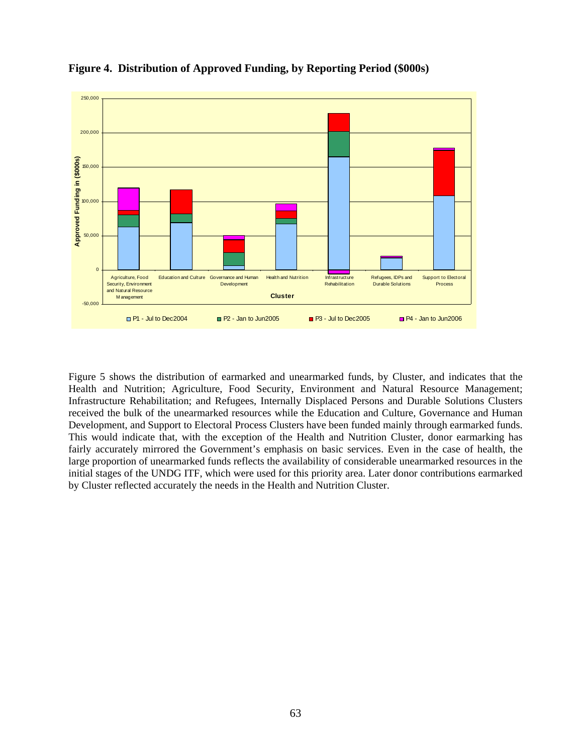**Figure 4. Distribution of Approved Funding, by Reporting Period ($000s)**

Figure 5 shows the distribution of earmarked and unearmarked funds, by Cluster, and indicates that the Health and Nutrition; Agriculture, Food Security, Environment and Natural Resource Management; Infrastructure Rehabilitation; and Refugees, Internally Displaced Persons and Durable Solutions Clusters received the bulk of the unearmarked resources while the Education and Culture, Governance and Human Development, and Support to Electoral Process Clusters have been funded mainly through earmarked funds. This would indicate that, with the exception of the Health and Nutrition Cluster, donor earmarking has fairly accurately mirrored the Government's emphasis on basic services. Even in the case of health, the large proportion of unearmarked funds reflects the availability of considerable unearmarked resources in the initial stages of the UNDG ITF, which were used for this priority area. Later donor contributions earmarked by Cluster reflected accurately the needs in the Health and Nutrition Cluster.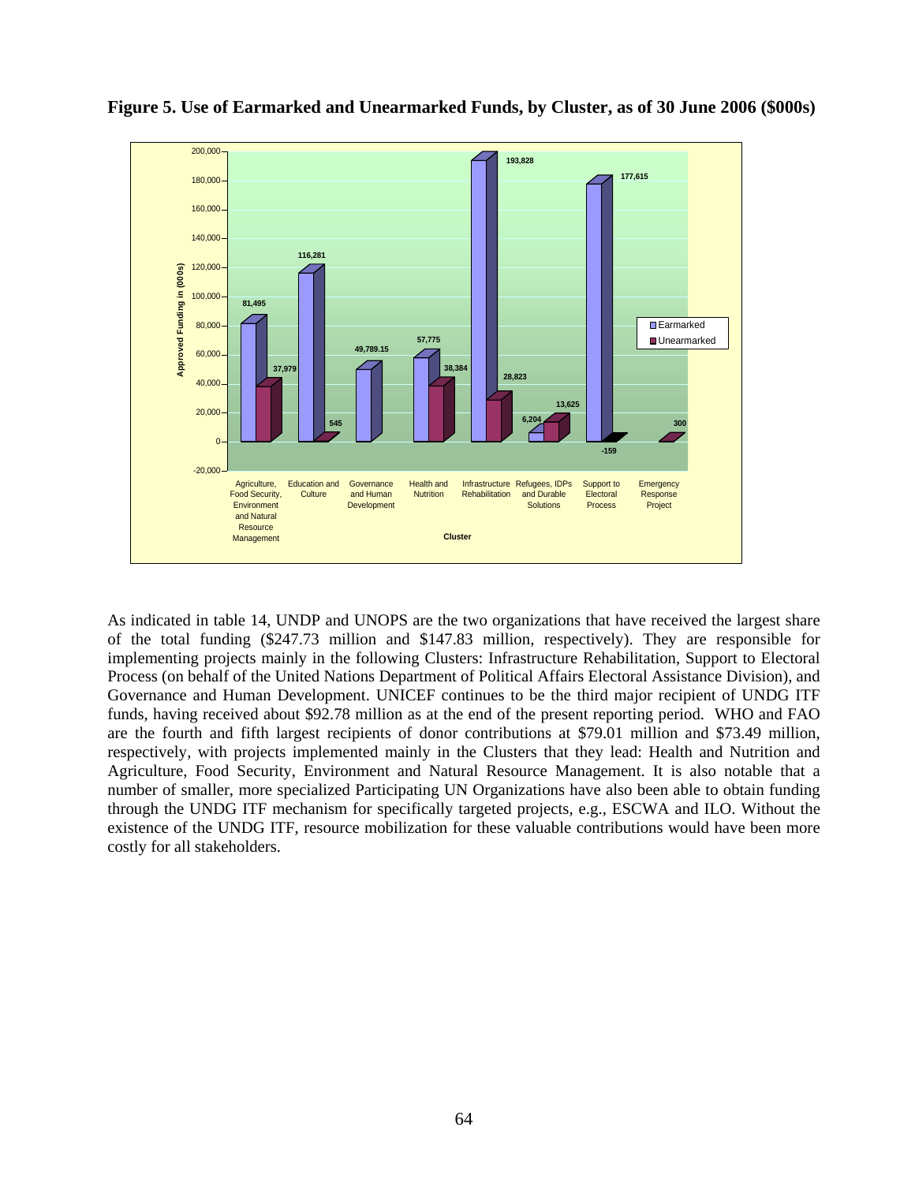**Figure 5. Use of Earmarked and Unearmarked Funds, by Cluster, as of 30 June 2006 ($000s)**

| Cluster | Earmarked | Unearmarked |
|---|---|---|
| Agriculture, Food Security, Environment and Natural Resource Management | 81,495 | 37,979 |
| Education and Culture | 116,281 | 545 |
| Governance and Human Development | 49,789.15 | |
| Health and Nutrition | 57,775 | 38,384 |
| Infrastructure Rehabilitation | 193,828 | 28,823 |
| Refugees, IDPs and Durable Solutions | 6,204 | 13,625 |
| Support to Electoral Process | 177,615 | -159 |
| Emergency Response Project | | 300 |

As indicated in table 14, UNDP and UNOPS are the two organizations that have received the largest share of the total funding ($247.73 million and $147.83 million, respectively). They are responsible for implementing projects mainly in the following Clusters: Infrastructure Rehabilitation, Support to Electoral Process (on behalf of the United Nations Department of Political Affairs Electoral Assistance Division), and Governance and Human Development. UNICEF continues to be the third major recipient of UNDG ITF funds, having received about $92.78 million as at the end of the present reporting period. WHO and FAO are the fourth and fifth largest recipients of donor contributions at $79.01 million and $73.49 million, respectively, with projects implemented mainly in the Clusters that they lead: Health and Nutrition and Agriculture, Food Security, Environment and Natural Resource Management. It is also notable that a number of smaller, more specialized Participating UN Organizations have also been able to obtain funding through the UNDG ITF mechanism for specifically targeted projects, e.g., ESCWA and ILO. Without the existence of the UNDG ITF, resource mobilization for these valuable contributions would have been more costly for all stakeholders.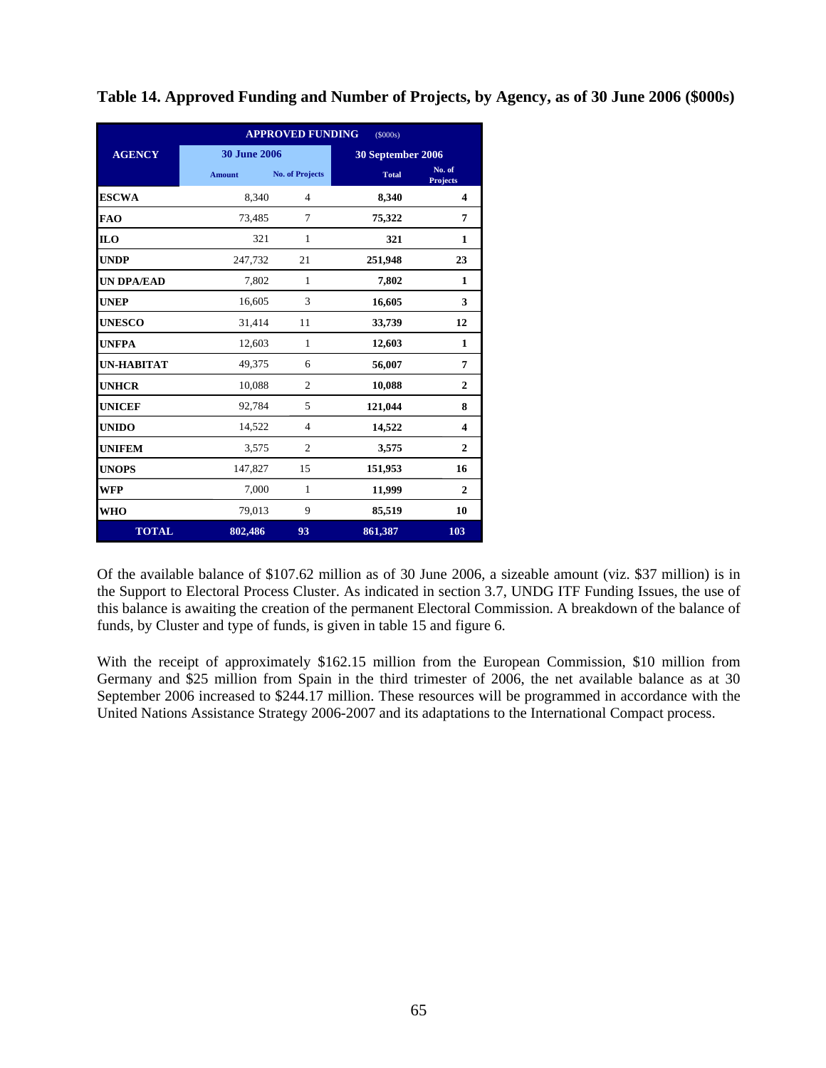**Table 14. Approved Funding and Number of Projects, by Agency, as of 30 June 2006 ($000s)**

| AGENCY | APPROVED FUNDING ($000s) | | | |
|---|---|---|---|---|
| | 30 June 2006 | | 30 September 2006 | |
| | Amount | No. of Projects | Total | No. of Projects |
| **ESCWA** | 8,340 | 4 | **8,340** | **4** |
| **FAO** | 73,485 | 7 | **75,322** | **7** |
| **ILO** | 321 | 1 | **321** | **1** |
| **UNDP** | 247,732 | 21 | **251,948** | **23** |
| **UN DPA/EAD** | 7,802 | 1 | **7,802** | **1** |
| **UNEP** | 16,605 | 3 | **16,605** | **3** |
| **UNESCO** | 31,414 | 11 | **33,739** | **12** |
| **UNFPA** | 12,603 | 1 | **12,603** | **1** |
| **UN-HABITAT** | 49,375 | 6 | **56,007** | **7** |
| **UNHCR** | 10,088 | 2 | **10,088** | **2** |
| **UNICEF** | 92,784 | 5 | **121,044** | **8** |
| **UNIDO** | 14,522 | 4 | **14,522** | **4** |
| **UNIFEM** | 3,575 | 2 | **3,575** | **2** |
| **UNOPS** | 147,827 | 15 | **151,953** | **16** |
| **WFP** | 7,000 | 1 | **11,999** | **2** |
| **WHO** | 79,013 | 9 | **85,519** | **10** |
| **TOTAL** | **802,486** | **93** | **861,387** | **103** |

Of the available balance of $107.62 million as of 30 June 2006, a sizeable amount (viz. $37 million) is in the Support to Electoral Process Cluster. As indicated in section 3.7, UNDG ITF Funding Issues, the use of this balance is awaiting the creation of the permanent Electoral Commission. A breakdown of the balance of funds, by Cluster and type of funds, is given in table 15 and figure 6.

With the receipt of approximately $162.15 million from the European Commission, $10 million from Germany and $25 million from Spain in the third trimester of 2006, the net available balance as at 30 September 2006 increased to $244.17 million. These resources will be programmed in accordance with the United Nations Assistance Strategy 2006-2007 and its adaptations to the International Compact process.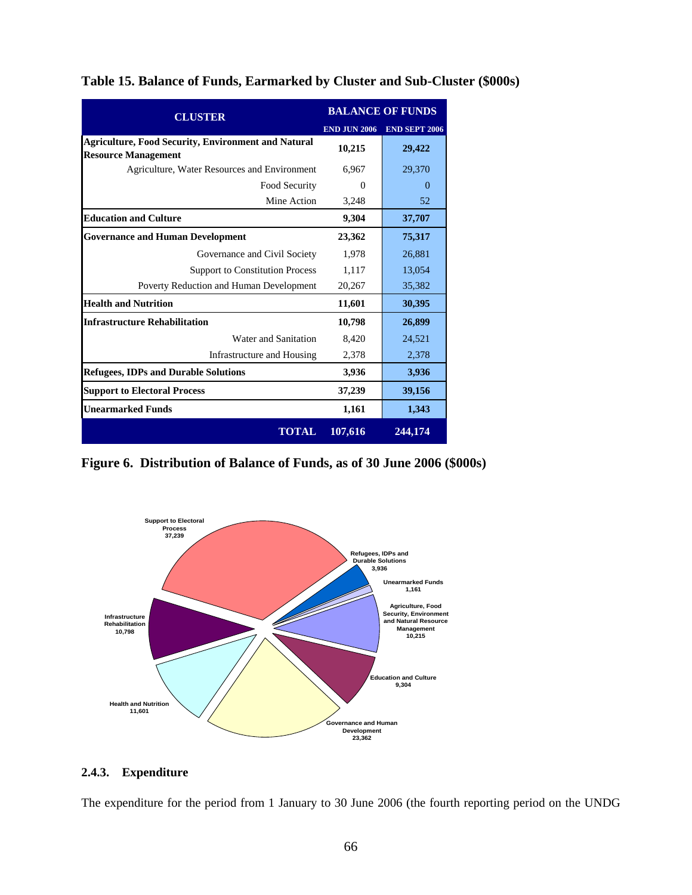**Table 15. Balance of Funds, Earmarked by Cluster and Sub-Cluster ($000s)**

| CLUSTER | BALANCE OF FUNDS | |
|---|---|---|
| | END JUN 2006 | END SEPT 2006 |
| **Agriculture, Food Security, Environment and Natural Resource Management** | **10,215** | **29,422** |
| Agriculture, Water Resources and Environment | 6,967 | 29,370 |
| Food Security | 0 | 0 |
| Mine Action | 3,248 | 52 |
| **Education and Culture** | **9,304** | **37,707** |
| **Governance and Human Development** | **23,362** | **75,317** |
| Governance and Civil Society | 1,978 | 26,881 |
| Support to Constitution Process | 1,117 | 13,054 |
| Poverty Reduction and Human Development | 20,267 | 35,382 |
| **Health and Nutrition** | **11,601** | **30,395** |
| **Infrastructure Rehabilitation** | **10,798** | **26,899** |
| Water and Sanitation | 8,420 | 24,521 |
| Infrastructure and Housing | 2,378 | 2,378 |
| **Refugees, IDPs and Durable Solutions** | **3,936** | **3,936** |
| **Support to Electoral Process** | **37,239** | **39,156** |
| **Unearmarked Funds** | **1,161** | **1,343** |
| **TOTAL** | **107,616** | **244,174** |

**Figure 6. Distribution of Balance of Funds, as of 30 June 2006 ($000s)**

Support to Electoral Process 37,239
Refugees, IDPs and Durable Solutions 3,936
Unearmarked Funds 1,161
Agriculture, Food Security, Environment and Natural Resource Management 10,215
Education and Culture 9,304
Governance and Human Development 23,362
Health and Nutrition 11,601
Infrastructure Rehabilitation 10,798

### 2.4.3. Expenditure

The expenditure for the period from 1 January to 30 June 2006 (the fourth reporting period on the UNDG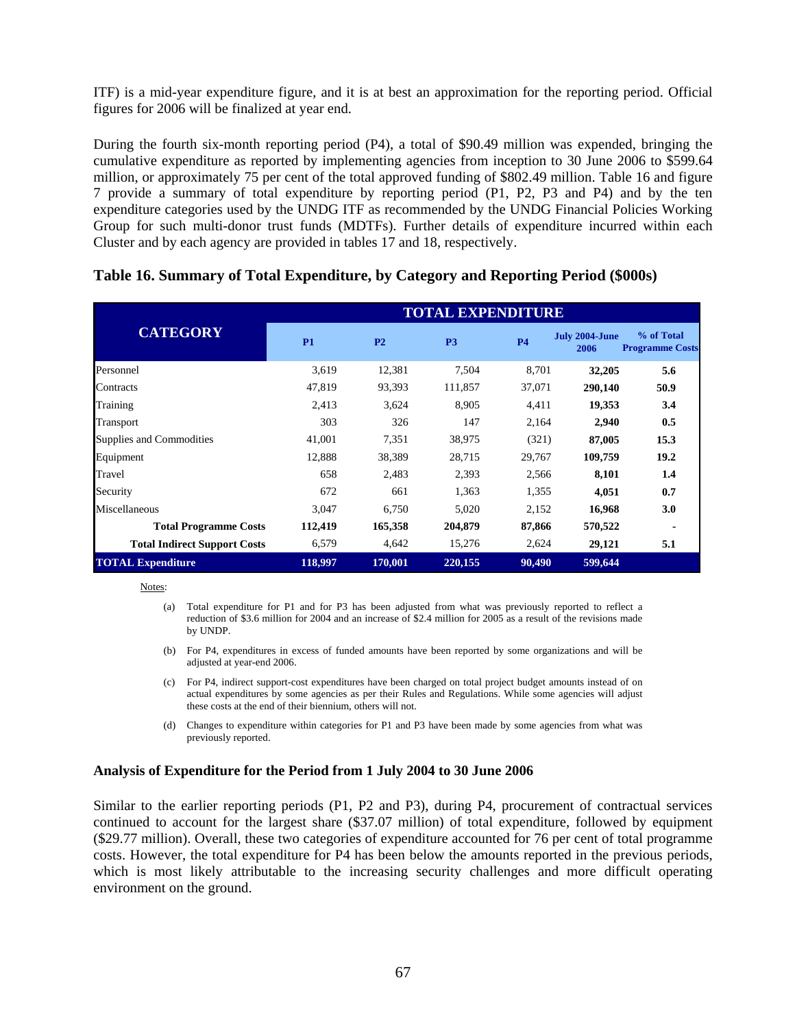ITF) is a mid-year expenditure figure, and it is at best an approximation for the reporting period. Official figures for 2006 will be finalized at year end.

During the fourth six-month reporting period (P4), a total of $90.49 million was expended, bringing the cumulative expenditure as reported by implementing agencies from inception to 30 June 2006 to $599.64 million, or approximately 75 per cent of the total approved funding of $802.49 million. Table 16 and figure 7 provide a summary of total expenditure by reporting period (P1, P2, P3 and P4) and by the ten expenditure categories used by the UNDG ITF as recommended by the UNDG Financial Policies Working Group for such multi-donor trust funds (MDTFs). Further details of expenditure incurred within each Cluster and by each agency are provided in tables 17 and 18, respectively.

### Table 16. Summary of Total Expenditure, by Category and Reporting Period ($000s)

| CATEGORY | TOTAL EXPENDITURE | | | | | |
|---|---|---|---|---|---|---|
| | P1 | P2 | P3 | P4 | July 2004-June 2006 | % of Total Programme Costs |
| Personnel | 3,619 | 12,381 | 7,504 | 8,701 | **32,205** | **5.6** |
| Contracts | 47,819 | 93,393 | 111,857 | 37,071 | **290,140** | **50.9** |
| Training | 2,413 | 3,624 | 8,905 | 4,411 | **19,353** | **3.4** |
| Transport | 303 | 326 | 147 | 2,164 | **2,940** | **0.5** |
| Supplies and Commodities | 41,001 | 7,351 | 38,975 | (321) | **87,005** | **15.3** |
| Equipment | 12,888 | 38,389 | 28,715 | 29,767 | **109,759** | **19.2** |
| Travel | 658 | 2,483 | 2,393 | 2,566 | **8,101** | **1.4** |
| Security | 672 | 661 | 1,363 | 1,355 | **4,051** | **0.7** |
| Miscellaneous | 3,047 | 6,750 | 5,020 | 2,152 | **16,968** | **3.0** |
| **Total Programme Costs** | **112,419** | **165,358** | **204,879** | **87,866** | **570,522** | **-** |
| **Total Indirect Support Costs** | 6,579 | 4,642 | 15,276 | 2,624 | **29,121** | **5.1** |
| **TOTAL Expenditure** | **118,997** | **170,001** | **220,155** | **90,490** | **599,644** | |

Notes:

(a) Total expenditure for P1 and for P3 has been adjusted from what was previously reported to reflect a reduction of $3.6 million for 2004 and an increase of $2.4 million for 2005 as a result of the revisions made by UNDP.

(b) For P4, expenditures in excess of funded amounts have been reported by some organizations and will be adjusted at year-end 2006.

(c) For P4, indirect support-cost expenditures have been charged on total project budget amounts instead of on actual expenditures by some agencies as per their Rules and Regulations. While some agencies will adjust these costs at the end of their biennium, others will not.

(d) Changes to expenditure within categories for P1 and P3 have been made by some agencies from what was previously reported.

**Analysis of Expenditure for the Period from 1 July 2004 to 30 June 2006**

Similar to the earlier reporting periods (P1, P2 and P3), during P4, procurement of contractual services continued to account for the largest share ($37.07 million) of total expenditure, followed by equipment ($29.77 million). Overall, these two categories of expenditure accounted for 76 per cent of total programme costs. However, the total expenditure for P4 has been below the amounts reported in the previous periods, which is most likely attributable to the increasing security challenges and more difficult operating environment on the ground.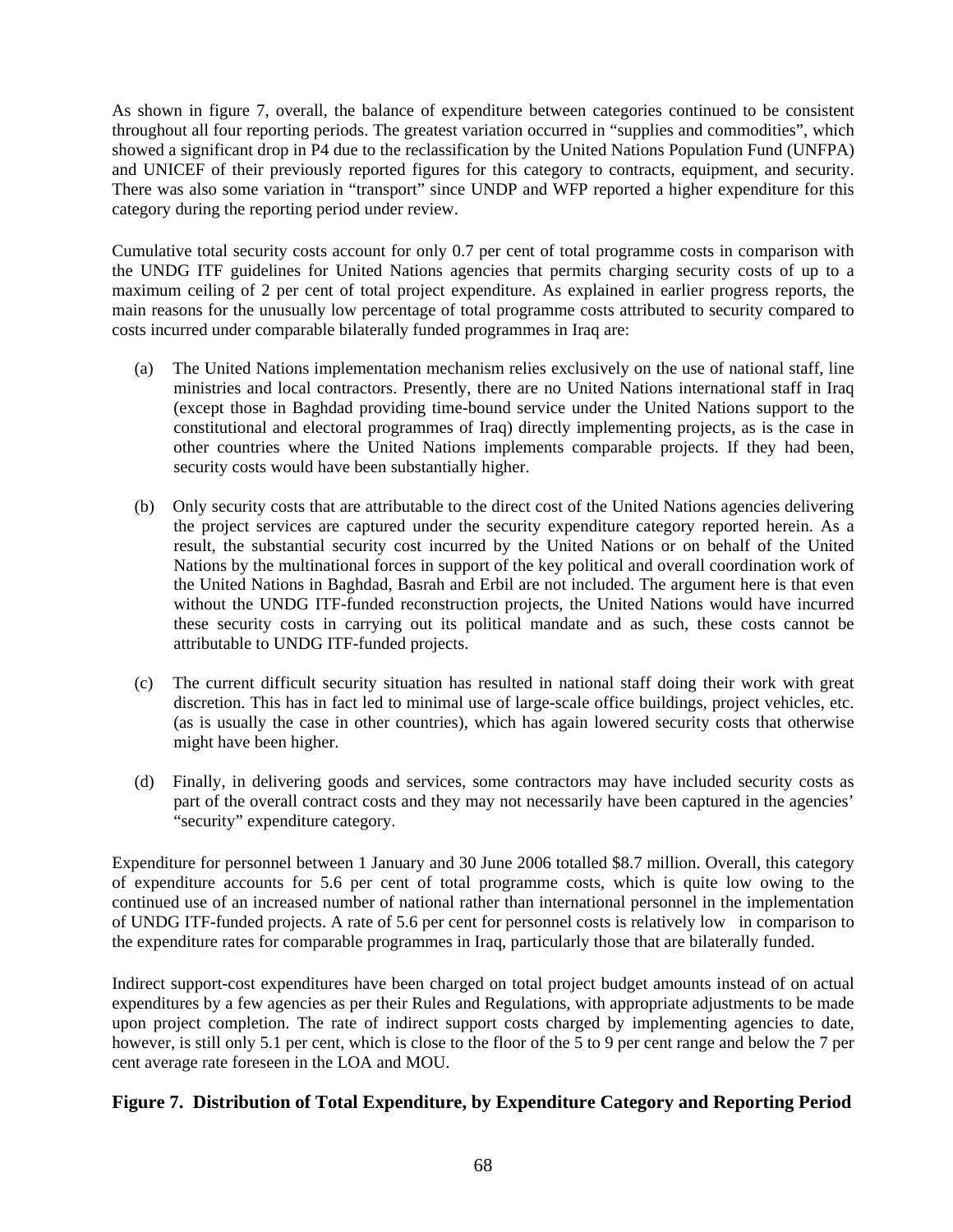As shown in figure 7, overall, the balance of expenditure between categories continued to be consistent throughout all four reporting periods. The greatest variation occurred in “supplies and commodities”, which showed a significant drop in P4 due to the reclassification by the United Nations Population Fund (UNFPA) and UNICEF of their previously reported figures for this category to contracts, equipment, and security. There was also some variation in “transport” since UNDP and WFP reported a higher expenditure for this category during the reporting period under review.

Cumulative total security costs account for only 0.7 per cent of total programme costs in comparison with the UNDG ITF guidelines for United Nations agencies that permits charging security costs of up to a maximum ceiling of 2 per cent of total project expenditure. As explained in earlier progress reports, the main reasons for the unusually low percentage of total programme costs attributed to security compared to costs incurred under comparable bilaterally funded programmes in Iraq are:

(a) The United Nations implementation mechanism relies exclusively on the use of national staff, line ministries and local contractors. Presently, there are no United Nations international staff in Iraq (except those in Baghdad providing time-bound service under the United Nations support to the constitutional and electoral programmes of Iraq) directly implementing projects, as is the case in other countries where the United Nations implements comparable projects. If they had been, security costs would have been substantially higher.

(b) Only security costs that are attributable to the direct cost of the United Nations agencies delivering the project services are captured under the security expenditure category reported herein. As a result, the substantial security cost incurred by the United Nations or on behalf of the United Nations by the multinational forces in support of the key political and overall coordination work of the United Nations in Baghdad, Basrah and Erbil are not included. The argument here is that even without the UNDG ITF-funded reconstruction projects, the United Nations would have incurred these security costs in carrying out its political mandate and as such, these costs cannot be attributable to UNDG ITF-funded projects.

(c) The current difficult security situation has resulted in national staff doing their work with great discretion. This has in fact led to minimal use of large-scale office buildings, project vehicles, etc. (as is usually the case in other countries), which has again lowered security costs that otherwise might have been higher.

(d) Finally, in delivering goods and services, some contractors may have included security costs as part of the overall contract costs and they may not necessarily have been captured in the agencies' “security” expenditure category.

Expenditure for personnel between 1 January and 30 June 2006 totalled $8.7 million. Overall, this category of expenditure accounts for 5.6 per cent of total programme costs, which is quite low owing to the continued use of an increased number of national rather than international personnel in the implementation of UNDG ITF-funded projects. A rate of 5.6 per cent for personnel costs is relatively low in comparison to the expenditure rates for comparable programmes in Iraq, particularly those that are bilaterally funded.

Indirect support-cost expenditures have been charged on total project budget amounts instead of on actual expenditures by a few agencies as per their Rules and Regulations, with appropriate adjustments to be made upon project completion. The rate of indirect support costs charged by implementing agencies to date, however, is still only 5.1 per cent, which is close to the floor of the 5 to 9 per cent range and below the 7 per cent average rate foreseen in the LOA and MOU.

**Figure 7. Distribution of Total Expenditure, by Expenditure Category and Reporting Period**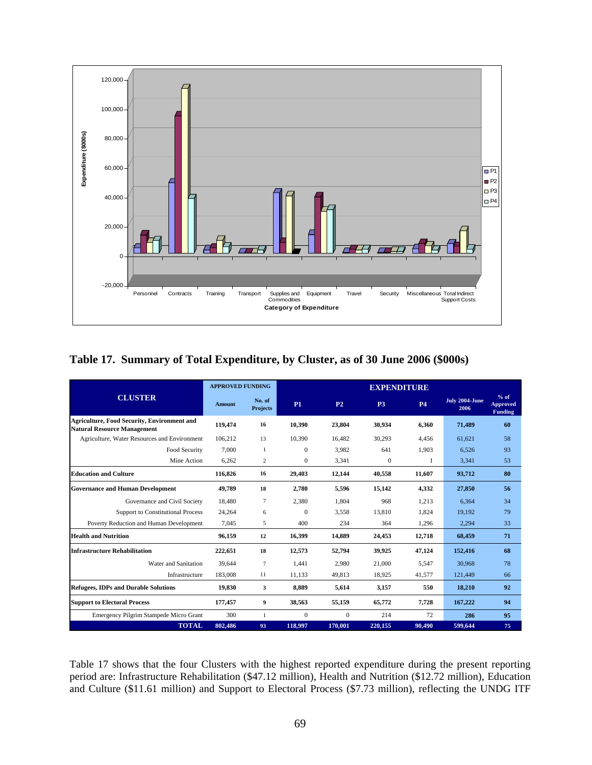**Table 17. Summary of Total Expenditure, by Cluster, as of 30 June 2006 ($000s)**

| CLUSTER | APPROVED FUNDING | | EXPENDITURE | | | | | |
|---|---|---|---|---|---|---|---|---|
| | Amount | No. of Projects | P1 | P2 | P3 | P4 | July 2004-June 2006 | % of Approved Funding |
| **Agriculture, Food Security, Environment and Natural Resource Management** | **119,474** | **16** | **10,390** | **23,804** | **30,934** | **6,360** | **71,489** | **60** |
| Agriculture, Water Resources and Environment | 106,212 | 13 | 10,390 | 16,482 | 30,293 | 4,456 | 61,621 | 58 |
| Food Security | 7,000 | 1 | 0 | 3,982 | 641 | 1,903 | 6,526 | 93 |
| Mine Action | 6,262 | 2 | 0 | 3,341 | 0 | 1 | 3,341 | 53 |
| **Education and Culture** | **116,826** | **16** | **29,403** | **12,144** | **40,558** | **11,607** | **93,712** | **80** |
| **Governance and Human Development** | **49,789** | **18** | **2,780** | **5,596** | **15,142** | **4,332** | **27,850** | **56** |
| Governance and Civil Society | 18,480 | 7 | 2,380 | 1,804 | 968 | 1,213 | 6,364 | 34 |
| Support to Constitutional Process | 24,264 | 6 | 0 | 3,558 | 13,810 | 1,824 | 19,192 | 79 |
| Poverty Reduction and Human Development | 7,045 | 5 | 400 | 234 | 364 | 1,296 | 2,294 | 33 |
| **Health and Nutrition** | **96,159** | **12** | **16,399** | **14,889** | **24,453** | **12,718** | **68,459** | **71** |
| **Infrastructure Rehabilitation** | **222,651** | **18** | **12,573** | **52,794** | **39,925** | **47,124** | **152,416** | **68** |
| Water and Sanitation | 39,644 | 7 | 1,441 | 2,980 | 21,000 | 5,547 | 30,968 | 78 |
| Infrastructure | 183,008 | 11 | 11,133 | 49,813 | 18,925 | 41,577 | 121,449 | 66 |
| **Refugees, IDPs and Durable Solutions** | **19,830** | **3** | **8,889** | **5,614** | **3,157** | **550** | **18,210** | **92** |
| **Support to Electoral Process** | **177,457** | **9** | **38,563** | **55,159** | **65,772** | **7,728** | **167,222** | **94** |
| Emergency Pilgrim Stampede Micro Grant | 300 | 1 | 0 | 0 | 214 | 72 | 286 | 95 |
| **TOTAL** | **802,486** | **93** | **118,997** | **170,001** | **220,155** | **90,490** | **599,644** | **75** |

Table 17 shows that the four Clusters with the highest reported expenditure during the present reporting period are: Infrastructure Rehabilitation ($47.12 million), Health and Nutrition ($12.72 million), Education and Culture ($11.61 million) and Support to Electoral Process ($7.73 million), reflecting the UNDG ITF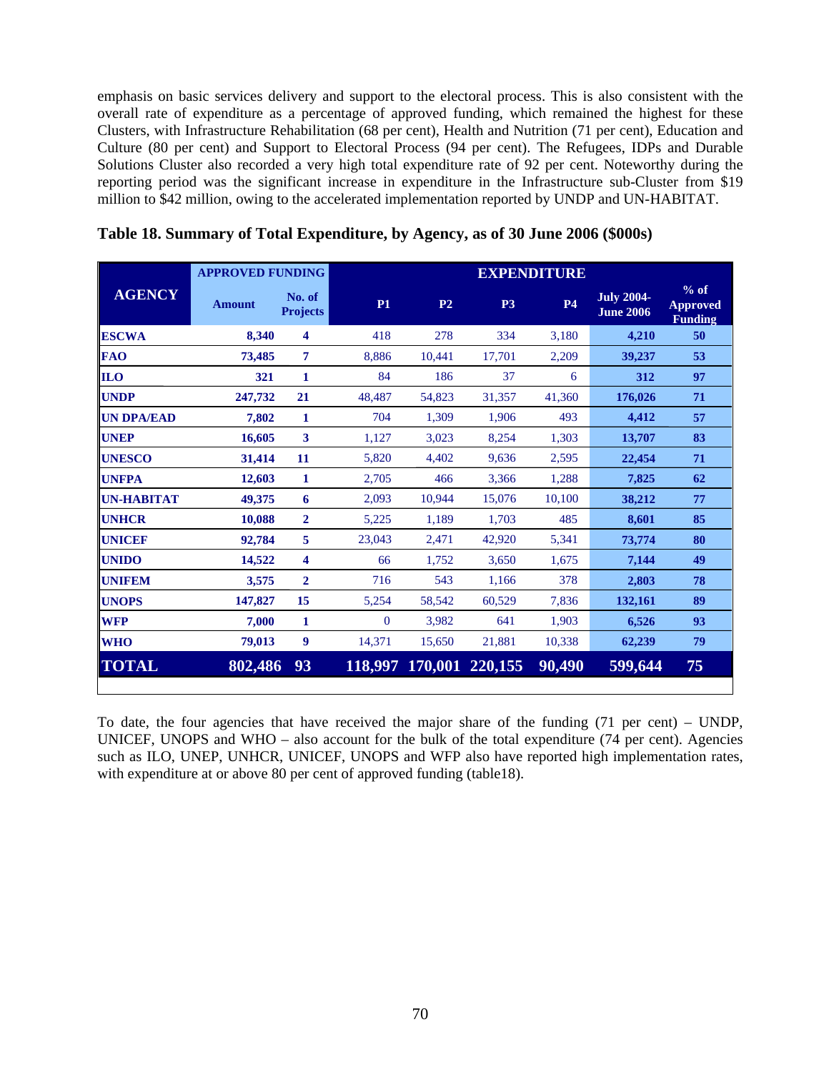emphasis on basic services delivery and support to the electoral process. This is also consistent with the overall rate of expenditure as a percentage of approved funding, which remained the highest for these Clusters, with Infrastructure Rehabilitation (68 per cent), Health and Nutrition (71 per cent), Education and Culture (80 per cent) and Support to Electoral Process (94 per cent). The Refugees, IDPs and Durable Solutions Cluster also recorded a very high total expenditure rate of 92 per cent. Noteworthy during the reporting period was the significant increase in expenditure in the Infrastructure sub-Cluster from $19 million to $42 million, owing to the accelerated implementation reported by UNDP and UN-HABITAT.

**Table 18. Summary of Total Expenditure, by Agency, as of 30 June 2006 ($000s)**

| AGENCY | APPROVED FUNDING | | EXPENDITURE | | | | | |
|---|---|---|---|---|---|---|---|---|
| | Amount | No. of Projects | P1 | P2 | P3 | P4 | July 2004-June 2006 | % of Approved Funding |
| ESCWA | 8,340 | 4 | 418 | 278 | 334 | 3,180 | 4,210 | 50 |
| FAO | 73,485 | 7 | 8,886 | 10,441 | 17,701 | 2,209 | 39,237 | 53 |
| ILO | 321 | 1 | 84 | 186 | 37 | 6 | 312 | 97 |
| UNDP | 247,732 | 21 | 48,487 | 54,823 | 31,357 | 41,360 | 176,026 | 71 |
| UN DPA/EAD | 7,802 | 1 | 704 | 1,309 | 1,906 | 493 | 4,412 | 57 |
| UNEP | 16,605 | 3 | 1,127 | 3,023 | 8,254 | 1,303 | 13,707 | 83 |
| UNESCO | 31,414 | 11 | 5,820 | 4,402 | 9,636 | 2,595 | 22,454 | 71 |
| UNFPA | 12,603 | 1 | 2,705 | 466 | 3,366 | 1,288 | 7,825 | 62 |
| UN-HABITAT | 49,375 | 6 | 2,093 | 10,944 | 15,076 | 10,100 | 38,212 | 77 |
| UNHCR | 10,088 | 2 | 5,225 | 1,189 | 1,703 | 485 | 8,601 | 85 |
| UNICEF | 92,784 | 5 | 23,043 | 2,471 | 42,920 | 5,341 | 73,774 | 80 |
| UNIDO | 14,522 | 4 | 66 | 1,752 | 3,650 | 1,675 | 7,144 | 49 |
| UNIFEM | 3,575 | 2 | 716 | 543 | 1,166 | 378 | 2,803 | 78 |
| UNOPS | 147,827 | 15 | 5,254 | 58,542 | 60,529 | 7,836 | 132,161 | 89 |
| WFP | 7,000 | 1 | 0 | 3,982 | 641 | 1,903 | 6,526 | 93 |
| WHO | 79,013 | 9 | 14,371 | 15,650 | 21,881 | 10,338 | 62,239 | 79 |
| **TOTAL** | **802,486** | **93** | **118,997** | **170,001** | **220,155** | **90,490** | **599,644** | **75** |

To date, the four agencies that have received the major share of the funding (71 per cent) – UNDP, UNICEF, UNOPS and WHO – also account for the bulk of the total expenditure (74 per cent). Agencies such as ILO, UNEP, UNHCR, UNICEF, UNOPS and WFP also have reported high implementation rates, with expenditure at or above 80 per cent of approved funding (table18).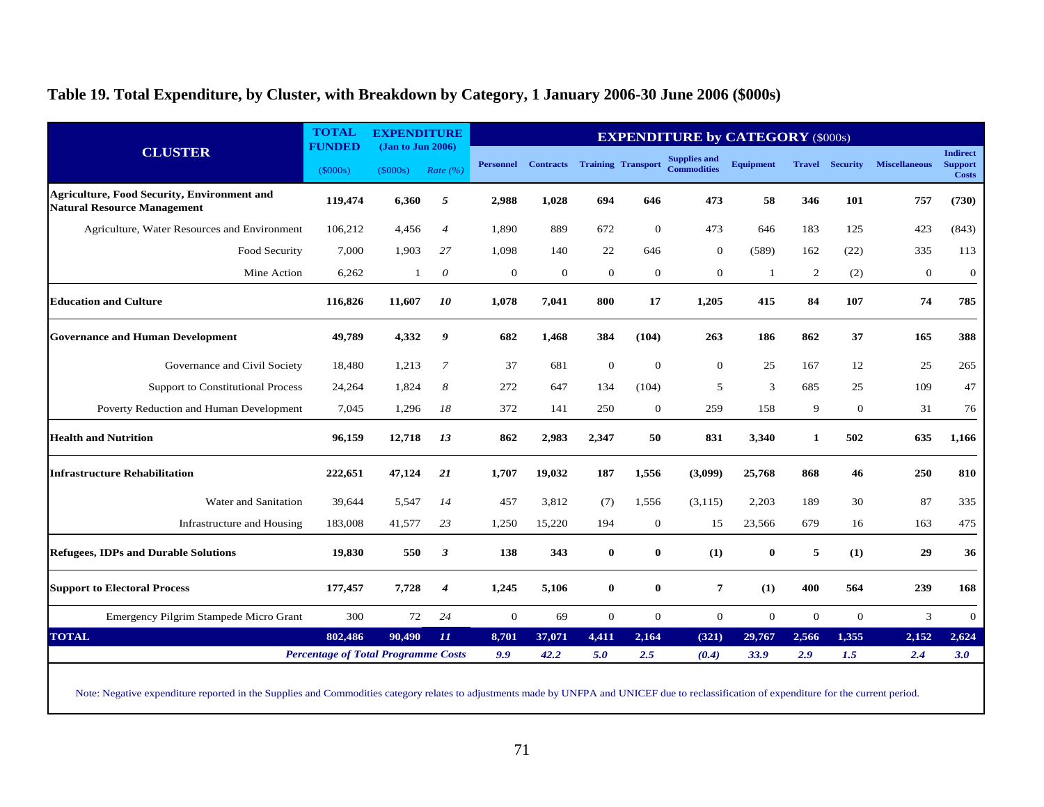## Table 19. Total Expenditure, by Cluster, with Breakdown by Category, 1 January 2006-30 June 2006 ($000s)

| CLUSTER | TOTAL FUNDED | EXPENDITURE (Jan to Jun 2006) | | EXPENDITURE by CATEGORY ($000s) | | | | | | | | | |
|---|---|---|---|---|---|---|---|---|---|---|---|---|---|
| | ($000s) | ($000s) | Rate (%) | Personnel | Contracts | Training | Transport | Supplies and Commodities | Equipment | Travel | Security | Miscellaneous | Indirect Support Costs |
| **Agriculture, Food Security, Environment and Natural Resource Management** | **119,474** | **6,360** | ***5*** | **2,988** | **1,028** | **694** | **646** | **473** | **58** | **346** | **101** | **757** | **(730)** |
| Agriculture, Water Resources and Environment | 106,212 | 4,456 | *4* | 1,890 | 889 | 672 | 0 | 473 | 646 | 183 | 125 | 423 | (843) |
| Food Security | 7,000 | 1,903 | *27* | 1,098 | 140 | 22 | 646 | 0 | (589) | 162 | (22) | 335 | 113 |
| Mine Action | 6,262 | 1 | *0* | 0 | 0 | 0 | 0 | 0 | 1 | 2 | (2) | 0 | 0 |
| **Education and Culture** | **116,826** | **11,607** | ***10*** | **1,078** | **7,041** | **800** | **17** | **1,205** | **415** | **84** | **107** | **74** | **785** |
| **Governance and Human Development** | **49,789** | **4,332** | ***9*** | **682** | **1,468** | **384** | **(104)** | **263** | **186** | **862** | **37** | **165** | **388** |
| Governance and Civil Society | 18,480 | 1,213 | *7* | 37 | 681 | 0 | 0 | 0 | 25 | 167 | 12 | 25 | 265 |
| Support to Constitutional Process | 24,264 | 1,824 | *8* | 272 | 647 | 134 | (104) | 5 | 3 | 685 | 25 | 109 | 47 |
| Poverty Reduction and Human Development | 7,045 | 1,296 | *18* | 372 | 141 | 250 | 0 | 259 | 158 | 9 | 0 | 31 | 76 |
| **Health and Nutrition** | **96,159** | **12,718** | ***13*** | **862** | **2,983** | **2,347** | **50** | **831** | **3,340** | **1** | **502** | **635** | **1,166** |
| **Infrastructure Rehabilitation** | **222,651** | **47,124** | ***21*** | **1,707** | **19,032** | **187** | **1,556** | **(3,099)** | **25,768** | **868** | **46** | **250** | **810** |
| Water and Sanitation | 39,644 | 5,547 | *14* | 457 | 3,812 | (7) | 1,556 | (3,115) | 2,203 | 189 | 30 | 87 | 335 |
| Infrastructure and Housing | 183,008 | 41,577 | *23* | 1,250 | 15,220 | 194 | 0 | 15 | 23,566 | 679 | 16 | 163 | 475 |
| **Refugees, IDPs and Durable Solutions** | **19,830** | **550** | ***3*** | **138** | **343** | **0** | **0** | **(1)** | **0** | **5** | **(1)** | **29** | **36** |
| **Support to Electoral Process** | **177,457** | **7,728** | ***4*** | **1,245** | **5,106** | **0** | **0** | **7** | **(1)** | **400** | **564** | **239** | **168** |
| Emergency Pilgrim Stampede Micro Grant | 300 | 72 | *24* | 0 | 69 | 0 | 0 | 0 | 0 | 0 | 0 | 3 | 0 |
| **TOTAL** | **802,486** | **90,490** | ***11*** | **8,701** | **37,071** | **4,411** | **2,164** | **(321)** | **29,767** | **2,566** | **1,355** | **2,152** | **2,624** |
| ***Percentage of Total Programme Costs*** | | | | ***9.9*** | ***42.2*** | ***5.0*** | ***2.5*** | ***(0.4)*** | ***33.9*** | ***2.9*** | ***1.5*** | ***2.4*** | ***3.0*** |

Note: Negative expenditure reported in the Supplies and Commodities category relates to adjustments made by UNFPA and UNICEF due to reclassification of expenditure for the current period.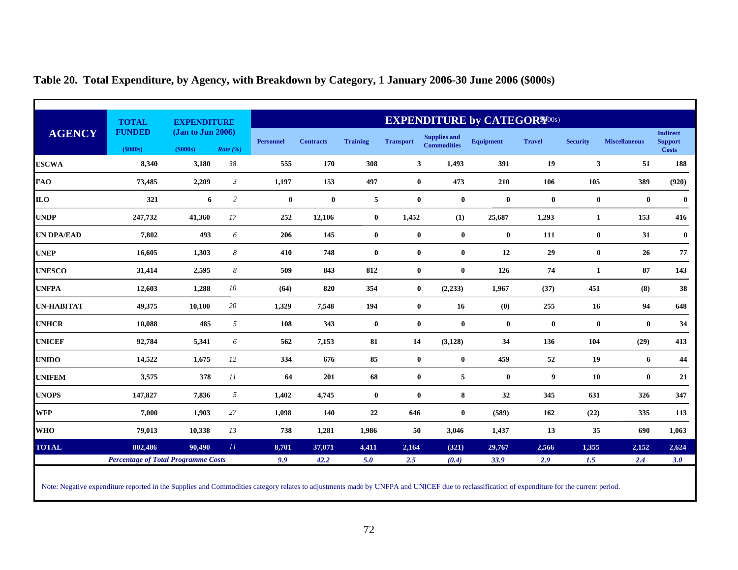**Table 20. Total Expenditure, by Agency, with Breakdown by Category, 1 January 2006-30 June 2006 ($000s)**

| AGENCY | TOTAL FUNDED | EXPENDITURE (Jan to Jun 2006) | | EXPENDITURE by CATEGORY ($000s) | | | | | | | | | |
|---|---|---|---|---|---|---|---|---|---|---|---|---|---|
| | ($000s) | ($000s) | *Rate (%)* | Personnel | Contracts | Training | Transport | Supplies and Commodities | Equipment | Travel | Security | Miscellaneous | Indirect Support Costs |
| **ESCWA** | 8,340 | 3,180 | *38* | 555 | 170 | 308 | 3 | 1,493 | 391 | 19 | 3 | 51 | 188 |
| **FAO** | 73,485 | 2,209 | *3* | 1,197 | 153 | 497 | 0 | 473 | 210 | 106 | 105 | 389 | (920) |
| **ILO** | 321 | 6 | *2* | 0 | 0 | 5 | 0 | 0 | 0 | 0 | 0 | 0 | 0 |
| **UNDP** | 247,732 | 41,360 | *17* | 252 | 12,106 | 0 | 1,452 | (1) | 25,687 | 1,293 | 1 | 153 | 416 |
| **UN DPA/EAD** | 7,802 | 493 | *6* | 206 | 145 | 0 | 0 | 0 | 0 | 111 | 0 | 31 | 0 |
| **UNEP** | 16,605 | 1,303 | *8* | 410 | 748 | 0 | 0 | 0 | 12 | 29 | 0 | 26 | 77 |
| **UNESCO** | 31,414 | 2,595 | *8* | 509 | 843 | 812 | 0 | 0 | 126 | 74 | 1 | 87 | 143 |
| **UNFPA** | 12,603 | 1,288 | *10* | (64) | 820 | 354 | 0 | (2,233) | 1,967 | (37) | 451 | (8) | 38 |
| **UN-HABITAT** | 49,375 | 10,100 | *20* | 1,329 | 7,548 | 194 | 0 | 16 | (0) | 255 | 16 | 94 | 648 |
| **UNHCR** | 10,088 | 485 | *5* | 108 | 343 | 0 | 0 | 0 | 0 | 0 | 0 | 0 | 34 |
| **UNICEF** | 92,784 | 5,341 | *6* | 562 | 7,153 | 81 | 14 | (3,128) | 34 | 136 | 104 | (29) | 413 |
| **UNIDO** | 14,522 | 1,675 | *12* | 334 | 676 | 85 | 0 | 0 | 459 | 52 | 19 | 6 | 44 |
| **UNIFEM** | 3,575 | 378 | *11* | 64 | 201 | 68 | 0 | 5 | 0 | 9 | 10 | 0 | 21 |
| **UNOPS** | 147,827 | 7,836 | *5* | 1,402 | 4,745 | 0 | 0 | 8 | 32 | 345 | 631 | 326 | 347 |
| **WFP** | 7,000 | 1,903 | *27* | 1,098 | 140 | 22 | 646 | 0 | (589) | 162 | (22) | 335 | 113 |
| **WHO** | 79,013 | 10,338 | *13* | 738 | 1,281 | 1,986 | 50 | 3,046 | 1,437 | 13 | 35 | 690 | 1,063 |
| **TOTAL** | **802,486** | **90,490** | *11* | **8,701** | **37,071** | **4,411** | **2,164** | **(321)** | **29,767** | **2,566** | **1,355** | **2,152** | **2,624** |
| | *Percentage of Total Programme Costs* | | | *9.9* | *42.2* | *5.0* | *2.5* | *(0.4)* | *33.9* | *2.9* | *1.5* | *2.4* | *3.0* |

Note: Negative expenditure reported in the Supplies and Commodities category relates to adjustments made by UNFPA and UNICEF due to reclassification of expenditure for the current period.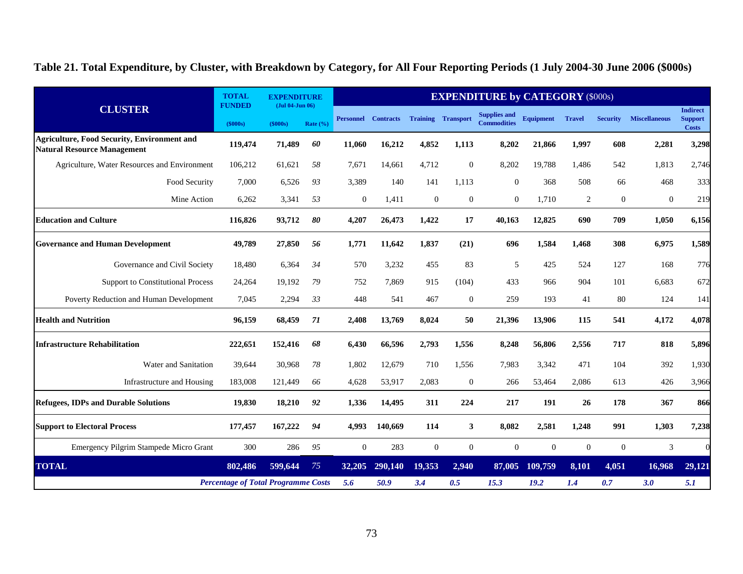**Table 21. Total Expenditure, by Cluster, with Breakdown by Category, for All Four Reporting Periods (1 July 2004-30 June 2006 ($000s)**

| CLUSTER | TOTAL FUNDED ($000s) | EXPENDITURE (Jul 04-Jun 06) ($000s) | Rate (%) | Personnel | Contracts | Training | Transport | Supplies and Commodities | Equipment | Travel | Security | Miscellaneous | Indirect Support Costs |
|---|---|---|---|---|---|---|---|---|---|---|---|---|---|
| | | | | **EXPENDITURE by CATEGORY** ($000s) | | | | | | | | | |
| **Agriculture, Food Security, Environment and Natural Resource Management** | **119,474** | **71,489** | ***60*** | **11,060** | **16,212** | **4,852** | **1,113** | **8,202** | **21,866** | **1,997** | **608** | **2,281** | **3,298** |
| Agriculture, Water Resources and Environment | 106,212 | 61,621 | *58* | 7,671 | 14,661 | 4,712 | 0 | 8,202 | 19,788 | 1,486 | 542 | 1,813 | 2,746 |
| Food Security | 7,000 | 6,526 | *93* | 3,389 | 140 | 141 | 1,113 | 0 | 368 | 508 | 66 | 468 | 333 |
| Mine Action | 6,262 | 3,341 | *53* | 0 | 1,411 | 0 | 0 | 0 | 1,710 | 2 | 0 | 0 | 219 |
| **Education and Culture** | **116,826** | **93,712** | ***80*** | **4,207** | **26,473** | **1,422** | **17** | **40,163** | **12,825** | **690** | **709** | **1,050** | **6,156** |
| **Governance and Human Development** | **49,789** | **27,850** | ***56*** | **1,771** | **11,642** | **1,837** | **(21)** | **696** | **1,584** | **1,468** | **308** | **6,975** | **1,589** |
| Governance and Civil Society | 18,480 | 6,364 | *34* | 570 | 3,232 | 455 | 83 | 5 | 425 | 524 | 127 | 168 | 776 |
| Support to Constitutional Process | 24,264 | 19,192 | *79* | 752 | 7,869 | 915 | (104) | 433 | 966 | 904 | 101 | 6,683 | 672 |
| Poverty Reduction and Human Development | 7,045 | 2,294 | *33* | 448 | 541 | 467 | 0 | 259 | 193 | 41 | 80 | 124 | 141 |
| **Health and Nutrition** | **96,159** | **68,459** | ***71*** | **2,408** | **13,769** | **8,024** | **50** | **21,396** | **13,906** | **115** | **541** | **4,172** | **4,078** |
| **Infrastructure Rehabilitation** | **222,651** | **152,416** | ***68*** | **6,430** | **66,596** | **2,793** | **1,556** | **8,248** | **56,806** | **2,556** | **717** | **818** | **5,896** |
| Water and Sanitation | 39,644 | 30,968 | *78* | 1,802 | 12,679 | 710 | 1,556 | 7,983 | 3,342 | 471 | 104 | 392 | 1,930 |
| Infrastructure and Housing | 183,008 | 121,449 | *66* | 4,628 | 53,917 | 2,083 | 0 | 266 | 53,464 | 2,086 | 613 | 426 | 3,966 |
| **Refugees, IDPs and Durable Solutions** | **19,830** | **18,210** | ***92*** | **1,336** | **14,495** | **311** | **224** | **217** | **191** | **26** | **178** | **367** | **866** |
| **Support to Electoral Process** | **177,457** | **167,222** | ***94*** | **4,993** | **140,669** | **114** | **3** | **8,082** | **2,581** | **1,248** | **991** | **1,303** | **7,238** |
| Emergency Pilgrim Stampede Micro Grant | 300 | 286 | *95* | 0 | 283 | 0 | 0 | 0 | 0 | 0 | 0 | 3 | 0 |
| **TOTAL** | **802,486** | **599,644** | *75* | **32,205** | **290,140** | **19,353** | **2,940** | **87,005** | **109,759** | **8,101** | **4,051** | **16,968** | **29,121** |
| ***Percentage of Total Programme Costs*** | | | | ***5.6*** | ***50.9*** | ***3.4*** | ***0.5*** | ***15.3*** | ***19.2*** | ***1.4*** | ***0.7*** | ***3.0*** | ***5.1*** |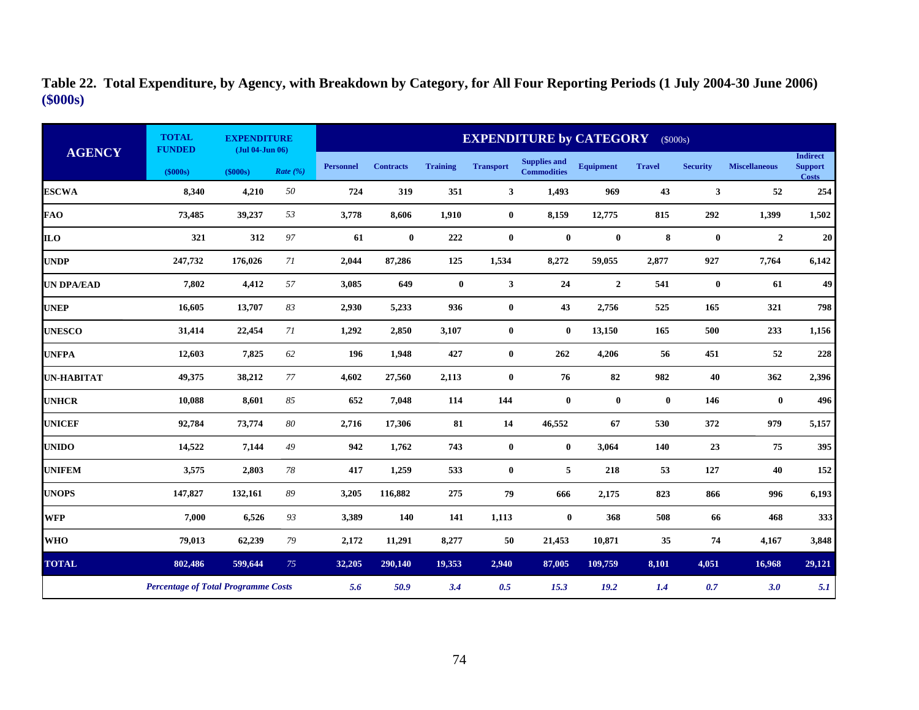**Table 22. Total Expenditure, by Agency, with Breakdown by Category, for All Four Reporting Periods (1 July 2004-30 June 2006) ($000s)**

| AGENCY | TOTAL FUNDED | EXPENDITURE (Jul 04-Jun 06) | | EXPENDITURE by CATEGORY ($000s) | | | | | | | | | |
|---|---|---|---|---|---|---|---|---|---|---|---|---|---|
| | ($000s) | ($000s) | *Rate (%)* | Personnel | Contracts | Training | Transport | Supplies and Commodities | Equipment | Travel | Security | Miscellaneous | Indirect Support Costs |
| **ESCWA** | 8,340 | 4,210 | *50* | 724 | 319 | 351 | 3 | 1,493 | 969 | 43 | 3 | 52 | 254 |
| **FAO** | 73,485 | 39,237 | *53* | 3,778 | 8,606 | 1,910 | 0 | 8,159 | 12,775 | 815 | 292 | 1,399 | 1,502 |
| **ILO** | 321 | 312 | *97* | 61 | 0 | 222 | 0 | 0 | 0 | 8 | 0 | 2 | 20 |
| **UNDP** | 247,732 | 176,026 | *71* | 2,044 | 87,286 | 125 | 1,534 | 8,272 | 59,055 | 2,877 | 927 | 7,764 | 6,142 |
| **UN DPA/EAD** | 7,802 | 4,412 | *57* | 3,085 | 649 | 0 | 3 | 24 | 2 | 541 | 0 | 61 | 49 |
| **UNEP** | 16,605 | 13,707 | *83* | 2,930 | 5,233 | 936 | 0 | 43 | 2,756 | 525 | 165 | 321 | 798 |
| **UNESCO** | 31,414 | 22,454 | *71* | 1,292 | 2,850 | 3,107 | 0 | 0 | 13,150 | 165 | 500 | 233 | 1,156 |
| **UNFPA** | 12,603 | 7,825 | *62* | 196 | 1,948 | 427 | 0 | 262 | 4,206 | 56 | 451 | 52 | 228 |
| **UN-HABITAT** | 49,375 | 38,212 | *77* | 4,602 | 27,560 | 2,113 | 0 | 76 | 82 | 982 | 40 | 362 | 2,396 |
| **UNHCR** | 10,088 | 8,601 | *85* | 652 | 7,048 | 114 | 144 | 0 | 0 | 0 | 146 | 0 | 496 |
| **UNICEF** | 92,784 | 73,774 | *80* | 2,716 | 17,306 | 81 | 14 | 46,552 | 67 | 530 | 372 | 979 | 5,157 |
| **UNIDO** | 14,522 | 7,144 | *49* | 942 | 1,762 | 743 | 0 | 0 | 3,064 | 140 | 23 | 75 | 395 |
| **UNIFEM** | 3,575 | 2,803 | *78* | 417 | 1,259 | 533 | 0 | 5 | 218 | 53 | 127 | 40 | 152 |
| **UNOPS** | 147,827 | 132,161 | *89* | 3,205 | 116,882 | 275 | 79 | 666 | 2,175 | 823 | 866 | 996 | 6,193 |
| **WFP** | 7,000 | 6,526 | *93* | 3,389 | 140 | 141 | 1,113 | 0 | 368 | 508 | 66 | 468 | 333 |
| **WHO** | 79,013 | 62,239 | *79* | 2,172 | 11,291 | 8,277 | 50 | 21,453 | 10,871 | 35 | 74 | 4,167 | 3,848 |
| **TOTAL** | 802,486 | 599,644 | *75* | 32,205 | 290,140 | 19,353 | 2,940 | 87,005 | 109,759 | 8,101 | 4,051 | 16,968 | 29,121 |
| | ***Percentage of Total Programme Costs*** | | | *5.6* | *50.9* | *3.4* | *0.5* | *15.3* | *19.2* | *1.4* | *0.7* | *3.0* | *5.1* |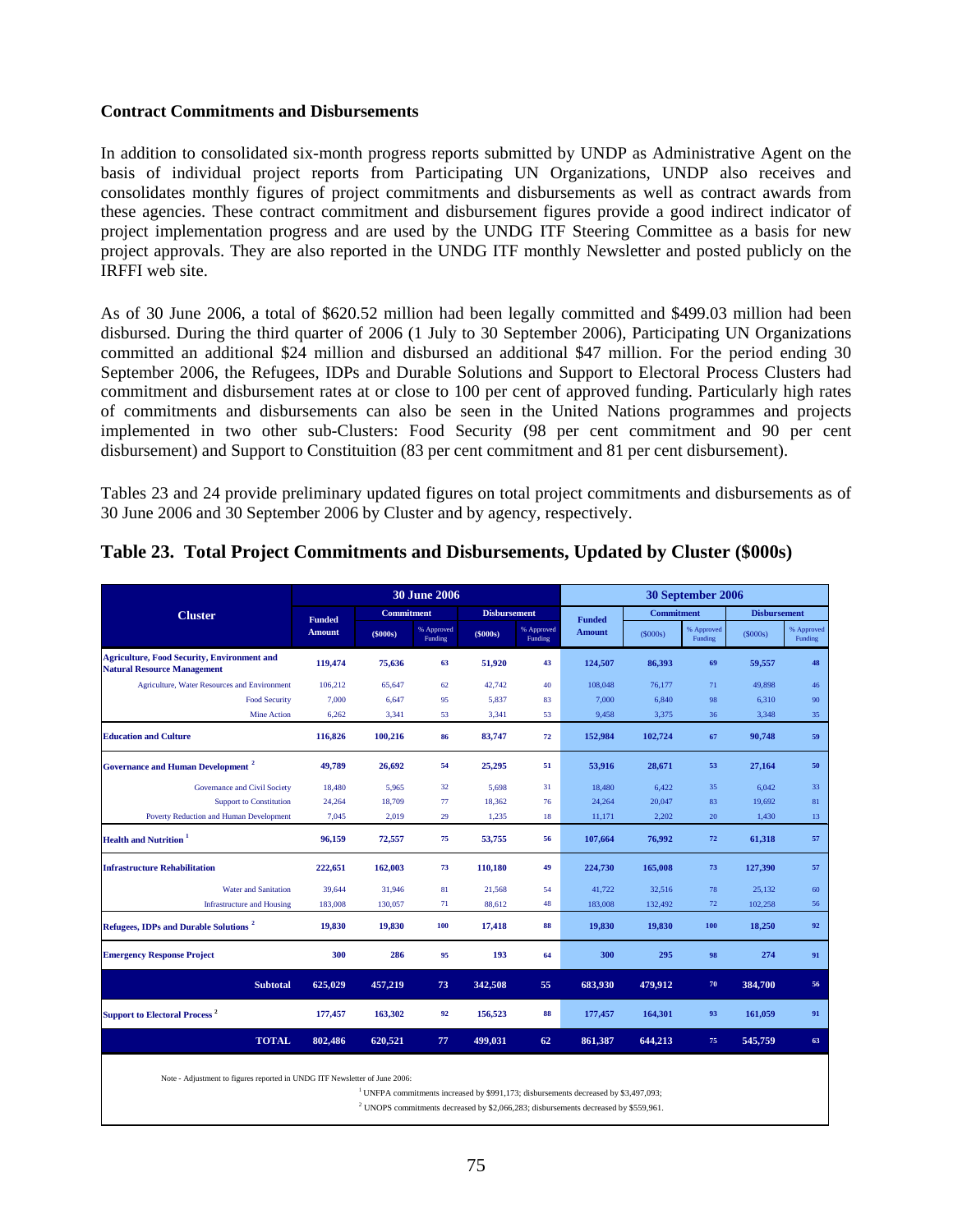**Contract Commitments and Disbursements**

In addition to consolidated six-month progress reports submitted by UNDP as Administrative Agent on the basis of individual project reports from Participating UN Organizations, UNDP also receives and consolidates monthly figures of project commitments and disbursements as well as contract awards from these agencies. These contract commitment and disbursement figures provide a good indirect indicator of project implementation progress and are used by the UNDG ITF Steering Committee as a basis for new project approvals. They are also reported in the UNDG ITF monthly Newsletter and posted publicly on the IRFFI web site.

As of 30 June 2006, a total of $620.52 million had been legally committed and $499.03 million had been disbursed. During the third quarter of 2006 (1 July to 30 September 2006), Participating UN Organizations committed an additional $24 million and disbursed an additional $47 million. For the period ending 30 September 2006, the Refugees, IDPs and Durable Solutions and Support to Electoral Process Clusters had commitment and disbursement rates at or close to 100 per cent of approved funding. Particularly high rates of commitments and disbursements can also be seen in the United Nations programmes and projects implemented in two other sub-Clusters: Food Security (98 per cent commitment and 90 per cent disbursement) and Support to Constituition (83 per cent commitment and 81 per cent disbursement).

Tables 23 and 24 provide preliminary updated figures on total project commitments and disbursements as of 30 June 2006 and 30 September 2006 by Cluster and by agency, respectively.

## Table 23. Total Project Commitments and Disbursements, Updated by Cluster ($000s)

| Cluster | 30 June 2006 | | | | | 30 September 2006 | | | | |
|---|---|---|---|---|---|---|---|---|---|---|
| | Funded Amount | Commitment | | Disbursement | | Funded Amount | Commitment | | Disbursement | |
| | | ($000s) | % Approved Funding | ($000s) | % Approved Funding | | ($000s) | % Approved Funding | ($000s) | % Approved Funding |
| **Agriculture, Food Security, Environment and Natural Resource Management** | **119,474** | **75,636** | **63** | **51,920** | **43** | **124,507** | **86,393** | **69** | **59,557** | **48** |
| Agriculture, Water Resources and Environment | 106,212 | 65,647 | 62 | 42,742 | 40 | 108,048 | 76,177 | 71 | 49,898 | 46 |
| Food Security | 7,000 | 6,647 | 95 | 5,837 | 83 | 7,000 | 6,840 | 98 | 6,310 | 90 |
| Mine Action | 6,262 | 3,341 | 53 | 3,341 | 53 | 9,458 | 3,375 | 36 | 3,348 | 35 |
| **Education and Culture** | **116,826** | **100,216** | **86** | **83,747** | **72** | **152,984** | **102,724** | **67** | **90,748** | **59** |
| **Governance and Human Development** [2] | **49,789** | **26,692** | **54** | **25,295** | **51** | **53,916** | **28,671** | **53** | **27,164** | **50** |
| Governance and Civil Society | 18,480 | 5,965 | 32 | 5,698 | 31 | 18,480 | 6,422 | 35 | 6,042 | 33 |
| Support to Constitution | 24,264 | 18,709 | 77 | 18,362 | 76 | 24,264 | 20,047 | 83 | 19,692 | 81 |
| Poverty Reduction and Human Development | 7,045 | 2,019 | 29 | 1,235 | 18 | 11,171 | 2,202 | 20 | 1,430 | 13 |
| **Health and Nutrition** [1] | **96,159** | **72,557** | **75** | **53,755** | **56** | **107,664** | **76,992** | **72** | **61,318** | **57** |
| **Infrastructure Rehabilitation** | **222,651** | **162,003** | **73** | **110,180** | **49** | **224,730** | **165,008** | **73** | **127,390** | **57** |
| Water and Sanitation | 39,644 | 31,946 | 81 | 21,568 | 54 | 41,722 | 32,516 | 78 | 25,132 | 60 |
| Infrastructure and Housing | 183,008 | 130,057 | 71 | 88,612 | 48 | 183,008 | 132,492 | 72 | 102,258 | 56 |
| **Refugees, IDPs and Durable Solutions** [2] | **19,830** | **19,830** | **100** | **17,418** | **88** | **19,830** | **19,830** | **100** | **18,250** | **92** |
| **Emergency Response Project** | **300** | **286** | **95** | **193** | **64** | **300** | **295** | **98** | **274** | **91** |
| **Subtotal** | **625,029** | **457,219** | **73** | **342,508** | **55** | **683,930** | **479,912** | **70** | **384,700** | **56** |
| **Support to Electoral Process** [2] | **177,457** | **163,302** | **92** | **156,523** | **88** | **177,457** | **164,301** | **93** | **161,059** | **91** |
| **TOTAL** | **802,486** | **620,521** | **77** | **499,031** | **62** | **861,387** | **644,213** | **75** | **545,759** | **63** |

Note - Adjustment to figures reported in UNDG ITF Newsletter of June 2006:

[1] UNFPA commitments increased by $991,173; disbursements decreased by $3,497,093;

[2] UNOPS commitments decreased by $2,066,283; disbursements decreased by $559,961.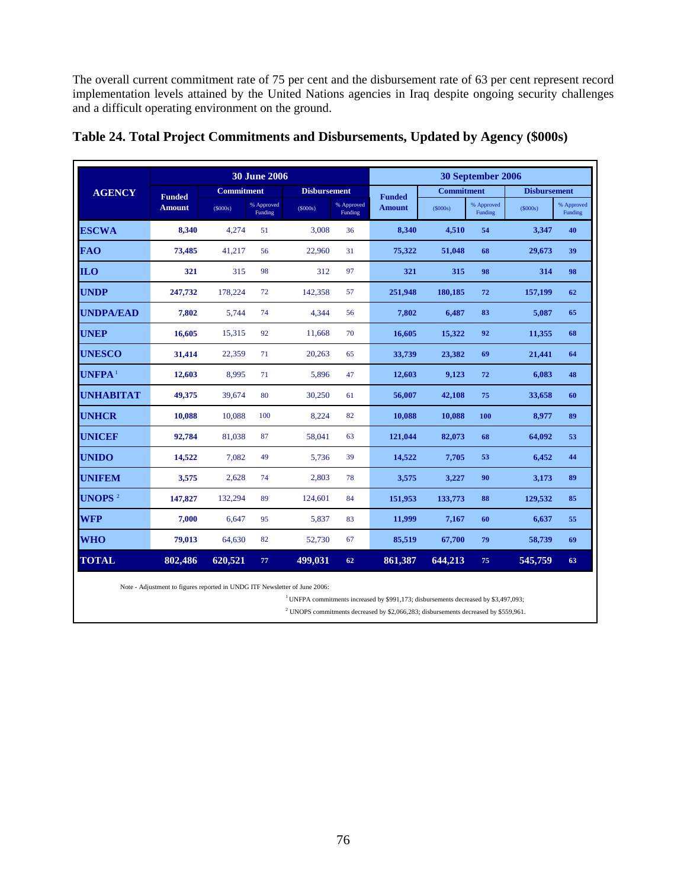The overall current commitment rate of 75 per cent and the disbursement rate of 63 per cent represent record implementation levels attained by the United Nations agencies in Iraq despite ongoing security challenges and a difficult operating environment on the ground.

### Table 24. Total Project Commitments and Disbursements, Updated by Agency ($000s)

| AGENCY | 30 June 2006 | | | | | 30 September 2006 | | | | |
|---|---|---|---|---|---|---|---|---|---|---|
| | Funded Amount | Commitment | | Disbursement | | Funded Amount | Commitment | | Disbursement | |
| | | ($000s) | % Approved Funding | ($000s) | % Approved Funding | | ($000s) | % Approved Funding | ($000s) | % Approved Funding |
| **ESCWA** | 8,340 | 4,274 | 51 | 3,008 | 36 | 8,340 | 4,510 | 54 | 3,347 | 40 |
| **FAO** | 73,485 | 41,217 | 56 | 22,960 | 31 | 75,322 | 51,048 | 68 | 29,673 | 39 |
| **ILO** | 321 | 315 | 98 | 312 | 97 | 321 | 315 | 98 | 314 | 98 |
| **UNDP** | 247,732 | 178,224 | 72 | 142,358 | 57 | 251,948 | 180,185 | 72 | 157,199 | 62 |
| **UNDPA/EAD** | 7,802 | 5,744 | 74 | 4,344 | 56 | 7,802 | 6,487 | 83 | 5,087 | 65 |
| **UNEP** | 16,605 | 15,315 | 92 | 11,668 | 70 | 16,605 | 15,322 | 92 | 11,355 | 68 |
| **UNESCO** | 31,414 | 22,359 | 71 | 20,263 | 65 | 33,739 | 23,382 | 69 | 21,441 | 64 |
| **UNFPA** [1] | 12,603 | 8,995 | 71 | 5,896 | 47 | 12,603 | 9,123 | 72 | 6,083 | 48 |
| **UNHABITAT** | 49,375 | 39,674 | 80 | 30,250 | 61 | 56,007 | 42,108 | 75 | 33,658 | 60 |
| **UNHCR** | 10,088 | 10,088 | 100 | 8,224 | 82 | 10,088 | 10,088 | 100 | 8,977 | 89 |
| **UNICEF** | 92,784 | 81,038 | 87 | 58,041 | 63 | 121,044 | 82,073 | 68 | 64,092 | 53 |
| **UNIDO** | 14,522 | 7,082 | 49 | 5,736 | 39 | 14,522 | 7,705 | 53 | 6,452 | 44 |
| **UNIFEM** | 3,575 | 2,628 | 74 | 2,803 | 78 | 3,575 | 3,227 | 90 | 3,173 | 89 |
| **UNOPS** [2] | 147,827 | 132,294 | 89 | 124,601 | 84 | 151,953 | 133,773 | 88 | 129,532 | 85 |
| **WFP** | 7,000 | 6,647 | 95 | 5,837 | 83 | 11,999 | 7,167 | 60 | 6,637 | 55 |
| **WHO** | 79,013 | 64,630 | 82 | 52,730 | 67 | 85,519 | 67,700 | 79 | 58,739 | 69 |
| **TOTAL** | **802,486** | **620,521** | **77** | **499,031** | **62** | **861,387** | **644,213** | **75** | **545,759** | **63** |

Note - Adjustment to figures reported in UNDG ITF Newsletter of June 2006:

[1] UNFPA commitments increased by $991,173; disbursements decreased by $3,497,093;

[2] UNOPS commitments decreased by $2,066,283; disbursements decreased by $559,961.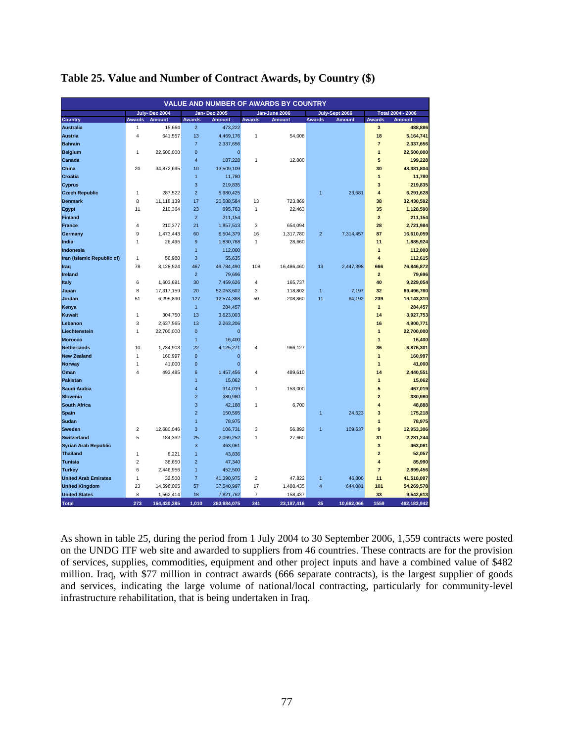# Table 25. Value and Number of Contract Awards, by Country ($)

| VALUE AND NUMBER OF AWARDS BY COUNTRY | | | | | | | | | | |
|---|---|---|---|---|---|---|---|---|---|---|
| | July- Dec 2004 | | Jan- Dec 2005 | | Jan-June 2006 | | July-Sept 2006 | | Total 2004 - 2006 | |
| Country | Awards | Amount | Awards | Amount | Awards | Amount | Awards | Amount | Awards | Amount |
| Australia | 1 | 15,664 | 2 | 473,222 | | | | | 3 | 488,886 |
| Austria | 4 | 641,557 | 13 | 4,469,176 | 1 | 54,008 | | | 18 | 5,164,741 |
| Bahrain | | | 7 | 2,337,656 | | | | | 7 | 2,337,656 |
| Belgium | 1 | 22,500,000 | 0 | 0 | | | | | 1 | 22,500,000 |
| Canada | | | 4 | 187,228 | 1 | 12,000 | | | 5 | 199,228 |
| China | 20 | 34,872,695 | 10 | 13,509,109 | | | | | 30 | 48,381,804 |
| Croatia | | | 1 | 11,780 | | | | | 1 | 11,780 |
| Cyprus | | | 3 | 219,835 | | | | | 3 | 219,835 |
| Czech Republic | 1 | 287,522 | 2 | 5,980,425 | | | 1 | 23,681 | 4 | 6,291,628 |
| Denmark | 8 | 11,118,139 | 17 | 20,588,584 | 13 | 723,869 | | | 38 | 32,430,592 |
| Egypt | 11 | 210,364 | 23 | 895,763 | 1 | 22,463 | | | 35 | 1,128,590 |
| Finland | | | 2 | 211,154 | | | | | 2 | 211,154 |
| France | 4 | 210,377 | 21 | 1,857,513 | 3 | 654,094 | | | 28 | 2,721,984 |
| Germany | 9 | 1,473,443 | 60 | 6,504,379 | 16 | 1,317,780 | 2 | 7,314,457 | 87 | 16,610,059 |
| India | 1 | 26,496 | 9 | 1,830,768 | 1 | 28,660 | | | 11 | 1,885,924 |
| Indonesia | | | 1 | 112,000 | | | | | 1 | 112,000 |
| Iran (Islamic Republic of) | 1 | 56,980 | 3 | 55,635 | | | | | 4 | 112,615 |
| Iraq | 78 | 8,128,524 | 467 | 49,784,490 | 108 | 16,486,460 | 13 | 2,447,398 | 666 | 76,846,872 |
| Ireland | | | 2 | 79,696 | | | | | 2 | 79,696 |
| Italy | 6 | 1,603,691 | 30 | 7,459,626 | 4 | 165,737 | | | 40 | 9,229,054 |
| Japan | 8 | 17,317,159 | 20 | 52,053,602 | 3 | 118,802 | 1 | 7,197 | 32 | 69,496,760 |
| Jordan | 51 | 6,295,890 | 127 | 12,574,368 | 50 | 208,860 | 11 | 64,192 | 239 | 19,143,310 |
| Kenya | | | 1 | 284,457 | | | | | 1 | 284,457 |
| Kuwait | 1 | 304,750 | 13 | 3,623,003 | | | | | 14 | 3,927,753 |
| Lebanon | 3 | 2,637,565 | 13 | 2,263,206 | | | | | 16 | 4,900,771 |
| Liechtenstein | 1 | 22,700,000 | 0 | 0 | | | | | 1 | 22,700,000 |
| Morocco | | | 1 | 16,400 | | | | | 1 | 16,400 |
| Netherlands | 10 | 1,784,903 | 22 | 4,125,271 | 4 | 966,127 | | | 36 | 6,876,301 |
| New Zealand | 1 | 160,997 | 0 | 0 | | | | | 1 | 160,997 |
| Norway | 1 | 41,000 | 0 | 0 | | | | | 1 | 41,000 |
| Oman | 4 | 493,485 | 6 | 1,457,456 | 4 | 489,610 | | | 14 | 2,440,551 |
| Pakistan | | | 1 | 15,062 | | | | | 1 | 15,062 |
| Saudi Arabia | | | 4 | 314,019 | 1 | 153,000 | | | 5 | 467,019 |
| Slovenia | | | 2 | 380,980 | | | | | 2 | 380,980 |
| South Africa | | | 3 | 42,188 | 1 | 6,700 | | | 4 | 48,888 |
| Spain | | | 2 | 150,595 | | | 1 | 24,623 | 3 | 175,218 |
| Sudan | | | 1 | 78,975 | | | | | 1 | 78,975 |
| Sweden | 2 | 12,680,046 | 3 | 106,731 | 3 | 56,892 | 1 | 109,637 | 9 | 12,953,306 |
| Switzerland | 5 | 184,332 | 25 | 2,069,252 | 1 | 27,660 | | | 31 | 2,281,244 |
| Syrian Arab Republic | | | 3 | 463,061 | | | | | 3 | 463,061 |
| Thailand | 1 | 8,221 | 1 | 43,836 | | | | | 2 | 52,057 |
| Tunisia | 2 | 38,650 | 2 | 47,340 | | | | | 4 | 85,990 |
| Turkey | 6 | 2,446,956 | 1 | 452,500 | | | | | 7 | 2,899,456 |
| United Arab Emirates | 1 | 32,500 | 7 | 41,390,975 | 2 | 47,822 | 1 | 46,800 | 11 | 41,518,097 |
| United Kingdom | 23 | 14,596,065 | 57 | 37,540,997 | 17 | 1,488,435 | 4 | 644,081 | 101 | 54,269,578 |
| United States | 8 | 1,562,414 | 18 | 7,821,762 | 7 | 158,437 | | | 33 | 9,542,613 |
| Total | 273 | 164,430,385 | 1,010 | 283,884,075 | 241 | 23,187,416 | 35 | 10,682,066 | 1559 | 482,183,942 |

As shown in table 25, during the period from 1 July 2004 to 30 September 2006, 1,559 contracts were posted on the UNDG ITF web site and awarded to suppliers from 46 countries. These contracts are for the provision of services, supplies, commodities, equipment and other project inputs and have a combined value of $482 million. Iraq, with $77 million in contract awards (666 separate contracts), is the largest supplier of goods and services, indicating the large volume of national/local contracting, particularly for community-level infrastructure rehabilitation, that is being undertaken in Iraq.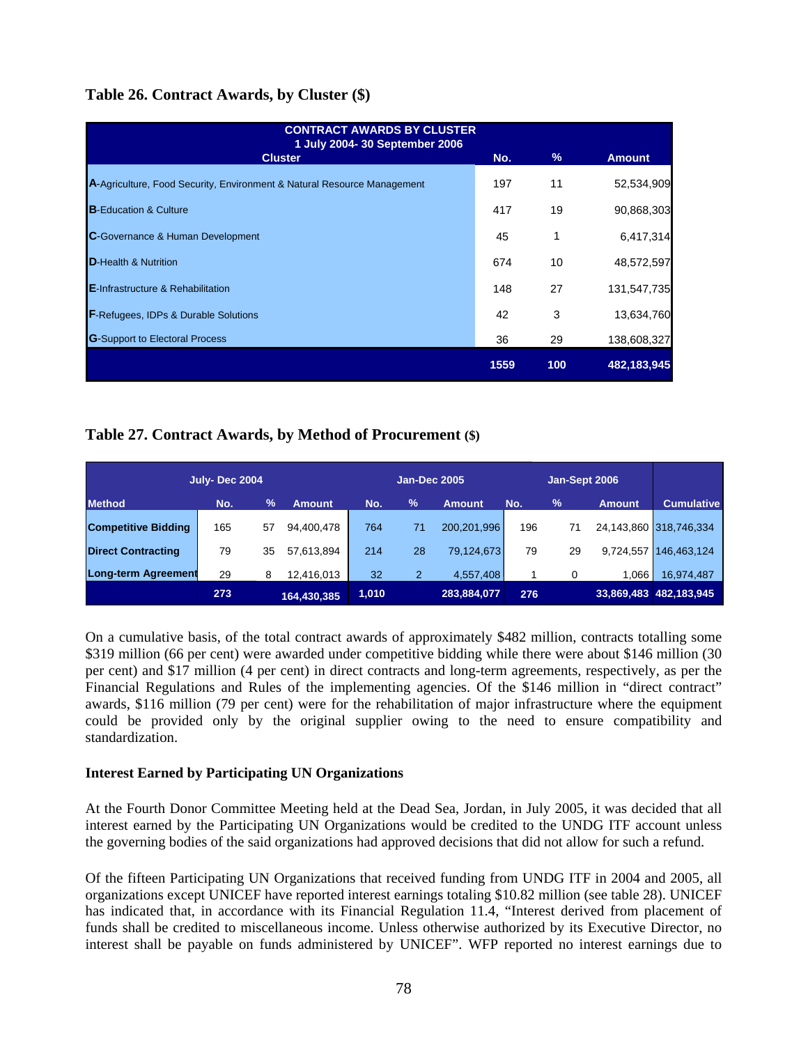### Table 26. Contract Awards, by Cluster ($)

| CONTRACT AWARDS BY CLUSTER 1 July 2004- 30 September 2006 Cluster | No. | % | Amount |
|---|---|---|---|
| **A**-Agriculture, Food Security, Environment & Natural Resource Management | 197 | 11 | 52,534,909 |
| **B**-Education & Culture | 417 | 19 | 90,868,303 |
| **C**-Governance & Human Development | 45 | 1 | 6,417,314 |
| **D**-Health & Nutrition | 674 | 10 | 48,572,597 |
| **E**-Infrastructure & Rehabilitation | 148 | 27 | 131,547,735 |
| **F**-Refugees, IDPs & Durable Solutions | 42 | 3 | 13,634,760 |
| **G**-Support to Electoral Process | 36 | 29 | 138,608,327 |
| | **1559** | **100** | **482,183,945** |

### Table 27. Contract Awards, by Method of Procurement ($)

| | July- Dec 2004 | | | Jan-Dec 2005 | | | Jan-Sept 2006 | | | |
|---|---|---|---|---|---|---|---|---|---|---|
| **Method** | **No.** | **%** | **Amount** | **No.** | **%** | **Amount** | **No.** | **%** | **Amount** | **Cumulative** |
| **Competitive Bidding** | 165 | 57 | 94,400,478 | 764 | 71 | 200,201,996 | 196 | 71 | 24,143,860 | 318,746,334 |
| **Direct Contracting** | 79 | 35 | 57,613,894 | 214 | 28 | 79,124,673 | 79 | 29 | 9,724,557 | 146,463,124 |
| **Long-term Agreement** | 29 | 8 | 12,416,013 | 32 | 2 | 4,557,408 | 1 | 0 | 1,066 | 16,974,487 |
| | **273** | | **164,430,385** | **1,010** | | **283,884,077** | **276** | | **33,869,483** | **482,183,945** |

On a cumulative basis, of the total contract awards of approximately $482 million, contracts totalling some $319 million (66 per cent) were awarded under competitive bidding while there were about $146 million (30 per cent) and $17 million (4 per cent) in direct contracts and long-term agreements, respectively, as per the Financial Regulations and Rules of the implementing agencies. Of the $146 million in "direct contract" awards, $116 million (79 per cent) were for the rehabilitation of major infrastructure where the equipment could be provided only by the original supplier owing to the need to ensure compatibility and standardization.

**Interest Earned by Participating UN Organizations**

At the Fourth Donor Committee Meeting held at the Dead Sea, Jordan, in July 2005, it was decided that all interest earned by the Participating UN Organizations would be credited to the UNDG ITF account unless the governing bodies of the said organizations had approved decisions that did not allow for such a refund.

Of the fifteen Participating UN Organizations that received funding from UNDG ITF in 2004 and 2005, all organizations except UNICEF have reported interest earnings totaling $10.82 million (see table 28). UNICEF has indicated that, in accordance with its Financial Regulation 11.4, "Interest derived from placement of funds shall be credited to miscellaneous income. Unless otherwise authorized by its Executive Director, no interest shall be payable on funds administered by UNICEF". WFP reported no interest earnings due to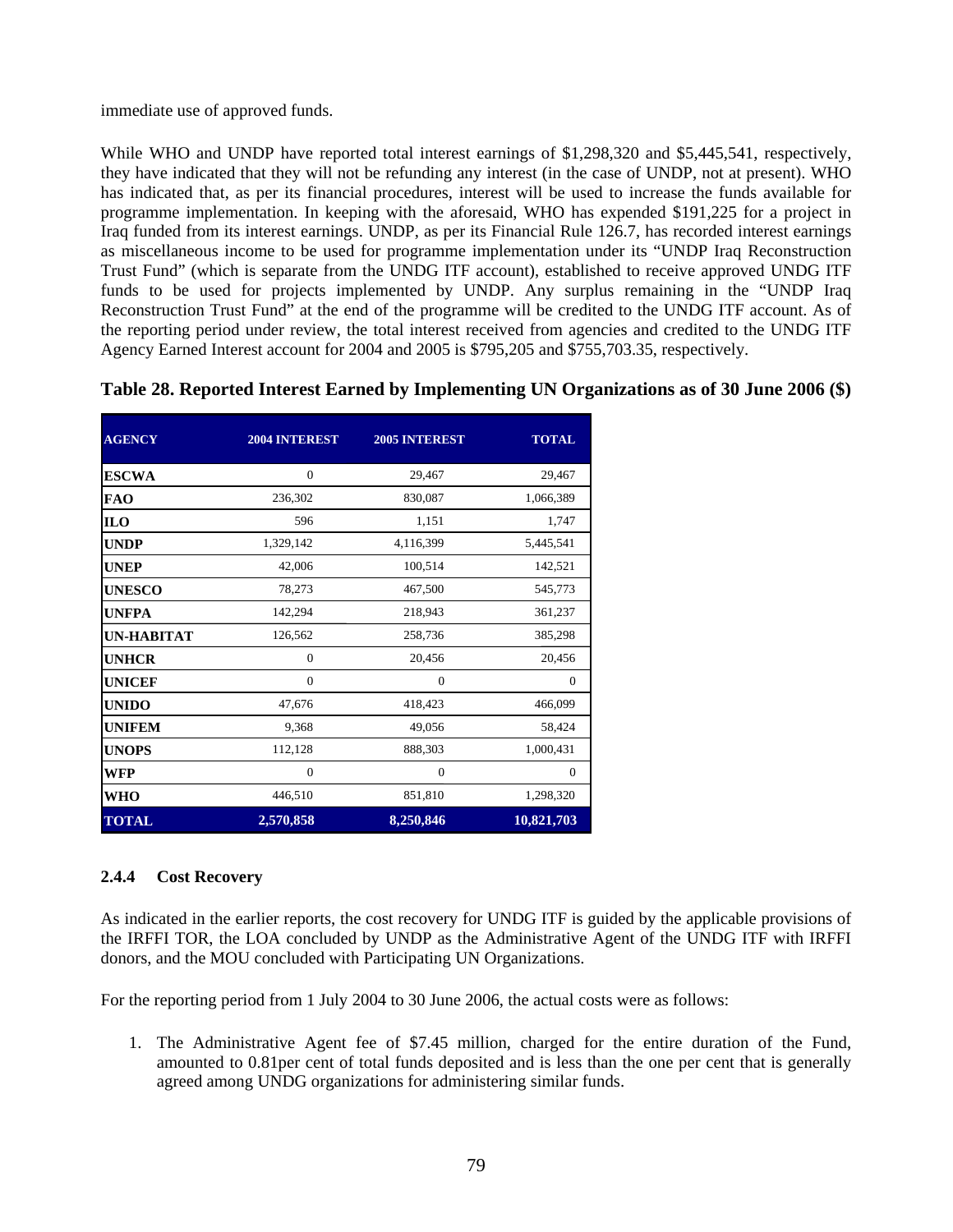immediate use of approved funds.

While WHO and UNDP have reported total interest earnings of $1,298,320 and $5,445,541, respectively, they have indicated that they will not be refunding any interest (in the case of UNDP, not at present). WHO has indicated that, as per its financial procedures, interest will be used to increase the funds available for programme implementation. In keeping with the aforesaid, WHO has expended $191,225 for a project in Iraq funded from its interest earnings. UNDP, as per its Financial Rule 126.7, has recorded interest earnings as miscellaneous income to be used for programme implementation under its "UNDP Iraq Reconstruction Trust Fund" (which is separate from the UNDG ITF account), established to receive approved UNDG ITF funds to be used for projects implemented by UNDP. Any surplus remaining in the "UNDP Iraq Reconstruction Trust Fund" at the end of the programme will be credited to the UNDG ITF account. As of the reporting period under review, the total interest received from agencies and credited to the UNDG ITF Agency Earned Interest account for 2004 and 2005 is $795,205 and $755,703.35, respectively.

**Table 28. Reported Interest Earned by Implementing UN Organizations as of 30 June 2006 ($)**

| AGENCY | 2004 INTEREST | 2005 INTEREST | TOTAL |
|---|---|---|---|
| ESCWA | 0 | 29,467 | 29,467 |
| FAO | 236,302 | 830,087 | 1,066,389 |
| ILO | 596 | 1,151 | 1,747 |
| UNDP | 1,329,142 | 4,116,399 | 5,445,541 |
| UNEP | 42,006 | 100,514 | 142,521 |
| UNESCO | 78,273 | 467,500 | 545,773 |
| UNFPA | 142,294 | 218,943 | 361,237 |
| UN-HABITAT | 126,562 | 258,736 | 385,298 |
| UNHCR | 0 | 20,456 | 20,456 |
| UNICEF | 0 | 0 | 0 |
| UNIDO | 47,676 | 418,423 | 466,099 |
| UNIFEM | 9,368 | 49,056 | 58,424 |
| UNOPS | 112,128 | 888,303 | 1,000,431 |
| WFP | 0 | 0 | 0 |
| WHO | 446,510 | 851,810 | 1,298,320 |
| **TOTAL** | **2,570,858** | **8,250,846** | **10,821,703** |

### 2.4.4 Cost Recovery

As indicated in the earlier reports, the cost recovery for UNDG ITF is guided by the applicable provisions of the IRFFI TOR, the LOA concluded by UNDP as the Administrative Agent of the UNDG ITF with IRFFI donors, and the MOU concluded with Participating UN Organizations.

For the reporting period from 1 July 2004 to 30 June 2006, the actual costs were as follows:

1. The Administrative Agent fee of $7.45 million, charged for the entire duration of the Fund, amounted to 0.81per cent of total funds deposited and is less than the one per cent that is generally agreed among UNDG organizations for administering similar funds.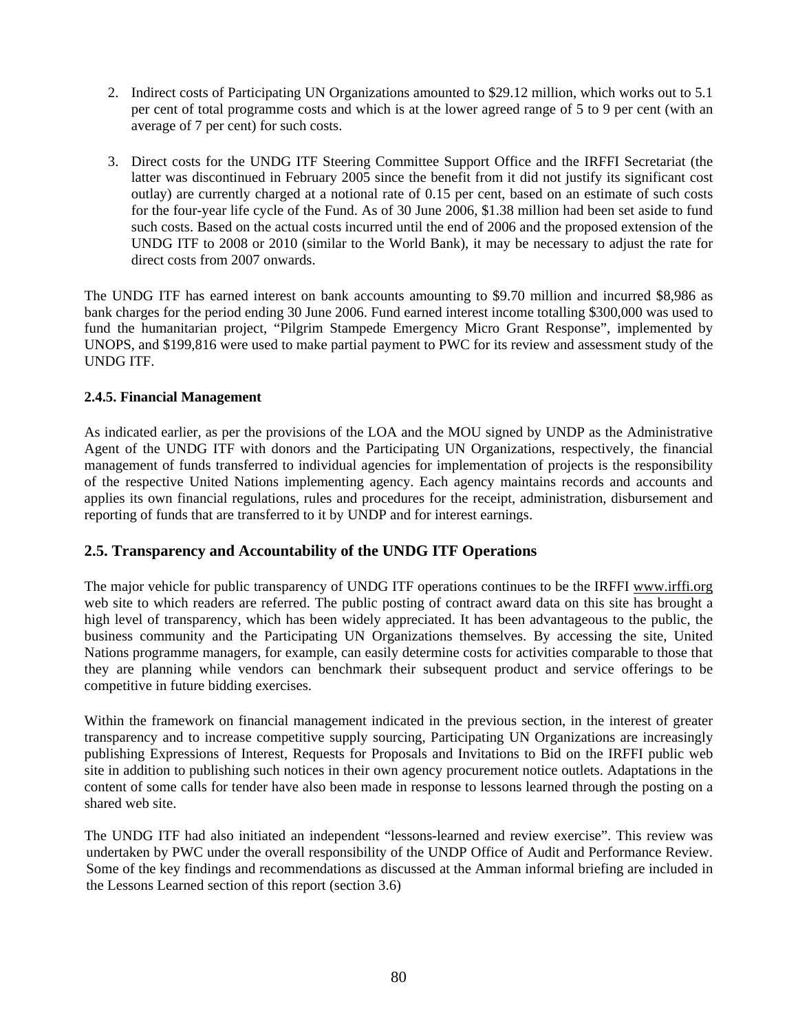2. Indirect costs of Participating UN Organizations amounted to $29.12 million, which works out to 5.1 per cent of total programme costs and which is at the lower agreed range of 5 to 9 per cent (with an average of 7 per cent) for such costs.

3. Direct costs for the UNDG ITF Steering Committee Support Office and the IRFFI Secretariat (the latter was discontinued in February 2005 since the benefit from it did not justify its significant cost outlay) are currently charged at a notional rate of 0.15 per cent, based on an estimate of such costs for the four-year life cycle of the Fund. As of 30 June 2006, $1.38 million had been set aside to fund such costs. Based on the actual costs incurred until the end of 2006 and the proposed extension of the UNDG ITF to 2008 or 2010 (similar to the World Bank), it may be necessary to adjust the rate for direct costs from 2007 onwards.

The UNDG ITF has earned interest on bank accounts amounting to $9.70 million and incurred $8,986 as bank charges for the period ending 30 June 2006. Fund earned interest income totalling $300,000 was used to fund the humanitarian project, "Pilgrim Stampede Emergency Micro Grant Response", implemented by UNOPS, and $199,816 were used to make partial payment to PWC for its review and assessment study of the UNDG ITF.

#### 2.4.5. Financial Management

As indicated earlier, as per the provisions of the LOA and the MOU signed by UNDP as the Administrative Agent of the UNDG ITF with donors and the Participating UN Organizations, respectively, the financial management of funds transferred to individual agencies for implementation of projects is the responsibility of the respective United Nations implementing agency. Each agency maintains records and accounts and applies its own financial regulations, rules and procedures for the receipt, administration, disbursement and reporting of funds that are transferred to it by UNDP and for interest earnings.

### 2.5. Transparency and Accountability of the UNDG ITF Operations

The major vehicle for public transparency of UNDG ITF operations continues to be the IRFFI www.irffi.org web site to which readers are referred. The public posting of contract award data on this site has brought a high level of transparency, which has been widely appreciated. It has been advantageous to the public, the business community and the Participating UN Organizations themselves. By accessing the site, United Nations programme managers, for example, can easily determine costs for activities comparable to those that they are planning while vendors can benchmark their subsequent product and service offerings to be competitive in future bidding exercises.

Within the framework on financial management indicated in the previous section, in the interest of greater transparency and to increase competitive supply sourcing, Participating UN Organizations are increasingly publishing Expressions of Interest, Requests for Proposals and Invitations to Bid on the IRFFI public web site in addition to publishing such notices in their own agency procurement notice outlets. Adaptations in the content of some calls for tender have also been made in response to lessons learned through the posting on a shared web site.

The UNDG ITF had also initiated an independent "lessons-learned and review exercise". This review was undertaken by PWC under the overall responsibility of the UNDP Office of Audit and Performance Review. Some of the key findings and recommendations as discussed at the Amman informal briefing are included in the Lessons Learned section of this report (section 3.6)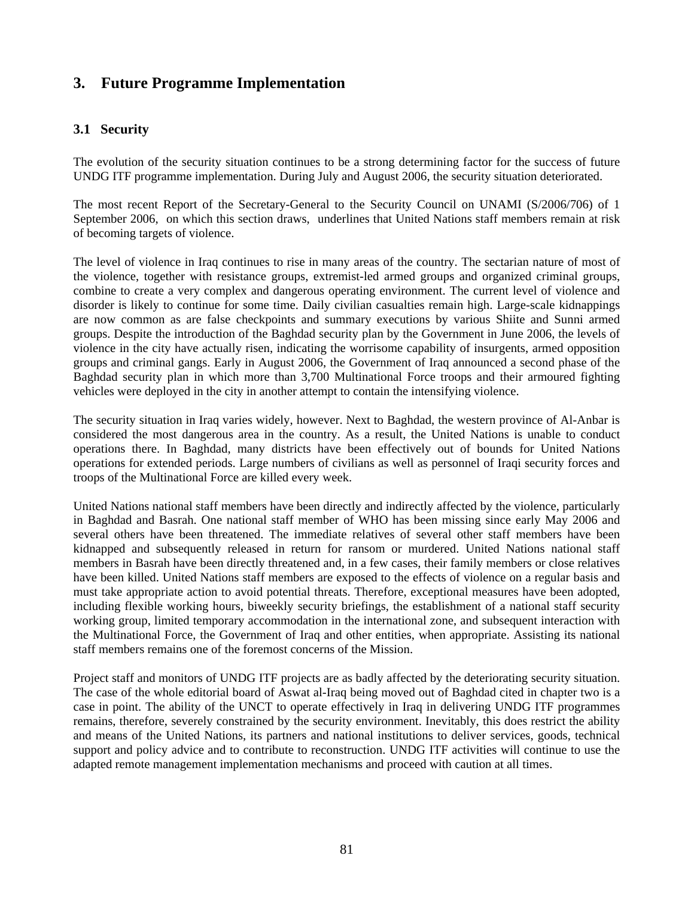# 3. Future Programme Implementation

## 3.1 Security

The evolution of the security situation continues to be a strong determining factor for the success of future UNDG ITF programme implementation. During July and August 2006, the security situation deteriorated.

The most recent Report of the Secretary-General to the Security Council on UNAMI (S/2006/706) of 1 September 2006, on which this section draws, underlines that United Nations staff members remain at risk of becoming targets of violence.

The level of violence in Iraq continues to rise in many areas of the country. The sectarian nature of most of the violence, together with resistance groups, extremist-led armed groups and organized criminal groups, combine to create a very complex and dangerous operating environment. The current level of violence and disorder is likely to continue for some time. Daily civilian casualties remain high. Large-scale kidnappings are now common as are false checkpoints and summary executions by various Shiite and Sunni armed groups. Despite the introduction of the Baghdad security plan by the Government in June 2006, the levels of violence in the city have actually risen, indicating the worrisome capability of insurgents, armed opposition groups and criminal gangs. Early in August 2006, the Government of Iraq announced a second phase of the Baghdad security plan in which more than 3,700 Multinational Force troops and their armoured fighting vehicles were deployed in the city in another attempt to contain the intensifying violence.

The security situation in Iraq varies widely, however. Next to Baghdad, the western province of Al-Anbar is considered the most dangerous area in the country. As a result, the United Nations is unable to conduct operations there. In Baghdad, many districts have been effectively out of bounds for United Nations operations for extended periods. Large numbers of civilians as well as personnel of Iraqi security forces and troops of the Multinational Force are killed every week.

United Nations national staff members have been directly and indirectly affected by the violence, particularly in Baghdad and Basrah. One national staff member of WHO has been missing since early May 2006 and several others have been threatened. The immediate relatives of several other staff members have been kidnapped and subsequently released in return for ransom or murdered. United Nations national staff members in Basrah have been directly threatened and, in a few cases, their family members or close relatives have been killed. United Nations staff members are exposed to the effects of violence on a regular basis and must take appropriate action to avoid potential threats. Therefore, exceptional measures have been adopted, including flexible working hours, biweekly security briefings, the establishment of a national staff security working group, limited temporary accommodation in the international zone, and subsequent interaction with the Multinational Force, the Government of Iraq and other entities, when appropriate. Assisting its national staff members remains one of the foremost concerns of the Mission.

Project staff and monitors of UNDG ITF projects are as badly affected by the deteriorating security situation. The case of the whole editorial board of Aswat al-Iraq being moved out of Baghdad cited in chapter two is a case in point. The ability of the UNCT to operate effectively in Iraq in delivering UNDG ITF programmes remains, therefore, severely constrained by the security environment. Inevitably, this does restrict the ability and means of the United Nations, its partners and national institutions to deliver services, goods, technical support and policy advice and to contribute to reconstruction. UNDG ITF activities will continue to use the adapted remote management implementation mechanisms and proceed with caution at all times.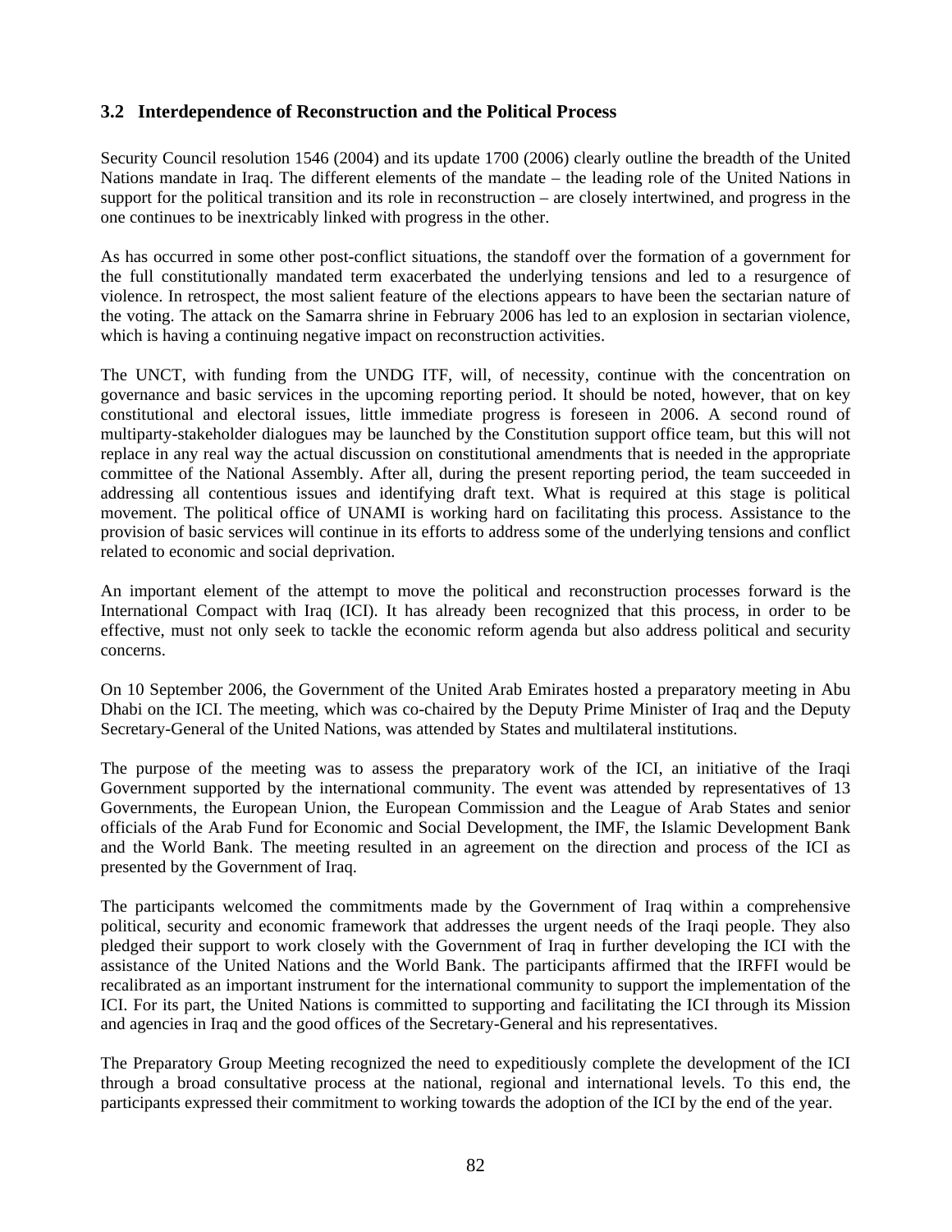### 3.2 Interdependence of Reconstruction and the Political Process

Security Council resolution 1546 (2004) and its update 1700 (2006) clearly outline the breadth of the United Nations mandate in Iraq. The different elements of the mandate – the leading role of the United Nations in support for the political transition and its role in reconstruction – are closely intertwined, and progress in the one continues to be inextricably linked with progress in the other.

As has occurred in some other post-conflict situations, the standoff over the formation of a government for the full constitutionally mandated term exacerbated the underlying tensions and led to a resurgence of violence. In retrospect, the most salient feature of the elections appears to have been the sectarian nature of the voting. The attack on the Samarra shrine in February 2006 has led to an explosion in sectarian violence, which is having a continuing negative impact on reconstruction activities.

The UNCT, with funding from the UNDG ITF, will, of necessity, continue with the concentration on governance and basic services in the upcoming reporting period. It should be noted, however, that on key constitutional and electoral issues, little immediate progress is foreseen in 2006. A second round of multiparty-stakeholder dialogues may be launched by the Constitution support office team, but this will not replace in any real way the actual discussion on constitutional amendments that is needed in the appropriate committee of the National Assembly. After all, during the present reporting period, the team succeeded in addressing all contentious issues and identifying draft text. What is required at this stage is political movement. The political office of UNAMI is working hard on facilitating this process. Assistance to the provision of basic services will continue in its efforts to address some of the underlying tensions and conflict related to economic and social deprivation.

An important element of the attempt to move the political and reconstruction processes forward is the International Compact with Iraq (ICI). It has already been recognized that this process, in order to be effective, must not only seek to tackle the economic reform agenda but also address political and security concerns.

On 10 September 2006, the Government of the United Arab Emirates hosted a preparatory meeting in Abu Dhabi on the ICI. The meeting, which was co-chaired by the Deputy Prime Minister of Iraq and the Deputy Secretary-General of the United Nations, was attended by States and multilateral institutions.

The purpose of the meeting was to assess the preparatory work of the ICI, an initiative of the Iraqi Government supported by the international community. The event was attended by representatives of 13 Governments, the European Union, the European Commission and the League of Arab States and senior officials of the Arab Fund for Economic and Social Development, the IMF, the Islamic Development Bank and the World Bank. The meeting resulted in an agreement on the direction and process of the ICI as presented by the Government of Iraq.

The participants welcomed the commitments made by the Government of Iraq within a comprehensive political, security and economic framework that addresses the urgent needs of the Iraqi people. They also pledged their support to work closely with the Government of Iraq in further developing the ICI with the assistance of the United Nations and the World Bank. The participants affirmed that the IRFFI would be recalibrated as an important instrument for the international community to support the implementation of the ICI. For its part, the United Nations is committed to supporting and facilitating the ICI through its Mission and agencies in Iraq and the good offices of the Secretary-General and his representatives.

The Preparatory Group Meeting recognized the need to expeditiously complete the development of the ICI through a broad consultative process at the national, regional and international levels. To this end, the participants expressed their commitment to working towards the adoption of the ICI by the end of the year.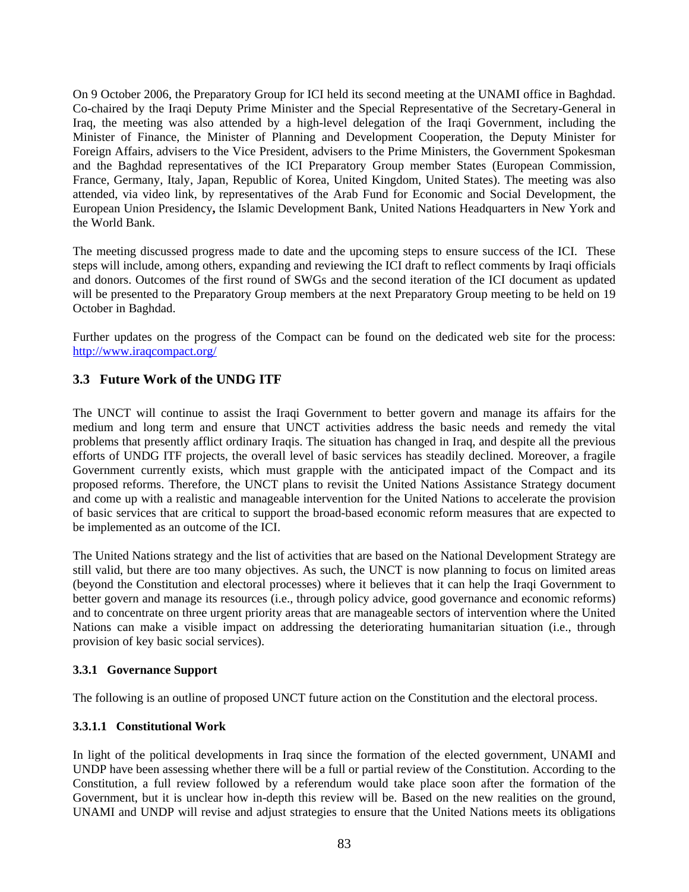On 9 October 2006, the Preparatory Group for ICI held its second meeting at the UNAMI office in Baghdad. Co-chaired by the Iraqi Deputy Prime Minister and the Special Representative of the Secretary-General in Iraq, the meeting was also attended by a high-level delegation of the Iraqi Government, including the Minister of Finance, the Minister of Planning and Development Cooperation, the Deputy Minister for Foreign Affairs, advisers to the Vice President, advisers to the Prime Ministers, the Government Spokesman and the Baghdad representatives of the ICI Preparatory Group member States (European Commission, France, Germany, Italy, Japan, Republic of Korea, United Kingdom, United States). The meeting was also attended, via video link, by representatives of the Arab Fund for Economic and Social Development, the European Union Presidency**,** the Islamic Development Bank, United Nations Headquarters in New York and the World Bank.

The meeting discussed progress made to date and the upcoming steps to ensure success of the ICI. These steps will include, among others, expanding and reviewing the ICI draft to reflect comments by Iraqi officials and donors. Outcomes of the first round of SWGs and the second iteration of the ICI document as updated will be presented to the Preparatory Group members at the next Preparatory Group meeting to be held on 19 October in Baghdad.

Further updates on the progress of the Compact can be found on the dedicated web site for the process: http://www.iraqcompact.org/

## 3.3 Future Work of the UNDG ITF

The UNCT will continue to assist the Iraqi Government to better govern and manage its affairs for the medium and long term and ensure that UNCT activities address the basic needs and remedy the vital problems that presently afflict ordinary Iraqis. The situation has changed in Iraq, and despite all the previous efforts of UNDG ITF projects, the overall level of basic services has steadily declined. Moreover, a fragile Government currently exists, which must grapple with the anticipated impact of the Compact and its proposed reforms. Therefore, the UNCT plans to revisit the United Nations Assistance Strategy document and come up with a realistic and manageable intervention for the United Nations to accelerate the provision of basic services that are critical to support the broad-based economic reform measures that are expected to be implemented as an outcome of the ICI.

The United Nations strategy and the list of activities that are based on the National Development Strategy are still valid, but there are too many objectives. As such, the UNCT is now planning to focus on limited areas (beyond the Constitution and electoral processes) where it believes that it can help the Iraqi Government to better govern and manage its resources (i.e., through policy advice, good governance and economic reforms) and to concentrate on three urgent priority areas that are manageable sectors of intervention where the United Nations can make a visible impact on addressing the deteriorating humanitarian situation (i.e., through provision of key basic social services).

### 3.3.1 Governance Support

The following is an outline of proposed UNCT future action on the Constitution and the electoral process.

#### 3.3.1.1 Constitutional Work

In light of the political developments in Iraq since the formation of the elected government, UNAMI and UNDP have been assessing whether there will be a full or partial review of the Constitution. According to the Constitution, a full review followed by a referendum would take place soon after the formation of the Government, but it is unclear how in-depth this review will be. Based on the new realities on the ground, UNAMI and UNDP will revise and adjust strategies to ensure that the United Nations meets its obligations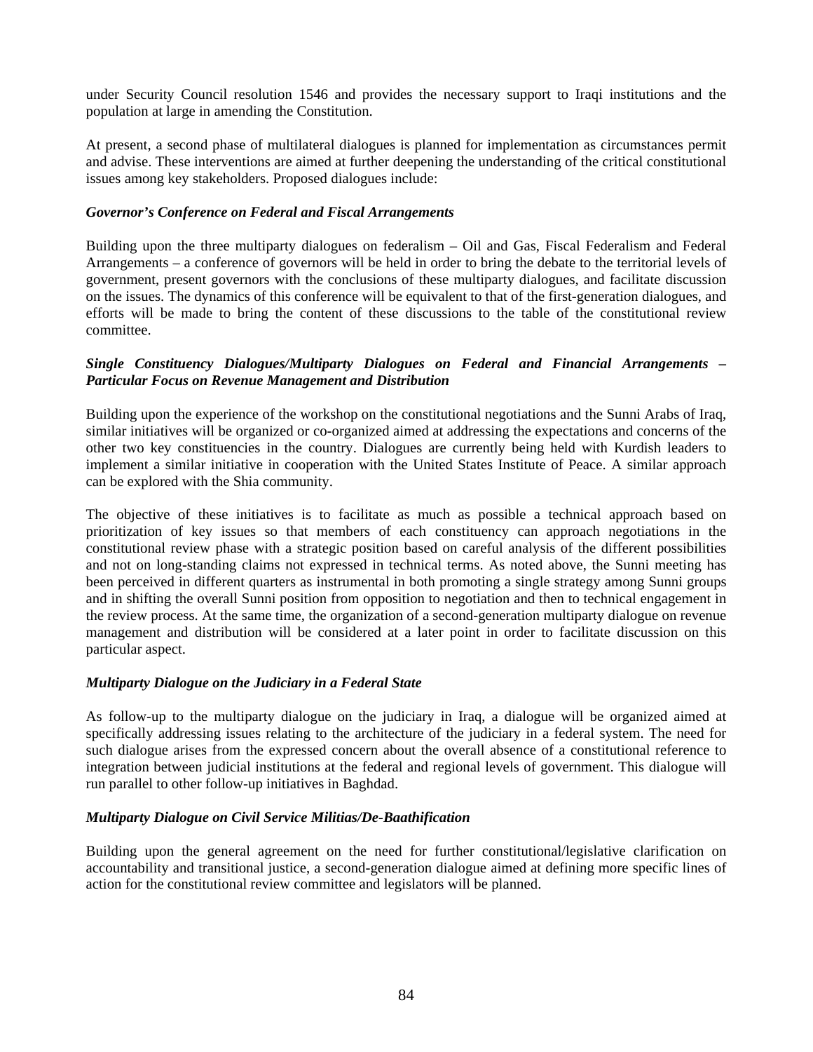under Security Council resolution 1546 and provides the necessary support to Iraqi institutions and the population at large in amending the Constitution.

At present, a second phase of multilateral dialogues is planned for implementation as circumstances permit and advise. These interventions are aimed at further deepening the understanding of the critical constitutional issues among key stakeholders. Proposed dialogues include:

***Governor's Conference on Federal and Fiscal Arrangements***

Building upon the three multiparty dialogues on federalism – Oil and Gas, Fiscal Federalism and Federal Arrangements – a conference of governors will be held in order to bring the debate to the territorial levels of government, present governors with the conclusions of these multiparty dialogues, and facilitate discussion on the issues. The dynamics of this conference will be equivalent to that of the first-generation dialogues, and efforts will be made to bring the content of these discussions to the table of the constitutional review committee.

***Single Constituency Dialogues/Multiparty Dialogues on Federal and Financial Arrangements – Particular Focus on Revenue Management and Distribution***

Building upon the experience of the workshop on the constitutional negotiations and the Sunni Arabs of Iraq, similar initiatives will be organized or co-organized aimed at addressing the expectations and concerns of the other two key constituencies in the country. Dialogues are currently being held with Kurdish leaders to implement a similar initiative in cooperation with the United States Institute of Peace. A similar approach can be explored with the Shia community.

The objective of these initiatives is to facilitate as much as possible a technical approach based on prioritization of key issues so that members of each constituency can approach negotiations in the constitutional review phase with a strategic position based on careful analysis of the different possibilities and not on long-standing claims not expressed in technical terms. As noted above, the Sunni meeting has been perceived in different quarters as instrumental in both promoting a single strategy among Sunni groups and in shifting the overall Sunni position from opposition to negotiation and then to technical engagement in the review process. At the same time, the organization of a second-generation multiparty dialogue on revenue management and distribution will be considered at a later point in order to facilitate discussion on this particular aspect.

***Multiparty Dialogue on the Judiciary in a Federal State***

As follow-up to the multiparty dialogue on the judiciary in Iraq, a dialogue will be organized aimed at specifically addressing issues relating to the architecture of the judiciary in a federal system. The need for such dialogue arises from the expressed concern about the overall absence of a constitutional reference to integration between judicial institutions at the federal and regional levels of government. This dialogue will run parallel to other follow-up initiatives in Baghdad.

***Multiparty Dialogue on Civil Service Militias/De-Baathification***

Building upon the general agreement on the need for further constitutional/legislative clarification on accountability and transitional justice, a second-generation dialogue aimed at defining more specific lines of action for the constitutional review committee and legislators will be planned.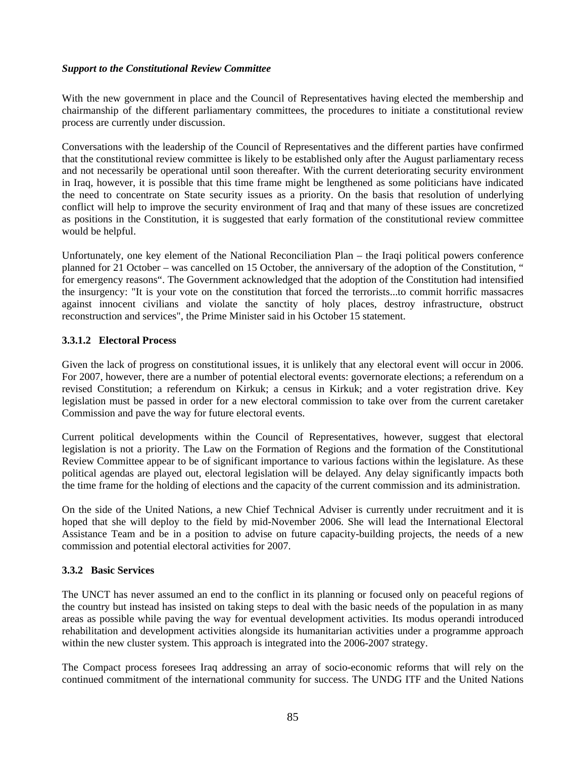***Support to the Constitutional Review Committee***

With the new government in place and the Council of Representatives having elected the membership and chairmanship of the different parliamentary committees, the procedures to initiate a constitutional review process are currently under discussion.

Conversations with the leadership of the Council of Representatives and the different parties have confirmed that the constitutional review committee is likely to be established only after the August parliamentary recess and not necessarily be operational until soon thereafter. With the current deteriorating security environment in Iraq, however, it is possible that this time frame might be lengthened as some politicians have indicated the need to concentrate on State security issues as a priority. On the basis that resolution of underlying conflict will help to improve the security environment of Iraq and that many of these issues are concretized as positions in the Constitution, it is suggested that early formation of the constitutional review committee would be helpful.

Unfortunately, one key element of the National Reconciliation Plan – the Iraqi political powers conference planned for 21 October – was cancelled on 15 October, the anniversary of the adoption of the Constitution, " for emergency reasons". The Government acknowledged that the adoption of the Constitution had intensified the insurgency: "It is your vote on the constitution that forced the terrorists...to commit horrific massacres against innocent civilians and violate the sanctity of holy places, destroy infrastructure, obstruct reconstruction and services", the Prime Minister said in his October 15 statement.

### 3.3.1.2 Electoral Process

Given the lack of progress on constitutional issues, it is unlikely that any electoral event will occur in 2006. For 2007, however, there are a number of potential electoral events: governorate elections; a referendum on a revised Constitution; a referendum on Kirkuk; a census in Kirkuk; and a voter registration drive. Key legislation must be passed in order for a new electoral commission to take over from the current caretaker Commission and pave the way for future electoral events.

Current political developments within the Council of Representatives, however, suggest that electoral legislation is not a priority. The Law on the Formation of Regions and the formation of the Constitutional Review Committee appear to be of significant importance to various factions within the legislature. As these political agendas are played out, electoral legislation will be delayed. Any delay significantly impacts both the time frame for the holding of elections and the capacity of the current commission and its administration.

On the side of the United Nations, a new Chief Technical Adviser is currently under recruitment and it is hoped that she will deploy to the field by mid-November 2006. She will lead the International Electoral Assistance Team and be in a position to advise on future capacity-building projects, the needs of a new commission and potential electoral activities for 2007.

### 3.3.2 Basic Services

The UNCT has never assumed an end to the conflict in its planning or focused only on peaceful regions of the country but instead has insisted on taking steps to deal with the basic needs of the population in as many areas as possible while paving the way for eventual development activities. Its modus operandi introduced rehabilitation and development activities alongside its humanitarian activities under a programme approach within the new cluster system. This approach is integrated into the 2006-2007 strategy.

The Compact process foresees Iraq addressing an array of socio-economic reforms that will rely on the continued commitment of the international community for success. The UNDG ITF and the United Nations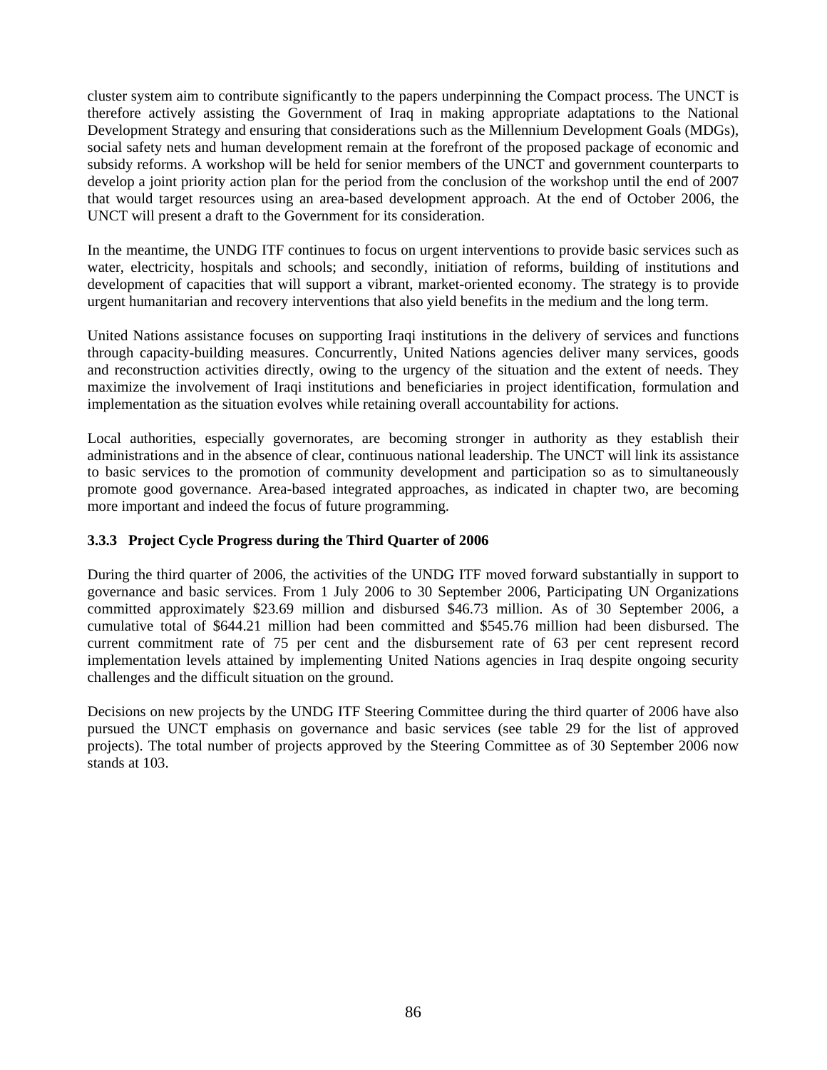cluster system aim to contribute significantly to the papers underpinning the Compact process. The UNCT is therefore actively assisting the Government of Iraq in making appropriate adaptations to the National Development Strategy and ensuring that considerations such as the Millennium Development Goals (MDGs), social safety nets and human development remain at the forefront of the proposed package of economic and subsidy reforms. A workshop will be held for senior members of the UNCT and government counterparts to develop a joint priority action plan for the period from the conclusion of the workshop until the end of 2007 that would target resources using an area-based development approach. At the end of October 2006, the UNCT will present a draft to the Government for its consideration.

In the meantime, the UNDG ITF continues to focus on urgent interventions to provide basic services such as water, electricity, hospitals and schools; and secondly, initiation of reforms, building of institutions and development of capacities that will support a vibrant, market-oriented economy. The strategy is to provide urgent humanitarian and recovery interventions that also yield benefits in the medium and the long term.

United Nations assistance focuses on supporting Iraqi institutions in the delivery of services and functions through capacity-building measures. Concurrently, United Nations agencies deliver many services, goods and reconstruction activities directly, owing to the urgency of the situation and the extent of needs. They maximize the involvement of Iraqi institutions and beneficiaries in project identification, formulation and implementation as the situation evolves while retaining overall accountability for actions.

Local authorities, especially governorates, are becoming stronger in authority as they establish their administrations and in the absence of clear, continuous national leadership. The UNCT will link its assistance to basic services to the promotion of community development and participation so as to simultaneously promote good governance. Area-based integrated approaches, as indicated in chapter two, are becoming more important and indeed the focus of future programming.

### 3.3.3 Project Cycle Progress during the Third Quarter of 2006

During the third quarter of 2006, the activities of the UNDG ITF moved forward substantially in support to governance and basic services. From 1 July 2006 to 30 September 2006, Participating UN Organizations committed approximately $23.69 million and disbursed $46.73 million. As of 30 September 2006, a cumulative total of $644.21 million had been committed and $545.76 million had been disbursed. The current commitment rate of 75 per cent and the disbursement rate of 63 per cent represent record implementation levels attained by implementing United Nations agencies in Iraq despite ongoing security challenges and the difficult situation on the ground.

Decisions on new projects by the UNDG ITF Steering Committee during the third quarter of 2006 have also pursued the UNCT emphasis on governance and basic services (see table 29 for the list of approved projects). The total number of projects approved by the Steering Committee as of 30 September 2006 now stands at 103.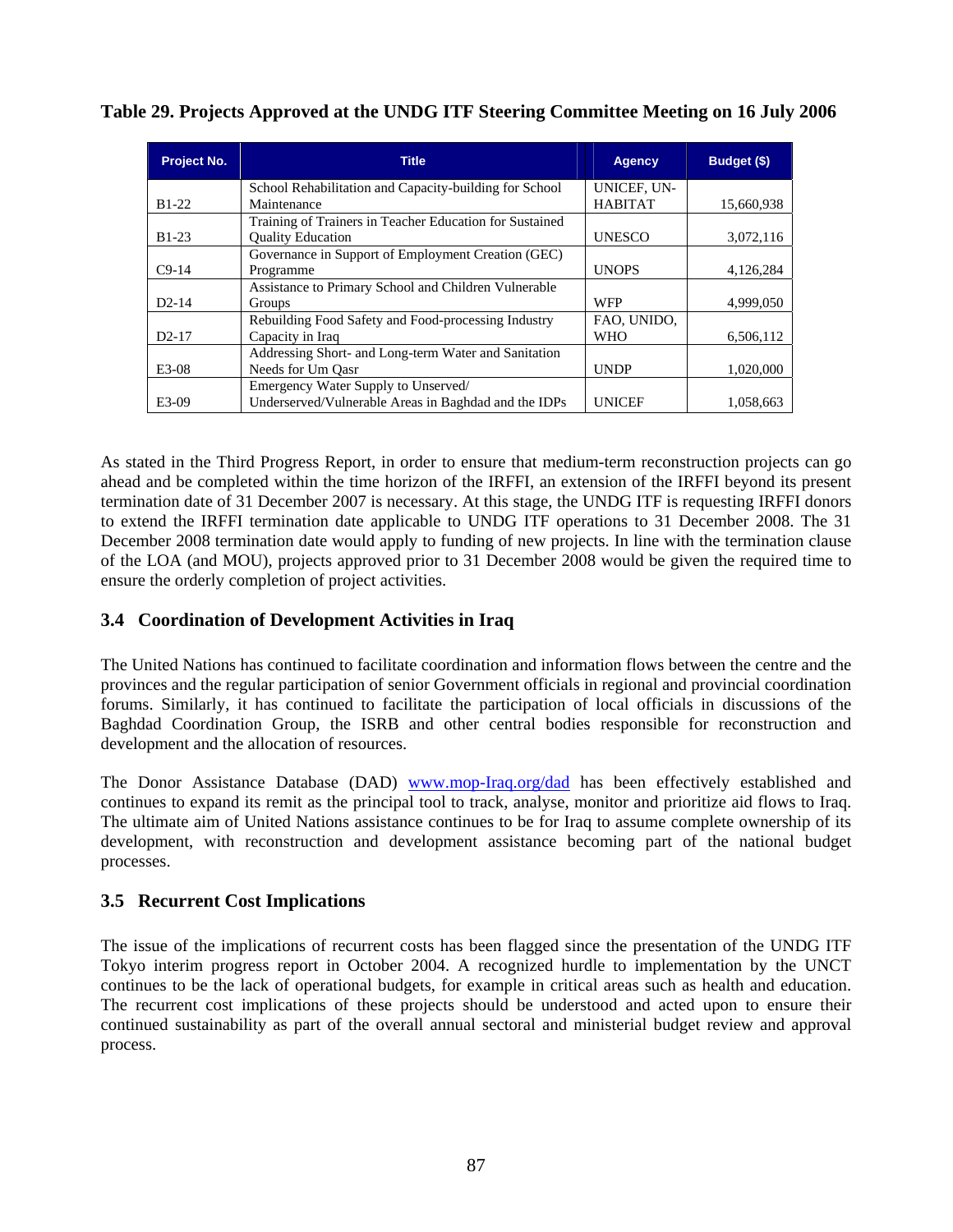**Table 29. Projects Approved at the UNDG ITF Steering Committee Meeting on 16 July 2006**

| Project No. | Title | Agency | Budget ($) |
|---|---|---|---|
| B1-22 | School Rehabilitation and Capacity-building for School Maintenance | UNICEF, UN-HABITAT | 15,660,938 |
| B1-23 | Training of Trainers in Teacher Education for Sustained Quality Education | UNESCO | 3,072,116 |
| C9-14 | Governance in Support of Employment Creation (GEC) Programme | UNOPS | 4,126,284 |
| D2-14 | Assistance to Primary School and Children Vulnerable Groups | WFP | 4,999,050 |
| D2-17 | Rebuilding Food Safety and Food-processing Industry Capacity in Iraq | FAO, UNIDO, WHO | 6,506,112 |
| E3-08 | Addressing Short- and Long-term Water and Sanitation Needs for Um Qasr | UNDP | 1,020,000 |
| E3-09 | Emergency Water Supply to Unserved/ Underserved/Vulnerable Areas in Baghdad and the IDPs | UNICEF | 1,058,663 |

As stated in the Third Progress Report, in order to ensure that medium-term reconstruction projects can go ahead and be completed within the time horizon of the IRFFI, an extension of the IRFFI beyond its present termination date of 31 December 2007 is necessary. At this stage, the UNDG ITF is requesting IRFFI donors to extend the IRFFI termination date applicable to UNDG ITF operations to 31 December 2008. The 31 December 2008 termination date would apply to funding of new projects. In line with the termination clause of the LOA (and MOU), projects approved prior to 31 December 2008 would be given the required time to ensure the orderly completion of project activities.

## 3.4 Coordination of Development Activities in Iraq

The United Nations has continued to facilitate coordination and information flows between the centre and the provinces and the regular participation of senior Government officials in regional and provincial coordination forums. Similarly, it has continued to facilitate the participation of local officials in discussions of the Baghdad Coordination Group, the ISRB and other central bodies responsible for reconstruction and development and the allocation of resources.

The Donor Assistance Database (DAD) www.mop-Iraq.org/dad has been effectively established and continues to expand its remit as the principal tool to track, analyse, monitor and prioritize aid flows to Iraq. The ultimate aim of United Nations assistance continues to be for Iraq to assume complete ownership of its development, with reconstruction and development assistance becoming part of the national budget processes.

## 3.5 Recurrent Cost Implications

The issue of the implications of recurrent costs has been flagged since the presentation of the UNDG ITF Tokyo interim progress report in October 2004. A recognized hurdle to implementation by the UNCT continues to be the lack of operational budgets, for example in critical areas such as health and education. The recurrent cost implications of these projects should be understood and acted upon to ensure their continued sustainability as part of the overall annual sectoral and ministerial budget review and approval process.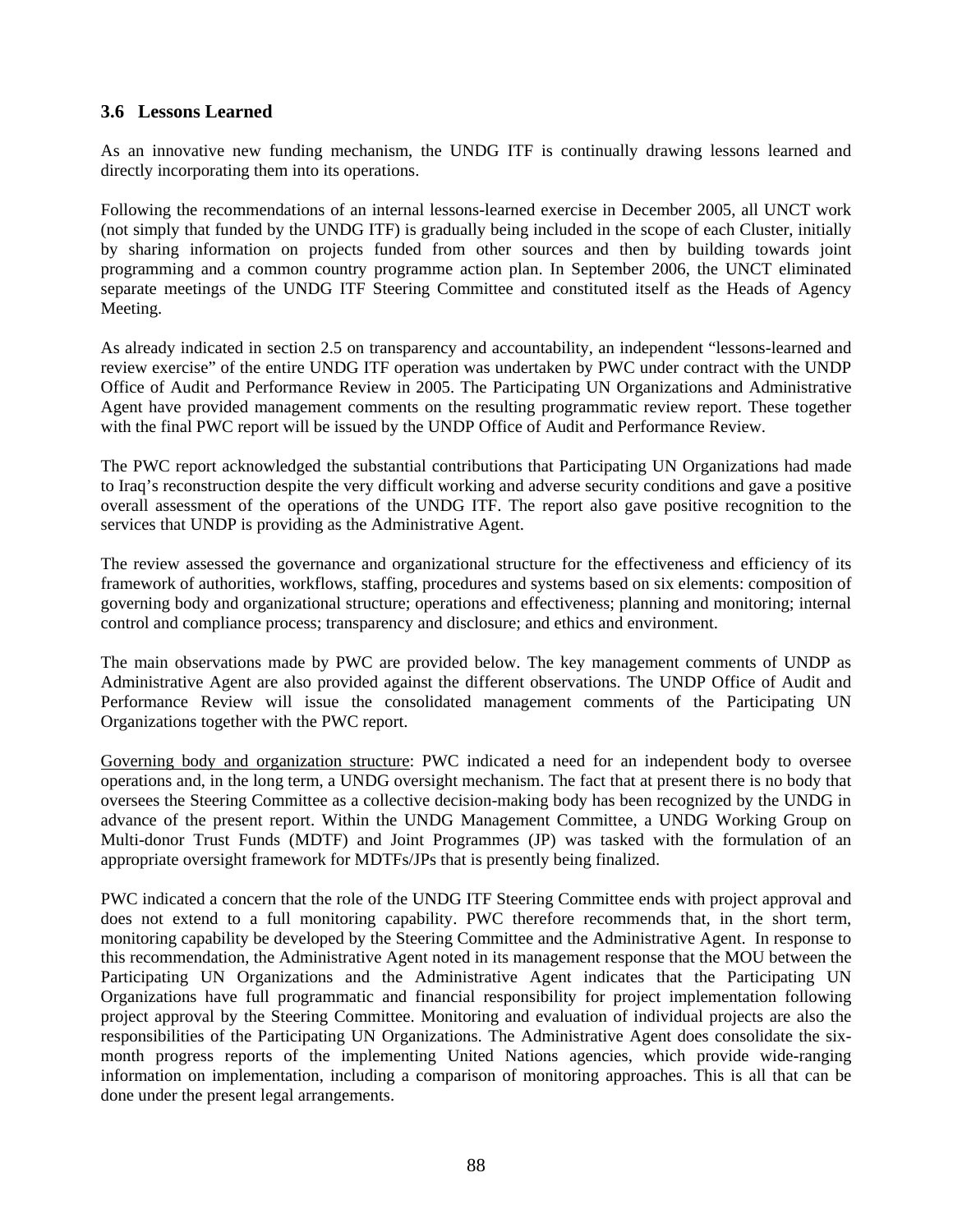### 3.6 Lessons Learned

As an innovative new funding mechanism, the UNDG ITF is continually drawing lessons learned and directly incorporating them into its operations.

Following the recommendations of an internal lessons-learned exercise in December 2005, all UNCT work (not simply that funded by the UNDG ITF) is gradually being included in the scope of each Cluster, initially by sharing information on projects funded from other sources and then by building towards joint programming and a common country programme action plan. In September 2006, the UNCT eliminated separate meetings of the UNDG ITF Steering Committee and constituted itself as the Heads of Agency Meeting.

As already indicated in section 2.5 on transparency and accountability, an independent "lessons-learned and review exercise" of the entire UNDG ITF operation was undertaken by PWC under contract with the UNDP Office of Audit and Performance Review in 2005. The Participating UN Organizations and Administrative Agent have provided management comments on the resulting programmatic review report. These together with the final PWC report will be issued by the UNDP Office of Audit and Performance Review.

The PWC report acknowledged the substantial contributions that Participating UN Organizations had made to Iraq's reconstruction despite the very difficult working and adverse security conditions and gave a positive overall assessment of the operations of the UNDG ITF. The report also gave positive recognition to the services that UNDP is providing as the Administrative Agent.

The review assessed the governance and organizational structure for the effectiveness and efficiency of its framework of authorities, workflows, staffing, procedures and systems based on six elements: composition of governing body and organizational structure; operations and effectiveness; planning and monitoring; internal control and compliance process; transparency and disclosure; and ethics and environment.

The main observations made by PWC are provided below. The key management comments of UNDP as Administrative Agent are also provided against the different observations. The UNDP Office of Audit and Performance Review will issue the consolidated management comments of the Participating UN Organizations together with the PWC report.

<u>Governing body and organization structure</u>: PWC indicated a need for an independent body to oversee operations and, in the long term, a UNDG oversight mechanism. The fact that at present there is no body that oversees the Steering Committee as a collective decision-making body has been recognized by the UNDG in advance of the present report. Within the UNDG Management Committee, a UNDG Working Group on Multi-donor Trust Funds (MDTF) and Joint Programmes (JP) was tasked with the formulation of an appropriate oversight framework for MDTFs/JPs that is presently being finalized.

PWC indicated a concern that the role of the UNDG ITF Steering Committee ends with project approval and does not extend to a full monitoring capability. PWC therefore recommends that, in the short term, monitoring capability be developed by the Steering Committee and the Administrative Agent. In response to this recommendation, the Administrative Agent noted in its management response that the MOU between the Participating UN Organizations and the Administrative Agent indicates that the Participating UN Organizations have full programmatic and financial responsibility for project implementation following project approval by the Steering Committee. Monitoring and evaluation of individual projects are also the responsibilities of the Participating UN Organizations. The Administrative Agent does consolidate the six-month progress reports of the implementing United Nations agencies, which provide wide-ranging information on implementation, including a comparison of monitoring approaches. This is all that can be done under the present legal arrangements.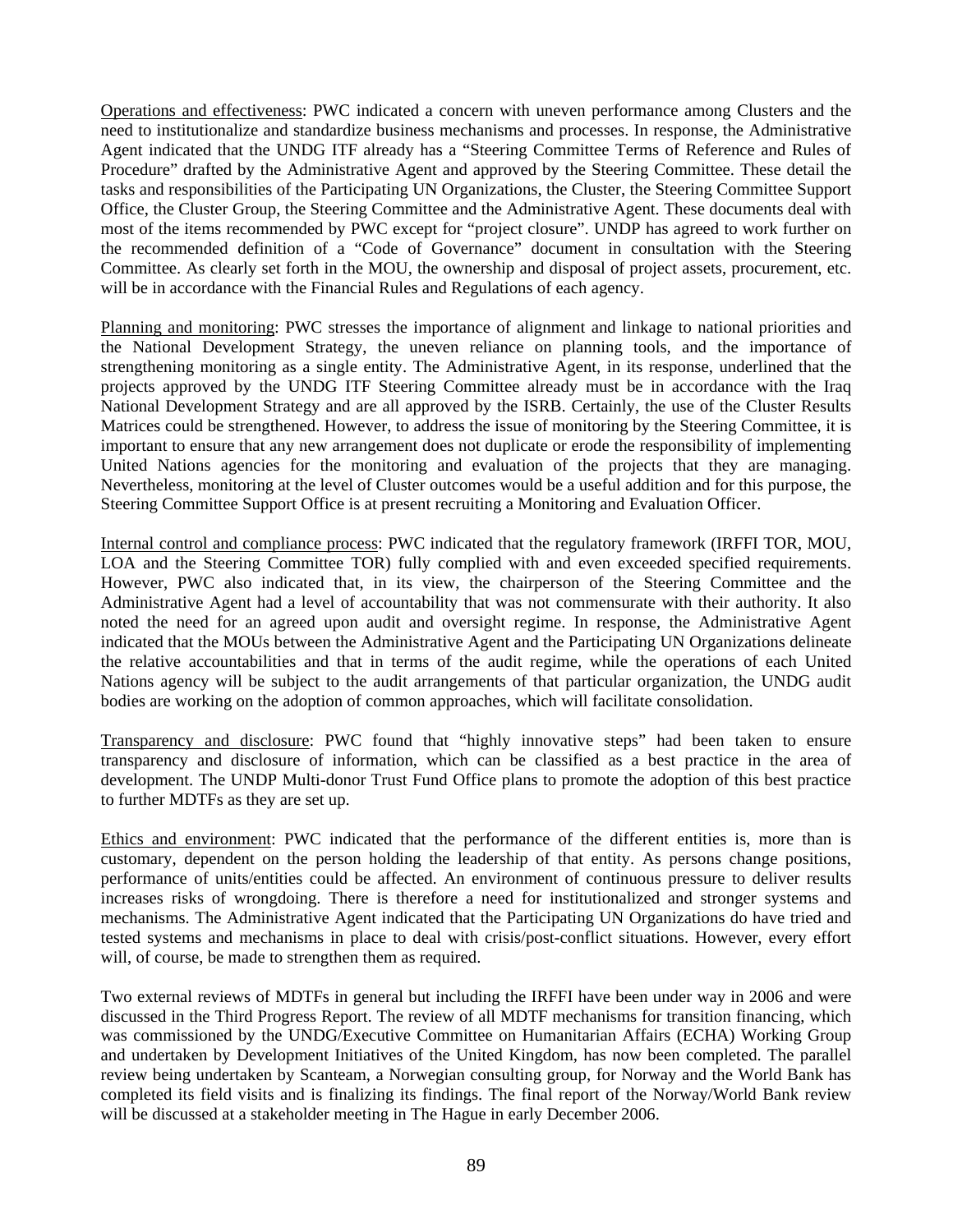Operations and effectiveness: PWC indicated a concern with uneven performance among Clusters and the need to institutionalize and standardize business mechanisms and processes. In response, the Administrative Agent indicated that the UNDG ITF already has a "Steering Committee Terms of Reference and Rules of Procedure" drafted by the Administrative Agent and approved by the Steering Committee. These detail the tasks and responsibilities of the Participating UN Organizations, the Cluster, the Steering Committee Support Office, the Cluster Group, the Steering Committee and the Administrative Agent. These documents deal with most of the items recommended by PWC except for "project closure". UNDP has agreed to work further on the recommended definition of a "Code of Governance" document in consultation with the Steering Committee. As clearly set forth in the MOU, the ownership and disposal of project assets, procurement, etc. will be in accordance with the Financial Rules and Regulations of each agency.

Planning and monitoring: PWC stresses the importance of alignment and linkage to national priorities and the National Development Strategy, the uneven reliance on planning tools, and the importance of strengthening monitoring as a single entity. The Administrative Agent, in its response, underlined that the projects approved by the UNDG ITF Steering Committee already must be in accordance with the Iraq National Development Strategy and are all approved by the ISRB. Certainly, the use of the Cluster Results Matrices could be strengthened. However, to address the issue of monitoring by the Steering Committee, it is important to ensure that any new arrangement does not duplicate or erode the responsibility of implementing United Nations agencies for the monitoring and evaluation of the projects that they are managing. Nevertheless, monitoring at the level of Cluster outcomes would be a useful addition and for this purpose, the Steering Committee Support Office is at present recruiting a Monitoring and Evaluation Officer.

Internal control and compliance process: PWC indicated that the regulatory framework (IRFFI TOR, MOU, LOA and the Steering Committee TOR) fully complied with and even exceeded specified requirements. However, PWC also indicated that, in its view, the chairperson of the Steering Committee and the Administrative Agent had a level of accountability that was not commensurate with their authority. It also noted the need for an agreed upon audit and oversight regime. In response, the Administrative Agent indicated that the MOUs between the Administrative Agent and the Participating UN Organizations delineate the relative accountabilities and that in terms of the audit regime, while the operations of each United Nations agency will be subject to the audit arrangements of that particular organization, the UNDG audit bodies are working on the adoption of common approaches, which will facilitate consolidation.

Transparency and disclosure: PWC found that "highly innovative steps" had been taken to ensure transparency and disclosure of information, which can be classified as a best practice in the area of development. The UNDP Multi-donor Trust Fund Office plans to promote the adoption of this best practice to further MDTFs as they are set up.

Ethics and environment: PWC indicated that the performance of the different entities is, more than is customary, dependent on the person holding the leadership of that entity. As persons change positions, performance of units/entities could be affected. An environment of continuous pressure to deliver results increases risks of wrongdoing. There is therefore a need for institutionalized and stronger systems and mechanisms. The Administrative Agent indicated that the Participating UN Organizations do have tried and tested systems and mechanisms in place to deal with crisis/post-conflict situations. However, every effort will, of course, be made to strengthen them as required.

Two external reviews of MDTFs in general but including the IRFFI have been under way in 2006 and were discussed in the Third Progress Report. The review of all MDTF mechanisms for transition financing, which was commissioned by the UNDG/Executive Committee on Humanitarian Affairs (ECHA) Working Group and undertaken by Development Initiatives of the United Kingdom, has now been completed. The parallel review being undertaken by Scanteam, a Norwegian consulting group, for Norway and the World Bank has completed its field visits and is finalizing its findings. The final report of the Norway/World Bank review will be discussed at a stakeholder meeting in The Hague in early December 2006.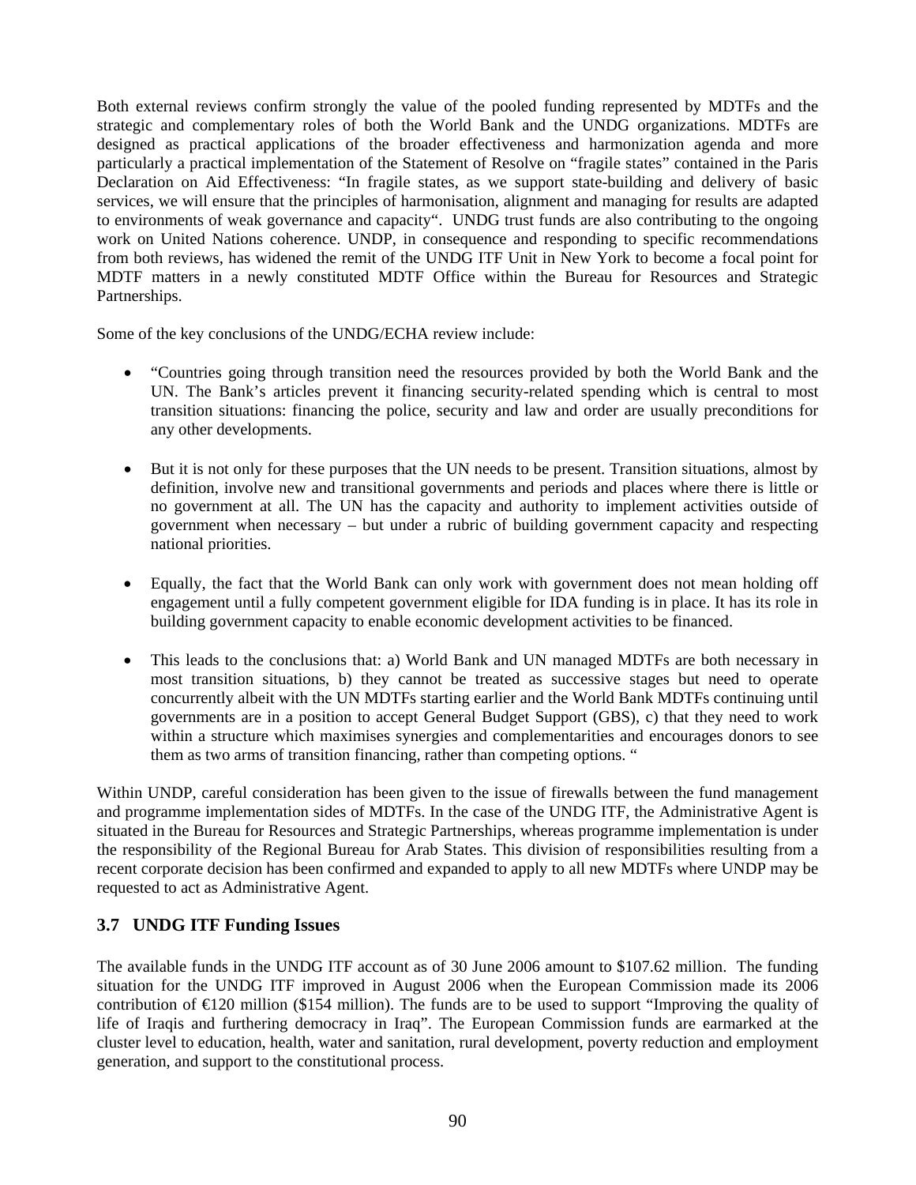Both external reviews confirm strongly the value of the pooled funding represented by MDTFs and the strategic and complementary roles of both the World Bank and the UNDG organizations. MDTFs are designed as practical applications of the broader effectiveness and harmonization agenda and more particularly a practical implementation of the Statement of Resolve on "fragile states" contained in the Paris Declaration on Aid Effectiveness: "In fragile states, as we support state-building and delivery of basic services, we will ensure that the principles of harmonisation, alignment and managing for results are adapted to environments of weak governance and capacity". UNDG trust funds are also contributing to the ongoing work on United Nations coherence. UNDP, in consequence and responding to specific recommendations from both reviews, has widened the remit of the UNDG ITF Unit in New York to become a focal point for MDTF matters in a newly constituted MDTF Office within the Bureau for Resources and Strategic Partnerships.

Some of the key conclusions of the UNDG/ECHA review include:

- "Countries going through transition need the resources provided by both the World Bank and the UN. The Bank's articles prevent it financing security-related spending which is central to most transition situations: financing the police, security and law and order are usually preconditions for any other developments.
- But it is not only for these purposes that the UN needs to be present. Transition situations, almost by definition, involve new and transitional governments and periods and places where there is little or no government at all. The UN has the capacity and authority to implement activities outside of government when necessary – but under a rubric of building government capacity and respecting national priorities.
- Equally, the fact that the World Bank can only work with government does not mean holding off engagement until a fully competent government eligible for IDA funding is in place. It has its role in building government capacity to enable economic development activities to be financed.
- This leads to the conclusions that: a) World Bank and UN managed MDTFs are both necessary in most transition situations, b) they cannot be treated as successive stages but need to operate concurrently albeit with the UN MDTFs starting earlier and the World Bank MDTFs continuing until governments are in a position to accept General Budget Support (GBS), c) that they need to work within a structure which maximises synergies and complementarities and encourages donors to see them as two arms of transition financing, rather than competing options. "

Within UNDP, careful consideration has been given to the issue of firewalls between the fund management and programme implementation sides of MDTFs. In the case of the UNDG ITF, the Administrative Agent is situated in the Bureau for Resources and Strategic Partnerships, whereas programme implementation is under the responsibility of the Regional Bureau for Arab States. This division of responsibilities resulting from a recent corporate decision has been confirmed and expanded to apply to all new MDTFs where UNDP may be requested to act as Administrative Agent.

### 3.7 UNDG ITF Funding Issues

The available funds in the UNDG ITF account as of 30 June 2006 amount to $107.62 million. The funding situation for the UNDG ITF improved in August 2006 when the European Commission made its 2006 contribution of €120 million ($154 million). The funds are to be used to support "Improving the quality of life of Iraqis and furthering democracy in Iraq". The European Commission funds are earmarked at the cluster level to education, health, water and sanitation, rural development, poverty reduction and employment generation, and support to the constitutional process.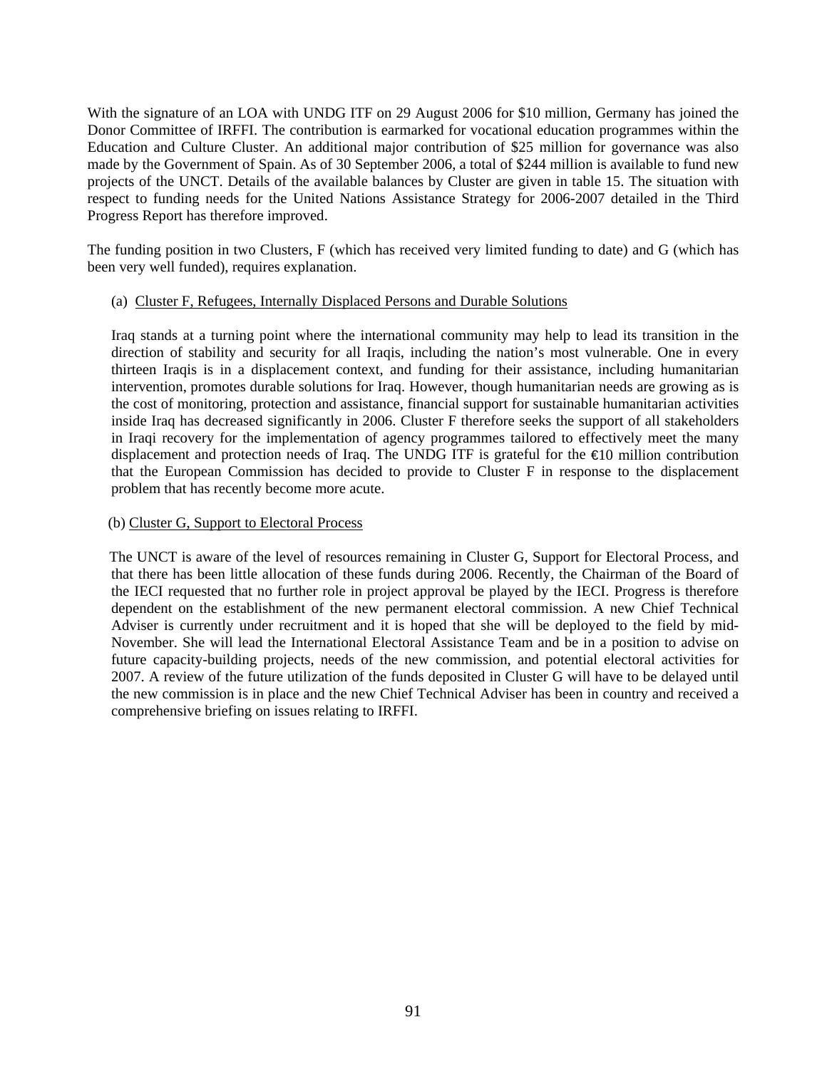With the signature of an LOA with UNDG ITF on 29 August 2006 for $10 million, Germany has joined the Donor Committee of IRFFI. The contribution is earmarked for vocational education programmes within the Education and Culture Cluster. An additional major contribution of $25 million for governance was also made by the Government of Spain. As of 30 September 2006, a total of $244 million is available to fund new projects of the UNCT. Details of the available balances by Cluster are given in table 15. The situation with respect to funding needs for the United Nations Assistance Strategy for 2006-2007 detailed in the Third Progress Report has therefore improved.

The funding position in two Clusters, F (which has received very limited funding to date) and G (which has been very well funded), requires explanation.

(a) Cluster F, Refugees, Internally Displaced Persons and Durable Solutions

Iraq stands at a turning point where the international community may help to lead its transition in the direction of stability and security for all Iraqis, including the nation's most vulnerable. One in every thirteen Iraqis is in a displacement context, and funding for their assistance, including humanitarian intervention, promotes durable solutions for Iraq. However, though humanitarian needs are growing as is the cost of monitoring, protection and assistance, financial support for sustainable humanitarian activities inside Iraq has decreased significantly in 2006. Cluster F therefore seeks the support of all stakeholders in Iraqi recovery for the implementation of agency programmes tailored to effectively meet the many displacement and protection needs of Iraq. The UNDG ITF is grateful for the €10 million contribution that the European Commission has decided to provide to Cluster F in response to the displacement problem that has recently become more acute.

(b) Cluster G, Support to Electoral Process

The UNCT is aware of the level of resources remaining in Cluster G, Support for Electoral Process, and that there has been little allocation of these funds during 2006. Recently, the Chairman of the Board of the IECI requested that no further role in project approval be played by the IECI. Progress is therefore dependent on the establishment of the new permanent electoral commission. A new Chief Technical Adviser is currently under recruitment and it is hoped that she will be deployed to the field by mid-November. She will lead the International Electoral Assistance Team and be in a position to advise on future capacity-building projects, needs of the new commission, and potential electoral activities for 2007. A review of the future utilization of the funds deposited in Cluster G will have to be delayed until the new commission is in place and the new Chief Technical Adviser has been in country and received a comprehensive briefing on issues relating to IRFFI.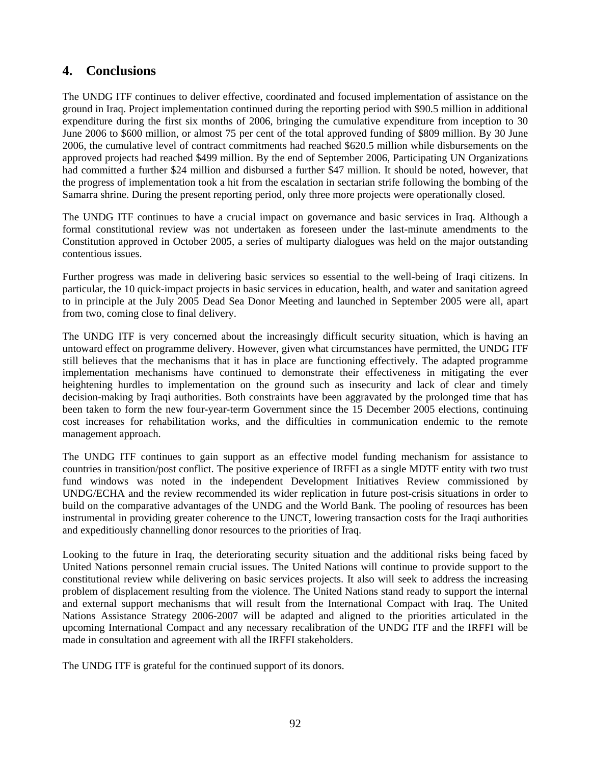## 4. Conclusions

The UNDG ITF continues to deliver effective, coordinated and focused implementation of assistance on the ground in Iraq. Project implementation continued during the reporting period with $90.5 million in additional expenditure during the first six months of 2006, bringing the cumulative expenditure from inception to 30 June 2006 to $600 million, or almost 75 per cent of the total approved funding of $809 million. By 30 June 2006, the cumulative level of contract commitments had reached $620.5 million while disbursements on the approved projects had reached $499 million. By the end of September 2006, Participating UN Organizations had committed a further $24 million and disbursed a further $47 million. It should be noted, however, that the progress of implementation took a hit from the escalation in sectarian strife following the bombing of the Samarra shrine. During the present reporting period, only three more projects were operationally closed.

The UNDG ITF continues to have a crucial impact on governance and basic services in Iraq. Although a formal constitutional review was not undertaken as foreseen under the last-minute amendments to the Constitution approved in October 2005, a series of multiparty dialogues was held on the major outstanding contentious issues.

Further progress was made in delivering basic services so essential to the well-being of Iraqi citizens. In particular, the 10 quick-impact projects in basic services in education, health, and water and sanitation agreed to in principle at the July 2005 Dead Sea Donor Meeting and launched in September 2005 were all, apart from two, coming close to final delivery.

The UNDG ITF is very concerned about the increasingly difficult security situation, which is having an untoward effect on programme delivery. However, given what circumstances have permitted, the UNDG ITF still believes that the mechanisms that it has in place are functioning effectively. The adapted programme implementation mechanisms have continued to demonstrate their effectiveness in mitigating the ever heightening hurdles to implementation on the ground such as insecurity and lack of clear and timely decision-making by Iraqi authorities. Both constraints have been aggravated by the prolonged time that has been taken to form the new four-year-term Government since the 15 December 2005 elections, continuing cost increases for rehabilitation works, and the difficulties in communication endemic to the remote management approach.

The UNDG ITF continues to gain support as an effective model funding mechanism for assistance to countries in transition/post conflict. The positive experience of IRFFI as a single MDTF entity with two trust fund windows was noted in the independent Development Initiatives Review commissioned by UNDG/ECHA and the review recommended its wider replication in future post-crisis situations in order to build on the comparative advantages of the UNDG and the World Bank. The pooling of resources has been instrumental in providing greater coherence to the UNCT, lowering transaction costs for the Iraqi authorities and expeditiously channelling donor resources to the priorities of Iraq.

Looking to the future in Iraq, the deteriorating security situation and the additional risks being faced by United Nations personnel remain crucial issues. The United Nations will continue to provide support to the constitutional review while delivering on basic services projects. It also will seek to address the increasing problem of displacement resulting from the violence. The United Nations stand ready to support the internal and external support mechanisms that will result from the International Compact with Iraq. The United Nations Assistance Strategy 2006-2007 will be adapted and aligned to the priorities articulated in the upcoming International Compact and any necessary recalibration of the UNDG ITF and the IRFFI will be made in consultation and agreement with all the IRFFI stakeholders.

The UNDG ITF is grateful for the continued support of its donors.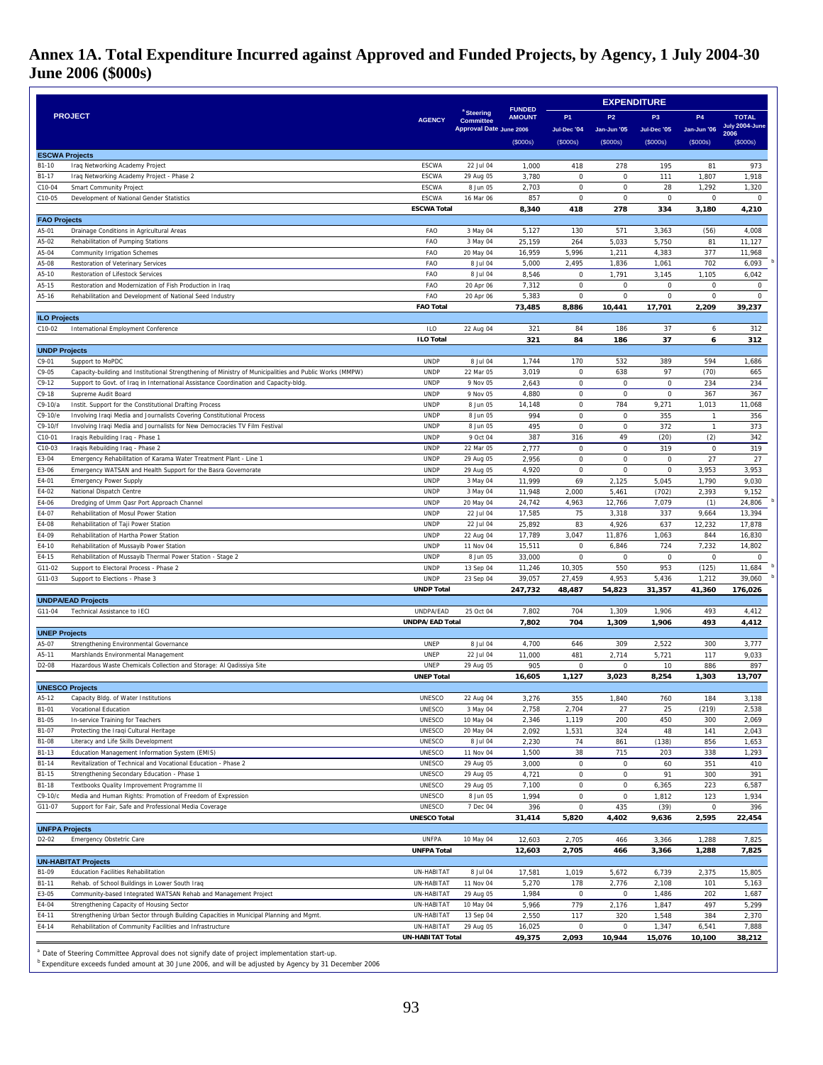# Annex 1A. Total Expenditure Incurred against Approved and Funded Projects, by Agency, 1 July 2004-30 June 2006 ($000s)

| PROJECT | | AGENCY | [a] Steering Committee Approval Date | FUNDED AMOUNT June 2006 ($000s) | EXPENDITURE P1 Jul-Dec '04 ($000s) | P2 Jan-Jun '05 ($000s) | P3 Jul-Dec '05 ($000s) | P4 Jan-Jun '06 ($000s) | TOTAL July 2004-June 2006 ($000s) |
|---|---|---|---|---|---|---|---|---|---|
| **ESCWA Projects** | | | | | | | | | |
| B1-10 | Iraq Networking Academy Project | ESCWA | 22 Jul 04 | 1,000 | 418 | 278 | 195 | 81 | 973 |
| B1-17 | Iraq Networking Academy Project - Phase 2 | ESCWA | 29 Aug 05 | 3,780 | 0 | 0 | 111 | 1,807 | 1,918 |
| C10-04 | Smart Community Project | ESCWA | 8 Jun 05 | 2,703 | 0 | 0 | 28 | 1,292 | 1,320 |
| C10-05 | Development of National Gender Statistics | ESCWA | 16 Mar 06 | 857 | 0 | 0 | 0 | 0 | 0 |
| | | **ESCWA Total** | | **8,340** | **418** | **278** | **334** | **3,180** | **4,210** |
| **FAO Projects** | | | | | | | | | |
| A5-01 | Drainage Conditions in Agricultural Areas | FAO | 3 May 04 | 5,127 | 130 | 571 | 3,363 | (56) | 4,008 |
| A5-02 | Rehabilitation of Pumping Stations | FAO | 3 May 04 | 25,159 | 264 | 5,033 | 5,750 | 81 | 11,127 |
| A5-04 | Community Irrigation Schemes | FAO | 20 May 04 | 16,959 | 5,996 | 1,211 | 4,383 | 377 | 11,968 |
| A5-08 | Restoration of Veterinary Services | FAO | 8 Jul 04 | 5,000 | 2,495 | 1,836 | 1,061 | 702 | 6,093 [b] |
| A5-10 | Restoration of Lifestock Services | FAO | 8 Jul 04 | 8,546 | 0 | 1,791 | 3,145 | 1,105 | 6,042 |
| A5-15 | Restoration and Modernization of Fish Production in Iraq | FAO | 20 Apr 06 | 7,312 | 0 | 0 | 0 | 0 | 0 |
| A5-16 | Rehabilitation and Development of National Seed Industry | FAO | 20 Apr 06 | 5,383 | 0 | 0 | 0 | 0 | 0 |
| | | **FAO Total** | | **73,485** | **8,886** | **10,441** | **17,701** | **2,209** | **39,237** |
| **ILO Projects** | | | | | | | | | |
| C10-02 | International Employment Conference | ILO | 22 Aug 04 | 321 | 84 | 186 | 37 | 6 | 312 |
| | | **ILO Total** | | **321** | **84** | **186** | **37** | **6** | **312** |
| **UNDP Projects** | | | | | | | | | |
| C9-01 | Support to MoPDC | UNDP | 8 Jul 04 | 1,744 | 170 | 532 | 389 | 594 | 1,686 |
| C9-05 | Capacity-building and Institutional Strengthening of Ministry of Municipalities and Public Works (MMPW) | UNDP | 22 Mar 05 | 3,019 | 0 | 638 | 97 | (70) | 665 |
| C9-12 | Support to Govt. of Iraq in International Assistance Coordination and Capacity-bldg. | UNDP | 9 Nov 05 | 2,643 | 0 | 0 | 0 | 234 | 234 |
| C9-18 | Supreme Audit Board | UNDP | 9 Nov 05 | 4,880 | 0 | 0 | 0 | 367 | 367 |
| C9-10/a | Instit. Support for the Constitutional Drafting Process | UNDP | 8 Jun 05 | 14,148 | 0 | 784 | 9,271 | 1,013 | 11,068 |
| C9-10/e | Involving Iraqi Media and Journalists Covering Constitutional Process | UNDP | 8 Jun 05 | 994 | 0 | 0 | 355 | 1 | 356 |
| C9-10/f | Involving Iraqi Media and Journalists for New Democracies TV Film Festival | UNDP | 8 Jun 05 | 495 | 0 | 0 | 372 | 1 | 373 |
| C10-01 | Iraqis Rebuilding Iraq - Phase 1 | UNDP | 9 Oct 04 | 387 | 316 | 49 | (20) | (2) | 342 |
| C10-03 | Iraqis Rebuilding Iraq - Phase 2 | UNDP | 22 Mar 05 | 2,777 | 0 | 0 | 319 | 0 | 319 |
| E3-04 | Emergency Rehabilitation of Karama Water Treatment Plant - Line 1 | UNDP | 29 Aug 05 | 2,956 | 0 | 0 | 0 | 27 | 27 |
| E3-06 | Emergency WATSAN and Health Support for the Basra Governorate | UNDP | 29 Aug 05 | 4,920 | 0 | 0 | 0 | 3,953 | 3,953 |
| E4-01 | Emergency Power Supply | UNDP | 3 May 04 | 11,999 | 69 | 2,125 | 5,045 | 1,790 | 9,030 |
| E4-02 | National Dispatch Centre | UNDP | 3 May 04 | 11,948 | 2,000 | 5,461 | (702) | 2,393 | 9,152 |
| E4-06 | Dredging of Umm Qasr Port Approach Channel | UNDP | 20 May 04 | 24,742 | 4,963 | 12,766 | 7,079 | (1) | 24,806 [b] |
| E4-07 | Rehabilitation of Mosul Power Station | UNDP | 22 Jul 04 | 17,585 | 75 | 3,318 | 337 | 9,664 | 13,394 |
| E4-08 | Rehabilitation of Taji Power Station | UNDP | 22 Jul 04 | 25,892 | 83 | 4,926 | 637 | 12,232 | 17,878 |
| E4-09 | Rehabilitation of Hartha Power Station | UNDP | 22 Aug 04 | 17,789 | 3,047 | 11,876 | 1,063 | 844 | 16,830 |
| E4-10 | Rehabilitation of Mussayib Power Station | UNDP | 11 Nov 04 | 15,511 | 0 | 6,846 | 724 | 7,232 | 14,802 |
| E4-15 | Rehabilitation of Mussayib Thermal Power Station - Stage 2 | UNDP | 8 Jun 05 | 33,000 | 0 | 0 | 0 | 0 | 0 |
| G11-02 | Support to Electoral Process - Phase 2 | UNDP | 13 Sep 04 | 11,246 | 10,305 | 550 | 953 | (125) | 11,684 [b] |
| G11-03 | Support to Elections - Phase 3 | UNDP | 23 Sep 04 | 39,057 | 27,459 | 4,953 | 5,436 | 1,212 | 39,060 [b] |
| | | **UNDP Total** | | **247,732** | **48,487** | **54,823** | **31,357** | **41,360** | **176,026** |
| **UNDPA/EAD Projects** | | | | | | | | | |
| G11-04 | Technical Assistance to IECI | UNDPA/EAD | 25 Oct 04 | 7,802 | 704 | 1,309 | 1,906 | 493 | 4,412 |
| | | **UNDPA/EAD Total** | | **7,802** | **704** | **1,309** | **1,906** | **493** | **4,412** |
| **UNEP Projects** | | | | | | | | | |
| A5-07 | Strengthening Environmental Governance | UNEP | 8 Jul 04 | 4,700 | 646 | 309 | 2,522 | 300 | 3,777 |
| A5-11 | Marshlands Environmental Management | UNEP | 22 Jul 04 | 11,000 | 481 | 2,714 | 5,721 | 117 | 9,033 |
| D2-08 | Hazardous Waste Chemicals Collection and Storage: Al Qadissiya Site | UNEP | 29 Aug 05 | 905 | 0 | 0 | 10 | 886 | 897 |
| | | **UNEP Total** | | **16,605** | **1,127** | **3,023** | **8,254** | **1,303** | **13,707** |
| **UNESCO Projects** | | | | | | | | | |
| A5-12 | Capacity Bldg. of Water Institutions | UNESCO | 22 Aug 04 | 3,276 | 355 | 1,840 | 760 | 184 | 3,138 |
| B1-01 | Vocational Education | UNESCO | 3 May 04 | 2,758 | 2,704 | 27 | 25 | (219) | 2,538 |
| B1-05 | In-service Training for Teachers | UNESCO | 10 May 04 | 2,346 | 1,119 | 200 | 450 | 300 | 2,069 |
| B1-07 | Protecting the Iraqi Cultural Heritage | UNESCO | 20 May 04 | 2,092 | 1,531 | 324 | 48 | 141 | 2,043 |
| B1-08 | Literacy and Life Skills Development | UNESCO | 8 Jul 04 | 2,230 | 74 | 861 | (138) | 856 | 1,653 |
| B1-13 | Education Management Information System (EMIS) | UNESCO | 11 Nov 04 | 1,500 | 38 | 715 | 203 | 338 | 1,293 |
| B1-14 | Revitalization of Technical and Vocational Education - Phase 2 | UNESCO | 29 Aug 05 | 3,000 | 0 | 0 | 60 | 351 | 410 |
| B1-15 | Strengthening Secondary Education - Phase 1 | UNESCO | 29 Aug 05 | 4,721 | 0 | 0 | 91 | 300 | 391 |
| B1-18 | Textbooks Quality Improvement Programme II | UNESCO | 29 Aug 05 | 7,100 | 0 | 0 | 6,365 | 223 | 6,587 |
| C9-10/c | Media and Human Rights: Promotion of Freedom of Expression | UNESCO | 8 Jun 05 | 1,994 | 0 | 0 | 1,812 | 123 | 1,934 |
| G11-07 | Support for Fair, Safe and Professional Media Coverage | UNESCO | 7 Dec 04 | 396 | 0 | 435 | (39) | 0 | 396 |
| | | **UNESCO Total** | | **31,414** | **5,820** | **4,402** | **9,636** | **2,595** | **22,454** |
| **UNFPA Projects** | | | | | | | | | |
| D2-02 | Emergency Obstetric Care | UNFPA | 10 May 04 | 12,603 | 2,705 | 466 | 3,366 | 1,288 | 7,825 |
| | | **UNFPA Total** | | **12,603** | **2,705** | **466** | **3,366** | **1,288** | **7,825** |
| **UN-HABITAT Projects** | | | | | | | | | |
| B1-09 | Education Facilities Rehabilitation | UN-HABITAT | 8 Jul 04 | 17,581 | 1,019 | 5,672 | 6,739 | 2,375 | 15,805 |
| B1-11 | Rehab. of School Buildings in Lower South Iraq | UN-HABITAT | 11 Nov 04 | 5,270 | 178 | 2,776 | 2,108 | 101 | 5,163 |
| E3-05 | Community-based Integrated WATSAN Rehab and Management Project | UN-HABITAT | 29 Aug 05 | 1,984 | 0 | 0 | 1,486 | 202 | 1,687 |
| E4-04 | Strengthening Capacity of Housing Sector | UN-HABITAT | 10 May 04 | 5,966 | 779 | 2,176 | 1,847 | 497 | 5,299 |
| E4-11 | Strengthening Urban Sector through Building Capacities in Municipal Planning and Mgmt. | UN-HABITAT | 13 Sep 04 | 2,550 | 117 | 320 | 1,548 | 384 | 2,370 |
| E4-14 | Rehabilitation of Community Facilities and Infrastructure | UN-HABITAT | 29 Aug 05 | 16,025 | 0 | 0 | 1,347 | 6,541 | 7,888 |
| | | **UN-HABITAT Total** | | **49,375** | **2,093** | **10,944** | **15,076** | **10,100** | **38,212** |

[a] Date of Steering Committee Approval does not signify date of project implementation start-up.
[b] Expenditure exceeds funded amount at 30 June 2006, and will be adjusted by Agency by 31 December 2006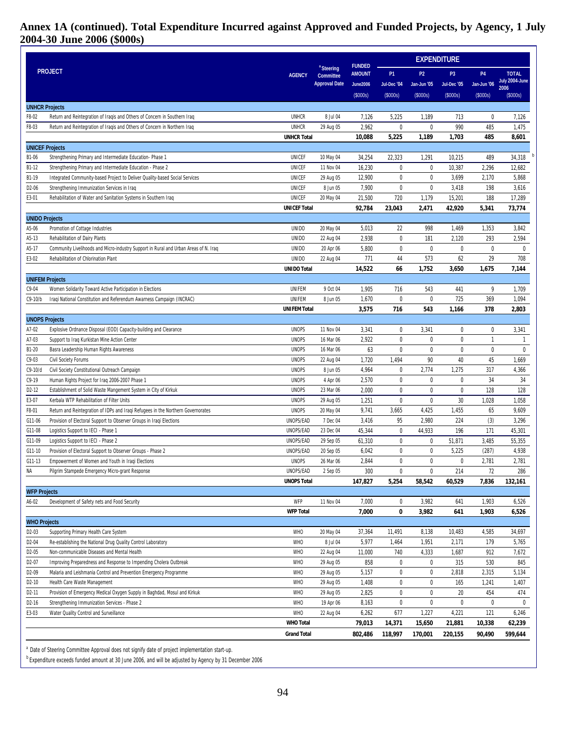# Annex 1A (continued). Total Expenditure Incurred against Approved and Funded Projects, by Agency, 1 July 2004-30 June 2006 ($000s)

| PROJECT | | AGENCY | [a] Steering Committee Approval Date | FUNDED AMOUNT June2006 ($000s) | EXPENDITURE P1 Jul-Dec '04 ($000s) | P2 Jan-Jun '05 ($000s) | P3 Jul-Dec '05 ($000s) | P4 Jan-Jun '06 ($000s) | TOTAL July 2004-June 2006 ($000s) |
|---|---|---|---|---|---|---|---|---|---|
| **UNHCR Projects** | | | | | | | | | |
| F8-02 | Return and Reintegration of Iraqis and Others of Concern in Southern Iraq | UNHCR | 8 Jul 04 | 7,126 | 5,225 | 1,189 | 713 | 0 | 7,126 |
| F8-03 | Return and Reintegration of Iraqis and Others of Concern in Northern Iraq | UNHCR | 29 Aug 05 | 2,962 | 0 | 0 | 990 | 485 | 1,475 |
| | | **UNHCR Total** | | **10,088** | **5,225** | **1,189** | **1,703** | **485** | **8,601** |
| **UNICEF Projects** | | | | | | | | | |
| B1-06 | Strengthening Primary and Intermediate Education- Phase 1 | UNICEF | 10 May 04 | 34,254 | 22,323 | 1,291 | 10,215 | 489 | 34,318 [b] |
| B1-12 | Strengthening Primary and Intermediate Education - Phase 2 | UNICEF | 11 Nov 04 | 16,230 | 0 | 0 | 10,387 | 2,296 | 12,682 |
| B1-19 | Integrated Community-based Project to Deliver Quality-based Social Services | UNICEF | 29 Aug 05 | 12,900 | 0 | 0 | 3,699 | 2,170 | 5,868 |
| D2-06 | Strengthening Immunization Services in Iraq | UNICEF | 8 Jun 05 | 7,900 | 0 | 0 | 3,418 | 198 | 3,616 |
| E3-01 | Rehabilitation of Water and Sanitation Systems in Southern Iraq | UNICEF | 20 May 04 | 21,500 | 720 | 1,179 | 15,201 | 188 | 17,289 |
| | | **UNICEF Total** | | **92,784** | **23,043** | **2,471** | **42,920** | **5,341** | **73,774** |
| **UNIDO Projects** | | | | | | | | | |
| A5-06 | Promotion of Cottage Industries | UNIDO | 20 May 04 | 5,013 | 22 | 998 | 1,469 | 1,353 | 3,842 |
| A5-13 | Rehabilitation of Dairy Plants | UNIDO | 22 Aug 04 | 2,938 | 0 | 181 | 2,120 | 293 | 2,594 |
| A5-17 | Community Livelihoods and Micro-industry Support in Rural and Urban Areas of N. Iraq | UNIDO | 20 Apr 06 | 5,800 | 0 | 0 | 0 | 0 | 0 |
| E3-02 | Rehabilitation of Chlorination Plant | UNIDO | 22 Aug 04 | 771 | 44 | 573 | 62 | 29 | 708 |
| | | **UNIDO Total** | | **14,522** | **66** | **1,752** | **3,650** | **1,675** | **7,144** |
| **UNIFEM Projects** | | | | | | | | | |
| C9-04 | Women Solidarity Toward Active Participation in Elections | UNIFEM | 9 Oct 04 | 1,905 | 716 | 543 | 441 | 9 | 1,709 |
| C9-10/b | Iraqi National Constitution and Referendum Awarness Campaign (INCRAC) | UNIFEM | 8 Jun 05 | 1,670 | 0 | 0 | 725 | 369 | 1,094 |
| | | **UNIFEM Total** | | **3,575** | **716** | **543** | **1,166** | **378** | **2,803** |
| **UNOPS Projects** | | | | | | | | | |
| A7-02 | Explosive Ordnance Disposal (EOD) Capacity-building and Clearance | UNOPS | 11 Nov 04 | 3,341 | 0 | 3,341 | 0 | 0 | 3,341 |
| A7-03 | Support to Iraq Kurkistan Mine Action Center | UNOPS | 16 Mar 06 | 2,922 | 0 | 0 | 0 | 1 | 1 |
| B1-20 | Basra Leadership Human Rights Awareness | UNOPS | 16 Mar 06 | 63 | 0 | 0 | 0 | 0 | 0 |
| C9-03 | Civil Society Forums | UNOPS | 22 Aug 04 | 1,720 | 1,494 | 90 | 40 | 45 | 1,669 |
| C9-10/d | Civil Society Constitutional Outreach Campaign | UNOPS | 8 Jun 05 | 4,964 | 0 | 2,774 | 1,275 | 317 | 4,366 |
| C9-19 | Human Rights Project for Iraq 2006-2007 Phase 1 | UNOPS | 4 Apr 06 | 2,570 | 0 | 0 | 0 | 34 | 34 |
| D2-12 | Establishment of Solid Waste Mangement System in City of Kirkuk | UNOPS | 23 Mar 06 | 2,000 | 0 | 0 | 0 | 128 | 128 |
| E3-07 | Kerbala WTP Rehabilitation of Filter Units | UNOPS | 29 Aug 05 | 1,251 | 0 | 0 | 30 | 1,028 | 1,058 |
| F8-01 | Return and Reintegration of IDPs and Iraqi Refugees in the Northern Governorates | UNOPS | 20 May 04 | 9,741 | 3,665 | 4,425 | 1,455 | 65 | 9,609 |
| G11-06 | Provision of Electoral Support to Observer Groups in Iraqi Elections | UNOPS/EAD | 7 Dec 04 | 3,416 | 95 | 2,980 | 224 | (3) | 3,296 |
| G11-08 | Logistics Support to IECI - Phase 1 | UNOPS/EAD | 23 Dec 04 | 45,344 | 0 | 44,933 | 196 | 171 | 45,301 |
| G11-09 | Logistics Support to IECI - Phase 2 | UNOPS/EAD | 29 Sep 05 | 61,310 | 0 | 0 | 51,871 | 3,485 | 55,355 |
| G11-10 | Provision of Electoral Support to Observer Groups - Phase 2 | UNOPS/EAD | 20 Sep 05 | 6,042 | 0 | 0 | 5,225 | (287) | 4,938 |
| G11-13 | Empowerment of Women and Youth in Iraqi Elections | UNOPS | 26 Mar 06 | 2,844 | 0 | 0 | 0 | 2,781 | 2,781 |
| NA | Pilgrim Stampede Emergency Micro-grant Response | UNOPS/EAD | 2 Sep 05 | 300 | 0 | 0 | 214 | 72 | 286 |
| | | **UNOPS Total** | | **147,827** | **5,254** | **58,542** | **60,529** | **7,836** | **132,161** |
| **WFP Projects** | | | | | | | | | |
| A6-02 | Development of Safety nets and Food Security | WFP | 11 Nov 04 | 7,000 | 0 | 3,982 | 641 | 1,903 | 6,526 |
| | | **WFP Total** | | **7,000** | **0** | **3,982** | **641** | **1,903** | **6,526** |
| **WHO Projects** | | | | | | | | | |
| D2-03 | Supporting Primary Health Care System | WHO | 20 May 04 | 37,364 | 11,491 | 8,138 | 10,483 | 4,585 | 34,697 |
| D2-04 | Re-establishing the National Drug Quality Control Laboratory | WHO | 8 Jul 04 | 5,977 | 1,464 | 1,951 | 2,171 | 179 | 5,765 |
| D2-05 | Non-communicable Diseases and Mental Health | WHO | 22 Aug 04 | 11,000 | 740 | 4,333 | 1,687 | 912 | 7,672 |
| D2-07 | Improving Preparedness and Response to Impending Cholera Outbreak | WHO | 29 Aug 05 | 858 | 0 | 0 | 315 | 530 | 845 |
| D2-09 | Malaria and Leishmania Control and Prevention Emergency Programme | WHO | 29 Aug 05 | 5,157 | 0 | 0 | 2,818 | 2,315 | 5,134 |
| D2-10 | Health Care Waste Management | WHO | 29 Aug 05 | 1,408 | 0 | 0 | 165 | 1,241 | 1,407 |
| D2-11 | Provision of Emergency Medical Oxygen Supply in Baghdad, Mosul and Kirkuk | WHO | 29 Aug 05 | 2,825 | 0 | 0 | 20 | 454 | 474 |
| D2-16 | Strengthening Immunization Services - Phase 2 | WHO | 19 Apr 06 | 8,163 | 0 | 0 | 0 | 0 | 0 |
| E3-03 | Water Quality Control and Surveillance | WHO | 22 Aug 04 | 6,262 | 677 | 1,227 | 4,221 | 121 | 6,246 |
| | | **WHO Total** | | **79,013** | **14,371** | **15,650** | **21,881** | **10,338** | **62,239** |
| | | **Grand Total** | | **802,486** | **118,997** | **170,001** | **220,155** | **90,490** | **599,644** |

[a] Date of Steering Committee Approval does not signify date of project implementation start-up.

[b] Expenditure exceeds funded amount at 30 June 2006, and will be adjusted by Agency by 31 December 2006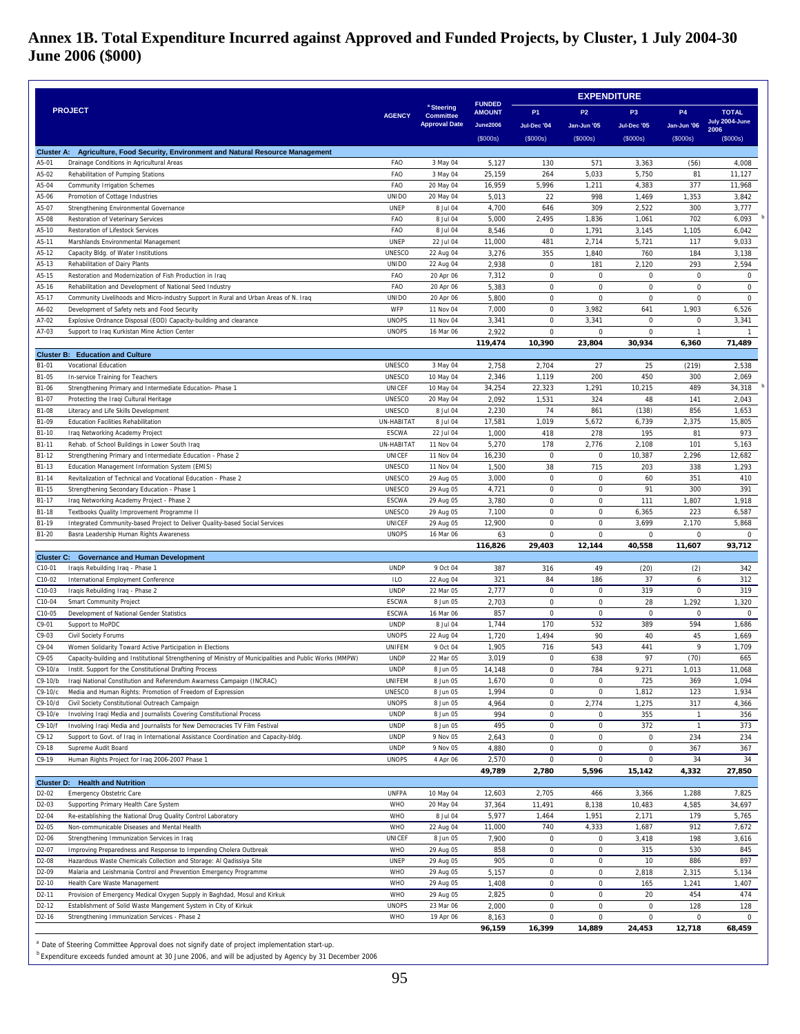# Annex 1B. Total Expenditure Incurred against Approved and Funded Projects, by Cluster, 1 July 2004-30 June 2006 ($000)

| PROJECT | | AGENCY | [a] Steering Committee Approval Date | FUNDED AMOUNT June2006 ($000s) | EXPENDITURE P1 Jul-Dec '04 ($000s) | P2 Jan-Jun '05 ($000s) | P3 Jul-Dec '05 ($000s) | P4 Jan-Jun '06 ($000s) | TOTAL July 2004-June 2006 ($000s) | |
|---|---|---|---|---|---|---|---|---|---|---|
| **Cluster A: Agriculture, Food Security, Environment and Natural Resource Management** | | | | | | | | | | |
| A5-01 | Drainage Conditions in Agricultural Areas | FAO | 3 May 04 | 5,127 | 130 | 571 | 3,363 | (56) | 4,008 | |
| A5-02 | Rehabilitation of Pumping Stations | FAO | 3 May 04 | 25,159 | 264 | 5,033 | 5,750 | 81 | 11,127 | |
| A5-04 | Community Irrigation Schemes | FAO | 20 May 04 | 16,959 | 5,996 | 1,211 | 4,383 | 377 | 11,968 | |
| A5-06 | Promotion of Cottage Industries | UNIDO | 20 May 04 | 5,013 | 22 | 998 | 1,469 | 1,353 | 3,842 | |
| A5-07 | Strengthening Environmental Governance | UNEP | 8 Jul 04 | 4,700 | 646 | 309 | 2,522 | 300 | 3,777 | |
| A5-08 | Restoration of Veterinary Services | FAO | 8 Jul 04 | 5,000 | 2,495 | 1,836 | 1,061 | 702 | 6,093 | b |
| A5-10 | Restoration of Lifestock Services | FAO | 8 Jul 04 | 8,546 | 0 | 1,791 | 3,145 | 1,105 | 6,042 | |
| A5-11 | Marshlands Environmental Management | UNEP | 22 Jul 04 | 11,000 | 481 | 2,714 | 5,721 | 117 | 9,033 | |
| A5-12 | Capacity Bldg. of Water Institutions | UNESCO | 22 Aug 04 | 3,276 | 355 | 1,840 | 760 | 184 | 3,138 | |
| A5-13 | Rehabilitation of Dairy Plants | UNIDO | 22 Aug 04 | 2,938 | 0 | 181 | 2,120 | 293 | 2,594 | |
| A5-15 | Restoration and Modernization of Fish Production in Iraq | FAO | 20 Apr 06 | 7,312 | 0 | 0 | 0 | 0 | 0 | |
| A5-16 | Rehabilitation and Development of National Seed Industry | FAO | 20 Apr 06 | 5,383 | 0 | 0 | 0 | 0 | 0 | |
| A5-17 | Community Livelihoods and Micro-industry Support in Rural and Urban Areas of N. Iraq | UNIDO | 20 Apr 06 | 5,800 | 0 | 0 | 0 | 0 | 0 | |
| A6-02 | Development of Safety nets and Food Security | WFP | 11 Nov 04 | 7,000 | 0 | 3,982 | 641 | 1,903 | 6,526 | |
| A7-02 | Explosive Ordnance Disposal (EOD) Capacity-building and clearance | UNOPS | 11 Nov 04 | 3,341 | 0 | 3,341 | 0 | 0 | 3,341 | |
| A7-03 | Support to Iraq Kurkistan Mine Action Center | UNOPS | 16 Mar 06 | 2,922 | 0 | 0 | 0 | 1 | 1 | |
| | | | | **119,474** | **10,390** | **23,804** | **30,934** | **6,360** | **71,489** | |
| **Cluster B: Education and Culture** | | | | | | | | | | |
| B1-01 | Vocational Education | UNESCO | 3 May 04 | 2,758 | 2,704 | 27 | 25 | (219) | 2,538 | |
| B1-05 | In-service Training for Teachers | UNESCO | 10 May 04 | 2,346 | 1,119 | 200 | 450 | 300 | 2,069 | |
| B1-06 | Strengthening Primary and Intermediate Education- Phase 1 | UNICEF | 10 May 04 | 34,254 | 22,323 | 1,291 | 10,215 | 489 | 34,318 | b |
| B1-07 | Protecting the Iraqi Cultural Heritage | UNESCO | 20 May 04 | 2,092 | 1,531 | 324 | 48 | 141 | 2,043 | |
| B1-08 | Literacy and Life Skills Development | UNESCO | 8 Jul 04 | 2,230 | 74 | 861 | (138) | 856 | 1,653 | |
| B1-09 | Education Facilities Rehabilitation | UN-HABITAT | 8 Jul 04 | 17,581 | 1,019 | 5,672 | 6,739 | 2,375 | 15,805 | |
| B1-10 | Iraq Networking Academy Project | ESCWA | 22 Jul 04 | 1,000 | 418 | 278 | 195 | 81 | 973 | |
| B1-11 | Rehab. of School Buildings in Lower South Iraq | UN-HABITAT | 11 Nov 04 | 5,270 | 178 | 2,776 | 2,108 | 101 | 5,163 | |
| B1-12 | Strengthening Primary and Intermediate Education - Phase 2 | UNICEF | 11 Nov 04 | 16,230 | 0 | 0 | 10,387 | 2,296 | 12,682 | |
| B1-13 | Education Management Information System (EMIS) | UNESCO | 11 Nov 04 | 1,500 | 38 | 715 | 203 | 338 | 1,293 | |
| B1-14 | Revitalization of Technical and Vocational Education - Phase 2 | UNESCO | 29 Aug 05 | 3,000 | 0 | 0 | 60 | 351 | 410 | |
| B1-15 | Strengthening Secondary Education - Phase 1 | UNESCO | 29 Aug 05 | 4,721 | 0 | 0 | 91 | 300 | 391 | |
| B1-17 | Iraq Networking Academy Project - Phase 2 | ESCWA | 29 Aug 05 | 3,780 | 0 | 0 | 111 | 1,807 | 1,918 | |
| B1-18 | Textbooks Quality Improvement Programme II | UNESCO | 29 Aug 05 | 7,100 | 0 | 0 | 6,365 | 223 | 6,587 | |
| B1-19 | Integrated Community-based Project to Deliver Quality-based Social Services | UNICEF | 29 Aug 05 | 12,900 | 0 | 0 | 3,699 | 2,170 | 5,868 | |
| B1-20 | Basra Leadership Human Rights Awareness | UNOPS | 16 Mar 06 | 63 | 0 | 0 | 0 | 0 | 0 | |
| | | | | **116,826** | **29,403** | **12,144** | **40,558** | **11,607** | **93,712** | |
| **Cluster C: Governance and Human Development** | | | | | | | | | | |
| C10-01 | Iraqis Rebuilding Iraq - Phase 1 | UNDP | 9 Oct 04 | 387 | 316 | 49 | (20) | (2) | 342 | |
| C10-02 | International Employment Conference | ILO | 22 Aug 04 | 321 | 84 | 186 | 37 | 6 | 312 | |
| C10-03 | Iraqis Rebuilding Iraq - Phase 2 | UNDP | 22 Mar 05 | 2,777 | 0 | 0 | 319 | 0 | 319 | |
| C10-04 | Smart Community Project | ESCWA | 8 Jun 05 | 2,703 | 0 | 0 | 28 | 1,292 | 1,320 | |
| C10-05 | Development of National Gender Statistics | ESCWA | 16 Mar 06 | 857 | 0 | 0 | 0 | 0 | 0 | |
| C9-01 | Support to MoPDC | UNDP | 8 Jul 04 | 1,744 | 170 | 532 | 389 | 594 | 1,686 | |
| C9-03 | Civil Society Forums | UNOPS | 22 Aug 04 | 1,720 | 1,494 | 90 | 40 | 45 | 1,669 | |
| C9-04 | Women Solidarity Toward Active Participation in Elections | UNIFEM | 9 Oct 04 | 1,905 | 716 | 543 | 441 | 9 | 1,709 | |
| C9-05 | Capacity-building and Institutional Strengthening of Ministry of Municipalities and Public Works (MMPW) | UNDP | 22 Mar 05 | 3,019 | 0 | 638 | 97 | (70) | 665 | |
| C9-10/a | Instit. Support for the Constitutional Drafting Process | UNDP | 8 Jun 05 | 14,148 | 0 | 784 | 9,271 | 1,013 | 11,068 | |
| C9-10/b | Iraqi National Constitution and Referendum Awarness Campaign (INCRAC) | UNIFEM | 8 Jun 05 | 1,670 | 0 | 0 | 725 | 369 | 1,094 | |
| C9-10/c | Media and Human Rights: Promotion of Freedom of Expression | UNESCO | 8 Jun 05 | 1,994 | 0 | 0 | 1,812 | 123 | 1,934 | |
| C9-10/d | Civil Society Constitutional Outreach Campaign | UNOPS | 8 Jun 05 | 4,964 | 0 | 2,774 | 1,275 | 317 | 4,366 | |
| C9-10/e | Involving Iraqi Media and Journalists Covering Constitutional Process | UNDP | 8 Jun 05 | 994 | 0 | 0 | 355 | 1 | 356 | |
| C9-10/f | Involving Iraqi Media and Journalists for New Democracies TV Film Festival | UNDP | 8 Jun 05 | 495 | 0 | 0 | 372 | 1 | 373 | |
| C9-12 | Support to Govt. of Iraq in International Assistance Coordination and Capacity-bldg. | UNDP | 9 Nov 05 | 2,643 | 0 | 0 | 0 | 234 | 234 | |
| C9-18 | Supreme Audit Board | UNDP | 9 Nov 05 | 4,880 | 0 | 0 | 0 | 367 | 367 | |
| C9-19 | Human Rights Project for Iraq 2006-2007 Phase 1 | UNOPS | 4 Apr 06 | 2,570 | 0 | 0 | 0 | 34 | 34 | |
| | | | | **49,789** | **2,780** | **5,596** | **15,142** | **4,332** | **27,850** | |
| **Cluster D: Health and Nutrition** | | | | | | | | | | |
| D2-02 | Emergency Obstetric Care | UNFPA | 10 May 04 | 12,603 | 2,705 | 466 | 3,366 | 1,288 | 7,825 | |
| D2-03 | Supporting Primary Health Care System | WHO | 20 May 04 | 37,364 | 11,491 | 8,138 | 10,483 | 4,585 | 34,697 | |
| D2-04 | Re-establishing the National Drug Quality Control Laboratory | WHO | 8 Jul 04 | 5,977 | 1,464 | 1,951 | 2,171 | 179 | 5,765 | |
| D2-05 | Non-communicable Diseases and Mental Health | WHO | 22 Aug 04 | 11,000 | 740 | 4,333 | 1,687 | 912 | 7,672 | |
| D2-06 | Strengthening Immunization Services in Iraq | UNICEF | 8 Jun 05 | 7,900 | 0 | 0 | 3,418 | 198 | 3,616 | |
| D2-07 | Improving Preparedness and Response to Impending Cholera Outbreak | WHO | 29 Aug 05 | 858 | 0 | 0 | 315 | 530 | 845 | |
| D2-08 | Hazardous Waste Chemicals Collection and Storage: Al Qadissiya Site | UNEP | 29 Aug 05 | 905 | 0 | 0 | 10 | 886 | 897 | |
| D2-09 | Malaria and Leishmania Control and Prevention Emergency Programme | WHO | 29 Aug 05 | 5,157 | 0 | 0 | 2,818 | 2,315 | 5,134 | |
| D2-10 | Health Care Waste Management | WHO | 29 Aug 05 | 1,408 | 0 | 0 | 165 | 1,241 | 1,407 | |
| D2-11 | Provision of Emergency Medical Oxygen Supply in Baghdad, Mosul and Kirkuk | WHO | 29 Aug 05 | 2,825 | 0 | 0 | 20 | 454 | 474 | |
| D2-12 | Establishment of Solid Waste Mangement System in City of Kirkuk | UNOPS | 23 Mar 06 | 2,000 | 0 | 0 | 0 | 128 | 128 | |
| D2-16 | Strengthening Immunization Services - Phase 2 | WHO | 19 Apr 06 | 8,163 | 0 | 0 | 0 | 0 | 0 | |
| | | | | **96,159** | **16,399** | **14,889** | **24,453** | **12,718** | **68,459** | |

[a] Date of Steering Committee Approval does not signify date of project implementation start-up.

[b] Expenditure exceeds funded amount at 30 June 2006, and will be adjusted by Agency by 31 December 2006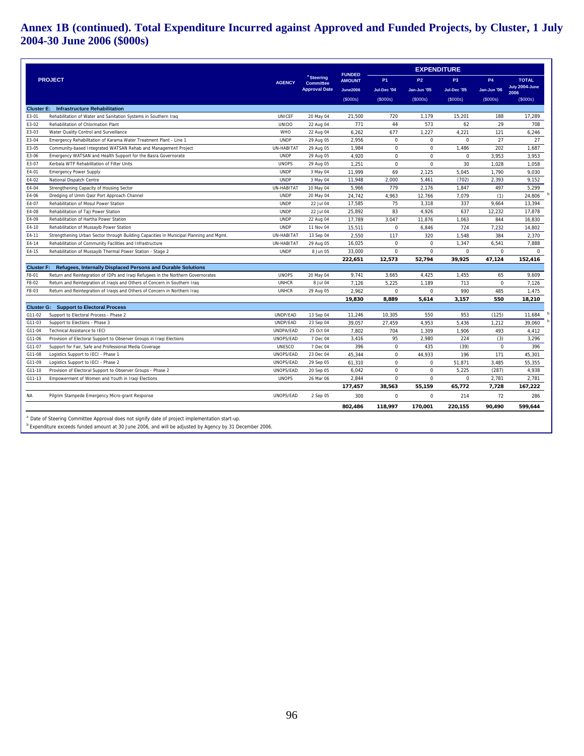# Annex 1B (continued). Total Expenditure Incurred against Approved and Funded Projects, by Cluster, 1 July 2004-30 June 2006 ($000s)

| PROJECT | | AGENCY | [a] Steering Committee Approval Date | FUNDED AMOUNT June2006 ($000s) | EXPENDITURE P1 Jul-Dec '04 ($000s) | P2 Jan-Jun '05 ($000s) | P3 Jul-Dec '05 ($000s) | P4 Jan-Jun '06 ($000s) | TOTAL July 2004-June 2006 ($000s) | |
|---|---|---|---|---|---|---|---|---|---|---|
| **Cluster E: Infrastructure Rehabilitation** | | | | | | | | | | |
| E3-01 | Rehabilitation of Water and Sanitation Systems in Southern Iraq | UNICEF | 20 May 04 | 21,500 | 720 | 1,179 | 15,201 | 188 | 17,289 | |
| E3-02 | Rehabilitation of Chlorination Plant | UNIDO | 22 Aug 04 | 771 | 44 | 573 | 62 | 29 | 708 | |
| E3-03 | Water Quality Control and Surveillance | WHO | 22 Aug 04 | 6,262 | 677 | 1,227 | 4,221 | 121 | 6,246 | |
| E3-04 | Emergency Rehabilitation of Karama Water Treatment Plant - Line 1 | UNDP | 29 Aug 05 | 2,956 | 0 | 0 | 0 | 27 | 27 | |
| E3-05 | Community-based Integrated WATSAN Rehab and Management Project | UN-HABITAT | 29 Aug 05 | 1,984 | 0 | 0 | 1,486 | 202 | 1,687 | |
| E3-06 | Emergency WATSAN and Health Support for the Basra Governorate | UNDP | 29 Aug 05 | 4,920 | 0 | 0 | 0 | 3,953 | 3,953 | |
| E3-07 | Kerbala WTP Rehabilitation of Filter Units | UNOPS | 29 Aug 05 | 1,251 | 0 | 0 | 30 | 1,028 | 1,058 | |
| E4-01 | Emergency Power Supply | UNDP | 3 May 04 | 11,999 | 69 | 2,125 | 5,045 | 1,790 | 9,030 | |
| E4-02 | National Dispatch Centre | UNDP | 3 May 04 | 11,948 | 2,000 | 5,461 | (702) | 2,393 | 9,152 | |
| E4-04 | Strengthening Capacity of Housing Sector | UN-HABITAT | 10 May 04 | 5,966 | 779 | 2,176 | 1,847 | 497 | 5,299 | |
| E4-06 | Dredging of Umm Qasr Port Approach Channel | UNDP | 20 May 04 | 24,742 | 4,963 | 12,766 | 7,079 | (1) | 24,806 | b |
| E4-07 | Rehabilitation of Mosul Power Station | UNDP | 22 Jul 04 | 17,585 | 75 | 3,318 | 337 | 9,664 | 13,394 | |
| E4-08 | Rehabilitation of Taji Power Station | UNDP | 22 Jul 04 | 25,892 | 83 | 4,926 | 637 | 12,232 | 17,878 | |
| E4-09 | Rehabilitation of Hartha Power Station | UNDP | 22 Aug 04 | 17,789 | 3,047 | 11,876 | 1,063 | 844 | 16,830 | |
| E4-10 | Rehabilitation of Mussayib Power Station | UNDP | 11 Nov 04 | 15,511 | 0 | 6,846 | 724 | 7,232 | 14,802 | |
| E4-11 | Strengthening Urban Sector through Building Capacities in Municipal Planning and Mgmt. | UN-HABITAT | 13 Sep 04 | 2,550 | 117 | 320 | 1,548 | 384 | 2,370 | |
| E4-14 | Rehabilitation of Community Facilities and Infrastructure | UN-HABITAT | 29 Aug 05 | 16,025 | 0 | 0 | 1,347 | 6,541 | 7,888 | |
| E4-15 | Rehabilitation of Mussayib Thermal Power Station - Stage 2 | UNDP | 8 Jun 05 | 33,000 | 0 | 0 | 0 | 0 | 0 | |
| | | | | **222,651** | **12,573** | **52,794** | **39,925** | **47,124** | **152,416** | |
| **Cluster F: Refugees, Internally Displaced Persons and Durable Solutions** | | | | | | | | | | |
| F8-01 | Return and Reintegration of IDPs and Iraqi Refugees in the Northern Governorates | UNOPS | 20 May 04 | 9,741 | 3,665 | 4,425 | 1,455 | 65 | 9,609 | |
| F8-02 | Return and Reintegration of Iraqis and Others of Concern in Southern Iraq | UNHCR | 8 Jul 04 | 7,126 | 5,225 | 1,189 | 713 | 0 | 7,126 | |
| F8-03 | Return and Reintegration of Iraqis and Others of Concern in Northern Iraq | UNHCR | 29 Aug 05 | 2,962 | 0 | 0 | 990 | 485 | 1,475 | |
| | | | | **19,830** | **8,889** | **5,614** | **3,157** | **550** | **18,210** | |
| **Cluster G: Support to Electoral Process** | | | | | | | | | | |
| G11-02 | Support to Electoral Process - Phase 2 | UNDP/EAD | 13 Sep 04 | 11,246 | 10,305 | 550 | 953 | (125) | 11,684 | b |
| G11-03 | Support to Elections - Phase 3 | UNDP/EAD | 23 Sep 04 | 39,057 | 27,459 | 4,953 | 5,436 | 1,212 | 39,060 | b |
| G11-04 | Technical Assistance to IECI | UNDPA/EAD | 25 Oct 04 | 7,802 | 704 | 1,309 | 1,906 | 493 | 4,412 | |
| G11-06 | Provision of Electoral Support to Observer Groups in Iraqi Elections | UNOPS/EAD | 7 Dec 04 | 3,416 | 95 | 2,980 | 224 | (3) | 3,296 | |
| G11-07 | Support for Fair, Safe and Professional Media Coverage | UNESCO | 7 Dec 04 | 396 | 0 | 435 | (39) | 0 | 396 | |
| G11-08 | Logistics Support to IECI - Phase 1 | UNOPS/EAD | 23 Dec 04 | 45,344 | 0 | 44,933 | 196 | 171 | 45,301 | |
| G11-09 | Logistics Support to IECI - Phase 2 | UNOPS/EAD | 29 Sep 05 | 61,310 | 0 | 0 | 51,871 | 3,485 | 55,355 | |
| G11-10 | Provision of Electoral Support to Observer Groups - Phase 2 | UNOPS/EAD | 20 Sep 05 | 6,042 | 0 | 0 | 5,225 | (287) | 4,938 | |
| G11-13 | Empowerment of Women and Youth in Iraqi Elections | UNOPS | 26 Mar 06 | 2,844 | 0 | 0 | 0 | 2,781 | 2,781 | |
| | | | | **177,457** | **38,563** | **55,159** | **65,772** | **7,728** | **167,222** | |
| NA | Pilgrim Stampede Emergency Micro-grant Response | UNOPS/EAD | 2 Sep 05 | 300 | 0 | 0 | 214 | 72 | 286 | |
| | | | | **802,486** | **118,997** | **170,001** | **220,155** | **90,490** | **599,644** | |

[a] Date of Steering Committee Approval does not signify date of project implementation start-up.

[b] Expenditure exceeds funded amount at 30 June 2006, and will be adjusted by Agency by 31 December 2006.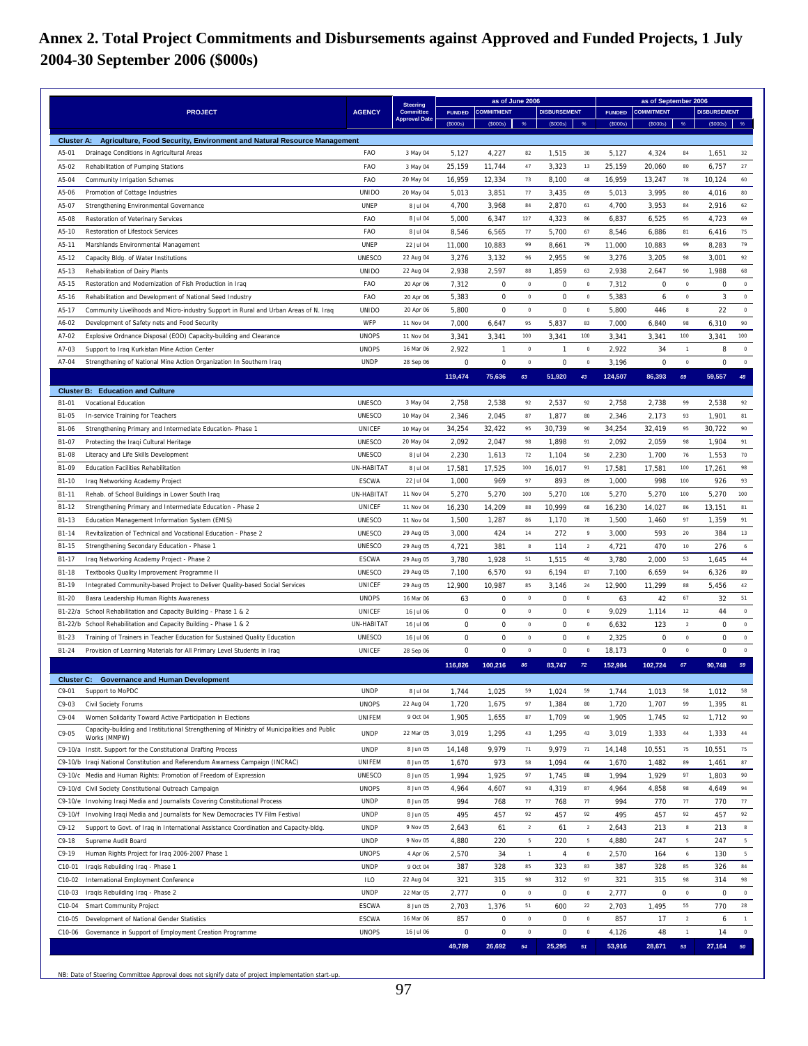# Annex 2. Total Project Commitments and Disbursements against Approved and Funded Projects, 1 July 2004-30 September 2006 ($000s)

| | PROJECT | AGENCY | Steering Committee Approval Date | as of June 2006 | | | | | as of September 2006 | | | | |
|---|---|---|---|---|---|---|---|---|---|---|---|---|---|
| | | | | FUNDED | COMMITMENT | | DISBURSEMENT | | FUNDED | COMMITMENT | | DISBURSEMENT | |
| | | | | ($000s) | ($000s) | % | ($000s) | % | ($000s) | ($000s) | % | ($000s) | % |
| **Cluster A: Agriculture, Food Security, Environment and Natural Resource Management** | | | | | | | | | | | | | |
| A5-01 | Drainage Conditions in Agricultural Areas | FAO | 3 May 04 | 5,127 | 4,227 | 82 | 1,515 | 30 | 5,127 | 4,324 | 84 | 1,651 | 32 |
| A5-02 | Rehabilitation of Pumping Stations | FAO | 3 May 04 | 25,159 | 11,744 | 47 | 3,323 | 13 | 25,159 | 20,060 | 80 | 6,757 | 27 |
| A5-04 | Community Irrigation Schemes | FAO | 20 May 04 | 16,959 | 12,334 | 73 | 8,100 | 48 | 16,959 | 13,247 | 78 | 10,124 | 60 |
| A5-06 | Promotion of Cottage Industries | UNIDO | 20 May 04 | 5,013 | 3,851 | 77 | 3,435 | 69 | 5,013 | 3,995 | 80 | 4,016 | 80 |
| A5-07 | Strengthening Environmental Governance | UNEP | 8 Jul 04 | 4,700 | 3,968 | 84 | 2,870 | 61 | 4,700 | 3,953 | 84 | 2,916 | 62 |
| A5-08 | Restoration of Veterinary Services | FAO | 8 Jul 04 | 5,000 | 6,347 | 127 | 4,323 | 86 | 6,837 | 6,525 | 95 | 4,723 | 69 |
| A5-10 | Restoration of Lifestock Services | FAO | 8 Jul 04 | 8,546 | 6,565 | 77 | 5,700 | 67 | 8,546 | 6,886 | 81 | 6,416 | 75 |
| A5-11 | Marshlands Environmental Management | UNEP | 22 Jul 04 | 11,000 | 10,883 | 99 | 8,661 | 79 | 11,000 | 10,883 | 99 | 8,283 | 79 |
| A5-12 | Capacity Bldg. of Water Institutions | UNESCO | 22 Aug 04 | 3,276 | 3,132 | 96 | 2,955 | 90 | 3,276 | 3,205 | 98 | 3,001 | 92 |
| A5-13 | Rehabilitation of Dairy Plants | UNIDO | 22 Aug 04 | 2,938 | 2,597 | 88 | 1,859 | 63 | 2,938 | 2,647 | 90 | 1,988 | 68 |
| A5-15 | Restoration and Modernization of Fish Production in Iraq | FAO | 20 Apr 06 | 7,312 | 0 | 0 | 0 | 0 | 7,312 | 0 | 0 | 0 | 0 |
| A5-16 | Rehabilitation and Development of National Seed Industry | FAO | 20 Apr 06 | 5,383 | 0 | 0 | 0 | 0 | 5,383 | 6 | 0 | 3 | 0 |
| A5-17 | Community Livelihoods and Micro-industry Support in Rural and Urban Areas of N. Iraq | UNIDO | 20 Apr 06 | 5,800 | 0 | 0 | 0 | 0 | 5,800 | 446 | 8 | 22 | 0 |
| A6-02 | Development of Safety nets and Food Security | WFP | 11 Nov 04 | 7,000 | 6,647 | 95 | 5,837 | 83 | 7,000 | 6,840 | 98 | 6,310 | 90 |
| A7-02 | Explosive Ordnance Disposal (EOD) Capacity-building and Clearance | UNOPS | 11 Nov 04 | 3,341 | 3,341 | 100 | 3,341 | 100 | 3,341 | 3,341 | 100 | 3,341 | 100 |
| A7-03 | Support to Iraq Kurkistan Mine Action Center | UNOPS | 16 Mar 06 | 2,922 | 1 | 0 | 1 | 0 | 2,922 | 34 | 1 | 8 | 0 |
| A7-04 | Strengthening of National Mine Action Organization In Southern Iraq | UNDP | 28 Sep 06 | 0 | 0 | 0 | 0 | 0 | 3,196 | 0 | 0 | 0 | 0 |
| | | | | **119,474** | **75,636** | **63** | **51,920** | **43** | **124,507** | **86,393** | **69** | **59,557** | **48** |
| **Cluster B: Education and Culture** | | | | | | | | | | | | | |
| B1-01 | Vocational Education | UNESCO | 3 May 04 | 2,758 | 2,538 | 92 | 2,537 | 92 | 2,758 | 2,738 | 99 | 2,538 | 92 |
| B1-05 | In-service Training for Teachers | UNESCO | 10 May 04 | 2,346 | 2,045 | 87 | 1,877 | 80 | 2,346 | 2,173 | 93 | 1,901 | 81 |
| B1-06 | Strengthening Primary and Intermediate Education- Phase 1 | UNICEF | 10 May 04 | 34,254 | 32,422 | 95 | 30,739 | 90 | 34,254 | 32,419 | 95 | 30,722 | 90 |
| B1-07 | Protecting the Iraqi Cultural Heritage | UNESCO | 20 May 04 | 2,092 | 2,047 | 98 | 1,898 | 91 | 2,092 | 2,059 | 98 | 1,904 | 91 |
| B1-08 | Literacy and Life Skills Development | UNESCO | 8 Jul 04 | 2,230 | 1,613 | 72 | 1,104 | 50 | 2,230 | 1,700 | 76 | 1,553 | 70 |
| B1-09 | Education Facilities Rehabilitation | UN-HABITAT | 8 Jul 04 | 17,581 | 17,525 | 100 | 16,017 | 91 | 17,581 | 17,581 | 100 | 17,261 | 98 |
| B1-10 | Iraq Networking Academy Project | ESCWA | 22 Jul 04 | 1,000 | 969 | 97 | 893 | 89 | 1,000 | 998 | 100 | 926 | 93 |
| B1-11 | Rehab. of School Buildings in Lower South Iraq | UN-HABITAT | 11 Nov 04 | 5,270 | 5,270 | 100 | 5,270 | 100 | 5,270 | 5,270 | 100 | 5,270 | 100 |
| B1-12 | Strengthening Primary and Intermediate Education - Phase 2 | UNICEF | 11 Nov 04 | 16,230 | 14,209 | 88 | 10,999 | 68 | 16,230 | 14,027 | 86 | 13,151 | 81 |
| B1-13 | Education Management Information System (EMIS) | UNESCO | 11 Nov 04 | 1,500 | 1,287 | 86 | 1,170 | 78 | 1,500 | 1,460 | 97 | 1,359 | 91 |
| B1-14 | Revitalization of Technical and Vocational Education - Phase 2 | UNESCO | 29 Aug 05 | 3,000 | 424 | 14 | 272 | 9 | 3,000 | 593 | 20 | 384 | 13 |
| B1-15 | Strengthening Secondary Education - Phase 1 | UNESCO | 29 Aug 05 | 4,721 | 381 | 8 | 114 | 2 | 4,721 | 470 | 10 | 276 | 6 |
| B1-17 | Iraq Networking Academy Project - Phase 2 | ESCWA | 29 Aug 05 | 3,780 | 1,928 | 51 | 1,515 | 40 | 3,780 | 2,000 | 53 | 1,645 | 44 |
| B1-18 | Textbooks Quality Improvement Programme II | UNESCO | 29 Aug 05 | 7,100 | 6,570 | 93 | 6,194 | 87 | 7,100 | 6,659 | 94 | 6,326 | 89 |
| B1-19 | Integrated Community-based Project to Deliver Quality-based Social Services | UNICEF | 29 Aug 05 | 12,900 | 10,987 | 85 | 3,146 | 24 | 12,900 | 11,299 | 88 | 5,456 | 42 |
| B1-20 | Basra Leadership Human Rights Awareness | UNOPS | 16 Mar 06 | 63 | 0 | 0 | 0 | 0 | 63 | 42 | 67 | 32 | 51 |
| B1-22/a | School Rehabilitation and Capacity Building - Phase 1 & 2 | UNICEF | 16 Jul 06 | 0 | 0 | 0 | 0 | 0 | 9,029 | 1,114 | 12 | 44 | 0 |
| B1-22/b | School Rehabilitation and Capacity Building - Phase 1 & 2 | UN-HABITAT | 16 Jul 06 | 0 | 0 | 0 | 0 | 0 | 6,632 | 123 | 2 | 0 | 0 |
| B1-23 | Training of Trainers in Teacher Education for Sustained Quality Education | UNESCO | 16 Jul 06 | 0 | 0 | 0 | 0 | 0 | 2,325 | 0 | 0 | 0 | 0 |
| B1-24 | Provision of Learning Materials for All Primary Level Students in Iraq | UNICEF | 28 Sep 06 | 0 | 0 | 0 | 0 | 0 | 18,173 | 0 | 0 | 0 | 0 |
| | | | | **116,826** | **100,216** | **86** | **83,747** | **72** | **152,984** | **102,724** | **67** | **90,748** | **59** |
| **Cluster C: Governance and Human Development** | | | | | | | | | | | | | |
| C9-01 | Support to MoPDC | UNDP | 8 Jul 04 | 1,744 | 1,025 | 59 | 1,024 | 59 | 1,744 | 1,013 | 58 | 1,012 | 58 |
| C9-03 | Civil Society Forums | UNOPS | 22 Aug 04 | 1,720 | 1,675 | 97 | 1,384 | 80 | 1,720 | 1,707 | 99 | 1,395 | 81 |
| C9-04 | Women Solidarity Toward Active Participation in Elections | UNIFEM | 9 Oct 04 | 1,905 | 1,655 | 87 | 1,709 | 90 | 1,905 | 1,745 | 92 | 1,712 | 90 |
| C9-05 | Capacity-building and Institutional Strengthening of Ministry of Municipalities and Public Works (MMPW) | UNDP | 22 Mar 05 | 3,019 | 1,295 | 43 | 1,295 | 43 | 3,019 | 1,333 | 44 | 1,333 | 44 |
| C9-10/a | Instit. Support for the Constitutional Drafting Process | UNDP | 8 Jun 05 | 14,148 | 9,979 | 71 | 9,979 | 71 | 14,148 | 10,551 | 75 | 10,551 | 75 |
| C9-10/b | Iraqi National Constitution and Referendum Awarness Campaign (INCRAC) | UNIFEM | 8 Jun 05 | 1,670 | 973 | 58 | 1,094 | 66 | 1,670 | 1,482 | 89 | 1,461 | 87 |
| C9-10/c | Media and Human Rights: Promotion of Freedom of Expression | UNESCO | 8 Jun 05 | 1,994 | 1,925 | 97 | 1,745 | 88 | 1,994 | 1,929 | 97 | 1,803 | 90 |
| C9-10/d | Civil Society Constitutional Outreach Campaign | UNOPS | 8 Jun 05 | 4,964 | 4,607 | 93 | 4,319 | 87 | 4,964 | 4,858 | 98 | 4,649 | 94 |
| C9-10/e | Involving Iraqi Media and Journalists Covering Constitutional Process | UNDP | 8 Jun 05 | 994 | 768 | 77 | 768 | 77 | 994 | 770 | 77 | 770 | 77 |
| C9-10/f | Involving Iraqi Media and Journalists for New Democracies TV Film Festival | UNDP | 8 Jun 05 | 495 | 457 | 92 | 457 | 92 | 495 | 457 | 92 | 457 | 92 |
| C9-12 | Support to Govt. of Iraq in International Assistance Coordination and Capacity-bldg. | UNDP | 9 Nov 05 | 2,643 | 61 | 2 | 61 | 2 | 2,643 | 213 | 8 | 213 | 8 |
| C9-18 | Supreme Audit Board | UNDP | 9 Nov 05 | 4,880 | 220 | 5 | 220 | 5 | 4,880 | 247 | 5 | 247 | 5 |
| C9-19 | Human Rights Project for Iraq 2006-2007 Phase 1 | UNOPS | 4 Apr 06 | 2,570 | 34 | 1 | 4 | 0 | 2,570 | 164 | 6 | 130 | 5 |
| C10-01 | Iraqis Rebuilding Iraq - Phase 1 | UNDP | 9 Oct 04 | 387 | 328 | 85 | 323 | 83 | 387 | 328 | 85 | 326 | 84 |
| C10-02 | International Employment Conference | ILO | 22 Aug 04 | 321 | 315 | 98 | 312 | 97 | 321 | 315 | 98 | 314 | 98 |
| C10-03 | Iraqis Rebuilding Iraq - Phase 2 | UNDP | 22 Mar 05 | 2,777 | 0 | 0 | 0 | 0 | 2,777 | 0 | 0 | 0 | 0 |
| C10-04 | Smart Community Project | ESCWA | 8 Jun 05 | 2,703 | 1,376 | 51 | 600 | 22 | 2,703 | 1,495 | 55 | 770 | 28 |
| C10-05 | Development of National Gender Statistics | ESCWA | 16 Mar 06 | 857 | 0 | 0 | 0 | 0 | 857 | 17 | 2 | 6 | 1 |
| C10-06 | Governance in Support of Employment Creation Programme | UNOPS | 16 Jul 06 | 0 | 0 | 0 | 0 | 0 | 4,126 | 48 | 1 | 14 | 0 |
| | | | | **49,789** | **26,692** | **54** | **25,295** | **51** | **53,916** | **28,671** | **53** | **27,164** | **50** |

NB: Date of Steering Committee Approval does not signify date of project implementation start-up.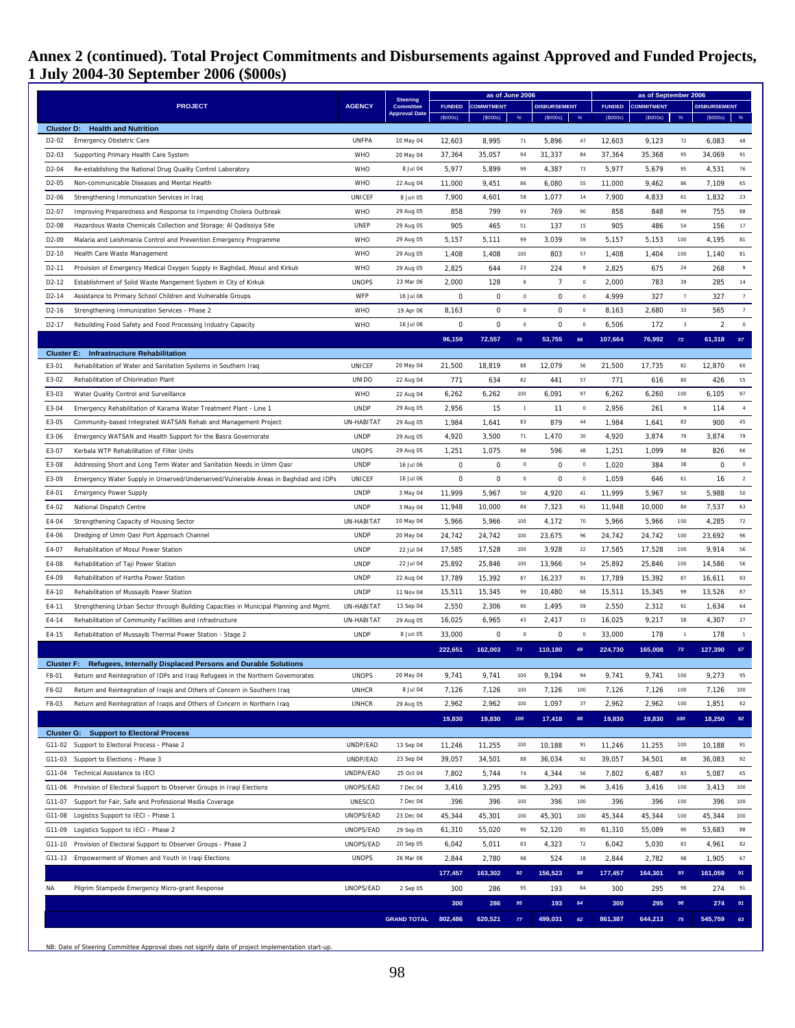# Annex 2 (continued). Total Project Commitments and Disbursements against Approved and Funded Projects, 1 July 2004-30 September 2006 ($000s)

| | PROJECT | AGENCY | Steering Committee Approval Date | as of June 2006 | | | | | as of September 2006 | | | | |
|---|---|---|---|---|---|---|---|---|---|---|---|---|---|
| | | | | FUNDED ($000s) | COMMITMENT ($000s) | % | DISBURSEMENT ($000s) | % | FUNDED ($000s) | COMMITMENT ($000s) | % | DISBURSEMENT ($000s) | % |
| **Cluster D: Health and Nutrition** | | | | | | | | | | | | | |
| D2-02 | Emergency Obstetric Care | UNFPA | 10 May 04 | 12,603 | 8,995 | 71 | 5,896 | 47 | 12,603 | 9,123 | 72 | 6,083 | 48 |
| D2-03 | Supporting Primary Health Care System | WHO | 20 May 04 | 37,364 | 35,057 | 94 | 31,337 | 84 | 37,364 | 35,368 | 95 | 34,069 | 91 |
| D2-04 | Re-establishing the National Drug Quality Control Laboratory | WHO | 8 Jul 04 | 5,977 | 5,899 | 99 | 4,387 | 73 | 5,977 | 5,679 | 95 | 4,531 | 76 |
| D2-05 | Non-communicable Diseases and Mental Health | WHO | 22 Aug 04 | 11,000 | 9,451 | 86 | 6,080 | 55 | 11,000 | 9,462 | 86 | 7,109 | 65 |
| D2-06 | Strengthening Immunization Services in Iraq | UNICEF | 8 Jun 05 | 7,900 | 4,601 | 58 | 1,077 | 14 | 7,900 | 4,833 | 61 | 1,832 | 23 |
| D2-07 | Improving Preparedness and Response to Impending Cholera Outbreak | WHO | 29 Aug 05 | 858 | 799 | 93 | 769 | 90 | 858 | 848 | 99 | 755 | 88 |
| D2-08 | Hazardous Waste Chemicals Collection and Storage: Al Qadissiya Site | UNEP | 29 Aug 05 | 905 | 465 | 51 | 137 | 15 | 905 | 486 | 54 | 156 | 17 |
| D2-09 | Malaria and Leishmania Control and Prevention Emergency Programme | WHO | 29 Aug 05 | 5,157 | 5,111 | 99 | 3,039 | 59 | 5,157 | 5,153 | 100 | 4,195 | 81 |
| D2-10 | Health Care Waste Management | WHO | 29 Aug 05 | 1,408 | 1,408 | 100 | 803 | 57 | 1,408 | 1,404 | 100 | 1,140 | 81 |
| D2-11 | Provision of Emergency Medical Oxygen Supply in Baghdad, Mosul and Kirkuk | WHO | 29 Aug 05 | 2,825 | 644 | 23 | 224 | 8 | 2,825 | 675 | 24 | 268 | 9 |
| D2-12 | Establishment of Solid Waste Mangement System in City of Kirkuk | UNOPS | 23 Mar 06 | 2,000 | 128 | 6 | 7 | 0 | 2,000 | 783 | 39 | 285 | 14 |
| D2-14 | Assistance to Primary School Children and Vulnerable Groups | WFP | 16 Jul 06 | 0 | 0 | 0 | 0 | 0 | 4,999 | 327 | 7 | 327 | 7 |
| D2-16 | Strengthening Immunization Services - Phase 2 | WHO | 19 Apr 06 | 8,163 | 0 | 0 | 0 | 0 | 8,163 | 2,680 | 33 | 565 | 7 |
| D2-17 | Rebuilding Food Safety and Food Processing Industry Capacity | WHO | 16 Jul 06 | 0 | 0 | 0 | 0 | 0 | 6,506 | 172 | 3 | 2 | 0 |
| | | | | **96,159** | **72,557** | **75** | **53,755** | **56** | **107,664** | **76,992** | **72** | **61,318** | **57** |
| **Cluster E: Infrastructure Rehabilitation** | | | | | | | | | | | | | |
| E3-01 | Rehabilitation of Water and Sanitation Systems in Southern Iraq | UNICEF | 20 May 04 | 21,500 | 18,819 | 88 | 12,079 | 56 | 21,500 | 17,735 | 82 | 12,870 | 60 |
| E3-02 | Rehabilitation of Chlorination Plant | UNIDO | 22 Aug 04 | 771 | 634 | 82 | 441 | 57 | 771 | 616 | 80 | 426 | 55 |
| E3-03 | Water Quality Control and Surveillance | WHO | 22 Aug 04 | 6,262 | 6,262 | 100 | 6,091 | 97 | 6,262 | 6,260 | 100 | 6,105 | 97 |
| E3-04 | Emergency Rehabilitation of Karama Water Treatment Plant - Line 1 | UNDP | 29 Aug 05 | 2,956 | 15 | 1 | 11 | 0 | 2,956 | 261 | 9 | 114 | 4 |
| E3-05 | Community-based Integrated WATSAN Rehab and Management Project | UN-HABITAT | 29 Aug 05 | 1,984 | 1,641 | 83 | 879 | 44 | 1,984 | 1,641 | 83 | 900 | 45 |
| E3-06 | Emergency WATSAN and Health Support for the Basra Governorate | UNDP | 29 Aug 05 | 4,920 | 3,500 | 71 | 1,470 | 30 | 4,920 | 3,874 | 79 | 3,874 | 79 |
| E3-07 | Kerbala WTP Rehabilitation of Filter Units | UNOPS | 29 Aug 05 | 1,251 | 1,075 | 86 | 596 | 48 | 1,251 | 1,099 | 88 | 826 | 66 |
| E3-08 | Addressing Short and Long Term Water and Sanitation Needs in Umm Qasr | UNDP | 16 Jul 06 | 0 | 0 | 0 | 0 | 0 | 1,020 | 384 | 38 | 0 | 0 |
| E3-09 | Emergency Water Supply in Unserved/Underserved/Vulnerable Areas in Baghdad and IDPs | UNICEF | 16 Jul 06 | 0 | 0 | 0 | 0 | 0 | 1,059 | 646 | 61 | 16 | 2 |
| E4-01 | Emergency Power Supply | UNDP | 3 May 04 | 11,999 | 5,967 | 50 | 4,920 | 41 | 11,999 | 5,967 | 50 | 5,988 | 50 |
| E4-02 | National Dispatch Centre | UNDP | 3 May 04 | 11,948 | 10,000 | 84 | 7,323 | 61 | 11,948 | 10,000 | 84 | 7,537 | 63 |
| E4-04 | Strengthening Capacity of Housing Sector | UN-HABITAT | 10 May 04 | 5,966 | 5,966 | 100 | 4,172 | 70 | 5,966 | 5,966 | 100 | 4,285 | 72 |
| E4-06 | Dredging of Umm Qasr Port Approach Channel | UNDP | 20 May 04 | 24,742 | 24,742 | 100 | 23,675 | 96 | 24,742 | 24,742 | 100 | 23,692 | 96 |
| E4-07 | Rehabilitation of Mosul Power Station | UNDP | 22 Jul 04 | 17,585 | 17,528 | 100 | 3,928 | 22 | 17,585 | 17,528 | 100 | 9,914 | 56 |
| E4-08 | Rehabilitation of Taji Power Station | UNDP | 22 Jul 04 | 25,892 | 25,846 | 100 | 13,966 | 54 | 25,892 | 25,846 | 100 | 14,586 | 56 |
| E4-09 | Rehabilitation of Hartha Power Station | UNDP | 22 Aug 04 | 17,789 | 15,392 | 87 | 16,237 | 91 | 17,789 | 15,392 | 87 | 16,611 | 93 |
| E4-10 | Rehabilitation of Mussayib Power Station | UNDP | 11 Nov 04 | 15,511 | 15,345 | 99 | 10,480 | 68 | 15,511 | 15,345 | 99 | 13,526 | 87 |
| E4-11 | Strengthening Urban Sector through Building Capacities in Municipal Planning and Mgmt. | UN-HABITAT | 13 Sep 04 | 2,550 | 2,306 | 90 | 1,495 | 59 | 2,550 | 2,312 | 91 | 1,634 | 64 |
| E4-14 | Rehabilitation of Community Facilities and Infrastructure | UN-HABITAT | 29 Aug 05 | 16,025 | 6,965 | 43 | 2,417 | 15 | 16,025 | 9,217 | 58 | 4,307 | 27 |
| E4-15 | Rehabilitation of Mussayib Thermal Power Station - Stage 2 | UNDP | 8 Jun 05 | 33,000 | 0 | 0 | 0 | 0 | 33,000 | 178 | 1 | 178 | 1 |
| | | | | **222,651** | **162,003** | **73** | **110,180** | **49** | **224,730** | **165,008** | **73** | **127,390** | **57** |
| **Cluster F: Refugees, Internally Displaced Persons and Durable Solutions** | | | | | | | | | | | | | |
| F8-01 | Return and Reintegration of IDPs and Iraqi Refugees in the Northern Governorates | UNOPS | 20 May 04 | 9,741 | 9,741 | 100 | 9,194 | 94 | 9,741 | 9,741 | 100 | 9,273 | 95 |
| F8-02 | Return and Reintegration of Iraqis and Others of Concern in Southern Iraq | UNHCR | 8 Jul 04 | 7,126 | 7,126 | 100 | 7,126 | 100 | 7,126 | 7,126 | 100 | 7,126 | 100 |
| F8-03 | Return and Reintegration of Iraqis and Others of Concern in Northern Iraq | UNHCR | 29 Aug 05 | 2,962 | 2,962 | 100 | 1,097 | 37 | 2,962 | 2,962 | 100 | 1,851 | 62 |
| | | | | **19,830** | **19,830** | **100** | **17,418** | **88** | **19,830** | **19,830** | **100** | **18,250** | **92** |
| **Cluster G: Support to Electoral Process** | | | | | | | | | | | | | |
| G11-02 | Support to Electoral Process - Phase 2 | UNDP/EAD | 13 Sep 04 | 11,246 | 11,255 | 100 | 10,188 | 91 | 11,246 | 11,255 | 100 | 10,188 | 91 |
| G11-03 | Support to Elections - Phase 3 | UNDP/EAD | 23 Sep 04 | 39,057 | 34,501 | 88 | 36,034 | 92 | 39,057 | 34,501 | 88 | 36,083 | 92 |
| G11-04 | Technical Assistance to IECI | UNDPA/EAD | 25 Oct 04 | 7,802 | 5,744 | 74 | 4,344 | 56 | 7,802 | 6,487 | 83 | 5,087 | 65 |
| G11-06 | Provision of Electoral Support to Observer Groups in Iraqi Elections | UNOPS/EAD | 7 Dec 04 | 3,416 | 3,295 | 96 | 3,293 | 96 | 3,416 | 3,416 | 100 | 3,413 | 100 |
| G11-07 | Support for Fair, Safe and Professional Media Coverage | UNESCO | 7 Dec 04 | 396 | 396 | 100 | 396 | 100 | 396 | 396 | 100 | 396 | 100 |
| G11-08 | Logistics Support to IECI - Phase 1 | UNOPS/EAD | 23 Dec 04 | 45,344 | 45,301 | 100 | 45,301 | 100 | 45,344 | 45,344 | 100 | 45,344 | 100 |
| G11-09 | Logistics Support to IECI - Phase 2 | UNOPS/EAD | 29 Sep 05 | 61,310 | 55,020 | 90 | 52,120 | 85 | 61,310 | 55,089 | 90 | 53,683 | 88 |
| G11-10 | Provision of Electoral Support to Observer Groups - Phase 2 | UNOPS/EAD | 20 Sep 05 | 6,042 | 5,011 | 83 | 4,323 | 72 | 6,042 | 5,030 | 83 | 4,961 | 82 |
| G11-13 | Empowerment of Women and Youth in Iraqi Elections | UNOPS | 26 Mar 06 | 2,844 | 2,780 | 98 | 524 | 18 | 2,844 | 2,782 | 98 | 1,905 | 67 |
| | | | | **177,457** | **163,302** | **92** | **156,523** | **88** | **177,457** | **164,301** | **93** | **161,059** | **91** |
| NA | Pilgrim Stampede Emergency Micro-grant Response | UNOPS/EAD | 2 Sep 05 | 300 | 286 | 95 | 193 | 64 | 300 | 295 | 98 | 274 | 91 |
| | | | | **300** | **286** | **95** | **193** | **64** | **300** | **295** | **98** | **274** | **91** |
| | | | **GRAND TOTAL** | **802,486** | **620,521** | **77** | **499,031** | **62** | **861,387** | **644,213** | **75** | **545,759** | **63** |

NB: Date of Steering Committee Approval does not signify date of project implementation start-up.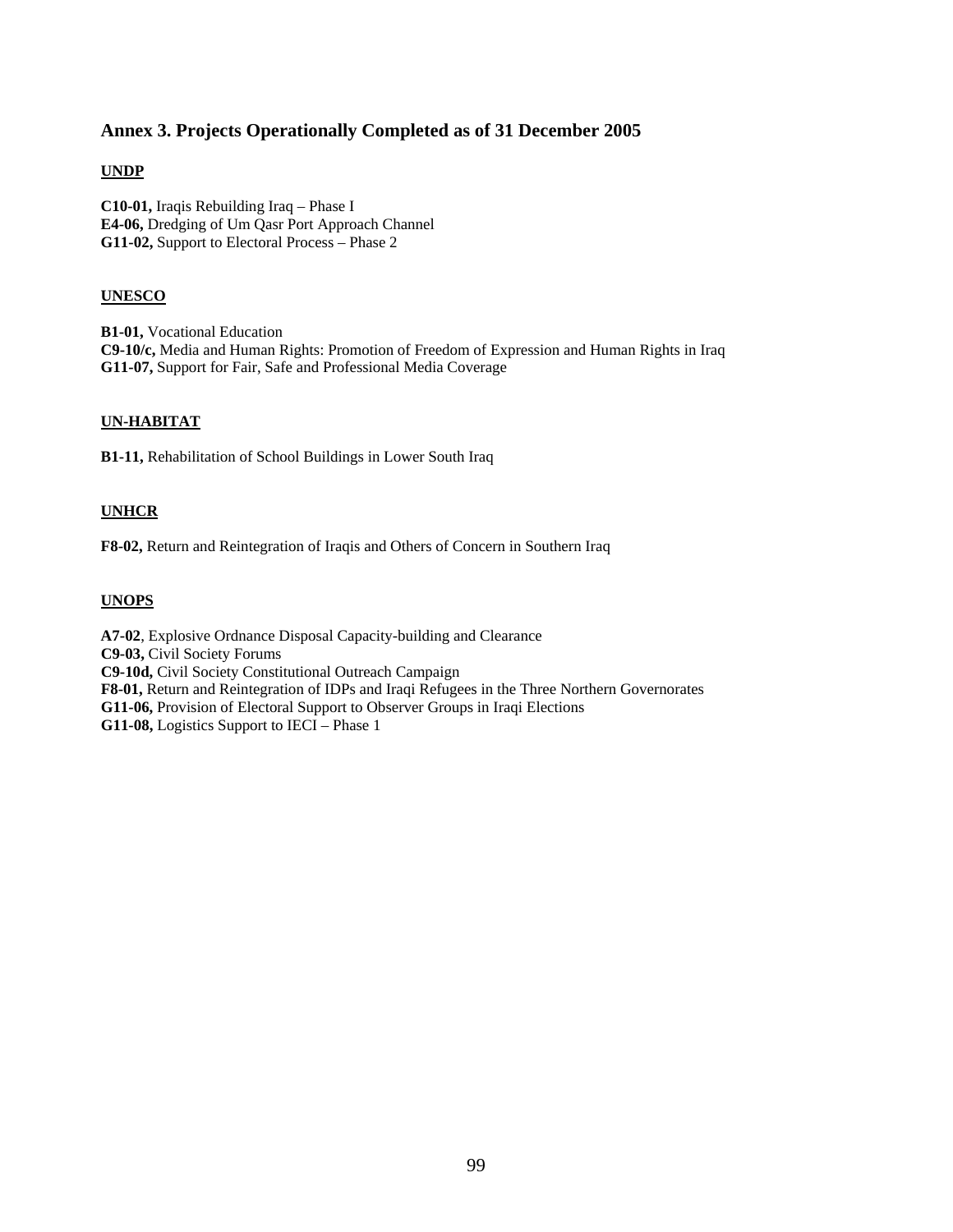## Annex 3. Projects Operationally Completed as of 31 December 2005

**UNDP**

**C10-01,** Iraqis Rebuilding Iraq – Phase I
**E4-06,** Dredging of Um Qasr Port Approach Channel
**G11-02,** Support to Electoral Process – Phase 2

**UNESCO**

**B1-01,** Vocational Education
**C9-10/c,** Media and Human Rights: Promotion of Freedom of Expression and Human Rights in Iraq
**G11-07,** Support for Fair, Safe and Professional Media Coverage

**UN-HABITAT**

**B1-11,** Rehabilitation of School Buildings in Lower South Iraq

**UNHCR**

**F8-02,** Return and Reintegration of Iraqis and Others of Concern in Southern Iraq

**UNOPS**

**A7-02**, Explosive Ordnance Disposal Capacity-building and Clearance
**C9-03,** Civil Society Forums
**C9-10d,** Civil Society Constitutional Outreach Campaign
**F8-01,** Return and Reintegration of IDPs and Iraqi Refugees in the Three Northern Governorates
**G11-06,** Provision of Electoral Support to Observer Groups in Iraqi Elections
**G11-08,** Logistics Support to IECI – Phase 1